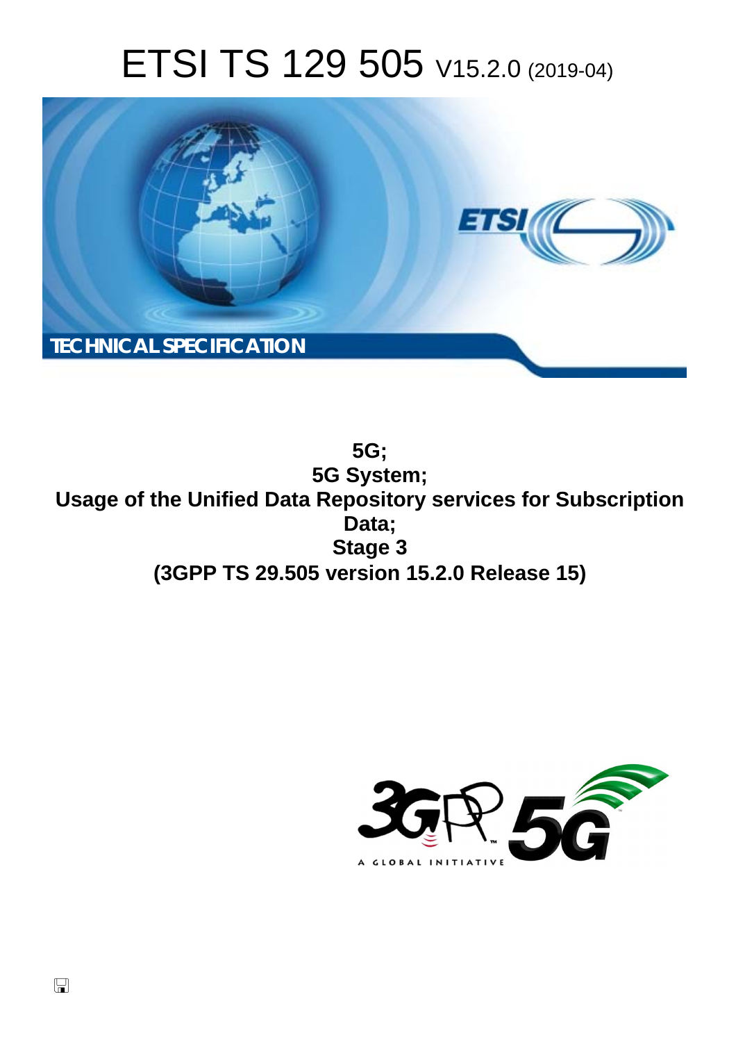# ETSI TS 129 505 V15.2.0 (2019-04)

TECHNICAL SPECIFICATION

**5G;**
**5G System;**
**Usage of the Unified Data Repository services for Subscription Data;**
**Stage 3**
**(3GPP TS 29.505 version 15.2.0 Release 15)**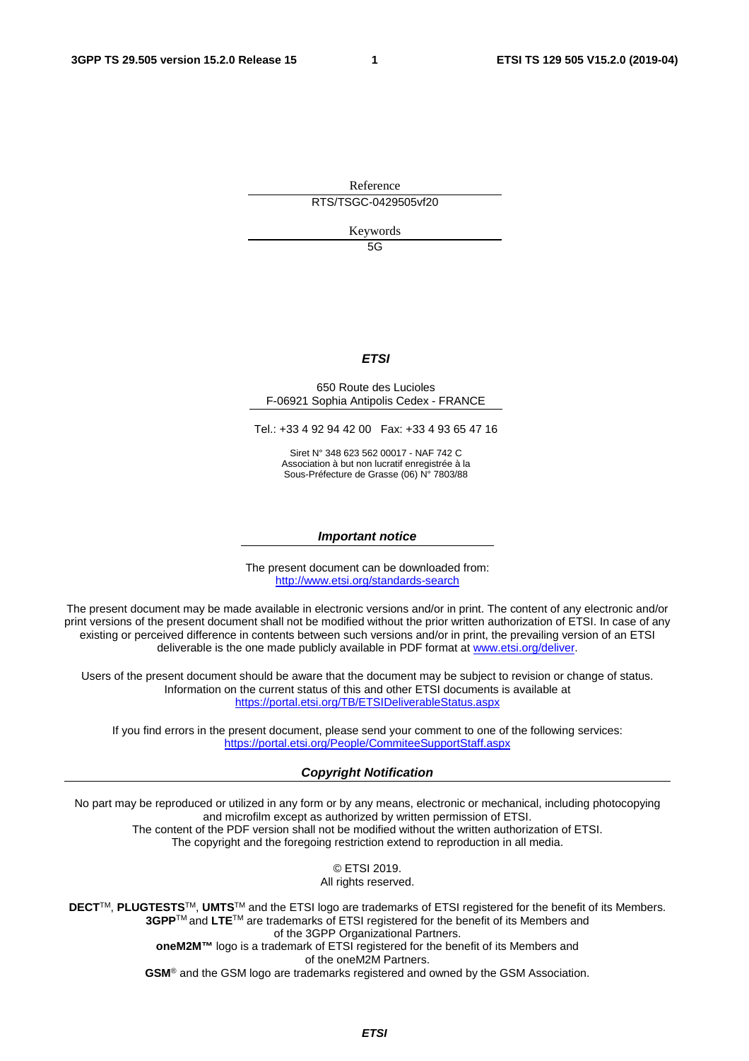Reference

RTS/TSGC-0429505vf20

Keywords

5G

***ETSI***

650 Route des Lucioles
F-06921 Sophia Antipolis Cedex - FRANCE

Tel.: +33 4 92 94 42 00   Fax: +33 4 93 65 47 16

Siret N° 348 623 562 00017 - NAF 742 C
Association à but non lucratif enregistrée à la
Sous-Préfecture de Grasse (06) N° 7803/88

***Important notice***

The present document can be downloaded from:
http://www.etsi.org/standards-search

The present document may be made available in electronic versions and/or in print. The content of any electronic and/or print versions of the present document shall not be modified without the prior written authorization of ETSI. In case of any existing or perceived difference in contents between such versions and/or in print, the prevailing version of an ETSI deliverable is the one made publicly available in PDF format at www.etsi.org/deliver.

Users of the present document should be aware that the document may be subject to revision or change of status. Information on the current status of this and other ETSI documents is available at https://portal.etsi.org/TB/ETSIDeliverableStatus.aspx

If you find errors in the present document, please send your comment to one of the following services:
https://portal.etsi.org/People/CommiteeSupportStaff.aspx

***Copyright Notification***

No part may be reproduced or utilized in any form or by any means, electronic or mechanical, including photocopying and microfilm except as authorized by written permission of ETSI.
The content of the PDF version shall not be modified without the written authorization of ETSI.
The copyright and the foregoing restriction extend to reproduction in all media.

© ETSI 2019.
All rights reserved.

**DECT**™, **PLUGTESTS**™, **UMTS**™ and the ETSI logo are trademarks of ETSI registered for the benefit of its Members.
**3GPP**™ and **LTE**™ are trademarks of ETSI registered for the benefit of its Members and of the 3GPP Organizational Partners.
**oneM2M™** logo is a trademark of ETSI registered for the benefit of its Members and of the oneM2M Partners.
**GSM**® and the GSM logo are trademarks registered and owned by the GSM Association.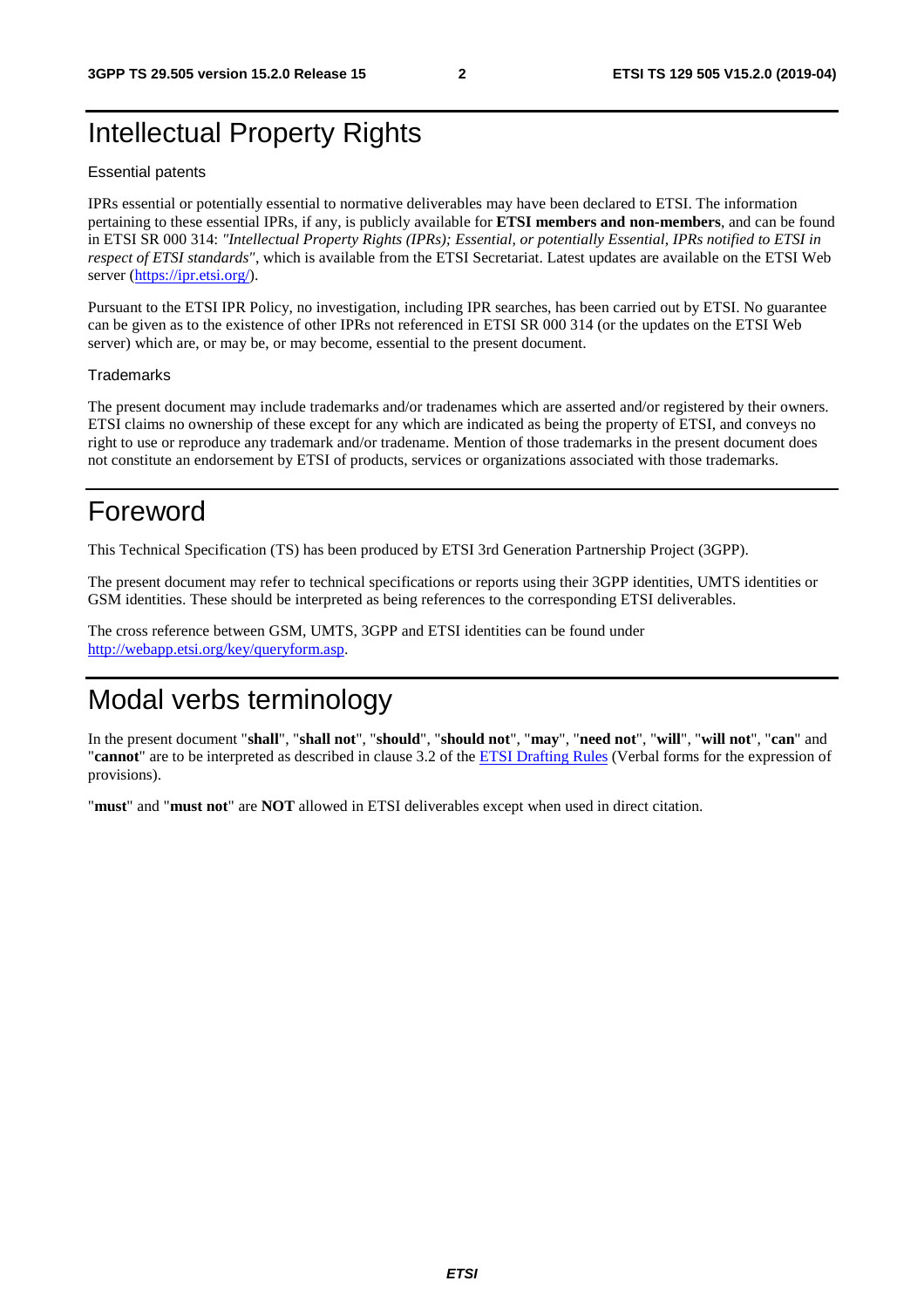# Intellectual Property Rights

Essential patents

IPRs essential or potentially essential to normative deliverables may have been declared to ETSI. The information pertaining to these essential IPRs, if any, is publicly available for **ETSI members and non-members**, and can be found in ETSI SR 000 314: *"Intellectual Property Rights (IPRs); Essential, or potentially Essential, IPRs notified to ETSI in respect of ETSI standards"*, which is available from the ETSI Secretariat. Latest updates are available on the ETSI Web server (https://ipr.etsi.org/).

Pursuant to the ETSI IPR Policy, no investigation, including IPR searches, has been carried out by ETSI. No guarantee can be given as to the existence of other IPRs not referenced in ETSI SR 000 314 (or the updates on the ETSI Web server) which are, or may be, or may become, essential to the present document.

Trademarks

The present document may include trademarks and/or tradenames which are asserted and/or registered by their owners. ETSI claims no ownership of these except for any which are indicated as being the property of ETSI, and conveys no right to use or reproduce any trademark and/or tradename. Mention of those trademarks in the present document does not constitute an endorsement by ETSI of products, services or organizations associated with those trademarks.

# Foreword

This Technical Specification (TS) has been produced by ETSI 3rd Generation Partnership Project (3GPP).

The present document may refer to technical specifications or reports using their 3GPP identities, UMTS identities or GSM identities. These should be interpreted as being references to the corresponding ETSI deliverables.

The cross reference between GSM, UMTS, 3GPP and ETSI identities can be found under http://webapp.etsi.org/key/queryform.asp.

# Modal verbs terminology

In the present document "**shall**", "**shall not**", "**should**", "**should not**", "**may**", "**need not**", "**will**", "**will not**", "**can**" and "**cannot**" are to be interpreted as described in clause 3.2 of the ETSI Drafting Rules (Verbal forms for the expression of provisions).

"**must**" and "**must not**" are **NOT** allowed in ETSI deliverables except when used in direct citation.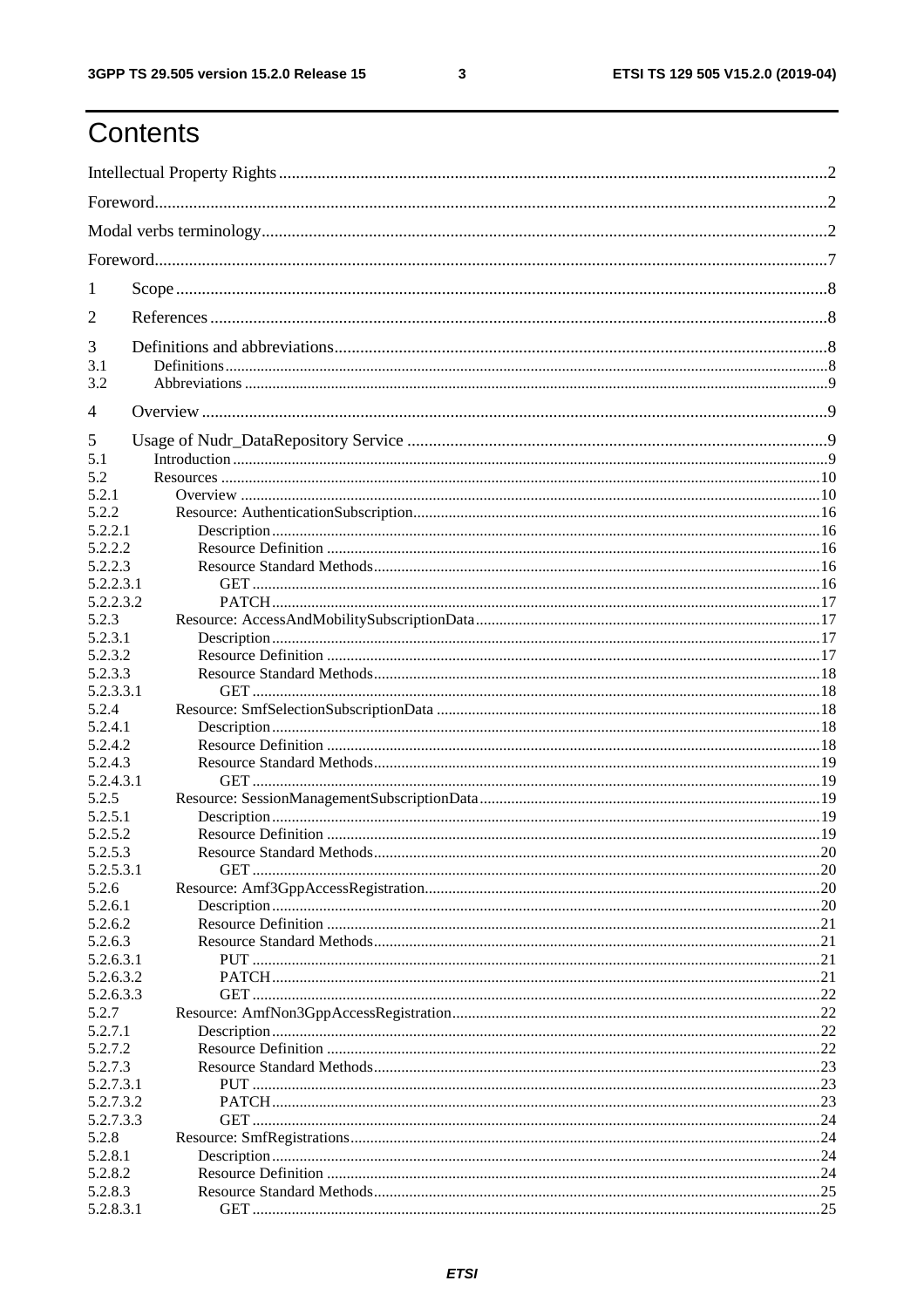# Contents

Intellectual Property Rights ........................................................................................................................2

Foreword........................................................................................................................................................2

Modal verbs terminology..............................................................................................................................2

Foreword........................................................................................................................................................7

1 Scope ........................................................................................................................................................8

2 References ................................................................................................................................................8

3 Definitions and abbreviations...................................................................................................................8

3.1 Definitions.............................................................................................................................................8

3.2 Abbreviations........................................................................................................................................9

4 Overview ..................................................................................................................................................9

5 Usage of Nudr_DataRepository Service ...................................................................................................9

5.1 Introduction...........................................................................................................................................9

5.2 Resources ...........................................................................................................................................10

5.2.1 Overview .........................................................................................................................................10

5.2.2 Resource: AuthenticationSubscription..............................................................................................16

5.2.2.1 Description......................................................................................................................................16

5.2.2.2 Resource Definition .........................................................................................................................16

5.2.2.3 Resource Standard Methods..............................................................................................................16

5.2.2.3.1 GET ............................................................................................................................................16

5.2.2.3.2 PATCH.........................................................................................................................................17

5.2.3 Resource: AccessAndMobilitySubscriptionData...................................................................................17

5.2.3.1 Description......................................................................................................................................17

5.2.3.2 Resource Definition .........................................................................................................................17

5.2.3.3 Resource Standard Methods..............................................................................................................18

5.2.3.3.1 GET ............................................................................................................................................18

5.2.4 Resource: SmfSelectionSubscriptionData ..........................................................................................18

5.2.4.1 Description......................................................................................................................................18

5.2.4.2 Resource Definition .........................................................................................................................18

5.2.4.3 Resource Standard Methods..............................................................................................................19

5.2.4.3.1 GET ............................................................................................................................................19

5.2.5 Resource: SessionManagementSubscriptionData..................................................................................19

5.2.5.1 Description......................................................................................................................................19

5.2.5.2 Resource Definition .........................................................................................................................19

5.2.5.3 Resource Standard Methods..............................................................................................................20

5.2.5.3.1 GET ............................................................................................................................................20

5.2.6 Resource: Amf3GppAccessRegistration..............................................................................................20

5.2.6.1 Description......................................................................................................................................20

5.2.6.2 Resource Definition .........................................................................................................................21

5.2.6.3 Resource Standard Methods..............................................................................................................21

5.2.6.3.1 PUT ............................................................................................................................................21

5.2.6.3.2 PATCH.........................................................................................................................................21

5.2.6.3.3 GET ............................................................................................................................................22

5.2.7 Resource: AmfNon3GppAccessRegistration........................................................................................22

5.2.7.1 Description......................................................................................................................................22

5.2.7.2 Resource Definition .........................................................................................................................22

5.2.7.3 Resource Standard Methods..............................................................................................................23

5.2.7.3.1 PUT ............................................................................................................................................23

5.2.7.3.2 PATCH.........................................................................................................................................23

5.2.7.3.3 GET ............................................................................................................................................24

5.2.8 Resource: SmfRegistrations...............................................................................................................24

5.2.8.1 Description......................................................................................................................................24

5.2.8.2 Resource Definition .........................................................................................................................24

5.2.8.3 Resource Standard Methods..............................................................................................................25

5.2.8.3.1 GET ............................................................................................................................................25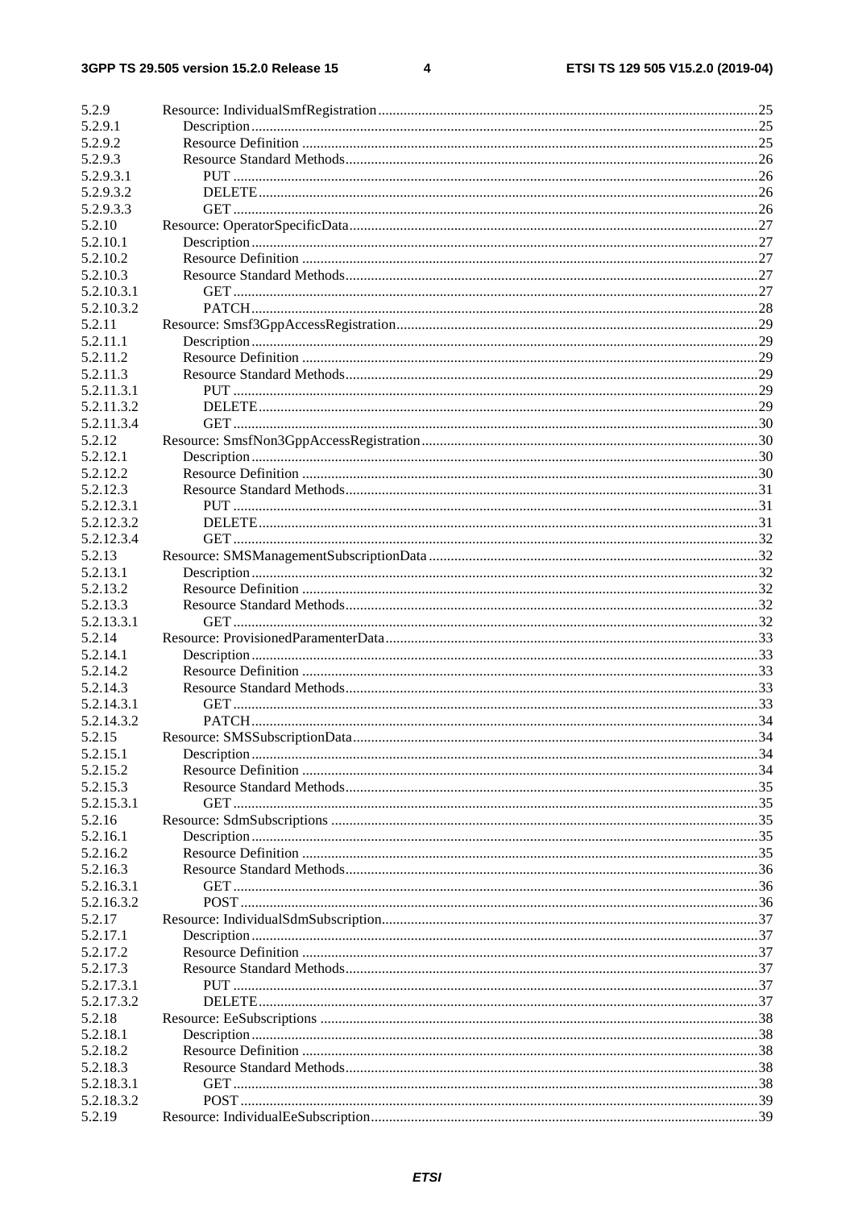| | | |
|---|---|---|
| 5.2.9 | Resource: IndividualSmfRegistration | 25 |
| 5.2.9.1 | Description | 25 |
| 5.2.9.2 | Resource Definition | 25 |
| 5.2.9.3 | Resource Standard Methods | 26 |
| 5.2.9.3.1 | PUT | 26 |
| 5.2.9.3.2 | DELETE | 26 |
| 5.2.9.3.3 | GET | 26 |
| 5.2.10 | Resource: OperatorSpecificData | 27 |
| 5.2.10.1 | Description | 27 |
| 5.2.10.2 | Resource Definition | 27 |
| 5.2.10.3 | Resource Standard Methods | 27 |
| 5.2.10.3.1 | GET | 27 |
| 5.2.10.3.2 | PATCH | 28 |
| 5.2.11 | Resource: Smsf3GppAccessRegistration | 29 |
| 5.2.11.1 | Description | 29 |
| 5.2.11.2 | Resource Definition | 29 |
| 5.2.11.3 | Resource Standard Methods | 29 |
| 5.2.11.3.1 | PUT | 29 |
| 5.2.11.3.2 | DELETE | 29 |
| 5.2.11.3.4 | GET | 30 |
| 5.2.12 | Resource: SmsfNon3GppAccessRegistration | 30 |
| 5.2.12.1 | Description | 30 |
| 5.2.12.2 | Resource Definition | 30 |
| 5.2.12.3 | Resource Standard Methods | 31 |
| 5.2.12.3.1 | PUT | 31 |
| 5.2.12.3.2 | DELETE | 31 |
| 5.2.12.3.4 | GET | 32 |
| 5.2.13 | Resource: SMSManagementSubscriptionData | 32 |
| 5.2.13.1 | Description | 32 |
| 5.2.13.2 | Resource Definition | 32 |
| 5.2.13.3 | Resource Standard Methods | 32 |
| 5.2.13.3.1 | GET | 32 |
| 5.2.14 | Resource: ProvisionedParamenterData | 33 |
| 5.2.14.1 | Description | 33 |
| 5.2.14.2 | Resource Definition | 33 |
| 5.2.14.3 | Resource Standard Methods | 33 |
| 5.2.14.3.1 | GET | 33 |
| 5.2.14.3.2 | PATCH | 34 |
| 5.2.15 | Resource: SMSSubscriptionData | 34 |
| 5.2.15.1 | Description | 34 |
| 5.2.15.2 | Resource Definition | 34 |
| 5.2.15.3 | Resource Standard Methods | 35 |
| 5.2.15.3.1 | GET | 35 |
| 5.2.16 | Resource: SdmSubscriptions | 35 |
| 5.2.16.1 | Description | 35 |
| 5.2.16.2 | Resource Definition | 35 |
| 5.2.16.3 | Resource Standard Methods | 36 |
| 5.2.16.3.1 | GET | 36 |
| 5.2.16.3.2 | POST | 36 |
| 5.2.17 | Resource: IndividualSdmSubscription | 37 |
| 5.2.17.1 | Description | 37 |
| 5.2.17.2 | Resource Definition | 37 |
| 5.2.17.3 | Resource Standard Methods | 37 |
| 5.2.17.3.1 | PUT | 37 |
| 5.2.17.3.2 | DELETE | 37 |
| 5.2.18 | Resource: EeSubscriptions | 38 |
| 5.2.18.1 | Description | 38 |
| 5.2.18.2 | Resource Definition | 38 |
| 5.2.18.3 | Resource Standard Methods | 38 |
| 5.2.18.3.1 | GET | 38 |
| 5.2.18.3.2 | POST | 39 |
| 5.2.19 | Resource: IndividualEeSubscription | 39 |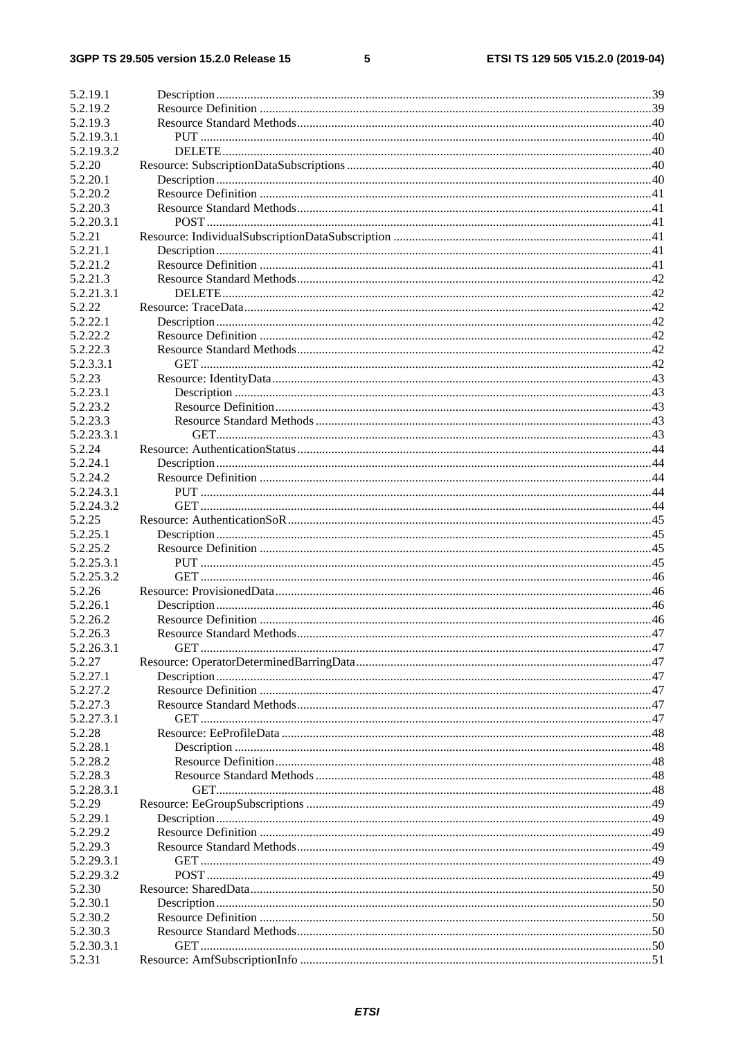5.2.19.1 Description ....39
5.2.19.2 Resource Definition ....39
5.2.19.3 Resource Standard Methods....40
5.2.19.3.1 PUT ....40
5.2.19.3.2 DELETE....40
5.2.20 Resource: SubscriptionDataSubscriptions ....40
5.2.20.1 Description....40
5.2.20.2 Resource Definition ....41
5.2.20.3 Resource Standard Methods....41
5.2.20.3.1 POST ....41
5.2.21 Resource: IndividualSubscriptionDataSubscription ....41
5.2.21.1 Description....41
5.2.21.2 Resource Definition ....41
5.2.21.3 Resource Standard Methods....42
5.2.21.3.1 DELETE....42
5.2.22 Resource: TraceData....42
5.2.22.1 Description....42
5.2.22.2 Resource Definition ....42
5.2.22.3 Resource Standard Methods....42
5.2.3.3.1 GET ....42
5.2.23 Resource: IdentityData....43
5.2.23.1 Description ....43
5.2.23.2 Resource Definition....43
5.2.23.3 Resource Standard Methods ....43
5.2.23.3.1 GET....43
5.2.24 Resource: AuthenticationStatus ....44
5.2.24.1 Description....44
5.2.24.2 Resource Definition ....44
5.2.24.3.1 PUT ....44
5.2.24.3.2 GET ....44
5.2.25 Resource: AuthenticationSoR....45
5.2.25.1 Description....45
5.2.25.2 Resource Definition ....45
5.2.25.3.1 PUT ....45
5.2.25.3.2 GET ....46
5.2.26 Resource: ProvisionedData....46
5.2.26.1 Description....46
5.2.26.2 Resource Definition ....46
5.2.26.3 Resource Standard Methods....47
5.2.26.3.1 GET ....47
5.2.27 Resource: OperatorDeterminedBarringData....47
5.2.27.1 Description....47
5.2.27.2 Resource Definition ....47
5.2.27.3 Resource Standard Methods....47
5.2.27.3.1 GET ....47
5.2.28 Resource: EeProfileData ....48
5.2.28.1 Description ....48
5.2.28.2 Resource Definition....48
5.2.28.3 Resource Standard Methods ....48
5.2.28.3.1 GET....48
5.2.29 Resource: EeGroupSubscriptions ....49
5.2.29.1 Description....49
5.2.29.2 Resource Definition ....49
5.2.29.3 Resource Standard Methods....49
5.2.29.3.1 GET ....49
5.2.29.3.2 POST ....49
5.2.30 Resource: SharedData....50
5.2.30.1 Description....50
5.2.30.2 Resource Definition ....50
5.2.30.3 Resource Standard Methods....50
5.2.30.3.1 GET ....50
5.2.31 Resource: AmfSubscriptionInfo ....51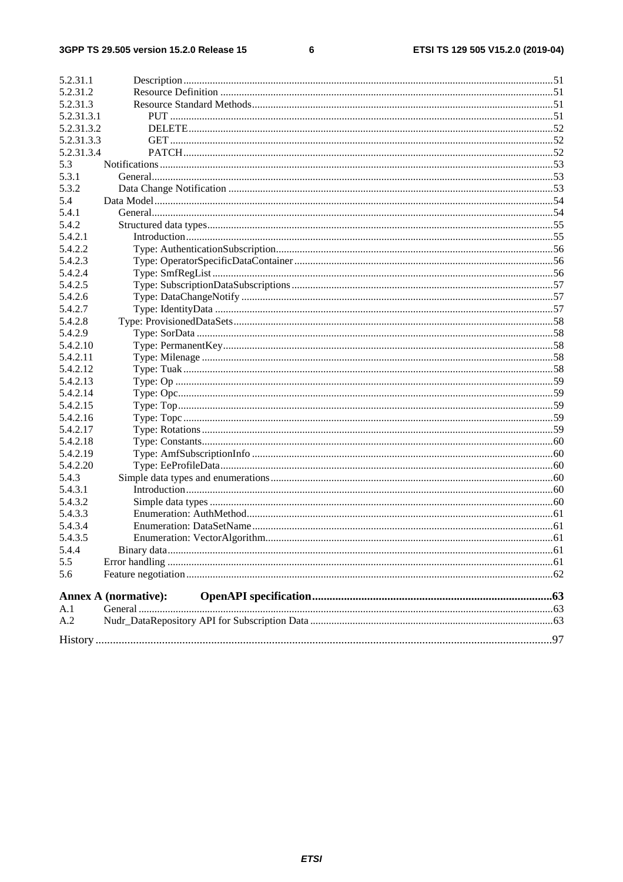5.2.31.1 Description ... 51
5.2.31.2 Resource Definition ... 51
5.2.31.3 Resource Standard Methods ... 51
5.2.31.3.1 PUT ... 51
5.2.31.3.2 DELETE ... 52
5.2.31.3.3 GET ... 52
5.2.31.3.4 PATCH ... 52
5.3 Notifications ... 53
5.3.1 General ... 53
5.3.2 Data Change Notification ... 53
5.4 Data Model ... 54
5.4.1 General ... 54
5.4.2 Structured data types ... 55
5.4.2.1 Introduction ... 55
5.4.2.2 Type: AuthenticationSubscription ... 56
5.4.2.3 Type: OperatorSpecificDataContainer ... 56
5.4.2.4 Type: SmfRegList ... 56
5.4.2.5 Type: SubscriptionDataSubscriptions ... 57
5.4.2.6 Type: DataChangeNotify ... 57
5.4.2.7 Type: IdentityData ... 57
5.4.2.8 Type: ProvisionedDataSets ... 58
5.4.2.9 Type: SorData ... 58
5.4.2.10 Type: PermanentKey ... 58
5.4.2.11 Type: Milenage ... 58
5.4.2.12 Type: Tuak ... 58
5.4.2.13 Type: Op ... 59
5.4.2.14 Type: Opc ... 59
5.4.2.15 Type: Top ... 59
5.4.2.16 Type: Topc ... 59
5.4.2.17 Type: Rotations ... 59
5.4.2.18 Type: Constants ... 60
5.4.2.19 Type: AmfSubscriptionInfo ... 60
5.4.2.20 Type: EeProfileData ... 60
5.4.3 Simple data types and enumerations ... 60
5.4.3.1 Introduction ... 60
5.4.3.2 Simple data types ... 60
5.4.3.3 Enumeration: AuthMethod ... 61
5.4.3.4 Enumeration: DataSetName ... 61
5.4.3.5 Enumeration: VectorAlgorithm ... 61
5.4.4 Binary data ... 61
5.5 Error handling ... 61
5.6 Feature negotiation ... 62

**Annex A (normative): OpenAPI specification ... 63**

A.1 General ... 63
A.2 Nudr_DataRepository API for Subscription Data ... 63

History ... 97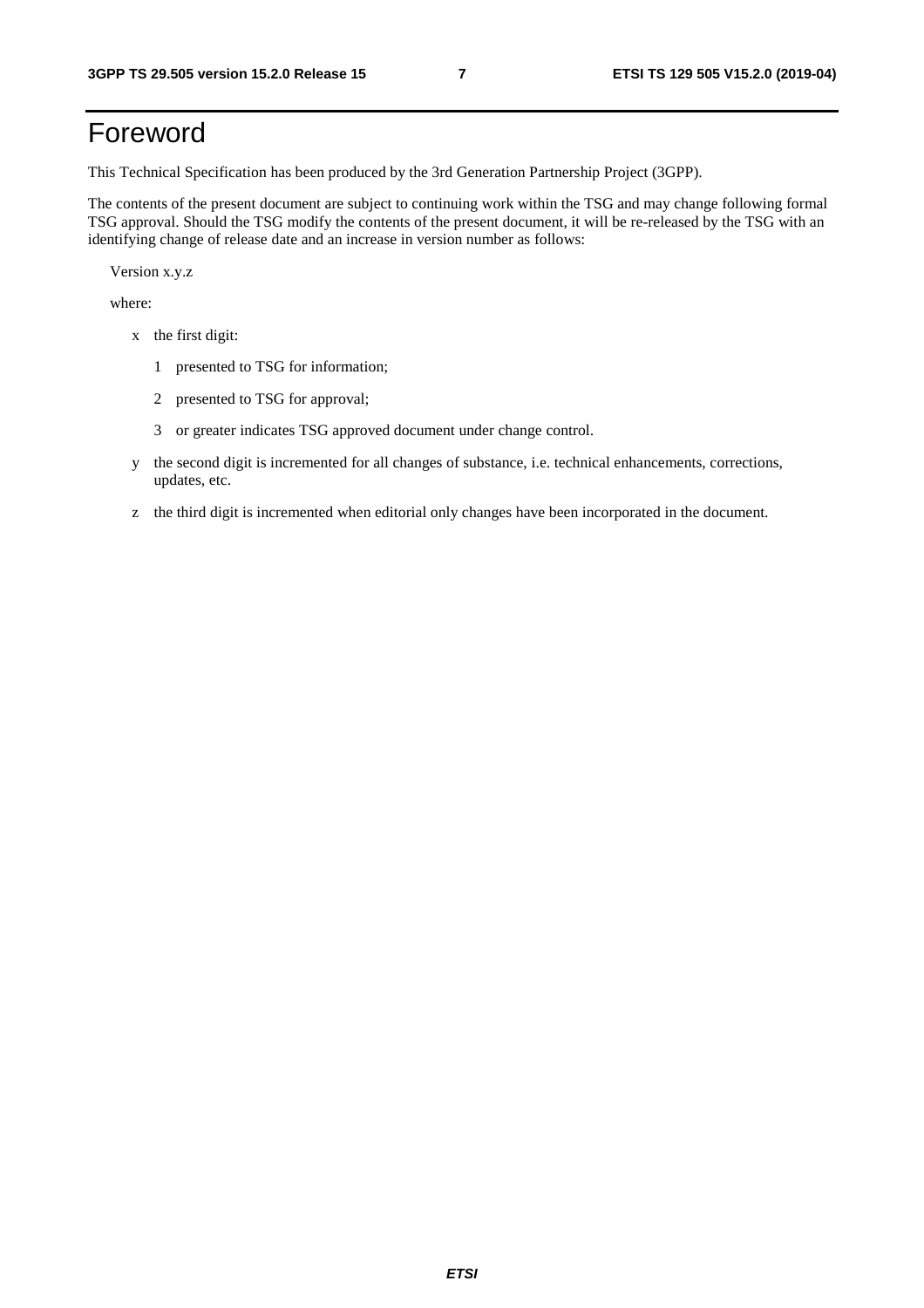# Foreword

This Technical Specification has been produced by the 3rd Generation Partnership Project (3GPP).

The contents of the present document are subject to continuing work within the TSG and may change following formal TSG approval. Should the TSG modify the contents of the present document, it will be re-released by the TSG with an identifying change of release date and an increase in version number as follows:

Version x.y.z

where:

- x the first digit:
  - 1 presented to TSG for information;
  - 2 presented to TSG for approval;
  - 3 or greater indicates TSG approved document under change control.
- y the second digit is incremented for all changes of substance, i.e. technical enhancements, corrections, updates, etc.
- z the third digit is incremented when editorial only changes have been incorporated in the document.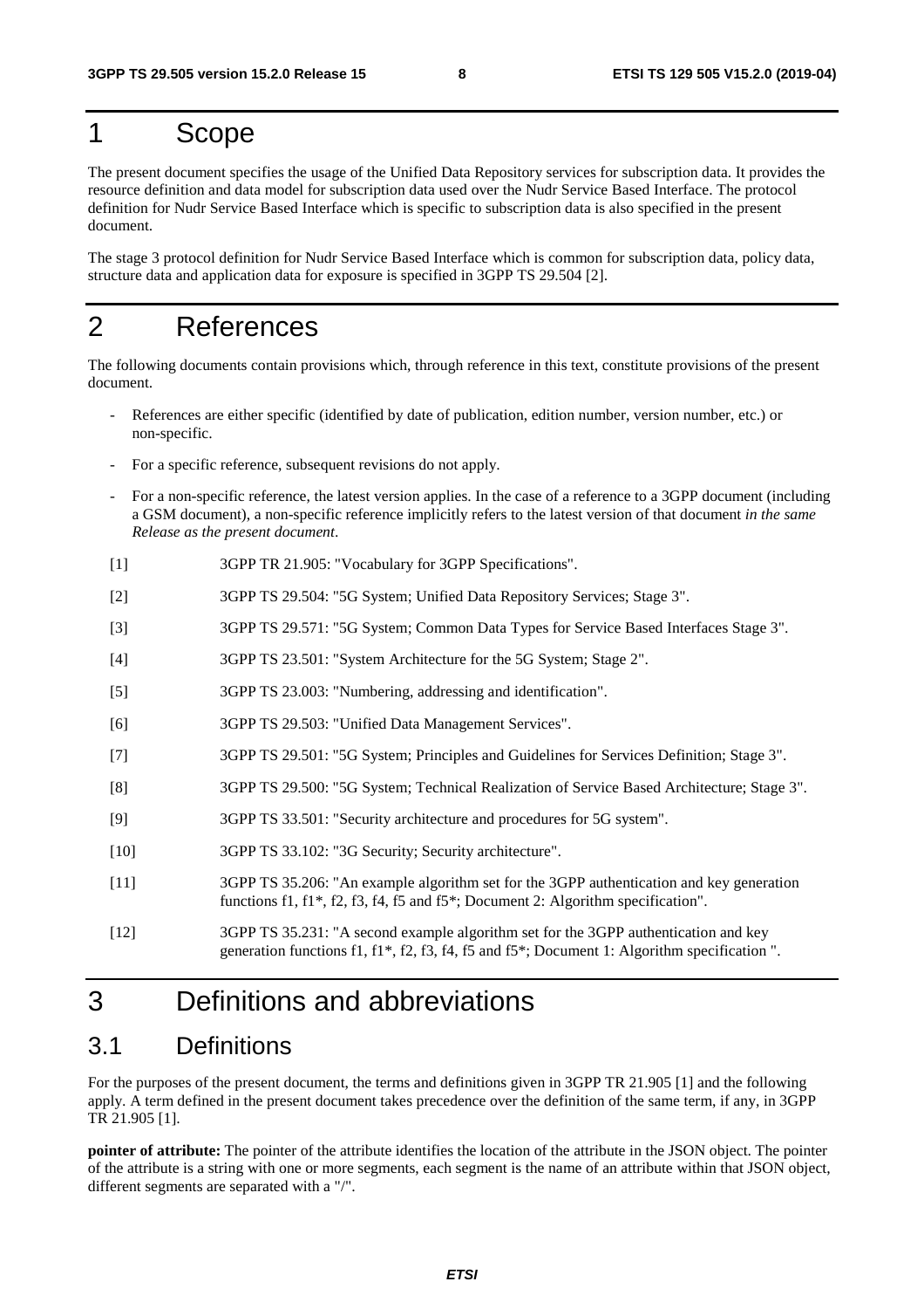# 1 Scope

The present document specifies the usage of the Unified Data Repository services for subscription data. It provides the resource definition and data model for subscription data used over the Nudr Service Based Interface. The protocol definition for Nudr Service Based Interface which is specific to subscription data is also specified in the present document.

The stage 3 protocol definition for Nudr Service Based Interface which is common for subscription data, policy data, structure data and application data for exposure is specified in 3GPP TS 29.504 [2].

# 2 References

The following documents contain provisions which, through reference in this text, constitute provisions of the present document.

- References are either specific (identified by date of publication, edition number, version number, etc.) or non-specific.
- For a specific reference, subsequent revisions do not apply.
- For a non-specific reference, the latest version applies. In the case of a reference to a 3GPP document (including a GSM document), a non-specific reference implicitly refers to the latest version of that document *in the same Release as the present document*.

[1] 3GPP TR 21.905: "Vocabulary for 3GPP Specifications".

[2] 3GPP TS 29.504: "5G System; Unified Data Repository Services; Stage 3".

[3] 3GPP TS 29.571: "5G System; Common Data Types for Service Based Interfaces Stage 3".

[4] 3GPP TS 23.501: "System Architecture for the 5G System; Stage 2".

[5] 3GPP TS 23.003: "Numbering, addressing and identification".

[6] 3GPP TS 29.503: "Unified Data Management Services".

[7] 3GPP TS 29.501: "5G System; Principles and Guidelines for Services Definition; Stage 3".

[8] 3GPP TS 29.500: "5G System; Technical Realization of Service Based Architecture; Stage 3".

[9] 3GPP TS 33.501: "Security architecture and procedures for 5G system".

[10] 3GPP TS 33.102: "3G Security; Security architecture".

[11] 3GPP TS 35.206: "An example algorithm set for the 3GPP authentication and key generation functions f1, f1*, f2, f3, f4, f5 and f5*; Document 2: Algorithm specification".

[12] 3GPP TS 35.231: "A second example algorithm set for the 3GPP authentication and key generation functions f1, f1*, f2, f3, f4, f5 and f5*; Document 1: Algorithm specification ".

# 3 Definitions and abbreviations

## 3.1 Definitions

For the purposes of the present document, the terms and definitions given in 3GPP TR 21.905 [1] and the following apply. A term defined in the present document takes precedence over the definition of the same term, if any, in 3GPP TR 21.905 [1].

**pointer of attribute:** The pointer of the attribute identifies the location of the attribute in the JSON object. The pointer of the attribute is a string with one or more segments, each segment is the name of an attribute within that JSON object, different segments are separated with a "/".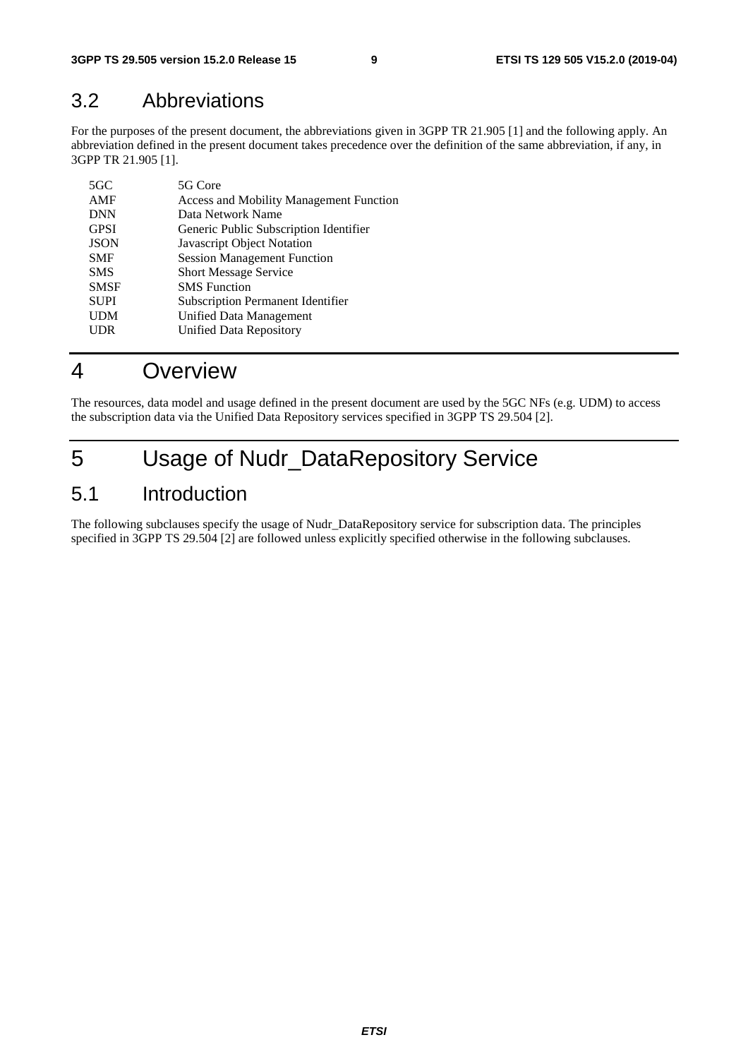## 3.2 Abbreviations

For the purposes of the present document, the abbreviations given in 3GPP TR 21.905 [1] and the following apply. An abbreviation defined in the present document takes precedence over the definition of the same abbreviation, if any, in 3GPP TR 21.905 [1].

| | |
|---|---|
| 5GC | 5G Core |
| AMF | Access and Mobility Management Function |
| DNN | Data Network Name |
| GPSI | Generic Public Subscription Identifier |
| JSON | Javascript Object Notation |
| SMF | Session Management Function |
| SMS | Short Message Service |
| SMSF | SMS Function |
| SUPI | Subscription Permanent Identifier |
| UDM | Unified Data Management |
| UDR | Unified Data Repository |

# 4 Overview

The resources, data model and usage defined in the present document are used by the 5GC NFs (e.g. UDM) to access the subscription data via the Unified Data Repository services specified in 3GPP TS 29.504 [2].

# 5 Usage of Nudr_DataRepository Service

## 5.1 Introduction

The following subclauses specify the usage of Nudr_DataRepository service for subscription data. The principles specified in 3GPP TS 29.504 [2] are followed unless explicitly specified otherwise in the following subclauses.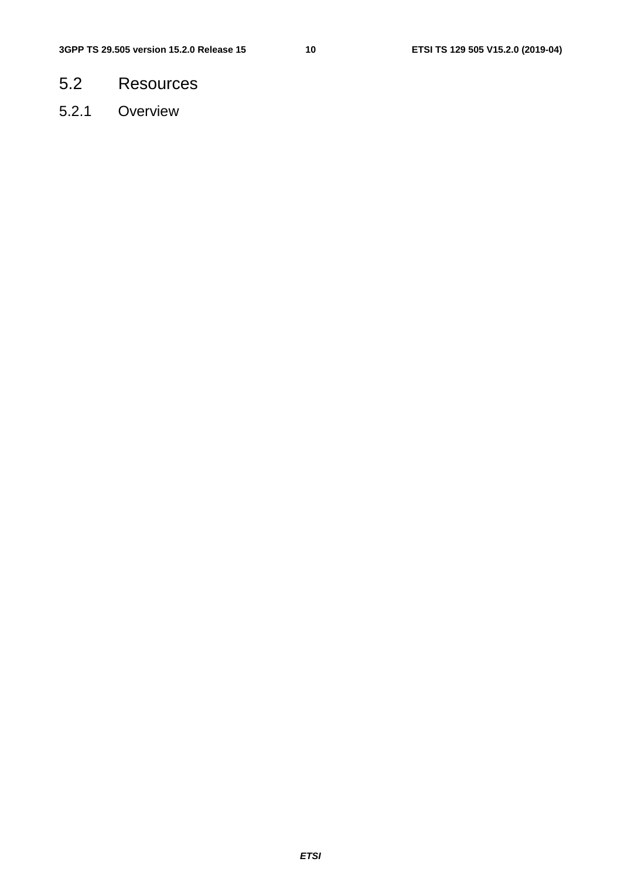## 5.2 Resources

### 5.2.1 Overview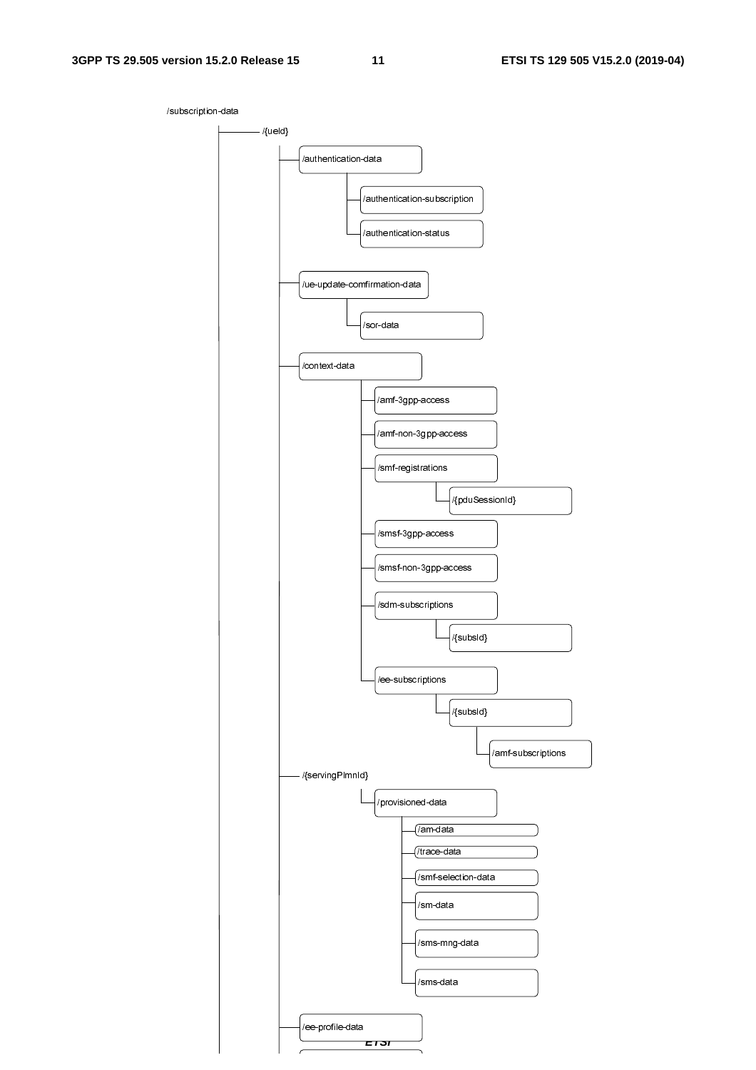```
/subscription-data
    /{ueId}
        /authentication-data
            /authentication-subscription
            /authentication-status
        /ue-update-comfirmation-data
            /sor-data
        /context-data
            /amf-3gpp-access
            /amf-non-3gpp-access
            /smf-registrations
                /{pduSessionId}
            /smsf-3gpp-access
            /smsf-non-3gpp-access
            /sdm-subscriptions
                /{subsId}
            /ee-subscriptions
                /{subsId}
                    /amf-subscriptions
        /{servingPlmnId}
            /provisioned-data
                /am-data
                /trace-data
                /smf-selection-data
                /sm-data
                /sms-mng-data
                /sms-data
        /ee-profile-data
```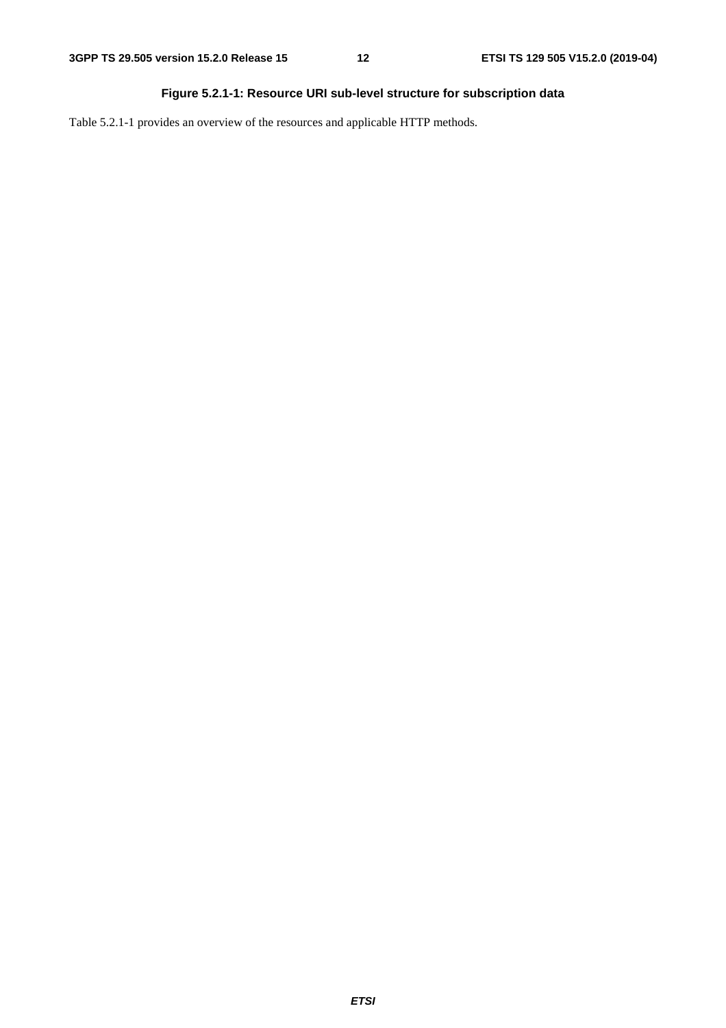**Figure 5.2.1-1: Resource URI sub-level structure for subscription data**

Table 5.2.1-1 provides an overview of the resources and applicable HTTP methods.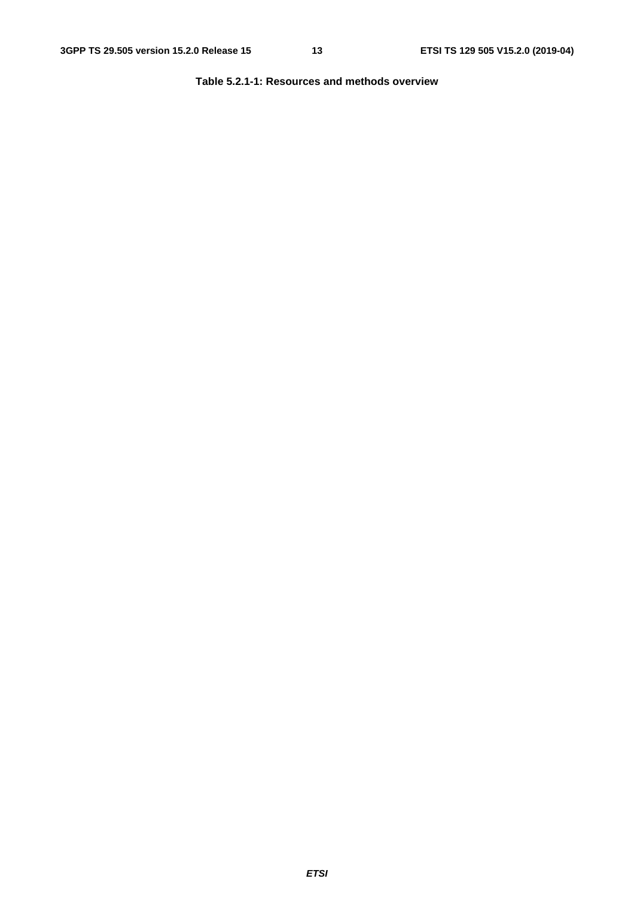**Table 5.2.1-1: Resources and methods overview**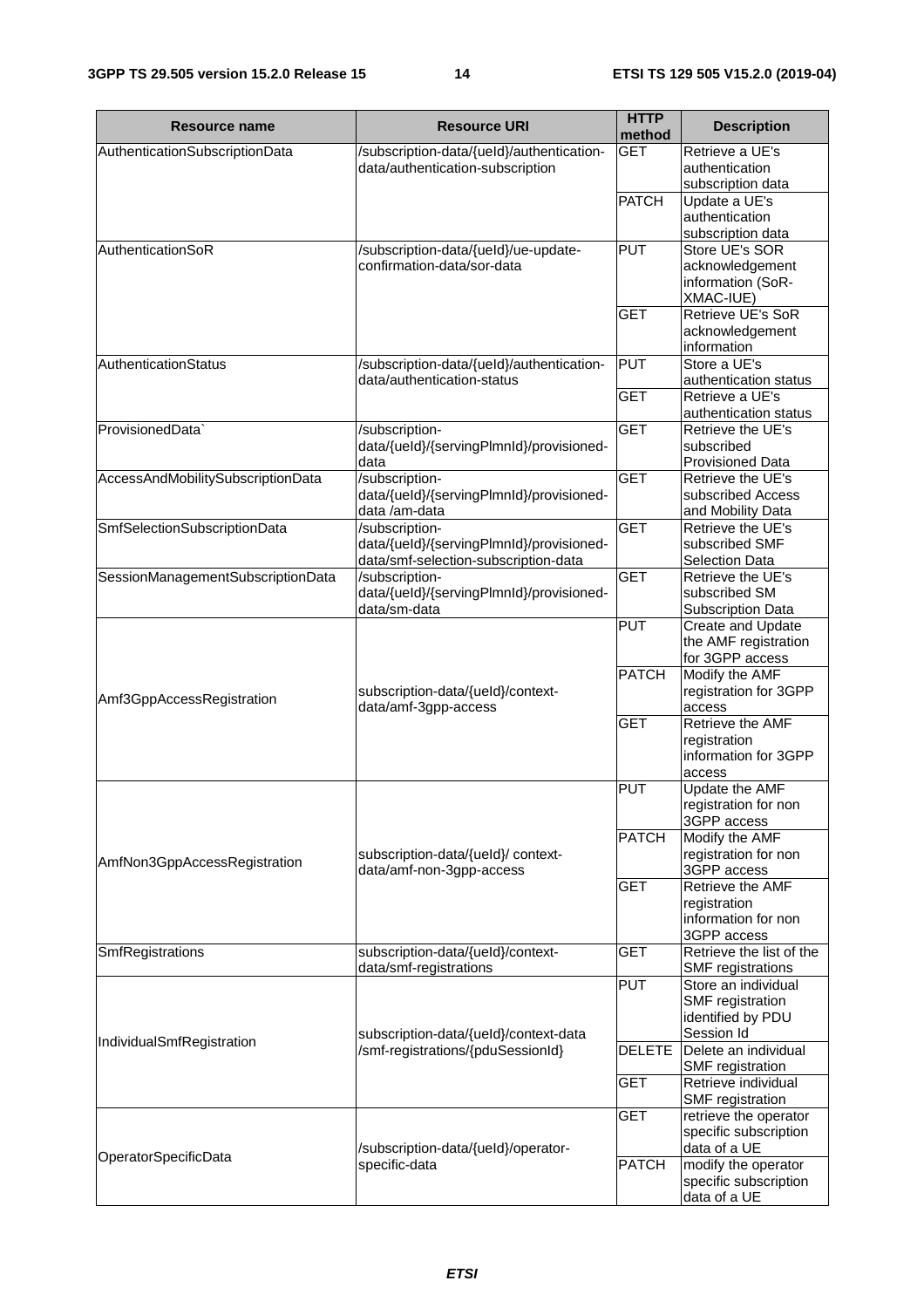| Resource name | Resource URI | HTTP method | Description |
| --- | --- | --- | --- |
| AuthenticationSubscriptionData | /subscription-data/{ueId}/authentication-data/authentication-subscription | GET | Retrieve a UE's authentication subscription data |
| | | PATCH | Update a UE's authentication subscription data |
| AuthenticationSoR | /subscription-data/{ueId}/ue-update-confirmation-data/sor-data | PUT | Store UE's SOR acknowledgement information (SoR-XMAC-IUE) |
| | | GET | Retrieve UE's SoR acknowledgement information |
| AuthenticationStatus | /subscription-data/{ueId}/authentication-data/authentication-status | PUT | Store a UE's authentication status |
| | | GET | Retrieve a UE's authentication status |
| ProvisionedData` | /subscription-data/{ueId}/{servingPlmnId}/provisioned-data | GET | Retrieve the UE's subscribed Provisioned Data |
| AccessAndMobilitySubscriptionData | /subscription-data/{ueId}/{servingPlmnId}/provisioned-data /am-data | GET | Retrieve the UE's subscribed Access and Mobility Data |
| SmfSelectionSubscriptionData | /subscription-data/{ueId}/{servingPlmnId}/provisioned-data/smf-selection-subscription-data | GET | Retrieve the UE's subscribed SMF Selection Data |
| SessionManagementSubscriptionData | /subscription-data/{ueId}/{servingPlmnId}/provisioned-data/sm-data | GET | Retrieve the UE's subscribed SM Subscription Data |
| Amf3GppAccessRegistration | subscription-data/{ueId}/context-data/amf-3gpp-access | PUT | Create and Update the AMF registration for 3GPP access |
| | | PATCH | Modify the AMF registration for 3GPP access |
| | | GET | Retrieve the AMF registration information for 3GPP access |
| AmfNon3GppAccessRegistration | subscription-data/{ueId}/ context-data/amf-non-3gpp-access | PUT | Update the AMF registration for non 3GPP access |
| | | PATCH | Modify the AMF registration for non 3GPP access |
| | | GET | Retrieve the AMF registration information for non 3GPP access |
| SmfRegistrations | subscription-data/{ueId}/context-data/smf-registrations | GET | Retrieve the list of the SMF registrations |
| IndividualSmfRegistration | subscription-data/{ueId}/context-data /smf-registrations/{pduSessionId} | PUT | Store an individual SMF registration identified by PDU Session Id |
| | | DELETE | Delete an individual SMF registration |
| | | GET | Retrieve individual SMF registration |
| OperatorSpecificData | /subscription-data/{ueId}/operator-specific-data | GET | retrieve the operator specific subscription data of a UE |
| | | PATCH | modify the operator specific subscription data of a UE |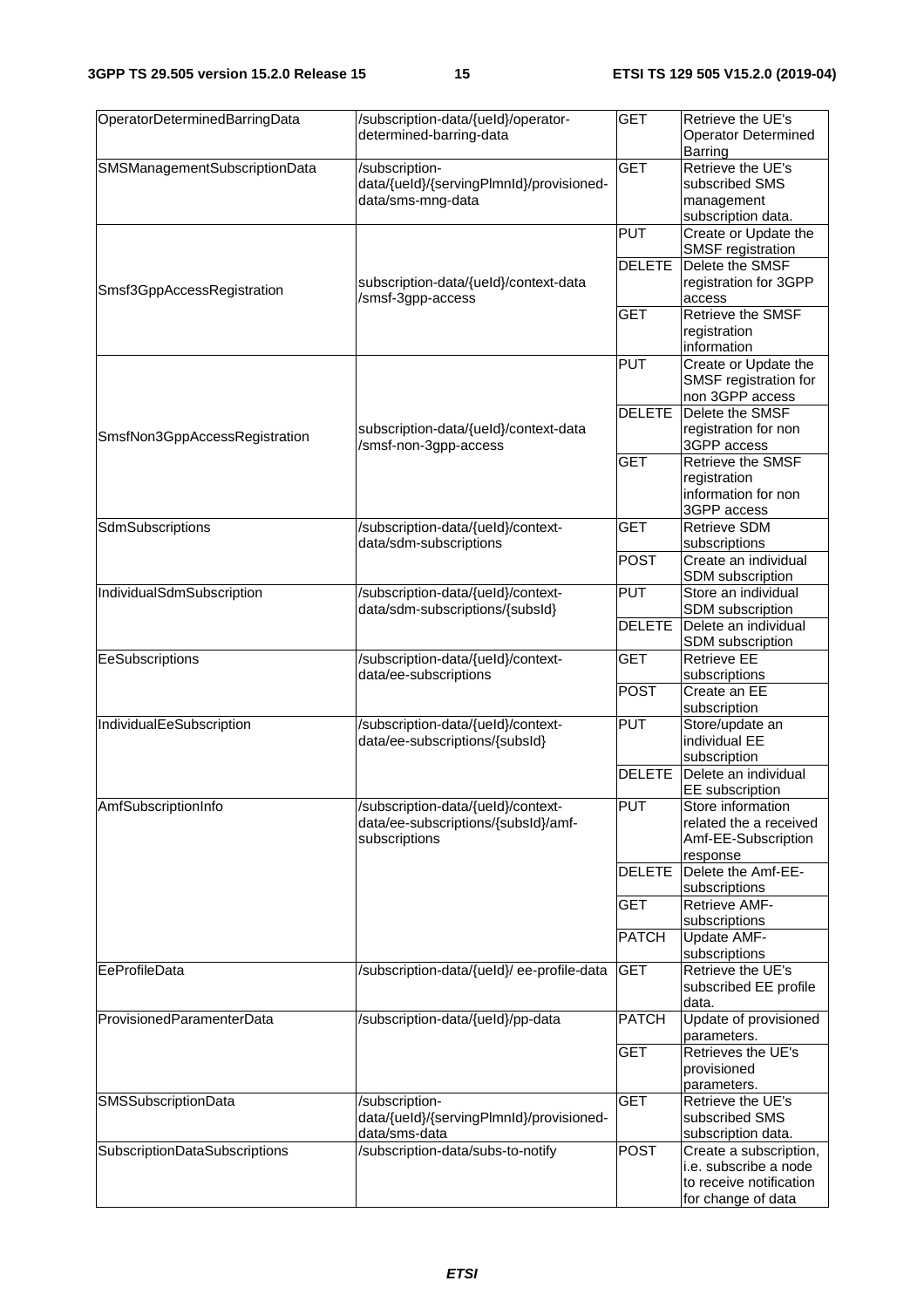| OperatorDeterminedBarringData | /subscription-data/{ueId}/operator-determined-barring-data | GET | Retrieve the UE's Operator Determined Barring |
|---|---|---|---|
| SMSManagementSubscriptionData | /subscription-data/{ueId}/{servingPlmnId}/provisioned-data/sms-mng-data | GET | Retrieve the UE's subscribed SMS management subscription data. |
| Smsf3GppAccessRegistration | subscription-data/{ueId}/context-data /smsf-3gpp-access | PUT | Create or Update the SMSF registration |
| | | DELETE | Delete the SMSF registration for 3GPP access |
| | | GET | Retrieve the SMSF registration information |
| SmsfNon3GppAccessRegistration | subscription-data/{ueId}/context-data /smsf-non-3gpp-access | PUT | Create or Update the SMSF registration for non 3GPP access |
| | | DELETE | Delete the SMSF registration for non 3GPP access |
| | | GET | Retrieve the SMSF registration information for non 3GPP access |
| SdmSubscriptions | /subscription-data/{ueId}/context-data/sdm-subscriptions | GET | Retrieve SDM subscriptions |
| | | POST | Create an individual SDM subscription |
| IndividualSdmSubscription | /subscription-data/{ueId}/context-data/sdm-subscriptions/{subsId} | PUT | Store an individual SDM subscription |
| | | DELETE | Delete an individual SDM subscription |
| EeSubscriptions | /subscription-data/{ueId}/context-data/ee-subscriptions | GET | Retrieve EE subscriptions |
| | | POST | Create an EE subscription |
| IndividualEeSubscription | /subscription-data/{ueId}/context-data/ee-subscriptions/{subsId} | PUT | Store/update an individual EE subscription |
| | | DELETE | Delete an individual EE subscription |
| AmfSubscriptionInfo | /subscription-data/{ueId}/context-data/ee-subscriptions/{subsId}/amf-subscriptions | PUT | Store information related the a received Amf-EE-Subscription response |
| | | DELETE | Delete the Amf-EE-subscriptions |
| | | GET | Retrieve AMF-subscriptions |
| | | PATCH | Update AMF-subscriptions |
| EeProfileData | /subscription-data/{ueId}/ ee-profile-data | GET | Retrieve the UE's subscribed EE profile data. |
| ProvisionedParamenterData | /subscription-data/{ueId}/pp-data | PATCH | Update of provisioned parameters. |
| | | GET | Retrieves the UE's provisioned parameters. |
| SMSSubscriptionData | /subscription-data/{ueId}/{servingPlmnId}/provisioned-data/sms-data | GET | Retrieve the UE's subscribed SMS subscription data. |
| SubscriptionDataSubscriptions | /subscription-data/subs-to-notify | POST | Create a subscription, i.e. subscribe a node to receive notification for change of data |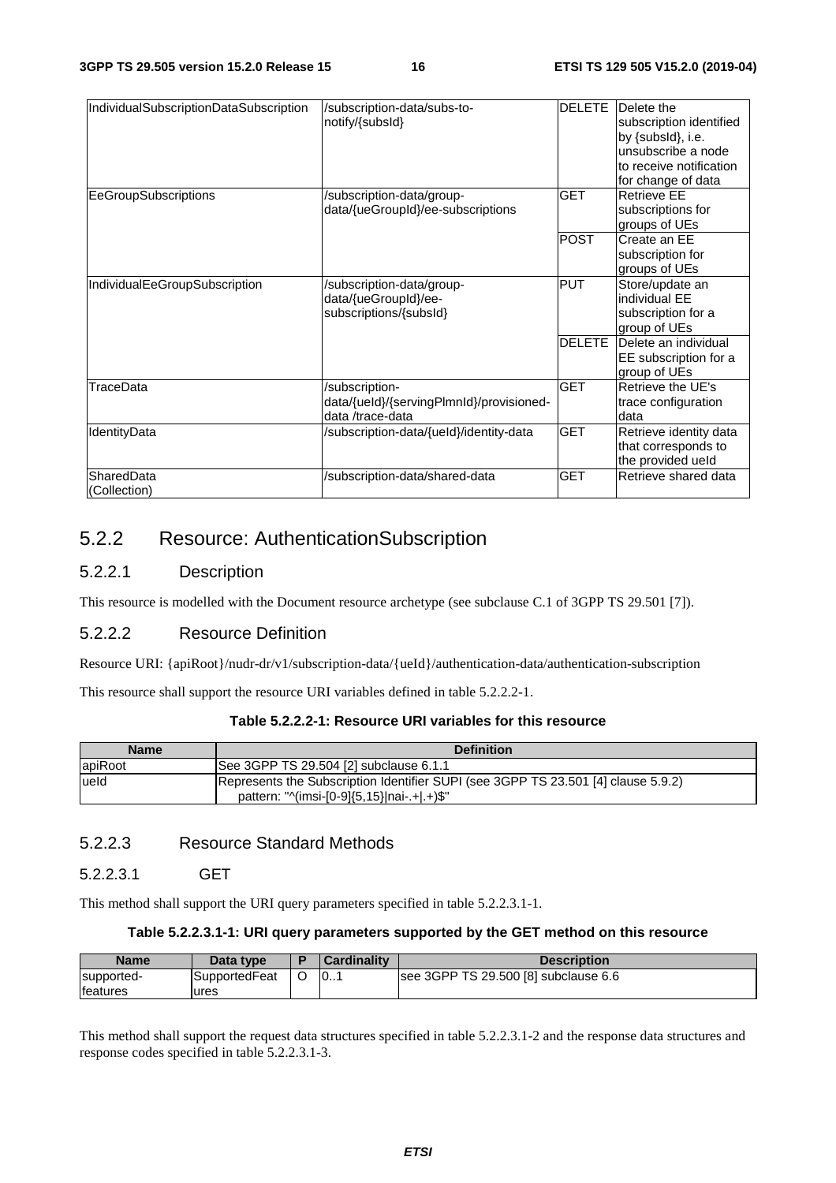| IndividualSubscriptionDataSubscription | /subscription-data/subs-to-notify/{subsId} | DELETE | Delete the subscription identified by {subsId}, i.e. unsubscribe a node to receive notification for change of data |
| --- | --- | --- | --- |
| EeGroupSubscriptions | /subscription-data/group-data/{ueGroupId}/ee-subscriptions | GET | Retrieve EE subscriptions for groups of UEs |
| | | POST | Create an EE subscription for groups of UEs |
| IndividualEeGroupSubscription | /subscription-data/group-data/{ueGroupId}/ee-subscriptions/{subsId} | PUT | Store/update an individual EE subscription for a group of UEs |
| | | DELETE | Delete an individual EE subscription for a group of UEs |
| TraceData | /subscription-data/{ueId}/{servingPlmnId}/provisioned-data /trace-data | GET | Retrieve the UE's trace configuration data |
| IdentityData | /subscription-data/{ueId}/identity-data | GET | Retrieve identity data that corresponds to the provided ueId |
| SharedData (Collection) | /subscription-data/shared-data | GET | Retrieve shared data |

## 5.2.2 Resource: AuthenticationSubscription

### 5.2.2.1 Description

This resource is modelled with the Document resource archetype (see subclause C.1 of 3GPP TS 29.501 [7]).

### 5.2.2.2 Resource Definition

Resource URI: {apiRoot}/nudr-dr/v1/subscription-data/{ueId}/authentication-data/authentication-subscription

This resource shall support the resource URI variables defined in table 5.2.2.2-1.

**Table 5.2.2.2-1: Resource URI variables for this resource**

| Name | Definition |
| --- | --- |
| apiRoot | See 3GPP TS 29.504 [2] subclause 6.1.1 |
| ueId | Represents the Subscription Identifier SUPI (see 3GPP TS 23.501 [4] clause 5.9.2) pattern: "^(imsi-[0-9]{5,15}\|nai-.+\|.+)$" |

### 5.2.2.3 Resource Standard Methods

#### 5.2.2.3.1 GET

This method shall support the URI query parameters specified in table 5.2.2.3.1-1.

**Table 5.2.2.3.1-1: URI query parameters supported by the GET method on this resource**

| Name | Data type | P | Cardinality | Description |
| --- | --- | --- | --- | --- |
| supported-features | SupportedFeatures | O | 0..1 | see 3GPP TS 29.500 [8] subclause 6.6 |

This method shall support the request data structures specified in table 5.2.2.3.1-2 and the response data structures and response codes specified in table 5.2.2.3.1-3.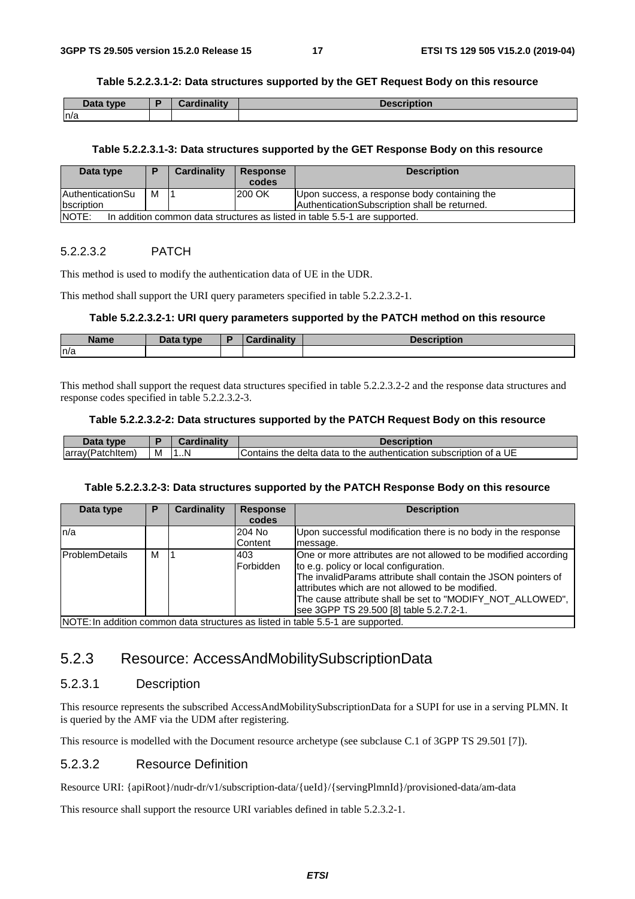**Table 5.2.2.3.1-2: Data structures supported by the GET Request Body on this resource**

| Data type | P | Cardinality | Description |
| --- | --- | --- | --- |
| n/a | | | |

**Table 5.2.2.3.1-3: Data structures supported by the GET Response Body on this resource**

| Data type | P | Cardinality | Response codes | Description |
| --- | --- | --- | --- | --- |
| AuthenticationSubscription | M | 1 | 200 OK | Upon success, a response body containing the AuthenticationSubscription shall be returned. |
| NOTE: In addition common data structures as listed in table 5.5-1 are supported. | | | | |

#### 5.2.2.3.2 PATCH

This method is used to modify the authentication data of UE in the UDR.

This method shall support the URI query parameters specified in table 5.2.2.3.2-1.

**Table 5.2.2.3.2-1: URI query parameters supported by the PATCH method on this resource**

| Name | Data type | P | Cardinality | Description |
| --- | --- | --- | --- | --- |
| n/a | | | | |

This method shall support the request data structures specified in table 5.2.2.3.2-2 and the response data structures and response codes specified in table 5.2.2.3.2-3.

**Table 5.2.2.3.2-2: Data structures supported by the PATCH Request Body on this resource**

| Data type | P | Cardinality | Description |
| --- | --- | --- | --- |
| array(PatchItem) | M | 1..N | Contains the delta data to the authentication subscription of a UE |

**Table 5.2.2.3.2-3: Data structures supported by the PATCH Response Body on this resource**

| Data type | P | Cardinality | Response codes | Description |
| --- | --- | --- | --- | --- |
| n/a | | | 204 No Content | Upon successful modification there is no body in the response message. |
| ProblemDetails | M | 1 | 403 Forbidden | One or more attributes are not allowed to be modified according to e.g. policy or local configuration.<br>The invalidParams attribute shall contain the JSON pointers of attributes which are not allowed to be modified.<br>The cause attribute shall be set to "MODIFY_NOT_ALLOWED", see 3GPP TS 29.500 [8] table 5.2.7.2-1. |
| NOTE: In addition common data structures as listed in table 5.5-1 are supported. | | | | |

## 5.2.3 Resource: AccessAndMobilitySubscriptionData

### 5.2.3.1 Description

This resource represents the subscribed AccessAndMobilitySubscriptionData for a SUPI for use in a serving PLMN. It is queried by the AMF via the UDM after registering.

This resource is modelled with the Document resource archetype (see subclause C.1 of 3GPP TS 29.501 [7]).

### 5.2.3.2 Resource Definition

Resource URI: {apiRoot}/nudr-dr/v1/subscription-data/{ueId}/{servingPlmnId}/provisioned-data/am-data

This resource shall support the resource URI variables defined in table 5.2.3.2-1.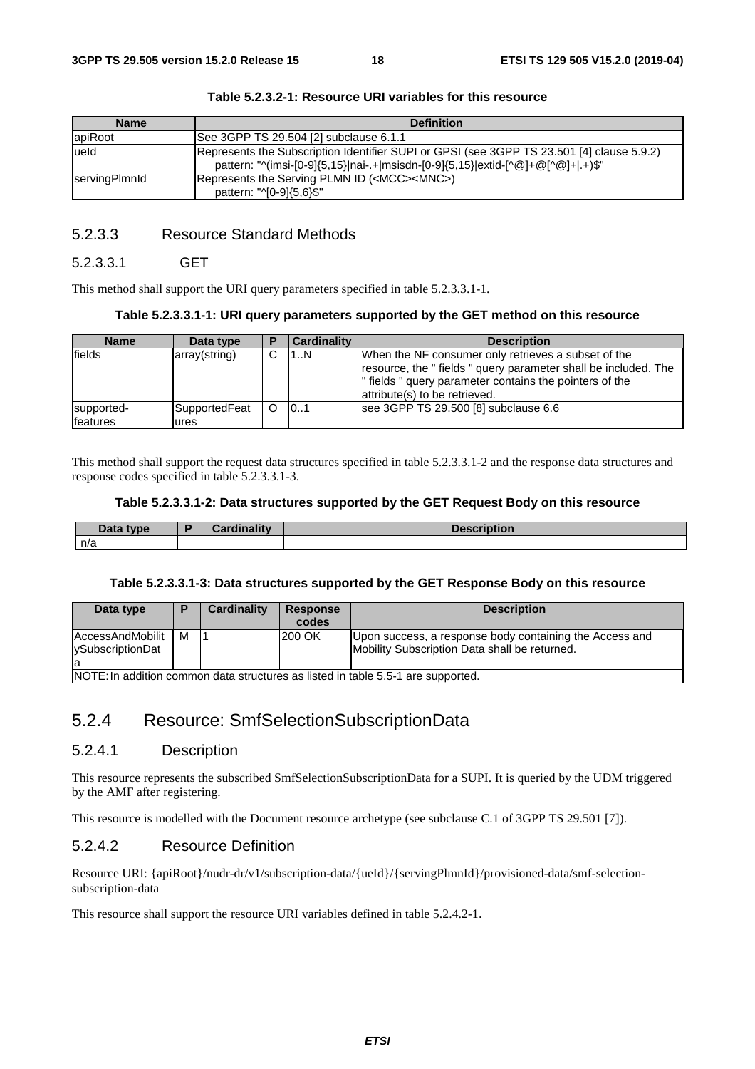**Table 5.2.3.2-1: Resource URI variables for this resource**

| Name | Definition |
|---|---|
| apiRoot | See 3GPP TS 29.504 [2] subclause 6.1.1 |
| ueId | Represents the Subscription Identifier SUPI or GPSI (see 3GPP TS 23.501 [4] clause 5.9.2)<br>pattern: "^(imsi-[0-9]{5,15}\|nai-.+\|msisdn-[0-9]{5,15}\|extid-[^@]+@[^@]+\|.+)$" |
| servingPlmnId | Represents the Serving PLMN ID (<MCC><MNC>)<br>pattern: "^[0-9]{5,6}$" |

### 5.2.3.3 Resource Standard Methods

#### 5.2.3.3.1 GET

This method shall support the URI query parameters specified in table 5.2.3.3.1-1.

**Table 5.2.3.3.1-1: URI query parameters supported by the GET method on this resource**

| Name | Data type | P | Cardinality | Description |
|---|---|---|---|---|
| fields | array(string) | C | 1..N | When the NF consumer only retrieves a subset of the resource, the " fields " query parameter shall be included. The " fields " query parameter contains the pointers of the attribute(s) to be retrieved. |
| supported-features | SupportedFeatures | O | 0..1 | see 3GPP TS 29.500 [8] subclause 6.6 |

This method shall support the request data structures specified in table 5.2.3.3.1-2 and the response data structures and response codes specified in table 5.2.3.3.1-3.

**Table 5.2.3.3.1-2: Data structures supported by the GET Request Body on this resource**

| Data type | P | Cardinality | Description |
|---|---|---|---|
| n/a | | | |

**Table 5.2.3.3.1-3: Data structures supported by the GET Response Body on this resource**

| Data type | P | Cardinality | Response codes | Description |
|---|---|---|---|---|
| AccessAndMobilitySubscriptionData | M | 1 | 200 OK | Upon success, a response body containing the Access and Mobility Subscription Data shall be returned. |
| NOTE: In addition common data structures as listed in table 5.5-1 are supported. | | | | |

## 5.2.4 Resource: SmfSelectionSubscriptionData

### 5.2.4.1 Description

This resource represents the subscribed SmfSelectionSubscriptionData for a SUPI. It is queried by the UDM triggered by the AMF after registering.

This resource is modelled with the Document resource archetype (see subclause C.1 of 3GPP TS 29.501 [7]).

### 5.2.4.2 Resource Definition

Resource URI: {apiRoot}/nudr-dr/v1/subscription-data/{ueId}/{servingPlmnId}/provisioned-data/smf-selection-subscription-data

This resource shall support the resource URI variables defined in table 5.2.4.2-1.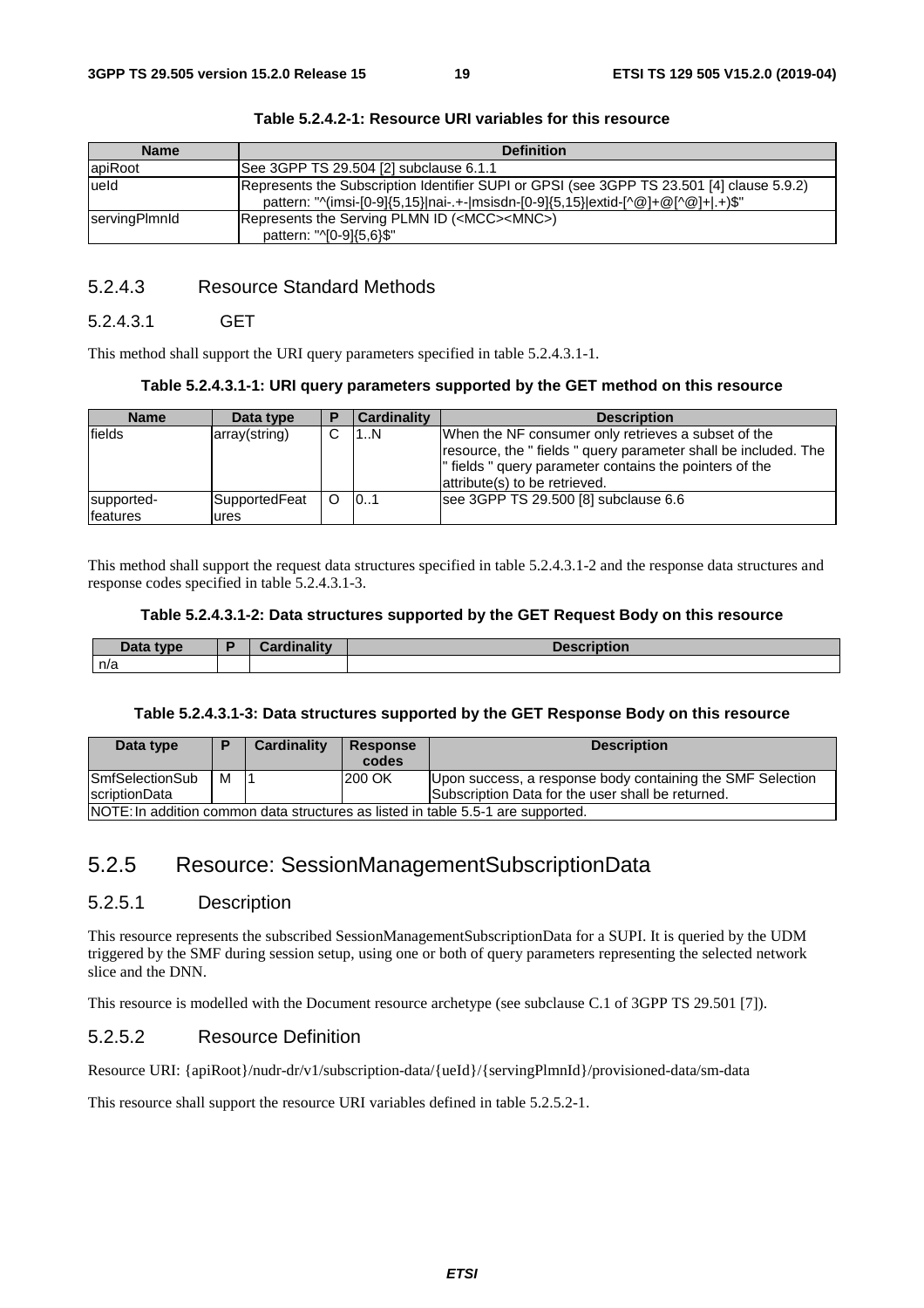**Table 5.2.4.2-1: Resource URI variables for this resource**

| Name | Definition |
|---|---|
| apiRoot | See 3GPP TS 29.504 [2] subclause 6.1.1 |
| ueId | Represents the Subscription Identifier SUPI or GPSI (see 3GPP TS 23.501 [4] clause 5.9.2)<br>pattern: "^(imsi-[0-9]{5,15}\|nai-.+-\|msisdn-[0-9]{5,15}\|extid-[^@]+@[^@]+\|.+)$" |
| servingPlmnId | Represents the Serving PLMN ID (<MCC><MNC>)<br>pattern: "^[0-9]{5,6}$" |

### 5.2.4.3 Resource Standard Methods

#### 5.2.4.3.1 GET

This method shall support the URI query parameters specified in table 5.2.4.3.1-1.

**Table 5.2.4.3.1-1: URI query parameters supported by the GET method on this resource**

| Name | Data type | P | Cardinality | Description |
|---|---|---|---|---|
| fields | array(string) | C | 1..N | When the NF consumer only retrieves a subset of the resource, the " fields " query parameter shall be included. The " fields " query parameter contains the pointers of the attribute(s) to be retrieved. |
| supported-features | SupportedFeatures | O | 0..1 | see 3GPP TS 29.500 [8] subclause 6.6 |

This method shall support the request data structures specified in table 5.2.4.3.1-2 and the response data structures and response codes specified in table 5.2.4.3.1-3.

**Table 5.2.4.3.1-2: Data structures supported by the GET Request Body on this resource**

| Data type | P | Cardinality | Description |
|---|---|---|---|
| n/a | | | |

**Table 5.2.4.3.1-3: Data structures supported by the GET Response Body on this resource**

| Data type | P | Cardinality | Response codes | Description |
|---|---|---|---|---|
| SmfSelectionSubscriptionData | M | 1 | 200 OK | Upon success, a response body containing the SMF Selection Subscription Data for the user shall be returned. |
| NOTE: In addition common data structures as listed in table 5.5-1 are supported. | | | | |

## 5.2.5 Resource: SessionManagementSubscriptionData

### 5.2.5.1 Description

This resource represents the subscribed SessionManagementSubscriptionData for a SUPI. It is queried by the UDM triggered by the SMF during session setup, using one or both of query parameters representing the selected network slice and the DNN.

This resource is modelled with the Document resource archetype (see subclause C.1 of 3GPP TS 29.501 [7]).

### 5.2.5.2 Resource Definition

Resource URI: {apiRoot}/nudr-dr/v1/subscription-data/{ueId}/{servingPlmnId}/provisioned-data/sm-data

This resource shall support the resource URI variables defined in table 5.2.5.2-1.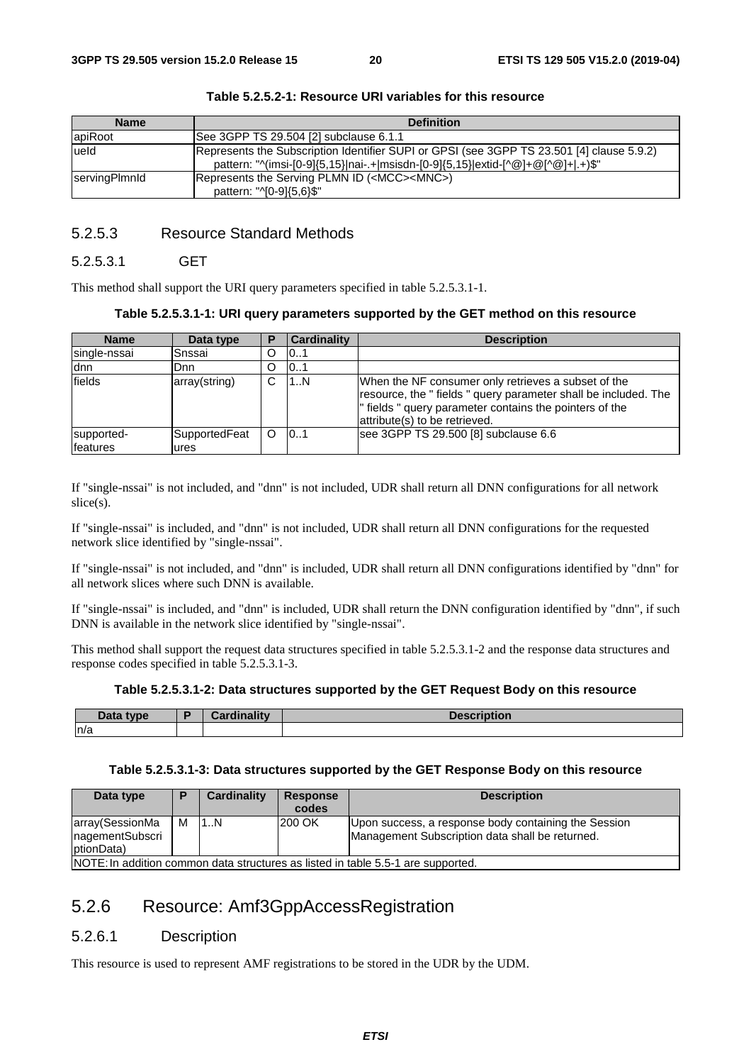**Table 5.2.5.2-1: Resource URI variables for this resource**

| Name | Definition |
| --- | --- |
| apiRoot | See 3GPP TS 29.504 [2] subclause 6.1.1 |
| ueId | Represents the Subscription Identifier SUPI or GPSI (see 3GPP TS 23.501 [4] clause 5.9.2)<br>pattern: "^(imsi-[0-9]{5,15}\|nai-.+\|msisdn-[0-9]{5,15}\|extid-[^@]+@[^@]+\|.+)$" |
| servingPlmnId | Represents the Serving PLMN ID (<MCC><MNC>)<br>pattern: "^[0-9]{5,6}$" |

### 5.2.5.3 Resource Standard Methods

#### 5.2.5.3.1 GET

This method shall support the URI query parameters specified in table 5.2.5.3.1-1.

**Table 5.2.5.3.1-1: URI query parameters supported by the GET method on this resource**

| Name | Data type | P | Cardinality | Description |
| --- | --- | --- | --- | --- |
| single-nssai | Snssai | O | 0..1 | |
| dnn | Dnn | O | 0..1 | |
| fields | array(string) | C | 1..N | When the NF consumer only retrieves a subset of the resource, the " fields " query parameter shall be included. The " fields " query parameter contains the pointers of the attribute(s) to be retrieved. |
| supported-features | SupportedFeatures | O | 0..1 | see 3GPP TS 29.500 [8] subclause 6.6 |

If "single-nssai" is not included, and "dnn" is not included, UDR shall return all DNN configurations for all network slice(s).

If "single-nssai" is included, and "dnn" is not included, UDR shall return all DNN configurations for the requested network slice identified by "single-nssai".

If "single-nssai" is not included, and "dnn" is included, UDR shall return all DNN configurations identified by "dnn" for all network slices where such DNN is available.

If "single-nssai" is included, and "dnn" is included, UDR shall return the DNN configuration identified by "dnn", if such DNN is available in the network slice identified by "single-nssai".

This method shall support the request data structures specified in table 5.2.5.3.1-2 and the response data structures and response codes specified in table 5.2.5.3.1-3.

**Table 5.2.5.3.1-2: Data structures supported by the GET Request Body on this resource**

| Data type | P | Cardinality | Description |
| --- | --- | --- | --- |
| n/a | | | |

**Table 5.2.5.3.1-3: Data structures supported by the GET Response Body on this resource**

| Data type | P | Cardinality | Response codes | Description |
| --- | --- | --- | --- | --- |
| array(SessionManagementSubscriptionData) | M | 1..N | 200 OK | Upon success, a response body containing the Session Management Subscription data shall be returned. |
| NOTE: In addition common data structures as listed in table 5.5-1 are supported. | | | | |

## 5.2.6 Resource: Amf3GppAccessRegistration

### 5.2.6.1 Description

This resource is used to represent AMF registrations to be stored in the UDR by the UDM.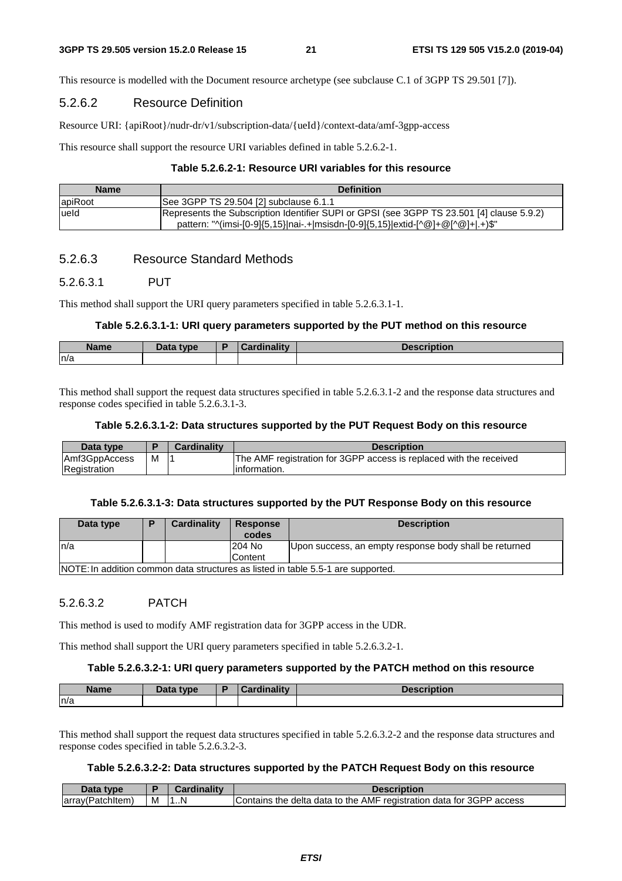This resource is modelled with the Document resource archetype (see subclause C.1 of 3GPP TS 29.501 [7]).

### 5.2.6.2 Resource Definition

Resource URI: {apiRoot}/nudr-dr/v1/subscription-data/{ueId}/context-data/amf-3gpp-access

This resource shall support the resource URI variables defined in table 5.2.6.2-1.

**Table 5.2.6.2-1: Resource URI variables for this resource**

| Name | Definition |
| --- | --- |
| apiRoot | See 3GPP TS 29.504 [2] subclause 6.1.1 |
| ueId | Represents the Subscription Identifier SUPI or GPSI (see 3GPP TS 23.501 [4] clause 5.9.2)<br>pattern: "^(imsi-[0-9]{5,15}\|nai-.+\|msisdn-[0-9]{5,15}\|extid-[^@]+@[^@]+\|.+)$" |

### 5.2.6.3 Resource Standard Methods

#### 5.2.6.3.1 PUT

This method shall support the URI query parameters specified in table 5.2.6.3.1-1.

**Table 5.2.6.3.1-1: URI query parameters supported by the PUT method on this resource**

| Name | Data type | P | Cardinality | Description |
| --- | --- | --- | --- | --- |
| n/a | | | | |

This method shall support the request data structures specified in table 5.2.6.3.1-2 and the response data structures and response codes specified in table 5.2.6.3.1-3.

**Table 5.2.6.3.1-2: Data structures supported by the PUT Request Body on this resource**

| Data type | P | Cardinality | Description |
| --- | --- | --- | --- |
| Amf3GppAccessRegistration | M | 1 | The AMF registration for 3GPP access is replaced with the received information. |

**Table 5.2.6.3.1-3: Data structures supported by the PUT Response Body on this resource**

| Data type | P | Cardinality | Response codes | Description |
| --- | --- | --- | --- | --- |
| n/a | | | 204 No Content | Upon success, an empty response body shall be returned |
| NOTE: In addition common data structures as listed in table 5.5-1 are supported. | | | | |

#### 5.2.6.3.2 PATCH

This method is used to modify AMF registration data for 3GPP access in the UDR.

This method shall support the URI query parameters specified in table 5.2.6.3.2-1.

**Table 5.2.6.3.2-1: URI query parameters supported by the PATCH method on this resource**

| Name | Data type | P | Cardinality | Description |
| --- | --- | --- | --- | --- |
| n/a | | | | |

This method shall support the request data structures specified in table 5.2.6.3.2-2 and the response data structures and response codes specified in table 5.2.6.3.2-3.

**Table 5.2.6.3.2-2: Data structures supported by the PATCH Request Body on this resource**

| Data type | P | Cardinality | Description |
| --- | --- | --- | --- |
| array(PatchItem) | M | 1..N | Contains the delta data to the AMF registration data for 3GPP access |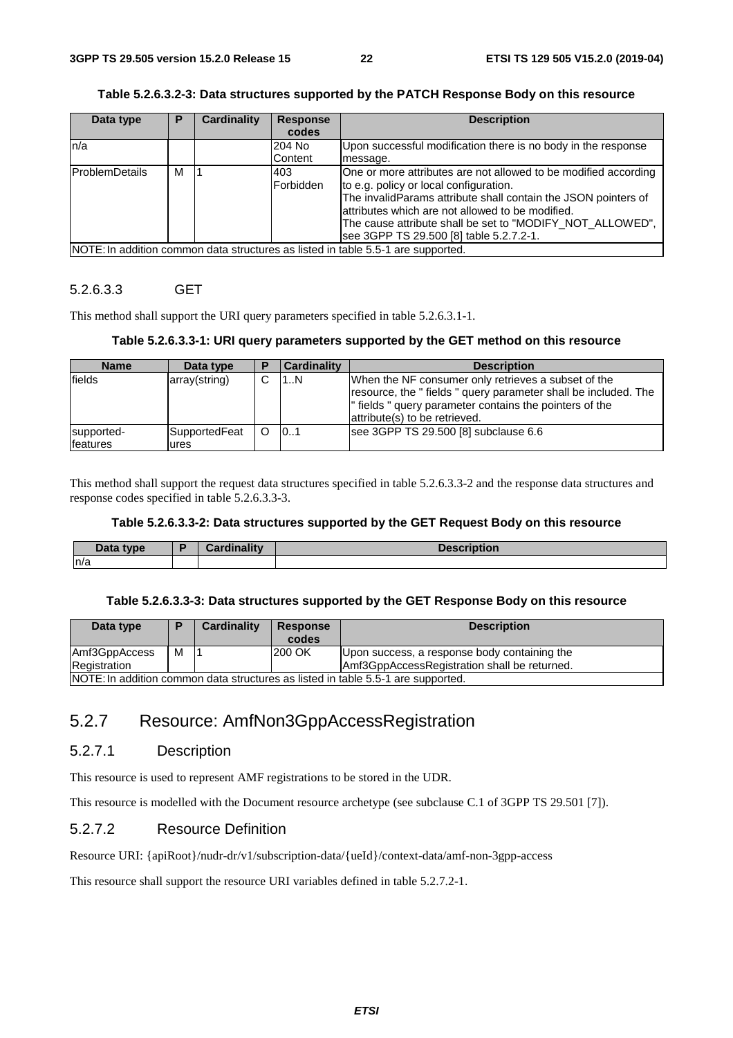**Table 5.2.6.3.2-3: Data structures supported by the PATCH Response Body on this resource**

| Data type | P | Cardinality | Response codes | Description |
| --- | --- | --- | --- | --- |
| n/a | | | 204 No Content | Upon successful modification there is no body in the response message. |
| ProblemDetails | M | 1 | 403 Forbidden | One or more attributes are not allowed to be modified according to e.g. policy or local configuration.<br>The invalidParams attribute shall contain the JSON pointers of attributes which are not allowed to be modified.<br>The cause attribute shall be set to "MODIFY_NOT_ALLOWED", see 3GPP TS 29.500 [8] table 5.2.7.2-1. |
| NOTE: In addition common data structures as listed in table 5.5-1 are supported. | | | | |

#### 5.2.6.3.3 GET

This method shall support the URI query parameters specified in table 5.2.6.3.1-1.

**Table 5.2.6.3.3-1: URI query parameters supported by the GET method on this resource**

| Name | Data type | P | Cardinality | Description |
| --- | --- | --- | --- | --- |
| fields | array(string) | C | 1..N | When the NF consumer only retrieves a subset of the resource, the " fields " query parameter shall be included. The " fields " query parameter contains the pointers of the attribute(s) to be retrieved. |
| supported-features | SupportedFeatures | O | 0..1 | see 3GPP TS 29.500 [8] subclause 6.6 |

This method shall support the request data structures specified in table 5.2.6.3.3-2 and the response data structures and response codes specified in table 5.2.6.3.3-3.

**Table 5.2.6.3.3-2: Data structures supported by the GET Request Body on this resource**

| Data type | P | Cardinality | Description |
| --- | --- | --- | --- |
| n/a | | | |

**Table 5.2.6.3.3-3: Data structures supported by the GET Response Body on this resource**

| Data type | P | Cardinality | Response codes | Description |
| --- | --- | --- | --- | --- |
| Amf3GppAccessRegistration | M | 1 | 200 OK | Upon success, a response body containing the Amf3GppAccessRegistration shall be returned. |
| NOTE: In addition common data structures as listed in table 5.5-1 are supported. | | | | |

## 5.2.7 Resource: AmfNon3GppAccessRegistration

### 5.2.7.1 Description

This resource is used to represent AMF registrations to be stored in the UDR.

This resource is modelled with the Document resource archetype (see subclause C.1 of 3GPP TS 29.501 [7]).

### 5.2.7.2 Resource Definition

Resource URI: {apiRoot}/nudr-dr/v1/subscription-data/{ueId}/context-data/amf-non-3gpp-access

This resource shall support the resource URI variables defined in table 5.2.7.2-1.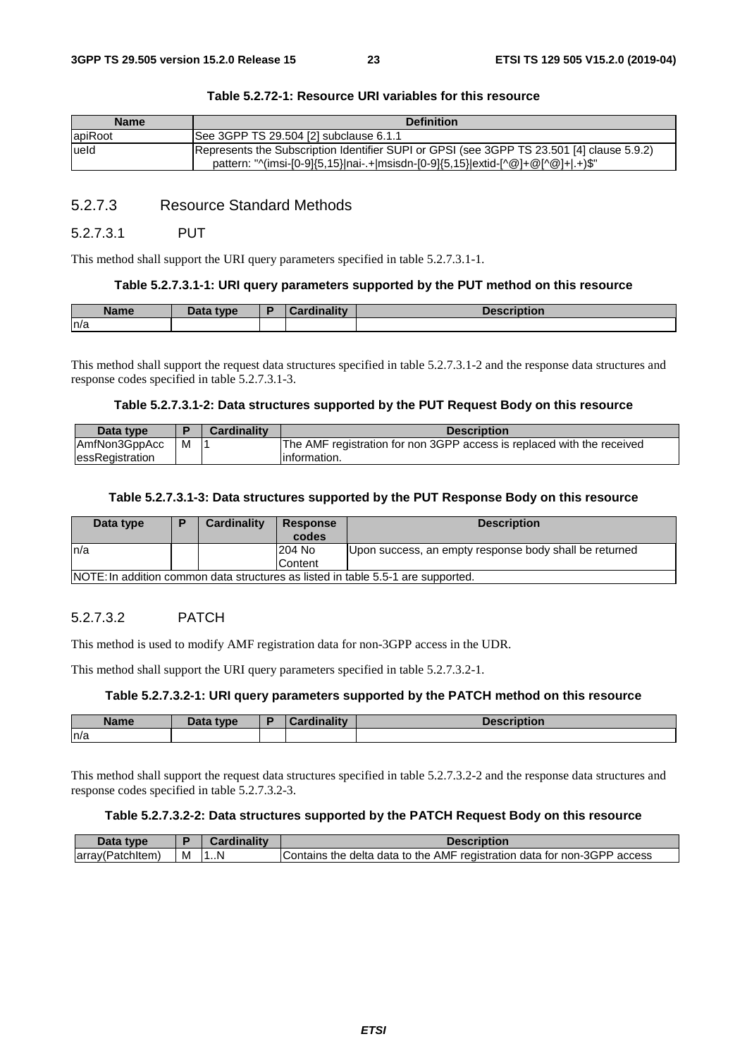**Table 5.2.72-1: Resource URI variables for this resource**

| Name | Definition |
| --- | --- |
| apiRoot | See 3GPP TS 29.504 [2] subclause 6.1.1 |
| ueId | Represents the Subscription Identifier SUPI or GPSI (see 3GPP TS 23.501 [4] clause 5.9.2)<br>pattern: "^(imsi-[0-9]{5,15}\|nai-.+\|msisdn-[0-9]{5,15}\|extid-[^@]+@[^@]+\|.+)$" |

### 5.2.7.3 Resource Standard Methods

#### 5.2.7.3.1 PUT

This method shall support the URI query parameters specified in table 5.2.7.3.1-1.

**Table 5.2.7.3.1-1: URI query parameters supported by the PUT method on this resource**

| Name | Data type | P | Cardinality | Description |
| --- | --- | --- | --- | --- |
| n/a | | | | |

This method shall support the request data structures specified in table 5.2.7.3.1-2 and the response data structures and response codes specified in table 5.2.7.3.1-3.

**Table 5.2.7.3.1-2: Data structures supported by the PUT Request Body on this resource**

| Data type | P | Cardinality | Description |
| --- | --- | --- | --- |
| AmfNon3GppAccessRegistration | M | 1 | The AMF registration for non 3GPP access is replaced with the received information. |

**Table 5.2.7.3.1-3: Data structures supported by the PUT Response Body on this resource**

| Data type | P | Cardinality | Response codes | Description |
| --- | --- | --- | --- | --- |
| n/a | | | 204 No Content | Upon success, an empty response body shall be returned |
| NOTE: In addition common data structures as listed in table 5.5-1 are supported. | | | | |

#### 5.2.7.3.2 PATCH

This method is used to modify AMF registration data for non-3GPP access in the UDR.

This method shall support the URI query parameters specified in table 5.2.7.3.2-1.

**Table 5.2.7.3.2-1: URI query parameters supported by the PATCH method on this resource**

| Name | Data type | P | Cardinality | Description |
| --- | --- | --- | --- | --- |
| n/a | | | | |

This method shall support the request data structures specified in table 5.2.7.3.2-2 and the response data structures and response codes specified in table 5.2.7.3.2-3.

**Table 5.2.7.3.2-2: Data structures supported by the PATCH Request Body on this resource**

| Data type | P | Cardinality | Description |
| --- | --- | --- | --- |
| array(PatchItem) | M | 1..N | Contains the delta data to the AMF registration data for non-3GPP access |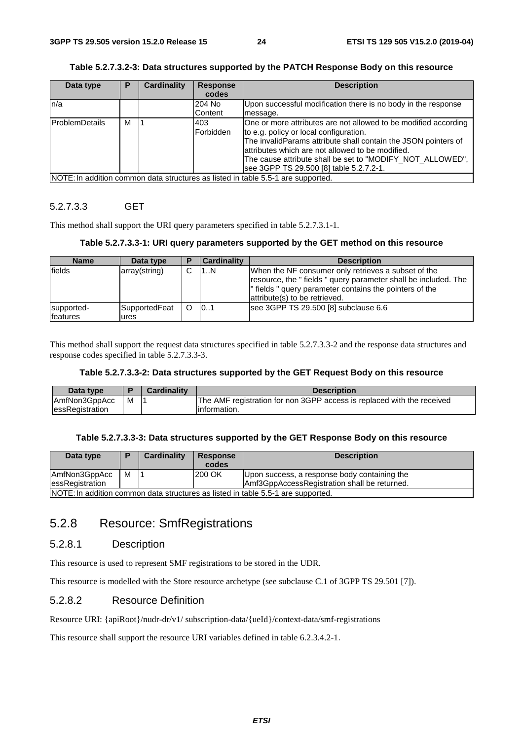**Table 5.2.7.3.2-3: Data structures supported by the PATCH Response Body on this resource**

| Data type | P | Cardinality | Response codes | Description |
|---|---|---|---|---|
| n/a | | | 204 No Content | Upon successful modification there is no body in the response message. |
| ProblemDetails | M | 1 | 403 Forbidden | One or more attributes are not allowed to be modified according to e.g. policy or local configuration.<br>The invalidParams attribute shall contain the JSON pointers of attributes which are not allowed to be modified.<br>The cause attribute shall be set to "MODIFY_NOT_ALLOWED", see 3GPP TS 29.500 [8] table 5.2.7.2-1. |
| NOTE: In addition common data structures as listed in table 5.5-1 are supported. | | | | |

#### 5.2.7.3.3 GET

This method shall support the URI query parameters specified in table 5.2.7.3.1-1.

**Table 5.2.7.3.3-1: URI query parameters supported by the GET method on this resource**

| Name | Data type | P | Cardinality | Description |
|---|---|---|---|---|
| fields | array(string) | C | 1..N | When the NF consumer only retrieves a subset of the resource, the " fields " query parameter shall be included. The " fields " query parameter contains the pointers of the attribute(s) to be retrieved. |
| supported-features | SupportedFeatures | O | 0..1 | see 3GPP TS 29.500 [8] subclause 6.6 |

This method shall support the request data structures specified in table 5.2.7.3.3-2 and the response data structures and response codes specified in table 5.2.7.3.3-3.

**Table 5.2.7.3.3-2: Data structures supported by the GET Request Body on this resource**

| Data type | P | Cardinality | Description |
|---|---|---|---|
| AmfNon3GppAccessRegistration | M | 1 | The AMF registration for non 3GPP access is replaced with the received information. |

**Table 5.2.7.3.3-3: Data structures supported by the GET Response Body on this resource**

| Data type | P | Cardinality | Response codes | Description |
|---|---|---|---|---|
| AmfNon3GppAccessRegistration | M | 1 | 200 OK | Upon success, a response body containing the Amf3GppAccessRegistration shall be returned. |
| NOTE: In addition common data structures as listed in table 5.5-1 are supported. | | | | |

### 5.2.8 Resource: SmfRegistrations

#### 5.2.8.1 Description

This resource is used to represent SMF registrations to be stored in the UDR.

This resource is modelled with the Store resource archetype (see subclause C.1 of 3GPP TS 29.501 [7]).

#### 5.2.8.2 Resource Definition

Resource URI: {apiRoot}/nudr-dr/v1/ subscription-data/{ueId}/context-data/smf-registrations

This resource shall support the resource URI variables defined in table 6.2.3.4.2-1.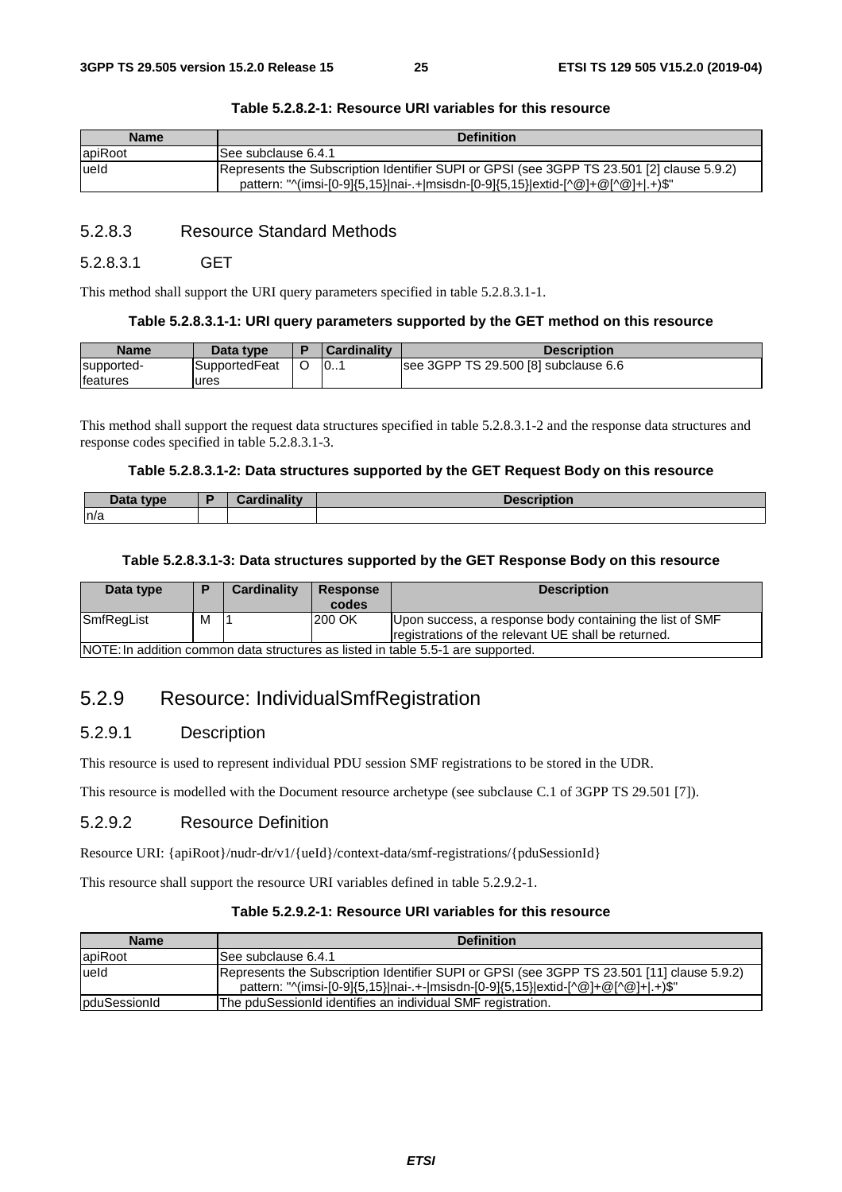**Table 5.2.8.2-1: Resource URI variables for this resource**

| Name | Definition |
| --- | --- |
| apiRoot | See subclause 6.4.1 |
| ueId | Represents the Subscription Identifier SUPI or GPSI (see 3GPP TS 23.501 [2] clause 5.9.2)<br>pattern: "^(imsi-[0-9]{5,15}\|nai-.+\|msisdn-[0-9]{5,15}\|extid-[^@]+@[^@]+\|.+)$" |

### 5.2.8.3 Resource Standard Methods

#### 5.2.8.3.1 GET

This method shall support the URI query parameters specified in table 5.2.8.3.1-1.

**Table 5.2.8.3.1-1: URI query parameters supported by the GET method on this resource**

| Name | Data type | P | Cardinality | Description |
| --- | --- | --- | --- | --- |
| supported-features | SupportedFeatures | O | 0..1 | see 3GPP TS 29.500 [8] subclause 6.6 |

This method shall support the request data structures specified in table 5.2.8.3.1-2 and the response data structures and response codes specified in table 5.2.8.3.1-3.

**Table 5.2.8.3.1-2: Data structures supported by the GET Request Body on this resource**

| Data type | P | Cardinality | Description |
| --- | --- | --- | --- |
| n/a | | | |

**Table 5.2.8.3.1-3: Data structures supported by the GET Response Body on this resource**

| Data type | P | Cardinality | Response codes | Description |
| --- | --- | --- | --- | --- |
| SmfRegList | M | 1 | 200 OK | Upon success, a response body containing the list of SMF registrations of the relevant UE shall be returned. |
| NOTE: In addition common data structures as listed in table 5.5-1 are supported. | | | | |

## 5.2.9 Resource: IndividualSmfRegistration

### 5.2.9.1 Description

This resource is used to represent individual PDU session SMF registrations to be stored in the UDR.

This resource is modelled with the Document resource archetype (see subclause C.1 of 3GPP TS 29.501 [7]).

### 5.2.9.2 Resource Definition

Resource URI: {apiRoot}/nudr-dr/v1/{ueId}/context-data/smf-registrations/{pduSessionId}

This resource shall support the resource URI variables defined in table 5.2.9.2-1.

**Table 5.2.9.2-1: Resource URI variables for this resource**

| Name | Definition |
| --- | --- |
| apiRoot | See subclause 6.4.1 |
| ueId | Represents the Subscription Identifier SUPI or GPSI (see 3GPP TS 23.501 [11] clause 5.9.2)<br>pattern: "^(imsi-[0-9]{5,15}\|nai-.+-\|msisdn-[0-9]{5,15}\|extid-[^@]+@[^@]+\|.+)$" |
| pduSessionId | The pduSessionId identifies an individual SMF registration. |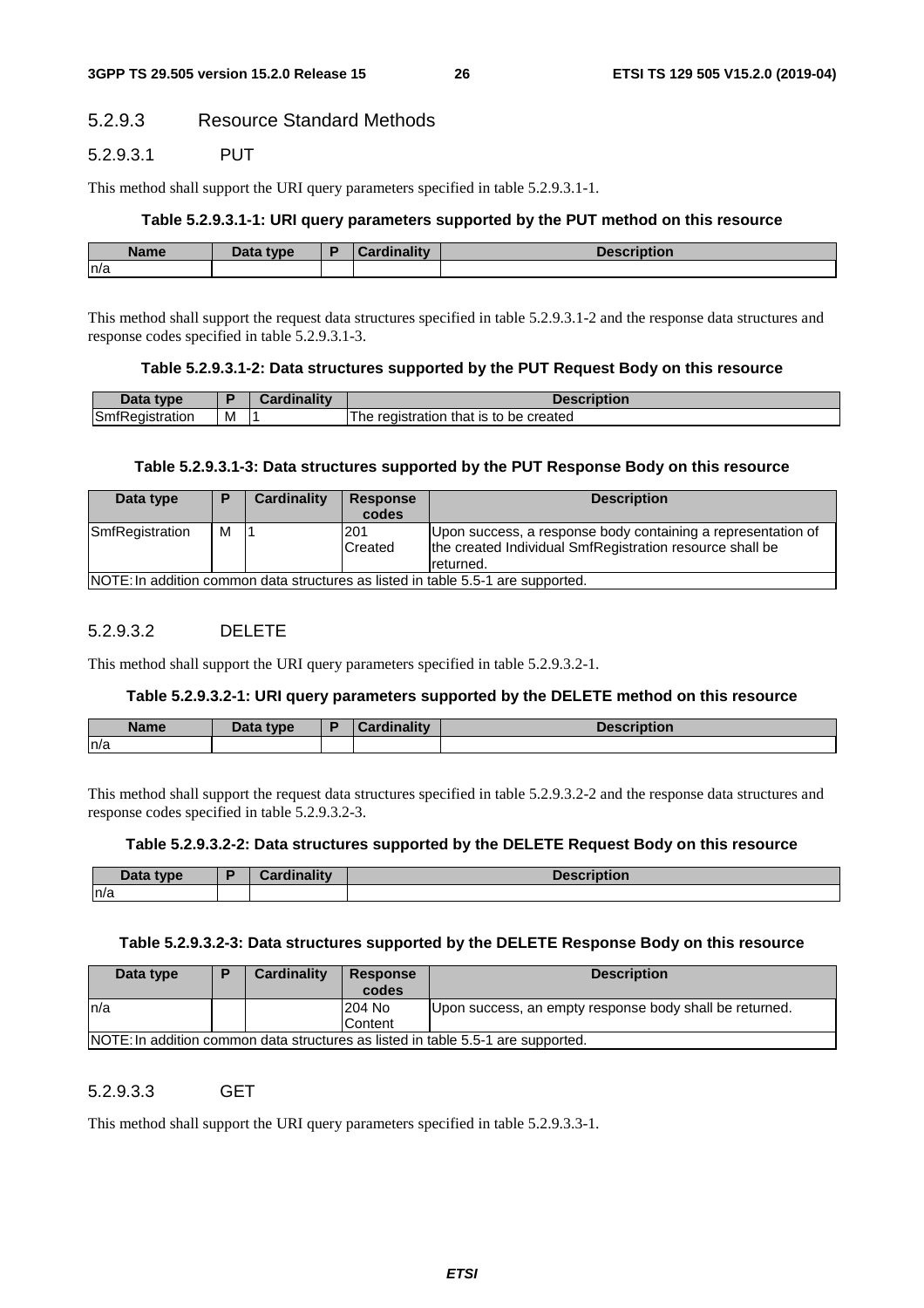#### 5.2.9.3 Resource Standard Methods

##### 5.2.9.3.1 PUT

This method shall support the URI query parameters specified in table 5.2.9.3.1-1.

**Table 5.2.9.3.1-1: URI query parameters supported by the PUT method on this resource**

| Name | Data type | P | Cardinality | Description |
|---|---|---|---|---|
| n/a | | | | |

This method shall support the request data structures specified in table 5.2.9.3.1-2 and the response data structures and response codes specified in table 5.2.9.3.1-3.

**Table 5.2.9.3.1-2: Data structures supported by the PUT Request Body on this resource**

| Data type | P | Cardinality | Description |
|---|---|---|---|
| SmfRegistration | M | 1 | The registration that is to be created |

**Table 5.2.9.3.1-3: Data structures supported by the PUT Response Body on this resource**

| Data type | P | Cardinality | Response codes | Description |
|---|---|---|---|---|
| SmfRegistration | M | 1 | 201 Created | Upon success, a response body containing a representation of the created Individual SmfRegistration resource shall be returned. |
| NOTE: In addition common data structures as listed in table 5.5-1 are supported. | | | | |

##### 5.2.9.3.2 DELETE

This method shall support the URI query parameters specified in table 5.2.9.3.2-1.

**Table 5.2.9.3.2-1: URI query parameters supported by the DELETE method on this resource**

| Name | Data type | P | Cardinality | Description |
|---|---|---|---|---|
| n/a | | | | |

This method shall support the request data structures specified in table 5.2.9.3.2-2 and the response data structures and response codes specified in table 5.2.9.3.2-3.

**Table 5.2.9.3.2-2: Data structures supported by the DELETE Request Body on this resource**

| Data type | P | Cardinality | Description |
|---|---|---|---|
| n/a | | | |

**Table 5.2.9.3.2-3: Data structures supported by the DELETE Response Body on this resource**

| Data type | P | Cardinality | Response codes | Description |
|---|---|---|---|---|
| n/a | | | 204 No Content | Upon success, an empty response body shall be returned. |
| NOTE: In addition common data structures as listed in table 5.5-1 are supported. | | | | |

##### 5.2.9.3.3 GET

This method shall support the URI query parameters specified in table 5.2.9.3.3-1.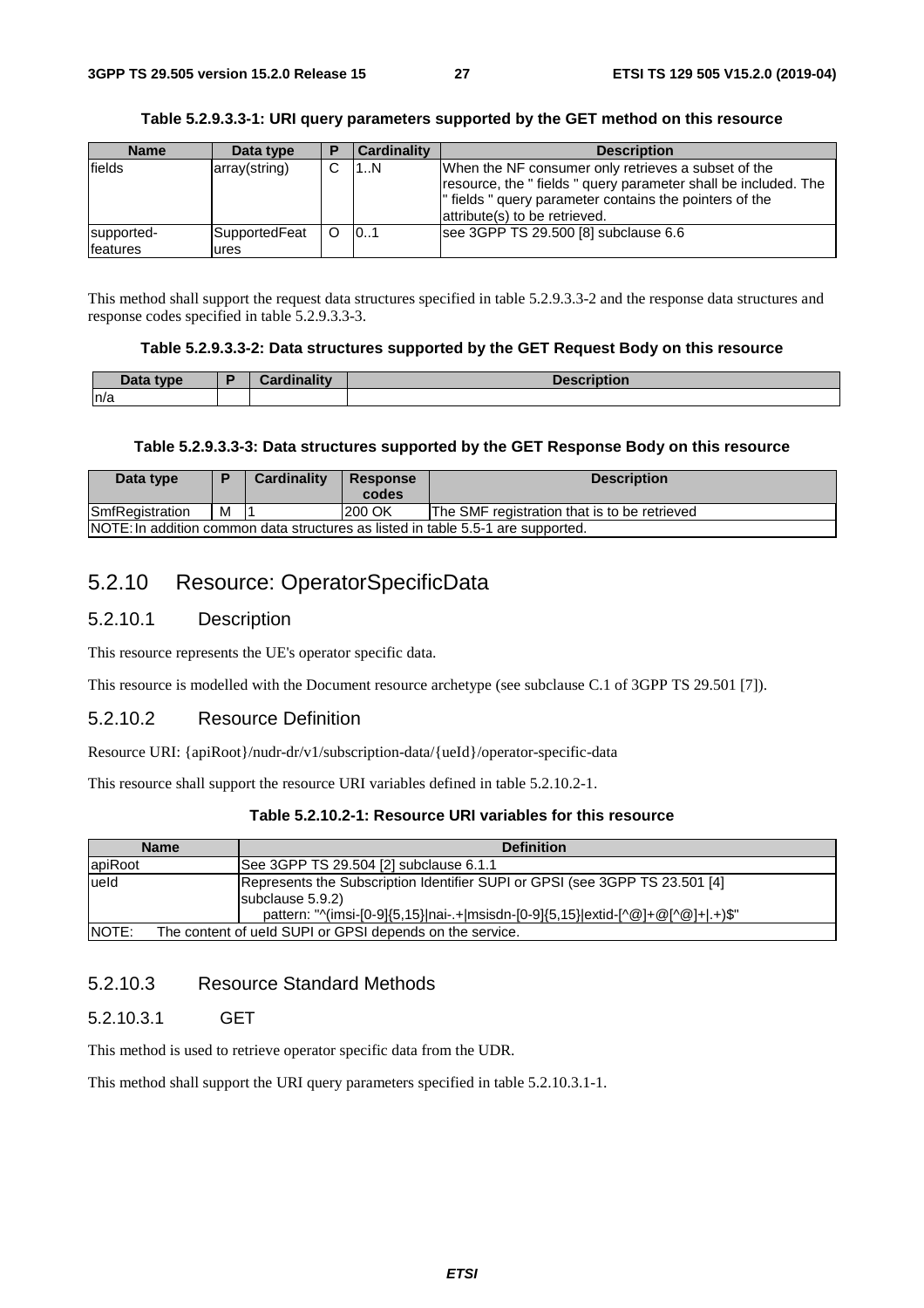**Table 5.2.9.3.3-1: URI query parameters supported by the GET method on this resource**

| Name | Data type | P | Cardinality | Description |
| --- | --- | --- | --- | --- |
| fields | array(string) | C | 1..N | When the NF consumer only retrieves a subset of the resource, the " fields " query parameter shall be included. The " fields " query parameter contains the pointers of the attribute(s) to be retrieved. |
| supported-features | SupportedFeatures | O | 0..1 | see 3GPP TS 29.500 [8] subclause 6.6 |

This method shall support the request data structures specified in table 5.2.9.3.3-2 and the response data structures and response codes specified in table 5.2.9.3.3-3.

**Table 5.2.9.3.3-2: Data structures supported by the GET Request Body on this resource**

| Data type | P | Cardinality | Description |
| --- | --- | --- | --- |
| n/a | | | |

**Table 5.2.9.3.3-3: Data structures supported by the GET Response Body on this resource**

| Data type | P | Cardinality | Response codes | Description |
| --- | --- | --- | --- | --- |
| SmfRegistration | M | 1 | 200 OK | The SMF registration that is to be retrieved |
| NOTE: In addition common data structures as listed in table 5.5-1 are supported. | | | | |

## 5.2.10 Resource: OperatorSpecificData

### 5.2.10.1 Description

This resource represents the UE's operator specific data.

This resource is modelled with the Document resource archetype (see subclause C.1 of 3GPP TS 29.501 [7]).

### 5.2.10.2 Resource Definition

Resource URI: {apiRoot}/nudr-dr/v1/subscription-data/{ueId}/operator-specific-data

This resource shall support the resource URI variables defined in table 5.2.10.2-1.

**Table 5.2.10.2-1: Resource URI variables for this resource**

| Name | Definition |
| --- | --- |
| apiRoot | See 3GPP TS 29.504 [2] subclause 6.1.1 |
| ueId | Represents the Subscription Identifier SUPI or GPSI (see 3GPP TS 23.501 [4] subclause 5.9.2)<br>pattern: "^(imsi-[0-9]{5,15}\|nai-.+\|msisdn-[0-9]{5,15}\|extid-[^@]+@[^@]+\|.+)$" |
| NOTE: The content of ueId SUPI or GPSI depends on the service. | |

### 5.2.10.3 Resource Standard Methods

#### 5.2.10.3.1 GET

This method is used to retrieve operator specific data from the UDR.

This method shall support the URI query parameters specified in table 5.2.10.3.1-1.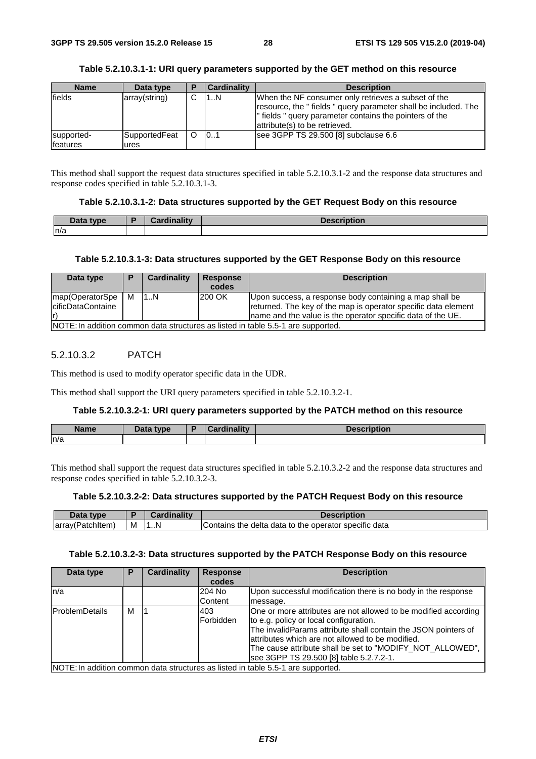**Table 5.2.10.3.1-1: URI query parameters supported by the GET method on this resource**

| Name | Data type | P | Cardinality | Description |
|---|---|---|---|---|
| fields | array(string) | C | 1..N | When the NF consumer only retrieves a subset of the resource, the " fields " query parameter shall be included. The " fields " query parameter contains the pointers of the attribute(s) to be retrieved. |
| supported-features | SupportedFeatures | O | 0..1 | see 3GPP TS 29.500 [8] subclause 6.6 |

This method shall support the request data structures specified in table 5.2.10.3.1-2 and the response data structures and response codes specified in table 5.2.10.3.1-3.

**Table 5.2.10.3.1-2: Data structures supported by the GET Request Body on this resource**

| Data type | P | Cardinality | Description |
|---|---|---|---|
| n/a | | | |

**Table 5.2.10.3.1-3: Data structures supported by the GET Response Body on this resource**

| Data type | P | Cardinality | Response codes | Description |
|---|---|---|---|---|
| map(OperatorSpecificDataContainer) | M | 1..N | 200 OK | Upon success, a response body containing a map shall be returned. The key of the map is operator specific data element name and the value is the operator specific data of the UE. |
| NOTE: In addition common data structures as listed in table 5.5-1 are supported. | | | | |

### 5.2.10.3.2 PATCH

This method is used to modify operator specific data in the UDR.

This method shall support the URI query parameters specified in table 5.2.10.3.2-1.

**Table 5.2.10.3.2-1: URI query parameters supported by the PATCH method on this resource**

| Name | Data type | P | Cardinality | Description |
|---|---|---|---|---|
| n/a | | | | |

This method shall support the request data structures specified in table 5.2.10.3.2-2 and the response data structures and response codes specified in table 5.2.10.3.2-3.

**Table 5.2.10.3.2-2: Data structures supported by the PATCH Request Body on this resource**

| Data type | P | Cardinality | Description |
|---|---|---|---|
| array(PatchItem) | M | 1..N | Contains the delta data to the operator specific data |

**Table 5.2.10.3.2-3: Data structures supported by the PATCH Response Body on this resource**

| Data type | P | Cardinality | Response codes | Description |
|---|---|---|---|---|
| n/a | | | 204 No Content | Upon successful modification there is no body in the response message. |
| ProblemDetails | M | 1 | 403 Forbidden | One or more attributes are not allowed to be modified according to e.g. policy or local configuration.<br>The invalidParams attribute shall contain the JSON pointers of attributes which are not allowed to be modified.<br>The cause attribute shall be set to "MODIFY_NOT_ALLOWED", see 3GPP TS 29.500 [8] table 5.2.7.2-1. |
| NOTE: In addition common data structures as listed in table 5.5-1 are supported. | | | | |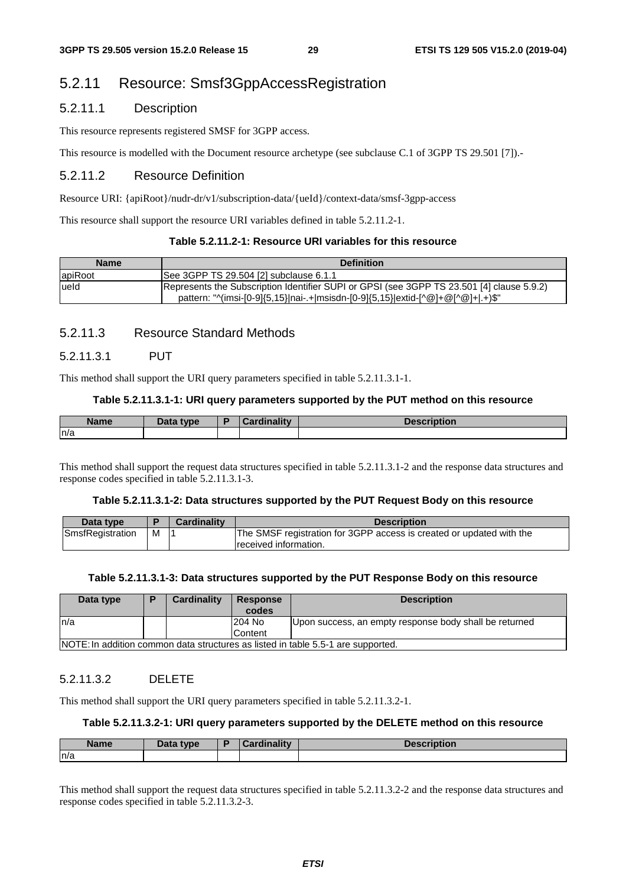## 5.2.11 Resource: Smsf3GppAccessRegistration

### 5.2.11.1 Description

This resource represents registered SMSF for 3GPP access.

This resource is modelled with the Document resource archetype (see subclause C.1 of 3GPP TS 29.501 [7]).-

### 5.2.11.2 Resource Definition

Resource URI: {apiRoot}/nudr-dr/v1/subscription-data/{ueId}/context-data/smsf-3gpp-access

This resource shall support the resource URI variables defined in table 5.2.11.2-1.

**Table 5.2.11.2-1: Resource URI variables for this resource**

| Name | Definition |
| --- | --- |
| apiRoot | See 3GPP TS 29.504 [2] subclause 6.1.1 |
| ueId | Represents the Subscription Identifier SUPI or GPSI (see 3GPP TS 23.501 [4] clause 5.9.2)<br>pattern: "^(imsi-[0-9]{5,15}\|nai-.+\|msisdn-[0-9]{5,15}\|extid-[^@]+@[^@]+\|.+)$" |

### 5.2.11.3 Resource Standard Methods

#### 5.2.11.3.1 PUT

This method shall support the URI query parameters specified in table 5.2.11.3.1-1.

**Table 5.2.11.3.1-1: URI query parameters supported by the PUT method on this resource**

| Name | Data type | P | Cardinality | Description |
| --- | --- | --- | --- | --- |
| n/a | | | | |

This method shall support the request data structures specified in table 5.2.11.3.1-2 and the response data structures and response codes specified in table 5.2.11.3.1-3.

**Table 5.2.11.3.1-2: Data structures supported by the PUT Request Body on this resource**

| Data type | P | Cardinality | Description |
| --- | --- | --- | --- |
| SmsfRegistration | M | 1 | The SMSF registration for 3GPP access is created or updated with the received information. |

**Table 5.2.11.3.1-3: Data structures supported by the PUT Response Body on this resource**

| Data type | P | Cardinality | Response codes | Description |
| --- | --- | --- | --- | --- |
| n/a | | | 204 No Content | Upon success, an empty response body shall be returned |
| NOTE: In addition common data structures as listed in table 5.5-1 are supported. | | | | |

#### 5.2.11.3.2 DELETE

This method shall support the URI query parameters specified in table 5.2.11.3.2-1.

**Table 5.2.11.3.2-1: URI query parameters supported by the DELETE method on this resource**

| Name | Data type | P | Cardinality | Description |
| --- | --- | --- | --- | --- |
| n/a | | | | |

This method shall support the request data structures specified in table 5.2.11.3.2-2 and the response data structures and response codes specified in table 5.2.11.3.2-3.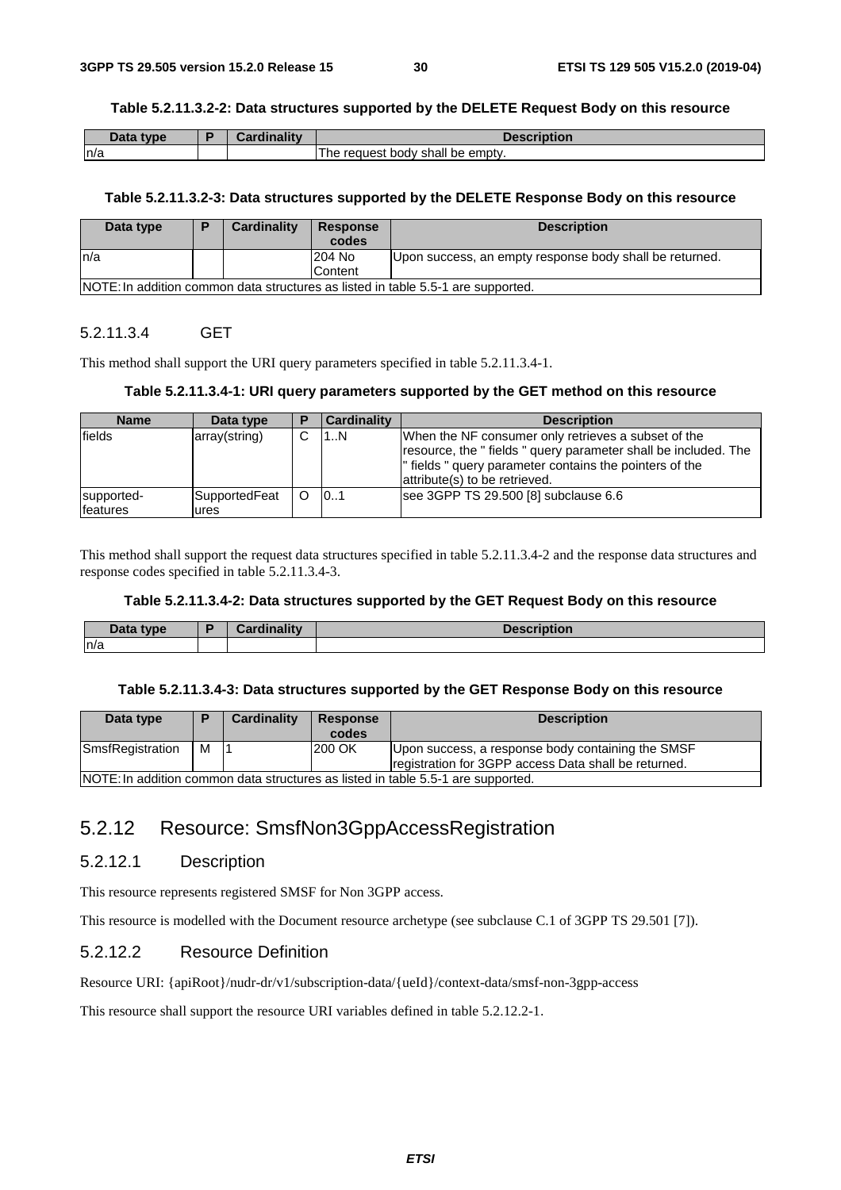**Table 5.2.11.3.2-2: Data structures supported by the DELETE Request Body on this resource**

| Data type | P | Cardinality | Description |
| --- | --- | --- | --- |
| n/a | | | The request body shall be empty. |

**Table 5.2.11.3.2-3: Data structures supported by the DELETE Response Body on this resource**

| Data type | P | Cardinality | Response codes | Description |
| --- | --- | --- | --- | --- |
| n/a | | | 204 No Content | Upon success, an empty response body shall be returned. |
| NOTE: In addition common data structures as listed in table 5.5-1 are supported. | | | | |

#### 5.2.11.3.4 GET

This method shall support the URI query parameters specified in table 5.2.11.3.4-1.

**Table 5.2.11.3.4-1: URI query parameters supported by the GET method on this resource**

| Name | Data type | P | Cardinality | Description |
| --- | --- | --- | --- | --- |
| fields | array(string) | C | 1..N | When the NF consumer only retrieves a subset of the resource, the " fields " query parameter shall be included. The " fields " query parameter contains the pointers of the attribute(s) to be retrieved. |
| supported-features | SupportedFeatures | O | 0..1 | see 3GPP TS 29.500 [8] subclause 6.6 |

This method shall support the request data structures specified in table 5.2.11.3.4-2 and the response data structures and response codes specified in table 5.2.11.3.4-3.

**Table 5.2.11.3.4-2: Data structures supported by the GET Request Body on this resource**

| Data type | P | Cardinality | Description |
| --- | --- | --- | --- |
| n/a | | | |

**Table 5.2.11.3.4-3: Data structures supported by the GET Response Body on this resource**

| Data type | P | Cardinality | Response codes | Description |
| --- | --- | --- | --- | --- |
| SmsfRegistration | M | 1 | 200 OK | Upon success, a response body containing the SMSF registration for 3GPP access Data shall be returned. |
| NOTE: In addition common data structures as listed in table 5.5-1 are supported. | | | | |

## 5.2.12 Resource: SmsfNon3GppAccessRegistration

### 5.2.12.1 Description

This resource represents registered SMSF for Non 3GPP access.

This resource is modelled with the Document resource archetype (see subclause C.1 of 3GPP TS 29.501 [7]).

### 5.2.12.2 Resource Definition

Resource URI: {apiRoot}/nudr-dr/v1/subscription-data/{ueId}/context-data/smsf-non-3gpp-access

This resource shall support the resource URI variables defined in table 5.2.12.2-1.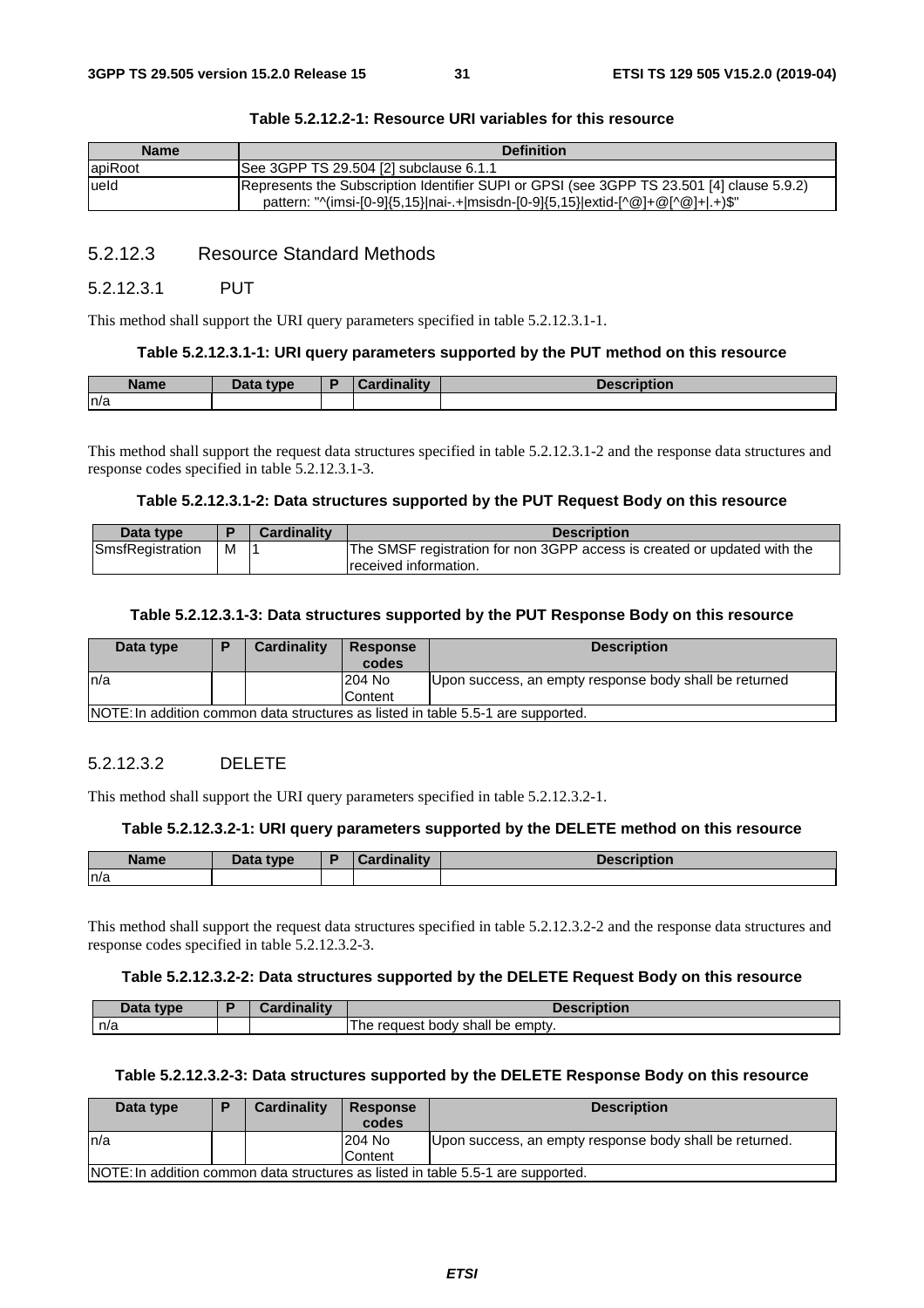**Table 5.2.12.2-1: Resource URI variables for this resource**

| Name | Definition |
|---|---|
| apiRoot | See 3GPP TS 29.504 [2] subclause 6.1.1 |
| ueId | Represents the Subscription Identifier SUPI or GPSI (see 3GPP TS 23.501 [4] clause 5.9.2)<br>pattern: "^(imsi-[0-9]{5,15}\|nai-.+\|msisdn-[0-9]{5,15}\|extid-[^@]+@[^@]+\|.+)$" |

### 5.2.12.3 Resource Standard Methods

#### 5.2.12.3.1 PUT

This method shall support the URI query parameters specified in table 5.2.12.3.1-1.

**Table 5.2.12.3.1-1: URI query parameters supported by the PUT method on this resource**

| Name | Data type | P | Cardinality | Description |
|---|---|---|---|---|
| n/a | | | | |

This method shall support the request data structures specified in table 5.2.12.3.1-2 and the response data structures and response codes specified in table 5.2.12.3.1-3.

**Table 5.2.12.3.1-2: Data structures supported by the PUT Request Body on this resource**

| Data type | P | Cardinality | Description |
|---|---|---|---|
| SmsfRegistration | M | 1 | The SMSF registration for non 3GPP access is created or updated with the received information. |

**Table 5.2.12.3.1-3: Data structures supported by the PUT Response Body on this resource**

| Data type | P | Cardinality | Response codes | Description |
|---|---|---|---|---|
| n/a | | | 204 No Content | Upon success, an empty response body shall be returned |
| NOTE: In addition common data structures as listed in table 5.5-1 are supported. | | | | |

#### 5.2.12.3.2 DELETE

This method shall support the URI query parameters specified in table 5.2.12.3.2-1.

**Table 5.2.12.3.2-1: URI query parameters supported by the DELETE method on this resource**

| Name | Data type | P | Cardinality | Description |
|---|---|---|---|---|
| n/a | | | | |

This method shall support the request data structures specified in table 5.2.12.3.2-2 and the response data structures and response codes specified in table 5.2.12.3.2-3.

**Table 5.2.12.3.2-2: Data structures supported by the DELETE Request Body on this resource**

| Data type | P | Cardinality | Description |
|---|---|---|---|
| n/a | | | The request body shall be empty. |

**Table 5.2.12.3.2-3: Data structures supported by the DELETE Response Body on this resource**

| Data type | P | Cardinality | Response codes | Description |
|---|---|---|---|---|
| n/a | | | 204 No Content | Upon success, an empty response body shall be returned. |
| NOTE: In addition common data structures as listed in table 5.5-1 are supported. | | | | |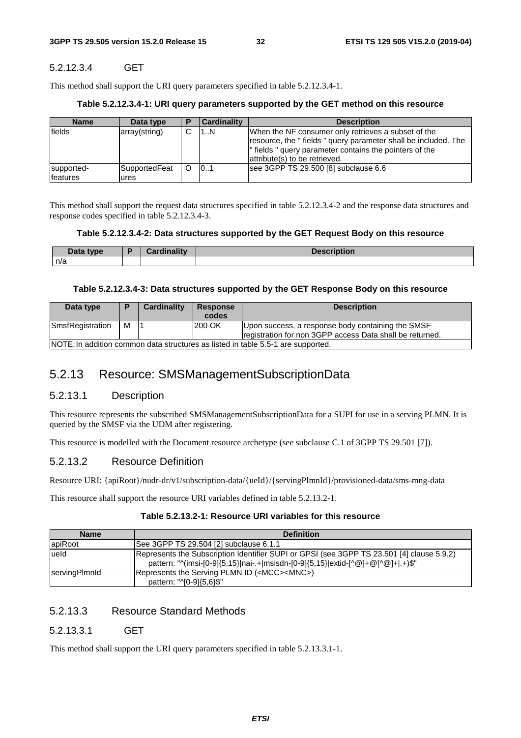#### 5.2.12.3.4 GET

This method shall support the URI query parameters specified in table 5.2.12.3.4-1.

**Table 5.2.12.3.4-1: URI query parameters supported by the GET method on this resource**

| Name | Data type | P | Cardinality | Description |
|---|---|---|---|---|
| fields | array(string) | C | 1..N | When the NF consumer only retrieves a subset of the resource, the " fields " query parameter shall be included. The " fields " query parameter contains the pointers of the attribute(s) to be retrieved. |
| supported-features | SupportedFeatures | O | 0..1 | see 3GPP TS 29.500 [8] subclause 6.6 |

This method shall support the request data structures specified in table 5.2.12.3.4-2 and the response data structures and response codes specified in table 5.2.12.3.4-3.

**Table 5.2.12.3.4-2: Data structures supported by the GET Request Body on this resource**

| Data type | P | Cardinality | Description |
|---|---|---|---|
| n/a | | | |

**Table 5.2.12.3.4-3: Data structures supported by the GET Response Body on this resource**

| Data type | P | Cardinality | Response codes | Description |
|---|---|---|---|---|
| SmsfRegistration | M | 1 | 200 OK | Upon success, a response body containing the SMSF registration for non 3GPP access Data shall be returned. |
| NOTE: In addition common data structures as listed in table 5.5-1 are supported. | | | | |

## 5.2.13 Resource: SMSManagementSubscriptionData

### 5.2.13.1 Description

This resource represents the subscribed SMSManagementSubscriptionData for a SUPI for use in a serving PLMN. It is queried by the SMSF via the UDM after registering.

This resource is modelled with the Document resource archetype (see subclause C.1 of 3GPP TS 29.501 [7]).

### 5.2.13.2 Resource Definition

Resource URI: {apiRoot}/nudr-dr/v1/subscription-data/{ueId}/{servingPlmnId}/provisioned-data/sms-mng-data

This resource shall support the resource URI variables defined in table 5.2.13.2-1.

**Table 5.2.13.2-1: Resource URI variables for this resource**

| Name | Definition |
|---|---|
| apiRoot | See 3GPP TS 29.504 [2] subclause 6.1.1 |
| ueId | Represents the Subscription Identifier SUPI or GPSI (see 3GPP TS 23.501 [4] clause 5.9.2) pattern: "^(imsi-[0-9]{5,15}\|nai-.+\|msisdn-[0-9]{5,15}\|extid-[^@]+@[^@]+\|.+)$" |
| servingPlmnId | Represents the Serving PLMN ID (<MCC><MNC>) pattern: "^[0-9]{5,6}$" |

### 5.2.13.3 Resource Standard Methods

#### 5.2.13.3.1 GET

This method shall support the URI query parameters specified in table 5.2.13.3.1-1.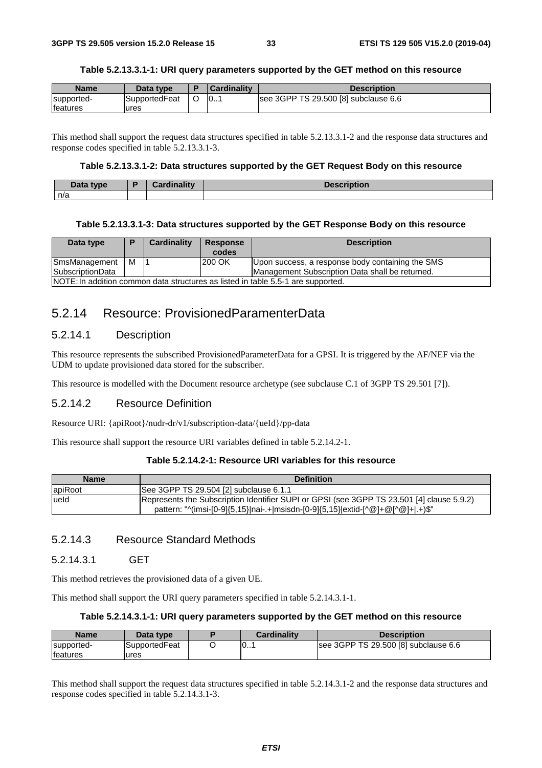**Table 5.2.13.3.1-1: URI query parameters supported by the GET method on this resource**

| Name | Data type | P | Cardinality | Description |
|---|---|---|---|---|
| supported-features | SupportedFeatures | O | 0..1 | see 3GPP TS 29.500 [8] subclause 6.6 |

This method shall support the request data structures specified in table 5.2.13.3.1-2 and the response data structures and response codes specified in table 5.2.13.3.1-3.

**Table 5.2.13.3.1-2: Data structures supported by the GET Request Body on this resource**

| Data type | P | Cardinality | Description |
|---|---|---|---|
| n/a | | | |

**Table 5.2.13.3.1-3: Data structures supported by the GET Response Body on this resource**

| Data type | P | Cardinality | Response codes | Description |
|---|---|---|---|---|
| SmsManagementSubscriptionData | M | 1 | 200 OK | Upon success, a response body containing the SMS Management Subscription Data shall be returned. |
| NOTE: In addition common data structures as listed in table 5.5-1 are supported. | | | | |

## 5.2.14 Resource: ProvisionedParamenterData

### 5.2.14.1 Description

This resource represents the subscribed ProvisionedParameterData for a GPSI. It is triggered by the AF/NEF via the UDM to update provisioned data stored for the subscriber.

This resource is modelled with the Document resource archetype (see subclause C.1 of 3GPP TS 29.501 [7]).

### 5.2.14.2 Resource Definition

Resource URI: {apiRoot}/nudr-dr/v1/subscription-data/{ueId}/pp-data

This resource shall support the resource URI variables defined in table 5.2.14.2-1.

**Table 5.2.14.2-1: Resource URI variables for this resource**

| Name | Definition |
|---|---|
| apiRoot | See 3GPP TS 29.504 [2] subclause 6.1.1 |
| ueId | Represents the Subscription Identifier SUPI or GPSI (see 3GPP TS 23.501 [4] clause 5.9.2) pattern: "^(imsi-[0-9]{5,15}\|nai-.+\|msisdn-[0-9]{5,15}\|extid-[^@]+@[^@]+\|.+)$" |

### 5.2.14.3 Resource Standard Methods

#### 5.2.14.3.1 GET

This method retrieves the provisioned data of a given UE.

This method shall support the URI query parameters specified in table 5.2.14.3.1-1.

**Table 5.2.14.3.1-1: URI query parameters supported by the GET method on this resource**

| Name | Data type | P | Cardinality | Description |
|---|---|---|---|---|
| supported-features | SupportedFeatures | O | 0..1 | see 3GPP TS 29.500 [8] subclause 6.6 |

This method shall support the request data structures specified in table 5.2.14.3.1-2 and the response data structures and response codes specified in table 5.2.14.3.1-3.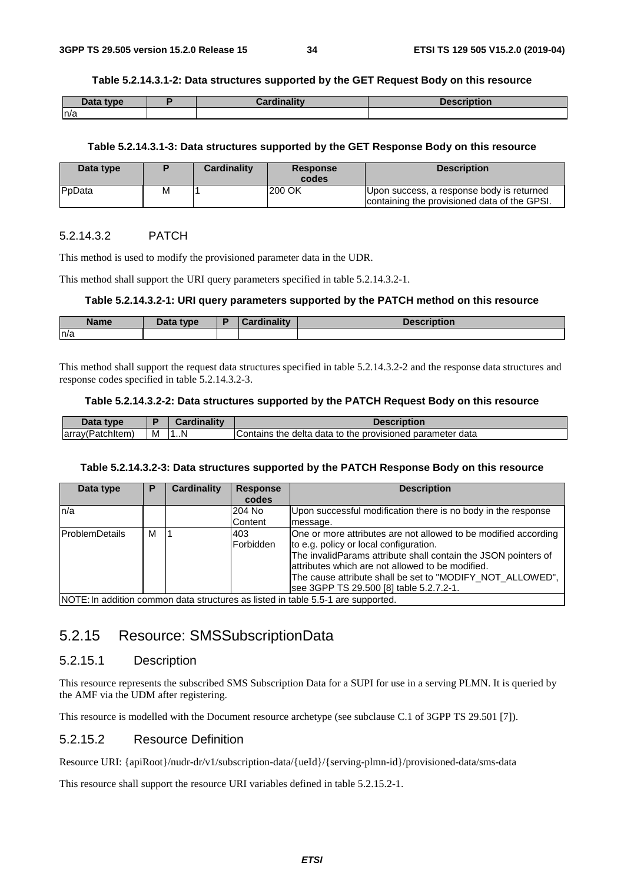**Table 5.2.14.3.1-2: Data structures supported by the GET Request Body on this resource**

| Data type | P | Cardinality | Description |
|---|---|---|---|
| n/a | | | |

**Table 5.2.14.3.1-3: Data structures supported by the GET Response Body on this resource**

| Data type | P | Cardinality | Response codes | Description |
|---|---|---|---|---|
| PpData | M | 1 | 200 OK | Upon success, a response body is returned containing the provisioned data of the GPSI. |

#### 5.2.14.3.2 PATCH

This method is used to modify the provisioned parameter data in the UDR.

This method shall support the URI query parameters specified in table 5.2.14.3.2-1.

**Table 5.2.14.3.2-1: URI query parameters supported by the PATCH method on this resource**

| Name | Data type | P | Cardinality | Description |
|---|---|---|---|---|
| n/a | | | | |

This method shall support the request data structures specified in table 5.2.14.3.2-2 and the response data structures and response codes specified in table 5.2.14.3.2-3.

**Table 5.2.14.3.2-2: Data structures supported by the PATCH Request Body on this resource**

| Data type | P | Cardinality | Description |
|---|---|---|---|
| array(PatchItem) | M | 1..N | Contains the delta data to the provisioned parameter data |

**Table 5.2.14.3.2-3: Data structures supported by the PATCH Response Body on this resource**

| Data type | P | Cardinality | Response codes | Description |
|---|---|---|---|---|
| n/a | | | 204 No Content | Upon successful modification there is no body in the response message. |
| ProblemDetails | M | 1 | 403 Forbidden | One or more attributes are not allowed to be modified according to e.g. policy or local configuration.<br>The invalidParams attribute shall contain the JSON pointers of attributes which are not allowed to be modified.<br>The cause attribute shall be set to "MODIFY_NOT_ALLOWED", see 3GPP TS 29.500 [8] table 5.2.7.2-1. |
| NOTE: In addition common data structures as listed in table 5.5-1 are supported. | | | | |

## 5.2.15 Resource: SMSSubscriptionData

### 5.2.15.1 Description

This resource represents the subscribed SMS Subscription Data for a SUPI for use in a serving PLMN. It is queried by the AMF via the UDM after registering.

This resource is modelled with the Document resource archetype (see subclause C.1 of 3GPP TS 29.501 [7]).

### 5.2.15.2 Resource Definition

Resource URI: {apiRoot}/nudr-dr/v1/subscription-data/{ueId}/{serving-plmn-id}/provisioned-data/sms-data

This resource shall support the resource URI variables defined in table 5.2.15.2-1.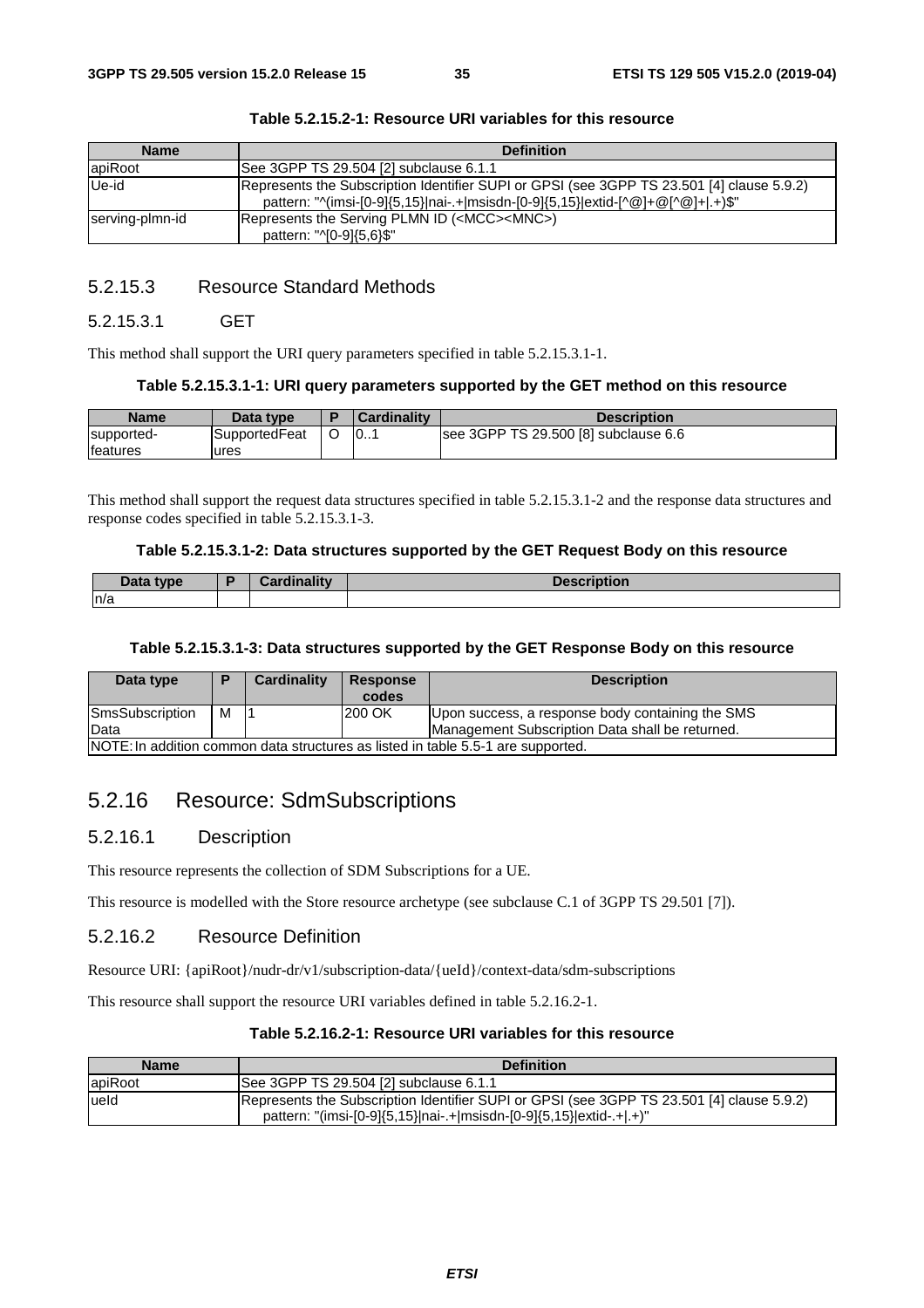**Table 5.2.15.2-1: Resource URI variables for this resource**

| Name | Definition |
| --- | --- |
| apiRoot | See 3GPP TS 29.504 [2] subclause 6.1.1 |
| Ue-id | Represents the Subscription Identifier SUPI or GPSI (see 3GPP TS 23.501 [4] clause 5.9.2)<br>pattern: "^(imsi-[0-9]{5,15}\|nai-.+\|msisdn-[0-9]{5,15}\|extid-[^@]+@[^@]+\|.+)$" |
| serving-plmn-id | Represents the Serving PLMN ID (<MCC><MNC>)<br>pattern: "^[0-9]{5,6}$" |

### 5.2.15.3 Resource Standard Methods

#### 5.2.15.3.1 GET

This method shall support the URI query parameters specified in table 5.2.15.3.1-1.

**Table 5.2.15.3.1-1: URI query parameters supported by the GET method on this resource**

| Name | Data type | P | Cardinality | Description |
| --- | --- | --- | --- | --- |
| supported-features | SupportedFeatures | O | 0..1 | see 3GPP TS 29.500 [8] subclause 6.6 |

This method shall support the request data structures specified in table 5.2.15.3.1-2 and the response data structures and response codes specified in table 5.2.15.3.1-3.

**Table 5.2.15.3.1-2: Data structures supported by the GET Request Body on this resource**

| Data type | P | Cardinality | Description |
| --- | --- | --- | --- |
| n/a | | | |

**Table 5.2.15.3.1-3: Data structures supported by the GET Response Body on this resource**

| Data type | P | Cardinality | Response codes | Description |
| --- | --- | --- | --- | --- |
| SmsSubscriptionData | M | 1 | 200 OK | Upon success, a response body containing the SMS Management Subscription Data shall be returned. |
| NOTE: In addition common data structures as listed in table 5.5-1 are supported. | | | | |

## 5.2.16 Resource: SdmSubscriptions

### 5.2.16.1 Description

This resource represents the collection of SDM Subscriptions for a UE.

This resource is modelled with the Store resource archetype (see subclause C.1 of 3GPP TS 29.501 [7]).

### 5.2.16.2 Resource Definition

Resource URI: {apiRoot}/nudr-dr/v1/subscription-data/{ueId}/context-data/sdm-subscriptions

This resource shall support the resource URI variables defined in table 5.2.16.2-1.

**Table 5.2.16.2-1: Resource URI variables for this resource**

| Name | Definition |
| --- | --- |
| apiRoot | See 3GPP TS 29.504 [2] subclause 6.1.1 |
| ueId | Represents the Subscription Identifier SUPI or GPSI (see 3GPP TS 23.501 [4] clause 5.9.2)<br>pattern: "(imsi-[0-9]{5,15}\|nai-.+\|msisdn-[0-9]{5,15}\|extid-.+\|.+)" |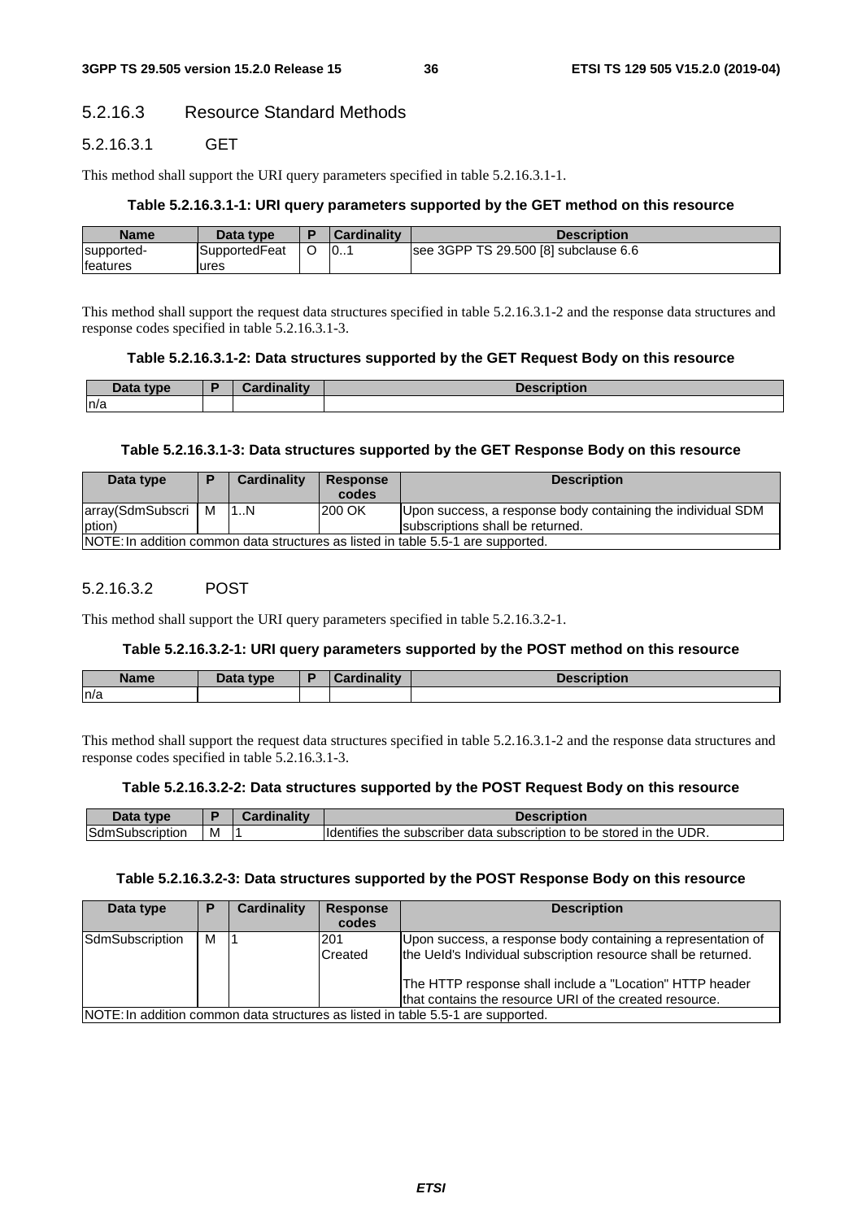#### 5.2.16.3 Resource Standard Methods

##### 5.2.16.3.1 GET

This method shall support the URI query parameters specified in table 5.2.16.3.1-1.

**Table 5.2.16.3.1-1: URI query parameters supported by the GET method on this resource**

| Name | Data type | P | Cardinality | Description |
|---|---|---|---|---|
| supported-features | SupportedFeatures | O | 0..1 | see 3GPP TS 29.500 [8] subclause 6.6 |

This method shall support the request data structures specified in table 5.2.16.3.1-2 and the response data structures and response codes specified in table 5.2.16.3.1-3.

**Table 5.2.16.3.1-2: Data structures supported by the GET Request Body on this resource**

| Data type | P | Cardinality | Description |
|---|---|---|---|
| n/a | | | |

**Table 5.2.16.3.1-3: Data structures supported by the GET Response Body on this resource**

| Data type | P | Cardinality | Response codes | Description |
|---|---|---|---|---|
| array(SdmSubscription) | M | 1..N | 200 OK | Upon success, a response body containing the individual SDM subscriptions shall be returned. |
| NOTE: In addition common data structures as listed in table 5.5-1 are supported. | | | | |

##### 5.2.16.3.2 POST

This method shall support the URI query parameters specified in table 5.2.16.3.2-1.

**Table 5.2.16.3.2-1: URI query parameters supported by the POST method on this resource**

| Name | Data type | P | Cardinality | Description |
|---|---|---|---|---|
| n/a | | | | |

This method shall support the request data structures specified in table 5.2.16.3.1-2 and the response data structures and response codes specified in table 5.2.16.3.1-3.

**Table 5.2.16.3.2-2: Data structures supported by the POST Request Body on this resource**

| Data type | P | Cardinality | Description |
|---|---|---|---|
| SdmSubscription | M | 1 | Identifies the subscriber data subscription to be stored in the UDR. |

**Table 5.2.16.3.2-3: Data structures supported by the POST Response Body on this resource**

| Data type | P | Cardinality | Response codes | Description |
|---|---|---|---|---|
| SdmSubscription | M | 1 | 201 Created | Upon success, a response body containing a representation of the UeId's Individual subscription resource shall be returned.<br><br>The HTTP response shall include a "Location" HTTP header that contains the resource URI of the created resource. |
| NOTE: In addition common data structures as listed in table 5.5-1 are supported. | | | | |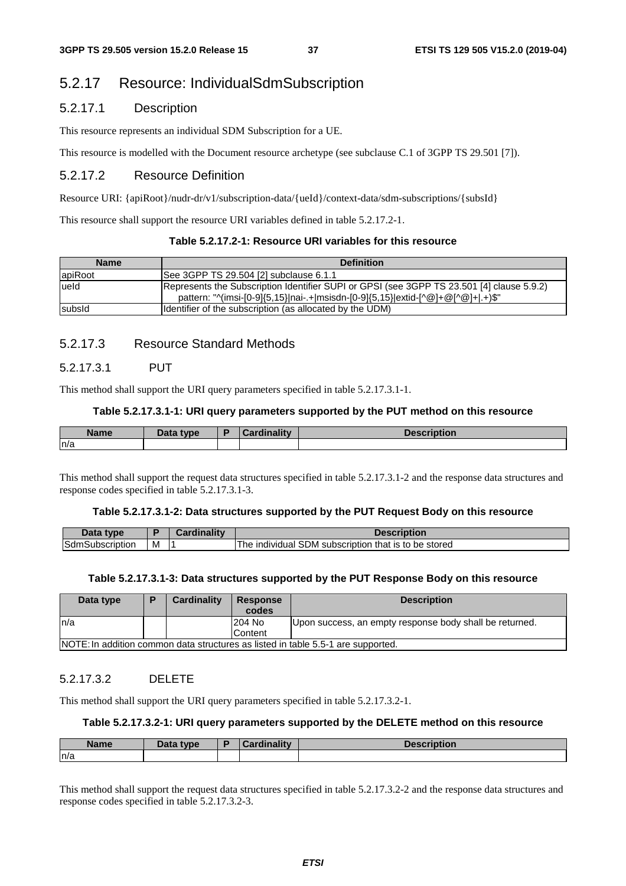## 5.2.17 Resource: IndividualSdmSubscription

### 5.2.17.1 Description

This resource represents an individual SDM Subscription for a UE.

This resource is modelled with the Document resource archetype (see subclause C.1 of 3GPP TS 29.501 [7]).

### 5.2.17.2 Resource Definition

Resource URI: {apiRoot}/nudr-dr/v1/subscription-data/{ueId}/context-data/sdm-subscriptions/{subsId}

This resource shall support the resource URI variables defined in table 5.2.17.2-1.

**Table 5.2.17.2-1: Resource URI variables for this resource**

| Name | Definition |
| --- | --- |
| apiRoot | See 3GPP TS 29.504 [2] subclause 6.1.1 |
| ueId | Represents the Subscription Identifier SUPI or GPSI (see 3GPP TS 23.501 [4] clause 5.9.2)<br>pattern: "^(imsi-[0-9]{5,15}\|nai-.+\|msisdn-[0-9]{5,15}\|extid-[^@]+@[^@]+\|.+)$" |
| subsId | Identifier of the subscription (as allocated by the UDM) |

### 5.2.17.3 Resource Standard Methods

#### 5.2.17.3.1 PUT

This method shall support the URI query parameters specified in table 5.2.17.3.1-1.

**Table 5.2.17.3.1-1: URI query parameters supported by the PUT method on this resource**

| Name | Data type | P | Cardinality | Description |
| --- | --- | --- | --- | --- |
| n/a | | | | |

This method shall support the request data structures specified in table 5.2.17.3.1-2 and the response data structures and response codes specified in table 5.2.17.3.1-3.

**Table 5.2.17.3.1-2: Data structures supported by the PUT Request Body on this resource**

| Data type | P | Cardinality | Description |
| --- | --- | --- | --- |
| SdmSubscription | M | 1 | The individual SDM subscription that is to be stored |

**Table 5.2.17.3.1-3: Data structures supported by the PUT Response Body on this resource**

| Data type | P | Cardinality | Response codes | Description |
| --- | --- | --- | --- | --- |
| n/a | | | 204 No Content | Upon success, an empty response body shall be returned. |
| NOTE: In addition common data structures as listed in table 5.5-1 are supported. | | | | |

#### 5.2.17.3.2 DELETE

This method shall support the URI query parameters specified in table 5.2.17.3.2-1.

**Table 5.2.17.3.2-1: URI query parameters supported by the DELETE method on this resource**

| Name | Data type | P | Cardinality | Description |
| --- | --- | --- | --- | --- |
| n/a | | | | |

This method shall support the request data structures specified in table 5.2.17.3.2-2 and the response data structures and response codes specified in table 5.2.17.3.2-3.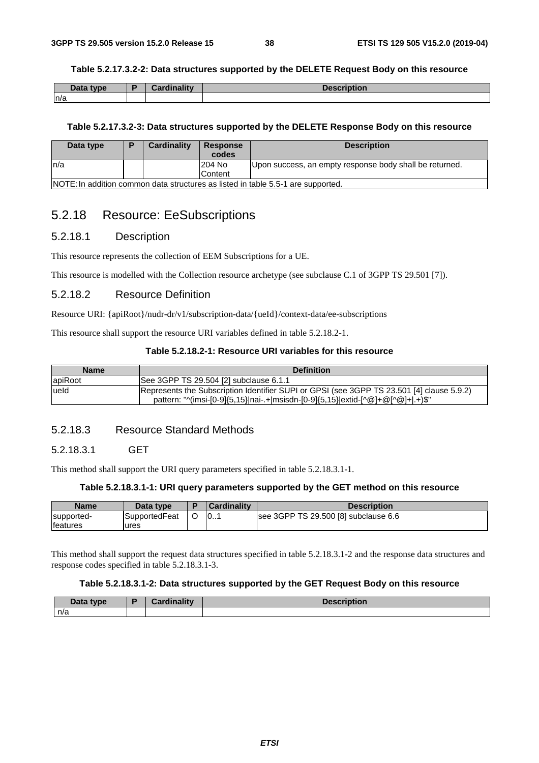**Table 5.2.17.3.2-2: Data structures supported by the DELETE Request Body on this resource**

| Data type | P | Cardinality | Description |
|---|---|---|---|
| n/a | | | |

**Table 5.2.17.3.2-3: Data structures supported by the DELETE Response Body on this resource**

| Data type | P | Cardinality | Response codes | Description |
|---|---|---|---|---|
| n/a | | | 204 No Content | Upon success, an empty response body shall be returned. |
| NOTE: In addition common data structures as listed in table 5.5-1 are supported. | | | | |

## 5.2.18 Resource: EeSubscriptions

### 5.2.18.1 Description

This resource represents the collection of EEM Subscriptions for a UE.

This resource is modelled with the Collection resource archetype (see subclause C.1 of 3GPP TS 29.501 [7]).

### 5.2.18.2 Resource Definition

Resource URI: {apiRoot}/nudr-dr/v1/subscription-data/{ueId}/context-data/ee-subscriptions

This resource shall support the resource URI variables defined in table 5.2.18.2-1.

**Table 5.2.18.2-1: Resource URI variables for this resource**

| Name | Definition |
|---|---|
| apiRoot | See 3GPP TS 29.504 [2] subclause 6.1.1 |
| ueId | Represents the Subscription Identifier SUPI or GPSI (see 3GPP TS 23.501 [4] clause 5.9.2) pattern: "^(imsi-[0-9]{5,15}\|nai-.+\|msisdn-[0-9]{5,15}\|extid-[^@]+@[^@]+\|.+)$" |

### 5.2.18.3 Resource Standard Methods

#### 5.2.18.3.1 GET

This method shall support the URI query parameters specified in table 5.2.18.3.1-1.

**Table 5.2.18.3.1-1: URI query parameters supported by the GET method on this resource**

| Name | Data type | P | Cardinality | Description |
|---|---|---|---|---|
| supported-features | SupportedFeatures | O | 0..1 | see 3GPP TS 29.500 [8] subclause 6.6 |

This method shall support the request data structures specified in table 5.2.18.3.1-2 and the response data structures and response codes specified in table 5.2.18.3.1-3.

**Table 5.2.18.3.1-2: Data structures supported by the GET Request Body on this resource**

| Data type | P | Cardinality | Description |
|---|---|---|---|
| n/a | | | |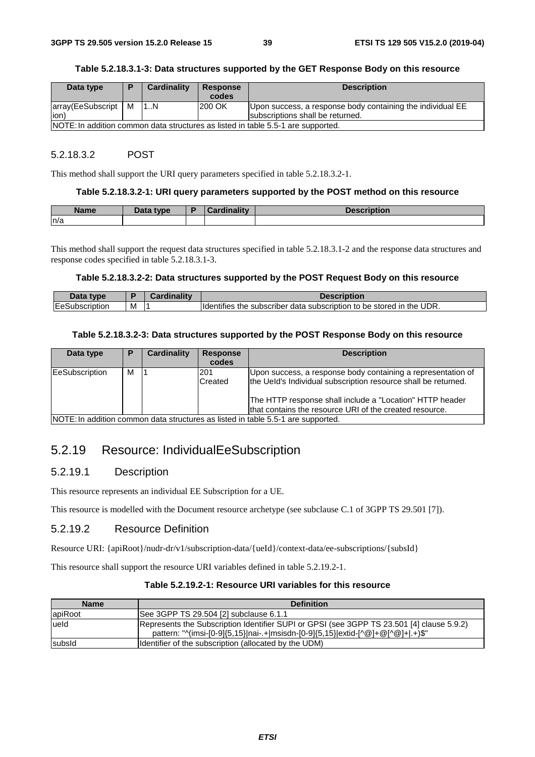**Table 5.2.18.3.1-3: Data structures supported by the GET Response Body on this resource**

| Data type | P | Cardinality | Response codes | Description |
|---|---|---|---|---|
| array(EeSubscription) | M | 1..N | 200 OK | Upon success, a response body containing the individual EE subscriptions shall be returned. |
| NOTE: In addition common data structures as listed in table 5.5-1 are supported. | | | | |

#### 5.2.18.3.2 POST

This method shall support the URI query parameters specified in table 5.2.18.3.2-1.

**Table 5.2.18.3.2-1: URI query parameters supported by the POST method on this resource**

| Name | Data type | P | Cardinality | Description |
|---|---|---|---|---|
| n/a | | | | |

This method shall support the request data structures specified in table 5.2.18.3.1-2 and the response data structures and response codes specified in table 5.2.18.3.1-3.

**Table 5.2.18.3.2-2: Data structures supported by the POST Request Body on this resource**

| Data type | P | Cardinality | Description |
|---|---|---|---|
| EeSubscription | M | 1 | Identifies the subscriber data subscription to be stored in the UDR. |

**Table 5.2.18.3.2-3: Data structures supported by the POST Response Body on this resource**

| Data type | P | Cardinality | Response codes | Description |
|---|---|---|---|---|
| EeSubscription | M | 1 | 201 Created | Upon success, a response body containing a representation of the UeId's Individual subscription resource shall be returned.<br><br>The HTTP response shall include a "Location" HTTP header that contains the resource URI of the created resource. |
| NOTE: In addition common data structures as listed in table 5.5-1 are supported. | | | | |

## 5.2.19 Resource: IndividualEeSubscription

### 5.2.19.1 Description

This resource represents an individual EE Subscription for a UE.

This resource is modelled with the Document resource archetype (see subclause C.1 of 3GPP TS 29.501 [7]).

### 5.2.19.2 Resource Definition

Resource URI: {apiRoot}/nudr-dr/v1/subscription-data/{ueId}/context-data/ee-subscriptions/{subsId}

This resource shall support the resource URI variables defined in table 5.2.19.2-1.

**Table 5.2.19.2-1: Resource URI variables for this resource**

| Name | Definition |
|---|---|
| apiRoot | See 3GPP TS 29.504 [2] subclause 6.1.1 |
| ueId | Represents the Subscription Identifier SUPI or GPSI (see 3GPP TS 23.501 [4] clause 5.9.2)<br>pattern: "^(imsi-[0-9]{5,15}\|nai-.+\|msisdn-[0-9]{5,15}\|extid-[^@]+@[^@]+\|.+)$" |
| subsId | Identifier of the subscription (allocated by the UDM) |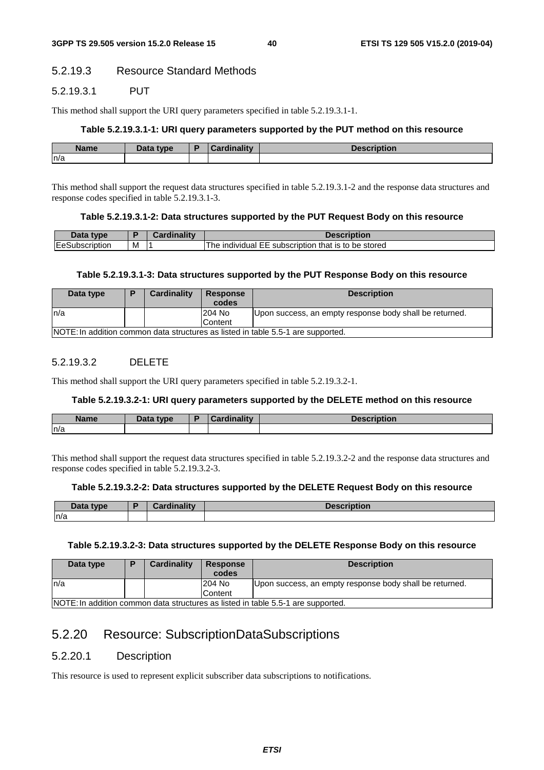#### 5.2.19.3 Resource Standard Methods

##### 5.2.19.3.1 PUT

This method shall support the URI query parameters specified in table 5.2.19.3.1-1.

**Table 5.2.19.3.1-1: URI query parameters supported by the PUT method on this resource**

| Name | Data type | P | Cardinality | Description |
|---|---|---|---|---|
| n/a | | | | |

This method shall support the request data structures specified in table 5.2.19.3.1-2 and the response data structures and response codes specified in table 5.2.19.3.1-3.

**Table 5.2.19.3.1-2: Data structures supported by the PUT Request Body on this resource**

| Data type | P | Cardinality | Description |
|---|---|---|---|
| EeSubscription | M | 1 | The individual EE subscription that is to be stored |

**Table 5.2.19.3.1-3: Data structures supported by the PUT Response Body on this resource**

| Data type | P | Cardinality | Response codes | Description |
|---|---|---|---|---|
| n/a | | | 204 No Content | Upon success, an empty response body shall be returned. |
| NOTE: In addition common data structures as listed in table 5.5-1 are supported. | | | | |

##### 5.2.19.3.2 DELETE

This method shall support the URI query parameters specified in table 5.2.19.3.2-1.

**Table 5.2.19.3.2-1: URI query parameters supported by the DELETE method on this resource**

| Name | Data type | P | Cardinality | Description |
|---|---|---|---|---|
| n/a | | | | |

This method shall support the request data structures specified in table 5.2.19.3.2-2 and the response data structures and response codes specified in table 5.2.19.3.2-3.

**Table 5.2.19.3.2-2: Data structures supported by the DELETE Request Body on this resource**

| Data type | P | Cardinality | Description |
|---|---|---|---|
| n/a | | | |

**Table 5.2.19.3.2-3: Data structures supported by the DELETE Response Body on this resource**

| Data type | P | Cardinality | Response codes | Description |
|---|---|---|---|---|
| n/a | | | 204 No Content | Upon success, an empty response body shall be returned. |
| NOTE: In addition common data structures as listed in table 5.5-1 are supported. | | | | |

### 5.2.20 Resource: SubscriptionDataSubscriptions

#### 5.2.20.1 Description

This resource is used to represent explicit subscriber data subscriptions to notifications.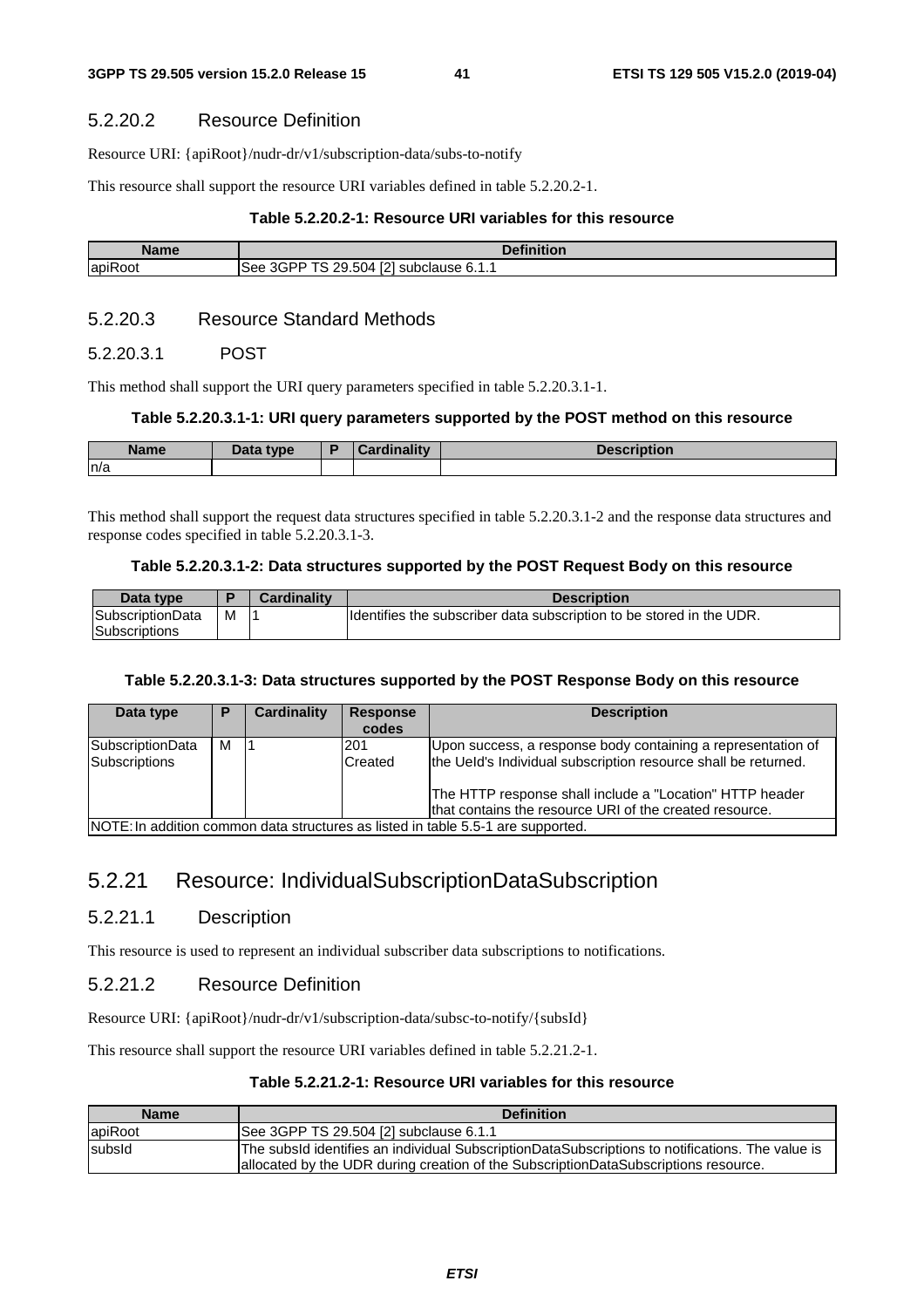### 5.2.20.2 Resource Definition

Resource URI: {apiRoot}/nudr-dr/v1/subscription-data/subs-to-notify

This resource shall support the resource URI variables defined in table 5.2.20.2-1.

**Table 5.2.20.2-1: Resource URI variables for this resource**

| Name | Definition |
|---|---|
| apiRoot | See 3GPP TS 29.504 [2] subclause 6.1.1 |

### 5.2.20.3 Resource Standard Methods

#### 5.2.20.3.1 POST

This method shall support the URI query parameters specified in table 5.2.20.3.1-1.

**Table 5.2.20.3.1-1: URI query parameters supported by the POST method on this resource**

| Name | Data type | P | Cardinality | Description |
|---|---|---|---|---|
| n/a | | | | |

This method shall support the request data structures specified in table 5.2.20.3.1-2 and the response data structures and response codes specified in table 5.2.20.3.1-3.

**Table 5.2.20.3.1-2: Data structures supported by the POST Request Body on this resource**

| Data type | P | Cardinality | Description |
|---|---|---|---|
| SubscriptionData Subscriptions | M | 1 | Identifies the subscriber data subscription to be stored in the UDR. |

**Table 5.2.20.3.1-3: Data structures supported by the POST Response Body on this resource**

| Data type | P | Cardinality | Response codes | Description |
|---|---|---|---|---|
| SubscriptionData Subscriptions | M | 1 | 201 Created | Upon success, a response body containing a representation of the UeId's Individual subscription resource shall be returned.<br><br>The HTTP response shall include a "Location" HTTP header that contains the resource URI of the created resource. |
| NOTE: In addition common data structures as listed in table 5.5-1 are supported. | | | | |

## 5.2.21 Resource: IndividualSubscriptionDataSubscription

### 5.2.21.1 Description

This resource is used to represent an individual subscriber data subscriptions to notifications.

### 5.2.21.2 Resource Definition

Resource URI: {apiRoot}/nudr-dr/v1/subscription-data/subsc-to-notify/{subsId}

This resource shall support the resource URI variables defined in table 5.2.21.2-1.

**Table 5.2.21.2-1: Resource URI variables for this resource**

| Name | Definition |
|---|---|
| apiRoot | See 3GPP TS 29.504 [2] subclause 6.1.1 |
| subsId | The subsId identifies an individual SubscriptionDataSubscriptions to notifications. The value is allocated by the UDR during creation of the SubscriptionDataSubscriptions resource. |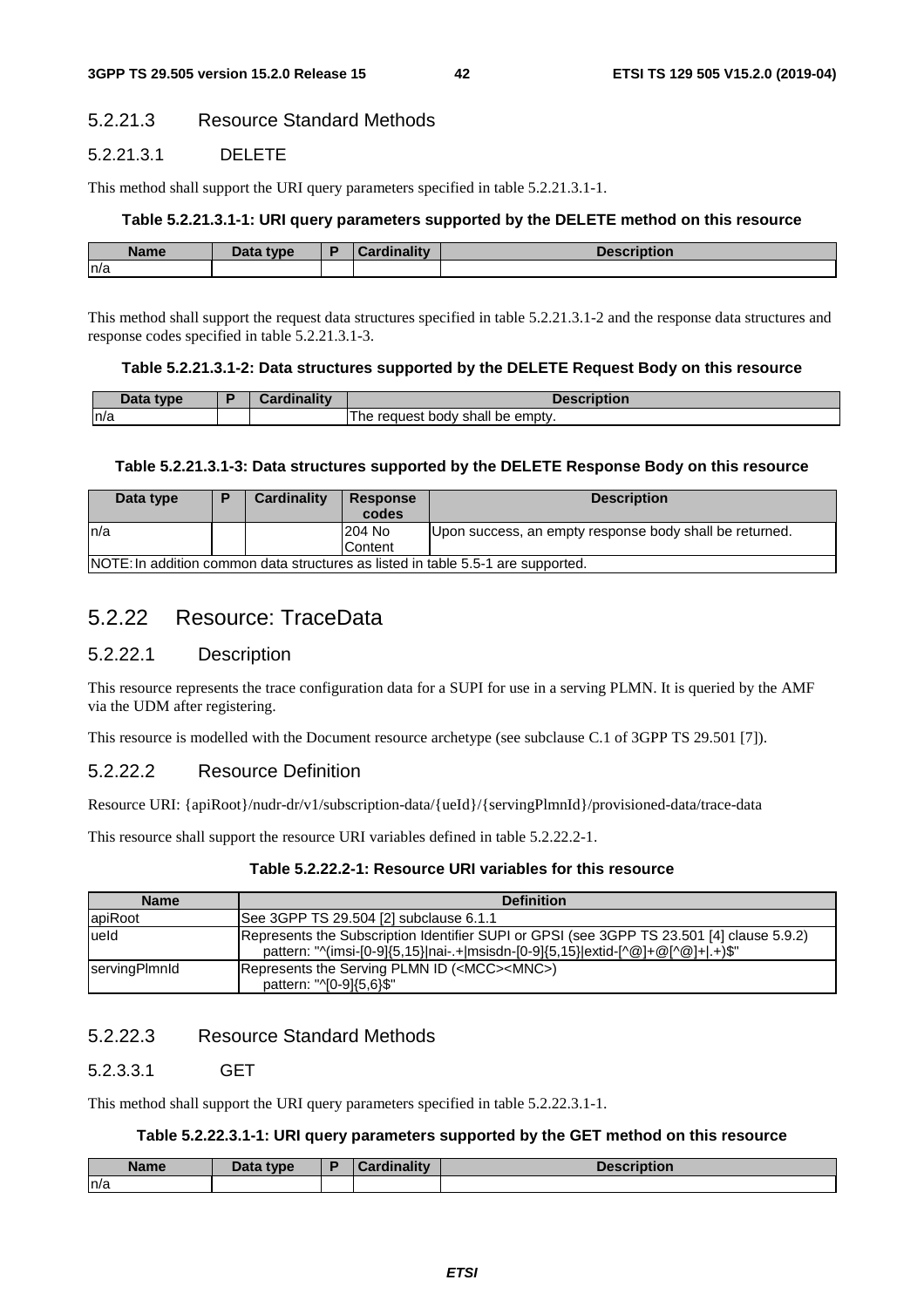#### 5.2.21.3 Resource Standard Methods

##### 5.2.21.3.1 DELETE

This method shall support the URI query parameters specified in table 5.2.21.3.1-1.

**Table 5.2.21.3.1-1: URI query parameters supported by the DELETE method on this resource**

| Name | Data type | P | Cardinality | Description |
|---|---|---|---|---|
| n/a | | | | |

This method shall support the request data structures specified in table 5.2.21.3.1-2 and the response data structures and response codes specified in table 5.2.21.3.1-3.

**Table 5.2.21.3.1-2: Data structures supported by the DELETE Request Body on this resource**

| Data type | P | Cardinality | Description |
|---|---|---|---|
| n/a | | | The request body shall be empty. |

**Table 5.2.21.3.1-3: Data structures supported by the DELETE Response Body on this resource**

| Data type | P | Cardinality | Response codes | Description |
|---|---|---|---|---|
| n/a | | | 204 No Content | Upon success, an empty response body shall be returned. |
| NOTE: In addition common data structures as listed in table 5.5-1 are supported. | | | | |

### 5.2.22 Resource: TraceData

#### 5.2.22.1 Description

This resource represents the trace configuration data for a SUPI for use in a serving PLMN. It is queried by the AMF via the UDM after registering.

This resource is modelled with the Document resource archetype (see subclause C.1 of 3GPP TS 29.501 [7]).

#### 5.2.22.2 Resource Definition

Resource URI: {apiRoot}/nudr-dr/v1/subscription-data/{ueId}/{servingPlmnId}/provisioned-data/trace-data

This resource shall support the resource URI variables defined in table 5.2.22.2-1.

**Table 5.2.22.2-1: Resource URI variables for this resource**

| Name | Definition |
|---|---|
| apiRoot | See 3GPP TS 29.504 [2] subclause 6.1.1 |
| ueId | Represents the Subscription Identifier SUPI or GPSI (see 3GPP TS 23.501 [4] clause 5.9.2) pattern: "^(imsi-[0-9]{5,15}\|nai-.+\|msisdn-[0-9]{5,15}\|extid-[^@]+@[^@]+\|.+)$" |
| servingPlmnId | Represents the Serving PLMN ID (<MCC><MNC>) pattern: "^[0-9]{5,6}$" |

#### 5.2.22.3 Resource Standard Methods

##### 5.2.3.3.1 GET

This method shall support the URI query parameters specified in table 5.2.22.3.1-1.

**Table 5.2.22.3.1-1: URI query parameters supported by the GET method on this resource**

| Name | Data type | P | Cardinality | Description |
|---|---|---|---|---|
| n/a | | | | |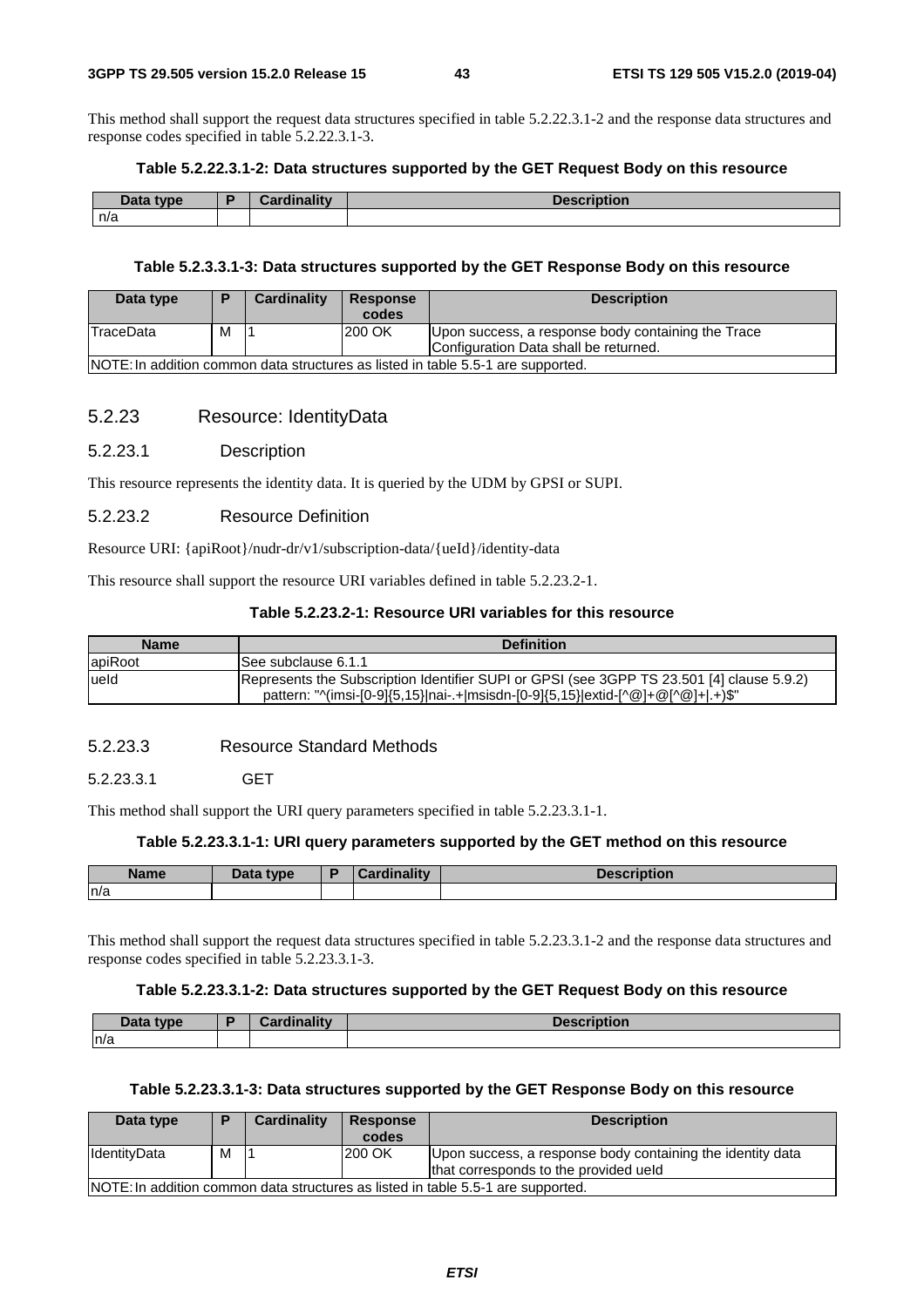This method shall support the request data structures specified in table 5.2.22.3.1-2 and the response data structures and response codes specified in table 5.2.22.3.1-3.

**Table 5.2.22.3.1-2: Data structures supported by the GET Request Body on this resource**

| Data type | P | Cardinality | Description |
|---|---|---|---|
| n/a | | | |

**Table 5.2.3.3.1-3: Data structures supported by the GET Response Body on this resource**

| Data type | P | Cardinality | Response codes | Description |
|---|---|---|---|---|
| TraceData | M | 1 | 200 OK | Upon success, a response body containing the Trace Configuration Data shall be returned. |
| NOTE: In addition common data structures as listed in table 5.5-1 are supported. | | | | |

### 5.2.23 Resource: IdentityData

#### 5.2.23.1 Description

This resource represents the identity data. It is queried by the UDM by GPSI or SUPI.

#### 5.2.23.2 Resource Definition

Resource URI: {apiRoot}/nudr-dr/v1/subscription-data/{ueId}/identity-data

This resource shall support the resource URI variables defined in table 5.2.23.2-1.

**Table 5.2.23.2-1: Resource URI variables for this resource**

| Name | Definition |
|---|---|
| apiRoot | See subclause 6.1.1 |
| ueId | Represents the Subscription Identifier SUPI or GPSI (see 3GPP TS 23.501 [4] clause 5.9.2) pattern: "^(imsi-[0-9]{5,15}\|nai-.+\|msisdn-[0-9]{5,15}\|extid-[^@]+@[^@]+\|.+)$" |

#### 5.2.23.3 Resource Standard Methods

##### 5.2.23.3.1 GET

This method shall support the URI query parameters specified in table 5.2.23.3.1-1.

**Table 5.2.23.3.1-1: URI query parameters supported by the GET method on this resource**

| Name | Data type | P | Cardinality | Description |
|---|---|---|---|---|
| n/a | | | | |

This method shall support the request data structures specified in table 5.2.23.3.1-2 and the response data structures and response codes specified in table 5.2.23.3.1-3.

**Table 5.2.23.3.1-2: Data structures supported by the GET Request Body on this resource**

| Data type | P | Cardinality | Description |
|---|---|---|---|
| n/a | | | |

**Table 5.2.23.3.1-3: Data structures supported by the GET Response Body on this resource**

| Data type | P | Cardinality | Response codes | Description |
|---|---|---|---|---|
| IdentityData | M | 1 | 200 OK | Upon success, a response body containing the identity data that corresponds to the provided ueId |
| NOTE: In addition common data structures as listed in table 5.5-1 are supported. | | | | |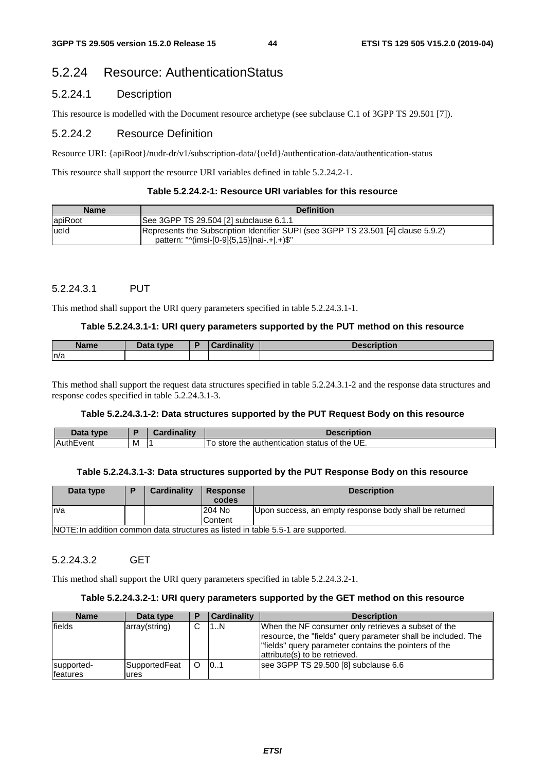## 5.2.24 Resource: AuthenticationStatus

### 5.2.24.1 Description

This resource is modelled with the Document resource archetype (see subclause C.1 of 3GPP TS 29.501 [7]).

### 5.2.24.2 Resource Definition

Resource URI: {apiRoot}/nudr-dr/v1/subscription-data/{ueId}/authentication-data/authentication-status

This resource shall support the resource URI variables defined in table 5.2.24.2-1.

**Table 5.2.24.2-1: Resource URI variables for this resource**

| Name | Definition |
| --- | --- |
| apiRoot | See 3GPP TS 29.504 [2] subclause 6.1.1 |
| ueId | Represents the Subscription Identifier SUPI (see 3GPP TS 23.501 [4] clause 5.9.2) pattern: "^(imsi-[0-9]{5,15}\|nai-.+\|.+)$" |

#### 5.2.24.3.1 PUT

This method shall support the URI query parameters specified in table 5.2.24.3.1-1.

**Table 5.2.24.3.1-1: URI query parameters supported by the PUT method on this resource**

| Name | Data type | P | Cardinality | Description |
| --- | --- | --- | --- | --- |
| n/a | | | | |

This method shall support the request data structures specified in table 5.2.24.3.1-2 and the response data structures and response codes specified in table 5.2.24.3.1-3.

**Table 5.2.24.3.1-2: Data structures supported by the PUT Request Body on this resource**

| Data type | P | Cardinality | Description |
| --- | --- | --- | --- |
| AuthEvent | M | 1 | To store the authentication status of the UE. |

**Table 5.2.24.3.1-3: Data structures supported by the PUT Response Body on this resource**

| Data type | P | Cardinality | Response codes | Description |
| --- | --- | --- | --- | --- |
| n/a | | | 204 No Content | Upon success, an empty response body shall be returned |
| NOTE: In addition common data structures as listed in table 5.5-1 are supported. | | | | |

#### 5.2.24.3.2 GET

This method shall support the URI query parameters specified in table 5.2.24.3.2-1.

**Table 5.2.24.3.2-1: URI query parameters supported by the GET method on this resource**

| Name | Data type | P | Cardinality | Description |
| --- | --- | --- | --- | --- |
| fields | array(string) | C | 1..N | When the NF consumer only retrieves a subset of the resource, the "fields" query parameter shall be included. The "fields" query parameter contains the pointers of the attribute(s) to be retrieved. |
| supported-features | SupportedFeatures | O | 0..1 | see 3GPP TS 29.500 [8] subclause 6.6 |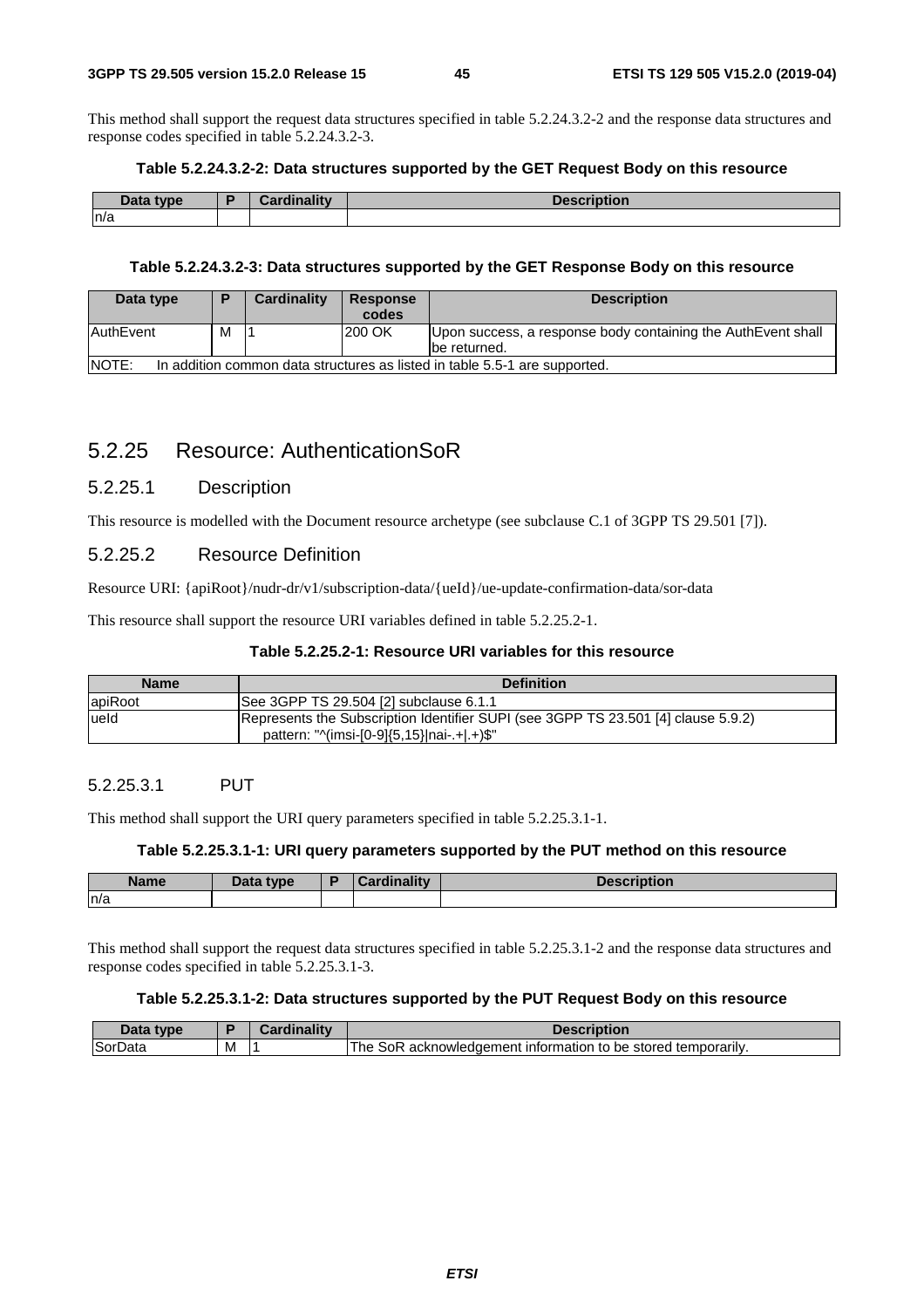This method shall support the request data structures specified in table 5.2.24.3.2-2 and the response data structures and response codes specified in table 5.2.24.3.2-3.

**Table 5.2.24.3.2-2: Data structures supported by the GET Request Body on this resource**

| Data type | P | Cardinality | Description |
|---|---|---|---|
| n/a | | | |

**Table 5.2.24.3.2-3: Data structures supported by the GET Response Body on this resource**

| Data type | P | Cardinality | Response codes | Description |
|---|---|---|---|---|
| AuthEvent | M | 1 | 200 OK | Upon success, a response body containing the AuthEvent shall be returned. |
| NOTE: In addition common data structures as listed in table 5.5-1 are supported. | | | | |

## 5.2.25 Resource: AuthenticationSoR

### 5.2.25.1 Description

This resource is modelled with the Document resource archetype (see subclause C.1 of 3GPP TS 29.501 [7]).

### 5.2.25.2 Resource Definition

Resource URI: {apiRoot}/nudr-dr/v1/subscription-data/{ueId}/ue-update-confirmation-data/sor-data

This resource shall support the resource URI variables defined in table 5.2.25.2-1.

**Table 5.2.25.2-1: Resource URI variables for this resource**

| Name | Definition |
|---|---|
| apiRoot | See 3GPP TS 29.504 [2] subclause 6.1.1 |
| ueId | Represents the Subscription Identifier SUPI (see 3GPP TS 23.501 [4] clause 5.9.2) pattern: "^(imsi-[0-9]{5,15}\|nai-.+\|.+)$" |

#### 5.2.25.3.1 PUT

This method shall support the URI query parameters specified in table 5.2.25.3.1-1.

**Table 5.2.25.3.1-1: URI query parameters supported by the PUT method on this resource**

| Name | Data type | P | Cardinality | Description |
|---|---|---|---|---|
| n/a | | | | |

This method shall support the request data structures specified in table 5.2.25.3.1-2 and the response data structures and response codes specified in table 5.2.25.3.1-3.

**Table 5.2.25.3.1-2: Data structures supported by the PUT Request Body on this resource**

| Data type | P | Cardinality | Description |
|---|---|---|---|
| SorData | M | 1 | The SoR acknowledgement information to be stored temporarily. |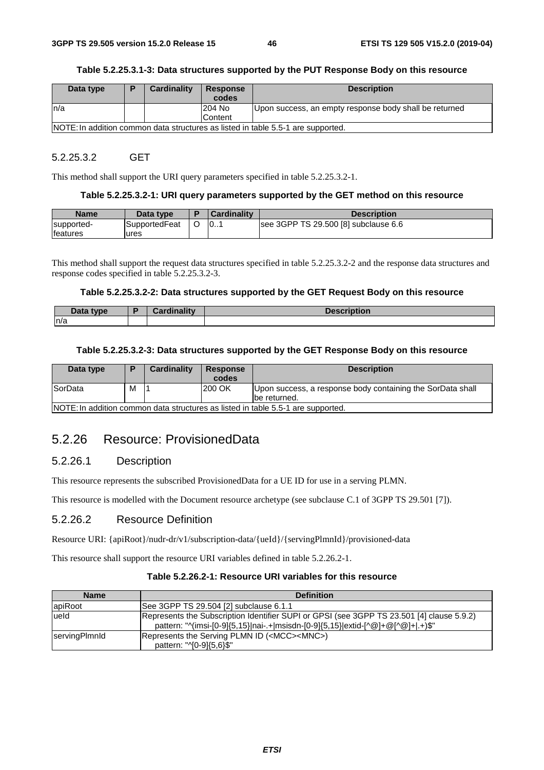**Table 5.2.25.3.1-3: Data structures supported by the PUT Response Body on this resource**

| Data type | P | Cardinality | Response codes | Description |
|---|---|---|---|---|
| n/a | | | 204 No Content | Upon success, an empty response body shall be returned |
| NOTE: In addition common data structures as listed in table 5.5-1 are supported. | | | | |

#### 5.2.25.3.2 GET

This method shall support the URI query parameters specified in table 5.2.25.3.2-1.

**Table 5.2.25.3.2-1: URI query parameters supported by the GET method on this resource**

| Name | Data type | P | Cardinality | Description |
|---|---|---|---|---|
| supported-features | SupportedFeatures | O | 0..1 | see 3GPP TS 29.500 [8] subclause 6.6 |

This method shall support the request data structures specified in table 5.2.25.3.2-2 and the response data structures and response codes specified in table 5.2.25.3.2-3.

**Table 5.2.25.3.2-2: Data structures supported by the GET Request Body on this resource**

| Data type | P | Cardinality | Description |
|---|---|---|---|
| n/a | | | |

**Table 5.2.25.3.2-3: Data structures supported by the GET Response Body on this resource**

| Data type | P | Cardinality | Response codes | Description |
|---|---|---|---|---|
| SorData | M | 1 | 200 OK | Upon success, a response body containing the SorData shall be returned. |
| NOTE: In addition common data structures as listed in table 5.5-1 are supported. | | | | |

## 5.2.26 Resource: ProvisionedData

### 5.2.26.1 Description

This resource represents the subscribed ProvisionedData for a UE ID for use in a serving PLMN.

This resource is modelled with the Document resource archetype (see subclause C.1 of 3GPP TS 29.501 [7]).

### 5.2.26.2 Resource Definition

Resource URI: {apiRoot}/nudr-dr/v1/subscription-data/{ueId}/{servingPlmnId}/provisioned-data

This resource shall support the resource URI variables defined in table 5.2.26.2-1.

**Table 5.2.26.2-1: Resource URI variables for this resource**

| Name | Definition |
|---|---|
| apiRoot | See 3GPP TS 29.504 [2] subclause 6.1.1 |
| ueId | Represents the Subscription Identifier SUPI or GPSI (see 3GPP TS 23.501 [4] clause 5.9.2) pattern: "^(imsi-[0-9]{5,15}\|nai-.+\|msisdn-[0-9]{5,15}\|extid-[^@]+@[^@]+\|.+)$" |
| servingPlmnId | Represents the Serving PLMN ID (<MCC><MNC>) pattern: "^[0-9]{5,6}$" |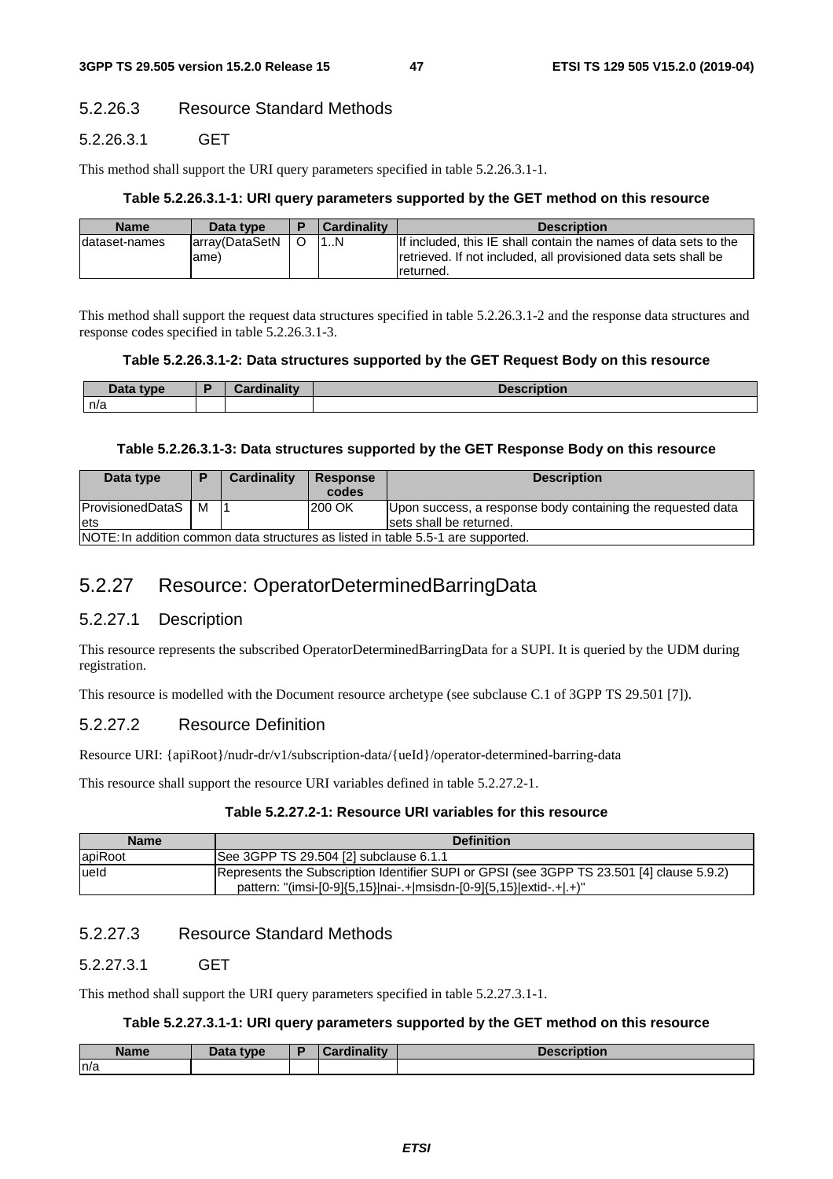#### 5.2.26.3 Resource Standard Methods

##### 5.2.26.3.1 GET

This method shall support the URI query parameters specified in table 5.2.26.3.1-1.

**Table 5.2.26.3.1-1: URI query parameters supported by the GET method on this resource**

| Name | Data type | P | Cardinality | Description |
|---|---|---|---|---|
| dataset-names | array(DataSetName) | O | 1..N | If included, this IE shall contain the names of data sets to the retrieved. If not included, all provisioned data sets shall be returned. |

This method shall support the request data structures specified in table 5.2.26.3.1-2 and the response data structures and response codes specified in table 5.2.26.3.1-3.

**Table 5.2.26.3.1-2: Data structures supported by the GET Request Body on this resource**

| Data type | P | Cardinality | Description |
|---|---|---|---|
| n/a | | | |

**Table 5.2.26.3.1-3: Data structures supported by the GET Response Body on this resource**

| Data type | P | Cardinality | Response codes | Description |
|---|---|---|---|---|
| ProvisionedDataSets | M | 1 | 200 OK | Upon success, a response body containing the requested data sets shall be returned. |
| NOTE: In addition common data structures as listed in table 5.5-1 are supported. | | | | |

## 5.2.27 Resource: OperatorDeterminedBarringData

### 5.2.27.1 Description

This resource represents the subscribed OperatorDeterminedBarringData for a SUPI. It is queried by the UDM during registration.

This resource is modelled with the Document resource archetype (see subclause C.1 of 3GPP TS 29.501 [7]).

### 5.2.27.2 Resource Definition

Resource URI: {apiRoot}/nudr-dr/v1/subscription-data/{ueId}/operator-determined-barring-data

This resource shall support the resource URI variables defined in table 5.2.27.2-1.

**Table 5.2.27.2-1: Resource URI variables for this resource**

| Name | Definition |
|---|---|
| apiRoot | See 3GPP TS 29.504 [2] subclause 6.1.1 |
| ueId | Represents the Subscription Identifier SUPI or GPSI (see 3GPP TS 23.501 [4] clause 5.9.2)<br>pattern: "(imsi-[0-9]{5,15}\|nai-.+\|msisdn-[0-9]{5,15}\|extid-.+\|.+)" |

### 5.2.27.3 Resource Standard Methods

#### 5.2.27.3.1 GET

This method shall support the URI query parameters specified in table 5.2.27.3.1-1.

**Table 5.2.27.3.1-1: URI query parameters supported by the GET method on this resource**

| Name | Data type | P | Cardinality | Description |
|---|---|---|---|---|
| n/a | | | | |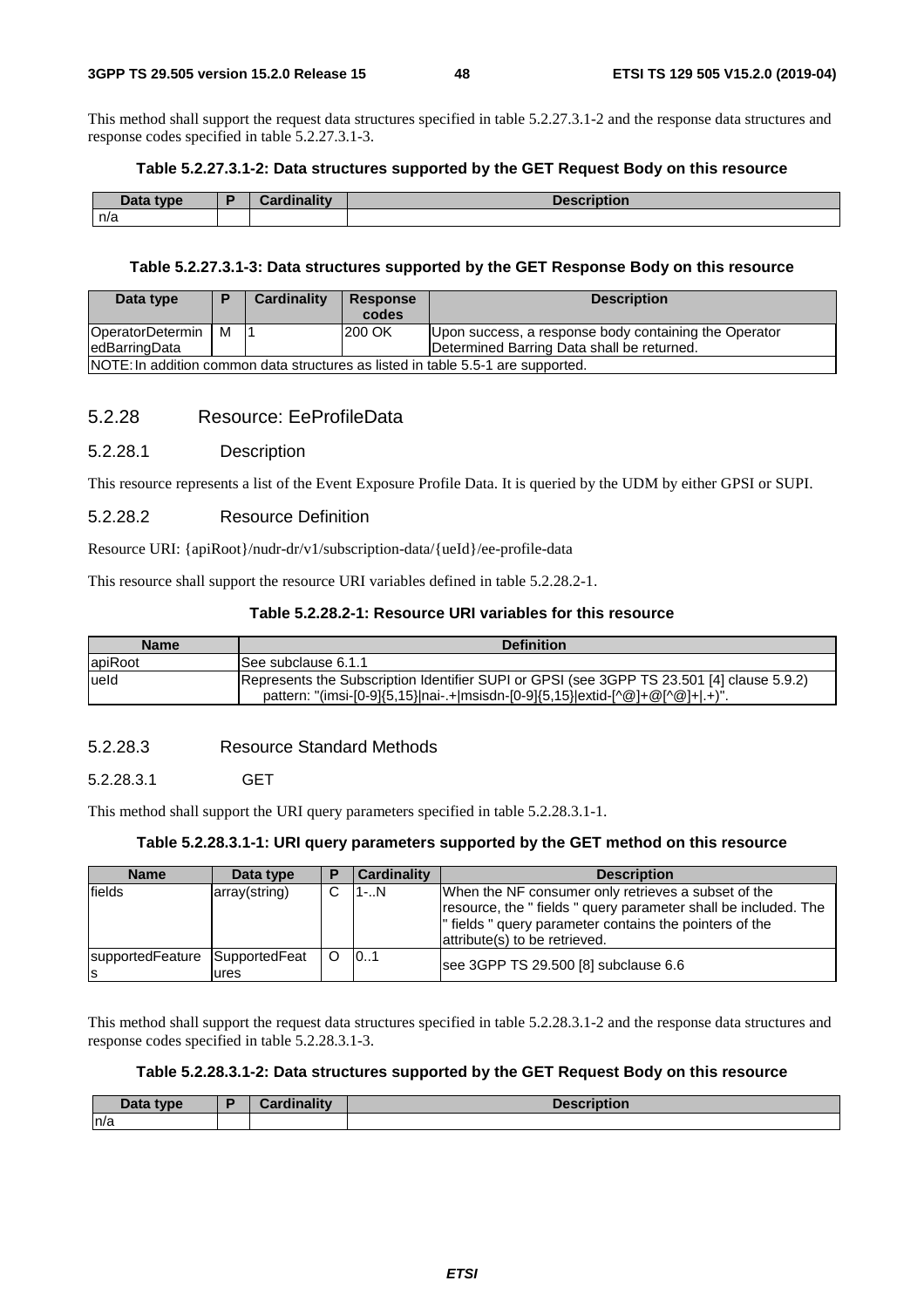This method shall support the request data structures specified in table 5.2.27.3.1-2 and the response data structures and response codes specified in table 5.2.27.3.1-3.

**Table 5.2.27.3.1-2: Data structures supported by the GET Request Body on this resource**

| Data type | P | Cardinality | Description |
|---|---|---|---|
| n/a | | | |

**Table 5.2.27.3.1-3: Data structures supported by the GET Response Body on this resource**

| Data type | P | Cardinality | Response codes | Description |
|---|---|---|---|---|
| OperatorDeterminedBarringData | M | 1 | 200 OK | Upon success, a response body containing the Operator Determined Barring Data shall be returned. |
| NOTE: In addition common data structures as listed in table 5.5-1 are supported. | | | | |

### 5.2.28 Resource: EeProfileData

#### 5.2.28.1 Description

This resource represents a list of the Event Exposure Profile Data. It is queried by the UDM by either GPSI or SUPI.

#### 5.2.28.2 Resource Definition

Resource URI: {apiRoot}/nudr-dr/v1/subscription-data/{ueId}/ee-profile-data

This resource shall support the resource URI variables defined in table 5.2.28.2-1.

**Table 5.2.28.2-1: Resource URI variables for this resource**

| Name | Definition |
|---|---|
| apiRoot | See subclause 6.1.1 |
| ueId | Represents the Subscription Identifier SUPI or GPSI (see 3GPP TS 23.501 [4] clause 5.9.2)<br>pattern: "(imsi-[0-9]{5,15}\|nai-.+\|msisdn-[0-9]{5,15}\|extid-[^@]+@[^@]+\|.+)". |

#### 5.2.28.3 Resource Standard Methods

##### 5.2.28.3.1 GET

This method shall support the URI query parameters specified in table 5.2.28.3.1-1.

**Table 5.2.28.3.1-1: URI query parameters supported by the GET method on this resource**

| Name | Data type | P | Cardinality | Description |
|---|---|---|---|---|
| fields | array(string) | C | 1-..N | When the NF consumer only retrieves a subset of the resource, the " fields " query parameter shall be included. The " fields " query parameter contains the pointers of the attribute(s) to be retrieved. |
| supportedFeatures | SupportedFeatures | O | 0..1 | see 3GPP TS 29.500 [8] subclause 6.6 |

This method shall support the request data structures specified in table 5.2.28.3.1-2 and the response data structures and response codes specified in table 5.2.28.3.1-3.

**Table 5.2.28.3.1-2: Data structures supported by the GET Request Body on this resource**

| Data type | P | Cardinality | Description |
|---|---|---|---|
| n/a | | | |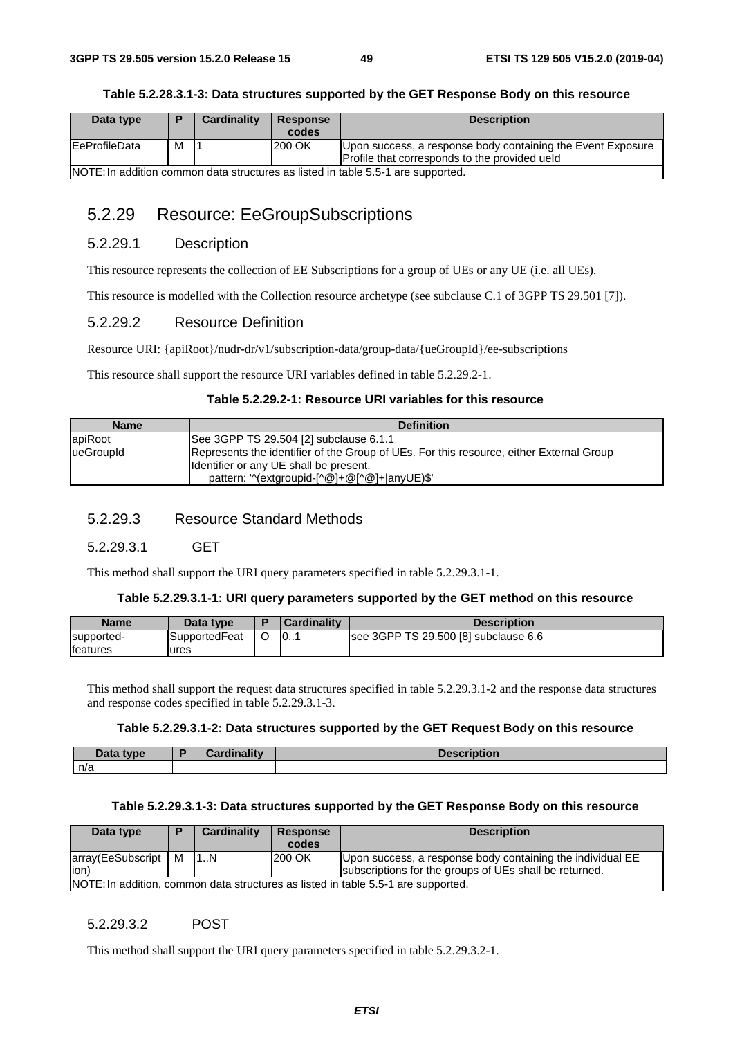**Table 5.2.28.3.1-3: Data structures supported by the GET Response Body on this resource**

| Data type | P | Cardinality | Response codes | Description |
|---|---|---|---|---|
| EeProfileData | M | 1 | 200 OK | Upon success, a response body containing the Event Exposure Profile that corresponds to the provided ueId |
| NOTE: In addition common data structures as listed in table 5.5-1 are supported. | | | | |

## 5.2.29 Resource: EeGroupSubscriptions

### 5.2.29.1 Description

This resource represents the collection of EE Subscriptions for a group of UEs or any UE (i.e. all UEs).

This resource is modelled with the Collection resource archetype (see subclause C.1 of 3GPP TS 29.501 [7]).

### 5.2.29.2 Resource Definition

Resource URI: {apiRoot}/nudr-dr/v1/subscription-data/group-data/{ueGroupId}/ee-subscriptions

This resource shall support the resource URI variables defined in table 5.2.29.2-1.

**Table 5.2.29.2-1: Resource URI variables for this resource**

| Name | Definition |
|---|---|
| apiRoot | See 3GPP TS 29.504 [2] subclause 6.1.1 |
| ueGroupId | Represents the identifier of the Group of UEs. For this resource, either External Group Identifier or any UE shall be present.<br>pattern: '^(extgroupid-[^@]+@[^@]+\|anyUE)$' |

### 5.2.29.3 Resource Standard Methods

#### 5.2.29.3.1 GET

This method shall support the URI query parameters specified in table 5.2.29.3.1-1.

**Table 5.2.29.3.1-1: URI query parameters supported by the GET method on this resource**

| Name | Data type | P | Cardinality | Description |
|---|---|---|---|---|
| supported-features | SupportedFeatures | O | 0..1 | see 3GPP TS 29.500 [8] subclause 6.6 |

This method shall support the request data structures specified in table 5.2.29.3.1-2 and the response data structures and response codes specified in table 5.2.29.3.1-3.

**Table 5.2.29.3.1-2: Data structures supported by the GET Request Body on this resource**

| Data type | P | Cardinality | Description |
|---|---|---|---|
| n/a | | | |

**Table 5.2.29.3.1-3: Data structures supported by the GET Response Body on this resource**

| Data type | P | Cardinality | Response codes | Description |
|---|---|---|---|---|
| array(EeSubscription) | M | 1..N | 200 OK | Upon success, a response body containing the individual EE subscriptions for the groups of UEs shall be returned. |
| NOTE: In addition, common data structures as listed in table 5.5-1 are supported. | | | | |

#### 5.2.29.3.2 POST

This method shall support the URI query parameters specified in table 5.2.29.3.2-1.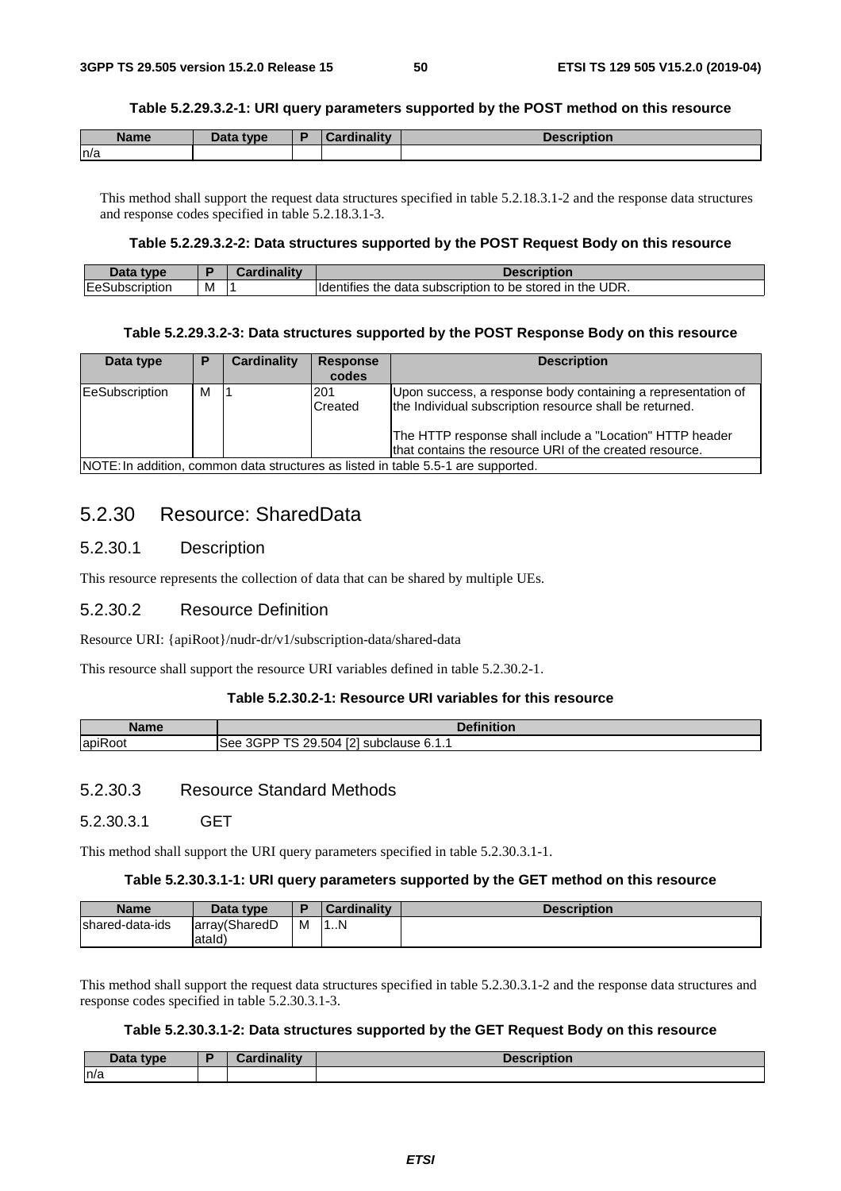**Table 5.2.29.3.2-1: URI query parameters supported by the POST method on this resource**

| Name | Data type | P | Cardinality | Description |
|---|---|---|---|---|
| n/a | | | | |

This method shall support the request data structures specified in table 5.2.18.3.1-2 and the response data structures and response codes specified in table 5.2.18.3.1-3.

**Table 5.2.29.3.2-2: Data structures supported by the POST Request Body on this resource**

| Data type | P | Cardinality | Description |
|---|---|---|---|
| EeSubscription | M | 1 | Identifies the data subscription to be stored in the UDR. |

**Table 5.2.29.3.2-3: Data structures supported by the POST Response Body on this resource**

| Data type | P | Cardinality | Response codes | Description |
|---|---|---|---|---|
| EeSubscription | M | 1 | 201 Created | Upon success, a response body containing a representation of the Individual subscription resource shall be returned.<br><br>The HTTP response shall include a "Location" HTTP header that contains the resource URI of the created resource. |
| NOTE: In addition, common data structures as listed in table 5.5-1 are supported. | | | | |

## 5.2.30 Resource: SharedData

### 5.2.30.1 Description

This resource represents the collection of data that can be shared by multiple UEs.

### 5.2.30.2 Resource Definition

Resource URI: {apiRoot}/nudr-dr/v1/subscription-data/shared-data

This resource shall support the resource URI variables defined in table 5.2.30.2-1.

**Table 5.2.30.2-1: Resource URI variables for this resource**

| Name | Definition |
|---|---|
| apiRoot | See 3GPP TS 29.504 [2] subclause 6.1.1 |

### 5.2.30.3 Resource Standard Methods

#### 5.2.30.3.1 GET

This method shall support the URI query parameters specified in table 5.2.30.3.1-1.

**Table 5.2.30.3.1-1: URI query parameters supported by the GET method on this resource**

| Name | Data type | P | Cardinality | Description |
|---|---|---|---|---|
| shared-data-ids | array(SharedDataId) | M | 1..N | |

This method shall support the request data structures specified in table 5.2.30.3.1-2 and the response data structures and response codes specified in table 5.2.30.3.1-3.

**Table 5.2.30.3.1-2: Data structures supported by the GET Request Body on this resource**

| Data type | P | Cardinality | Description |
|---|---|---|---|
| n/a | | | |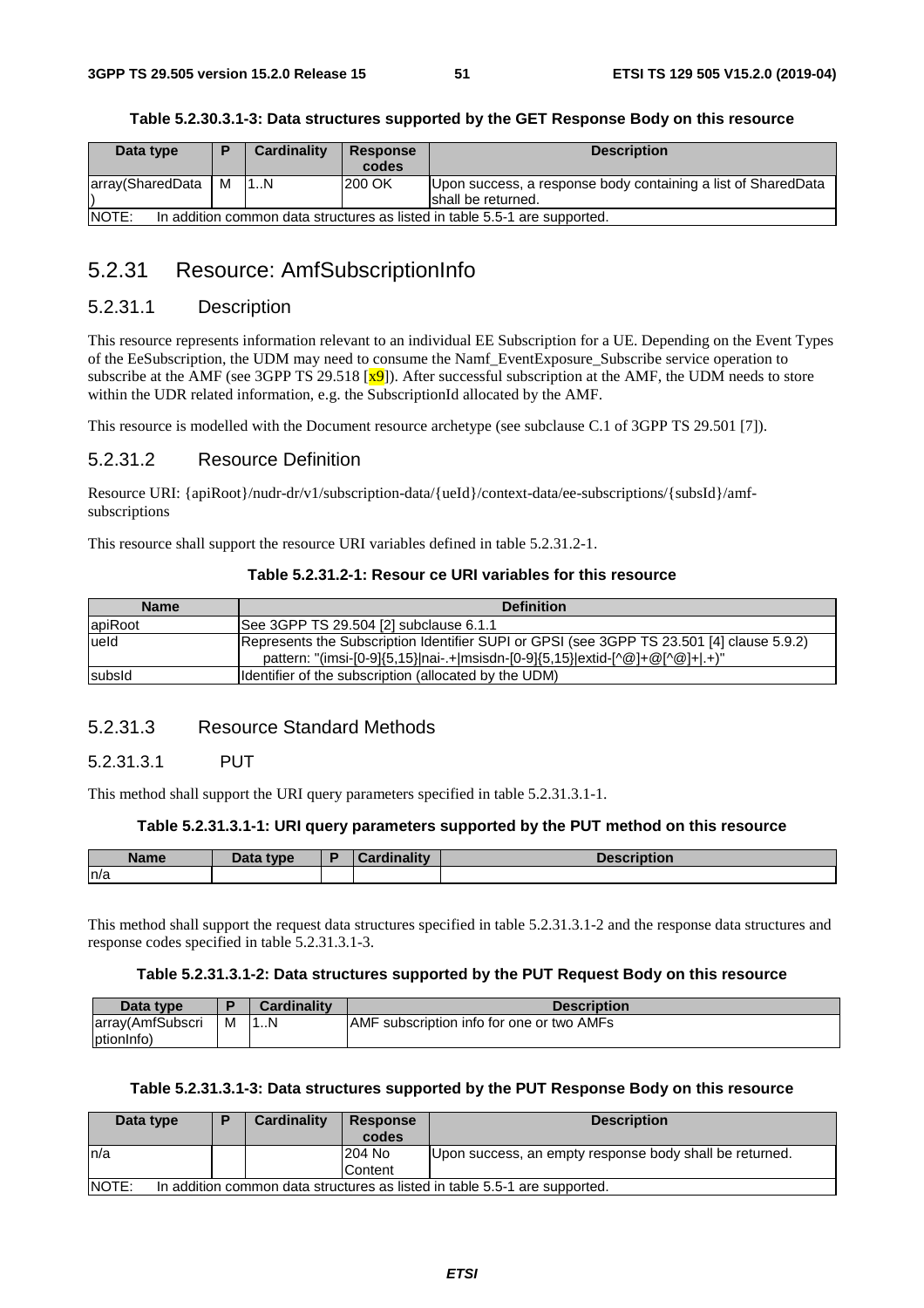**Table 5.2.30.3.1-3: Data structures supported by the GET Response Body on this resource**

| Data type | P | Cardinality | Response codes | Description |
|---|---|---|---|---|
| array(SharedData) | M | 1..N | 200 OK | Upon success, a response body containing a list of SharedData shall be returned. |
| NOTE: In addition common data structures as listed in table 5.5-1 are supported. | | | | |

## 5.2.31 Resource: AmfSubscriptionInfo

### 5.2.31.1 Description

This resource represents information relevant to an individual EE Subscription for a UE. Depending on the Event Types of the EeSubscription, the UDM may need to consume the Namf_EventExposure_Subscribe service operation to subscribe at the AMF (see 3GPP TS 29.518 [x9]). After successful subscription at the AMF, the UDM needs to store within the UDR related information, e.g. the SubscriptionId allocated by the AMF.

This resource is modelled with the Document resource archetype (see subclause C.1 of 3GPP TS 29.501 [7]).

### 5.2.31.2 Resource Definition

Resource URI: {apiRoot}/nudr-dr/v1/subscription-data/{ueId}/context-data/ee-subscriptions/{subsId}/amf-subscriptions

This resource shall support the resource URI variables defined in table 5.2.31.2-1.

**Table 5.2.31.2-1: Resour ce URI variables for this resource**

| Name | Definition |
|---|---|
| apiRoot | See 3GPP TS 29.504 [2] subclause 6.1.1 |
| ueId | Represents the Subscription Identifier SUPI or GPSI (see 3GPP TS 23.501 [4] clause 5.9.2)<br>pattern: "(imsi-[0-9]{5,15}\|nai-.+\|msisdn-[0-9]{5,15}\|extid-[^@]+@[^@]+\|.+)" |
| subsId | Identifier of the subscription (allocated by the UDM) |

### 5.2.31.3 Resource Standard Methods

#### 5.2.31.3.1 PUT

This method shall support the URI query parameters specified in table 5.2.31.3.1-1.

**Table 5.2.31.3.1-1: URI query parameters supported by the PUT method on this resource**

| Name | Data type | P | Cardinality | Description |
|---|---|---|---|---|
| n/a | | | | |

This method shall support the request data structures specified in table 5.2.31.3.1-2 and the response data structures and response codes specified in table 5.2.31.3.1-3.

**Table 5.2.31.3.1-2: Data structures supported by the PUT Request Body on this resource**

| Data type | P | Cardinality | Description |
|---|---|---|---|
| array(AmfSubscriptionInfo) | M | 1..N | AMF subscription info for one or two AMFs |

**Table 5.2.31.3.1-3: Data structures supported by the PUT Response Body on this resource**

| Data type | P | Cardinality | Response codes | Description |
|---|---|---|---|---|
| n/a | | | 204 No Content | Upon success, an empty response body shall be returned. |
| NOTE: In addition common data structures as listed in table 5.5-1 are supported. | | | | |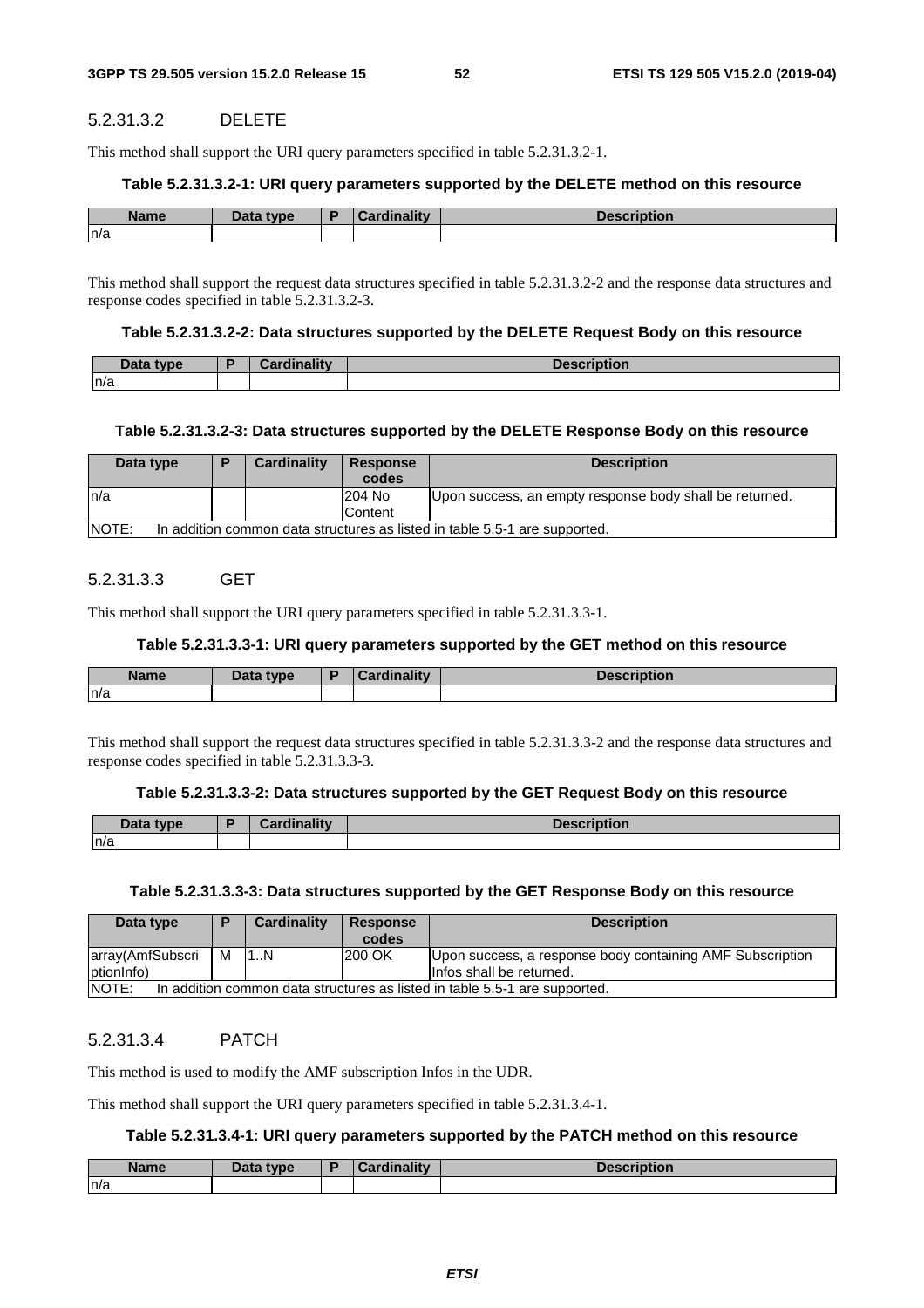#### 5.2.31.3.2 DELETE

This method shall support the URI query parameters specified in table 5.2.31.3.2-1.

**Table 5.2.31.3.2-1: URI query parameters supported by the DELETE method on this resource**

| Name | Data type | P | Cardinality | Description |
|---|---|---|---|---|
| n/a | | | | |

This method shall support the request data structures specified in table 5.2.31.3.2-2 and the response data structures and response codes specified in table 5.2.31.3.2-3.

**Table 5.2.31.3.2-2: Data structures supported by the DELETE Request Body on this resource**

| Data type | P | Cardinality | Description |
|---|---|---|---|
| n/a | | | |

**Table 5.2.31.3.2-3: Data structures supported by the DELETE Response Body on this resource**

| Data type | P | Cardinality | Response codes | Description |
|---|---|---|---|---|
| n/a | | | 204 No Content | Upon success, an empty response body shall be returned. |
| NOTE: In addition common data structures as listed in table 5.5-1 are supported. | | | | |

#### 5.2.31.3.3 GET

This method shall support the URI query parameters specified in table 5.2.31.3.3-1.

**Table 5.2.31.3.3-1: URI query parameters supported by the GET method on this resource**

| Name | Data type | P | Cardinality | Description |
|---|---|---|---|---|
| n/a | | | | |

This method shall support the request data structures specified in table 5.2.31.3.3-2 and the response data structures and response codes specified in table 5.2.31.3.3-3.

**Table 5.2.31.3.3-2: Data structures supported by the GET Request Body on this resource**

| Data type | P | Cardinality | Description |
|---|---|---|---|
| n/a | | | |

**Table 5.2.31.3.3-3: Data structures supported by the GET Response Body on this resource**

| Data type | P | Cardinality | Response codes | Description |
|---|---|---|---|---|
| array(AmfSubscriptionInfo) | M | 1..N | 200 OK | Upon success, a response body containing AMF Subscription Infos shall be returned. |
| NOTE: In addition common data structures as listed in table 5.5-1 are supported. | | | | |

#### 5.2.31.3.4 PATCH

This method is used to modify the AMF subscription Infos in the UDR.

This method shall support the URI query parameters specified in table 5.2.31.3.4-1.

**Table 5.2.31.3.4-1: URI query parameters supported by the PATCH method on this resource**

| Name | Data type | P | Cardinality | Description |
|---|---|---|---|---|
| n/a | | | | |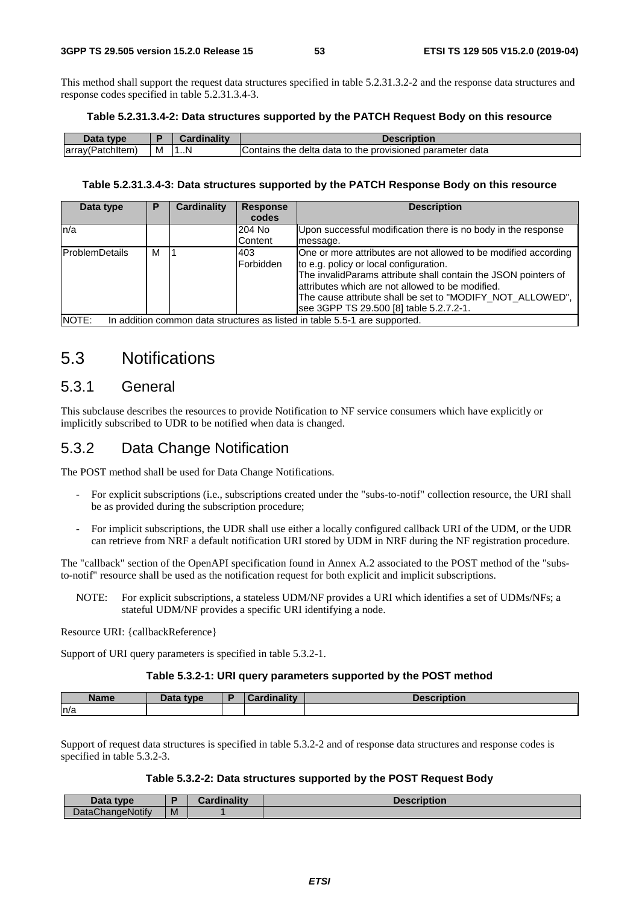This method shall support the request data structures specified in table 5.2.31.3.2-2 and the response data structures and response codes specified in table 5.2.31.3.4-3.

**Table 5.2.31.3.4-2: Data structures supported by the PATCH Request Body on this resource**

| Data type | P | Cardinality | Description |
|---|---|---|---|
| array(PatchItem) | M | 1..N | Contains the delta data to the provisioned parameter data |

**Table 5.2.31.3.4-3: Data structures supported by the PATCH Response Body on this resource**

| Data type | P | Cardinality | Response codes | Description |
|---|---|---|---|---|
| n/a | | | 204 No Content | Upon successful modification there is no body in the response message. |
| ProblemDetails | M | 1 | 403 Forbidden | One or more attributes are not allowed to be modified according to e.g. policy or local configuration.<br>The invalidParams attribute shall contain the JSON pointers of attributes which are not allowed to be modified.<br>The cause attribute shall be set to "MODIFY_NOT_ALLOWED", see 3GPP TS 29.500 [8] table 5.2.7.2-1. |
| NOTE: In addition common data structures as listed in table 5.5-1 are supported. | | | | |

# 5.3 Notifications

## 5.3.1 General

This subclause describes the resources to provide Notification to NF service consumers which have explicitly or implicitly subscribed to UDR to be notified when data is changed.

## 5.3.2 Data Change Notification

The POST method shall be used for Data Change Notifications.

- For explicit subscriptions (i.e., subscriptions created under the "subs-to-notif" collection resource, the URI shall be as provided during the subscription procedure;
- For implicit subscriptions, the UDR shall use either a locally configured callback URI of the UDM, or the UDR can retrieve from NRF a default notification URI stored by UDM in NRF during the NF registration procedure.

The "callback" section of the OpenAPI specification found in Annex A.2 associated to the POST method of the "subs-to-notif" resource shall be used as the notification request for both explicit and implicit subscriptions.

NOTE: For explicit subscriptions, a stateless UDM/NF provides a URI which identifies a set of UDMs/NFs; a stateful UDM/NF provides a specific URI identifying a node.

Resource URI: {callbackReference}

Support of URI query parameters is specified in table 5.3.2-1.

**Table 5.3.2-1: URI query parameters supported by the POST method**

| Name | Data type | P | Cardinality | Description |
|---|---|---|---|---|
| n/a | | | | |

Support of request data structures is specified in table 5.3.2-2 and of response data structures and response codes is specified in table 5.3.2-3.

**Table 5.3.2-2: Data structures supported by the POST Request Body**

| Data type | P | Cardinality | Description |
|---|---|---|---|
| DataChangeNotify | M | 1 | |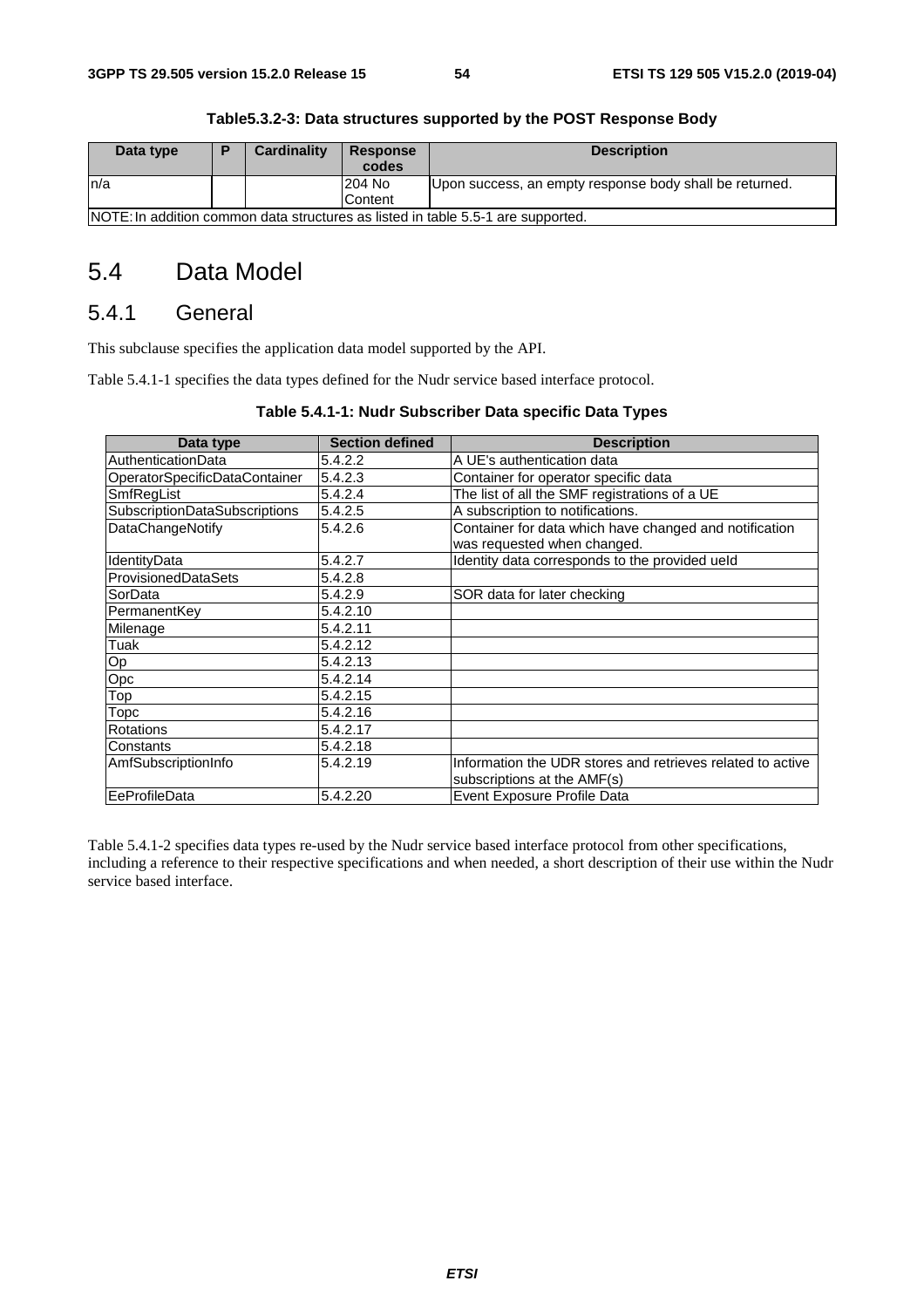**Table5.3.2-3: Data structures supported by the POST Response Body**

| Data type | P | Cardinality | Response codes | Description |
|---|---|---|---|---|
| n/a | | | 204 No Content | Upon success, an empty response body shall be returned. |
| NOTE: In addition common data structures as listed in table 5.5-1 are supported. | | | | |

# 5.4 Data Model

## 5.4.1 General

This subclause specifies the application data model supported by the API.

Table 5.4.1-1 specifies the data types defined for the Nudr service based interface protocol.

**Table 5.4.1-1: Nudr Subscriber Data specific Data Types**

| Data type | Section defined | Description |
|---|---|---|
| AuthenticationData | 5.4.2.2 | A UE's authentication data |
| OperatorSpecificDataContainer | 5.4.2.3 | Container for operator specific data |
| SmfRegList | 5.4.2.4 | The list of all the SMF registrations of a UE |
| SubscriptionDataSubscriptions | 5.4.2.5 | A subscription to notifications. |
| DataChangeNotify | 5.4.2.6 | Container for data which have changed and notification was requested when changed. |
| IdentityData | 5.4.2.7 | Identity data corresponds to the provided ueId |
| ProvisionedDataSets | 5.4.2.8 | |
| SorData | 5.4.2.9 | SOR data for later checking |
| PermanentKey | 5.4.2.10 | |
| Milenage | 5.4.2.11 | |
| Tuak | 5.4.2.12 | |
| Op | 5.4.2.13 | |
| Opc | 5.4.2.14 | |
| Top | 5.4.2.15 | |
| Topc | 5.4.2.16 | |
| Rotations | 5.4.2.17 | |
| Constants | 5.4.2.18 | |
| AmfSubscriptionInfo | 5.4.2.19 | Information the UDR stores and retrieves related to active subscriptions at the AMF(s) |
| EeProfileData | 5.4.2.20 | Event Exposure Profile Data |

Table 5.4.1-2 specifies data types re-used by the Nudr service based interface protocol from other specifications, including a reference to their respective specifications and when needed, a short description of their use within the Nudr service based interface.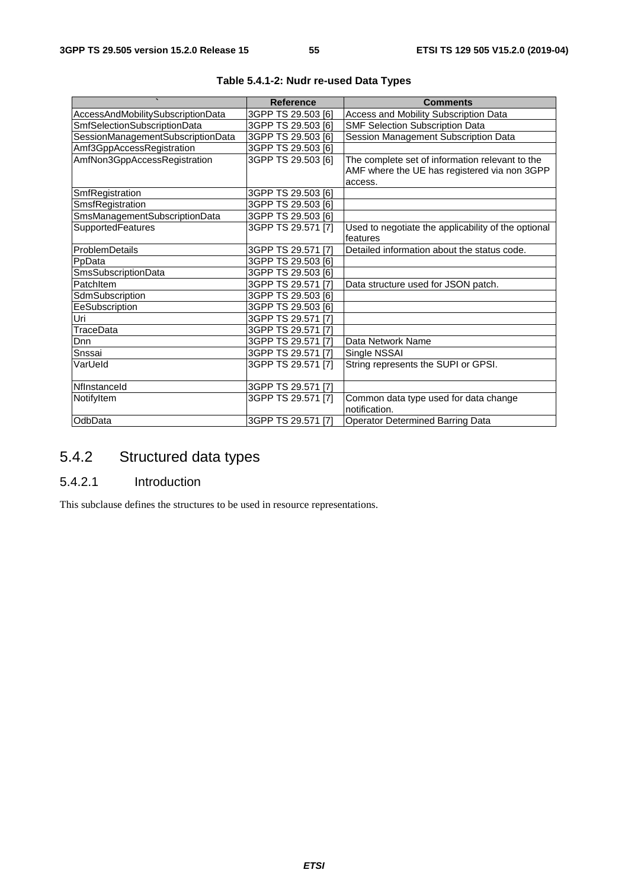**Table 5.4.1-2: Nudr re-used Data Types**

| ` | Reference | Comments |
|---|---|---|
| AccessAndMobilitySubscriptionData | 3GPP TS 29.503 [6] | Access and Mobility Subscription Data |
| SmfSelectionSubscriptionData | 3GPP TS 29.503 [6] | SMF Selection Subscription Data |
| SessionManagementSubscriptionData | 3GPP TS 29.503 [6] | Session Management Subscription Data |
| Amf3GppAccessRegistration | 3GPP TS 29.503 [6] | |
| AmfNon3GppAccessRegistration | 3GPP TS 29.503 [6] | The complete set of information relevant to the AMF where the UE has registered via non 3GPP access. |
| SmfRegistration | 3GPP TS 29.503 [6] | |
| SmsfRegistration | 3GPP TS 29.503 [6] | |
| SmsManagementSubscriptionData | 3GPP TS 29.503 [6] | |
| SupportedFeatures | 3GPP TS 29.571 [7] | Used to negotiate the applicability of the optional features |
| ProblemDetails | 3GPP TS 29.571 [7] | Detailed information about the status code. |
| PpData | 3GPP TS 29.503 [6] | |
| SmsSubscriptionData | 3GPP TS 29.503 [6] | |
| PatchItem | 3GPP TS 29.571 [7] | Data structure used for JSON patch. |
| SdmSubscription | 3GPP TS 29.503 [6] | |
| EeSubscription | 3GPP TS 29.503 [6] | |
| Uri | 3GPP TS 29.571 [7] | |
| TraceData | 3GPP TS 29.571 [7] | |
| Dnn | 3GPP TS 29.571 [7] | Data Network Name |
| Snssai | 3GPP TS 29.571 [7] | Single NSSAI |
| VarUeId | 3GPP TS 29.571 [7] | String represents the SUPI or GPSI. |
| NfInstanceId | 3GPP TS 29.571 [7] | |
| NotifyItem | 3GPP TS 29.571 [7] | Common data type used for data change notification. |
| OdbData | 3GPP TS 29.571 [7] | Operator Determined Barring Data |

## 5.4.2 Structured data types

### 5.4.2.1 Introduction

This subclause defines the structures to be used in resource representations.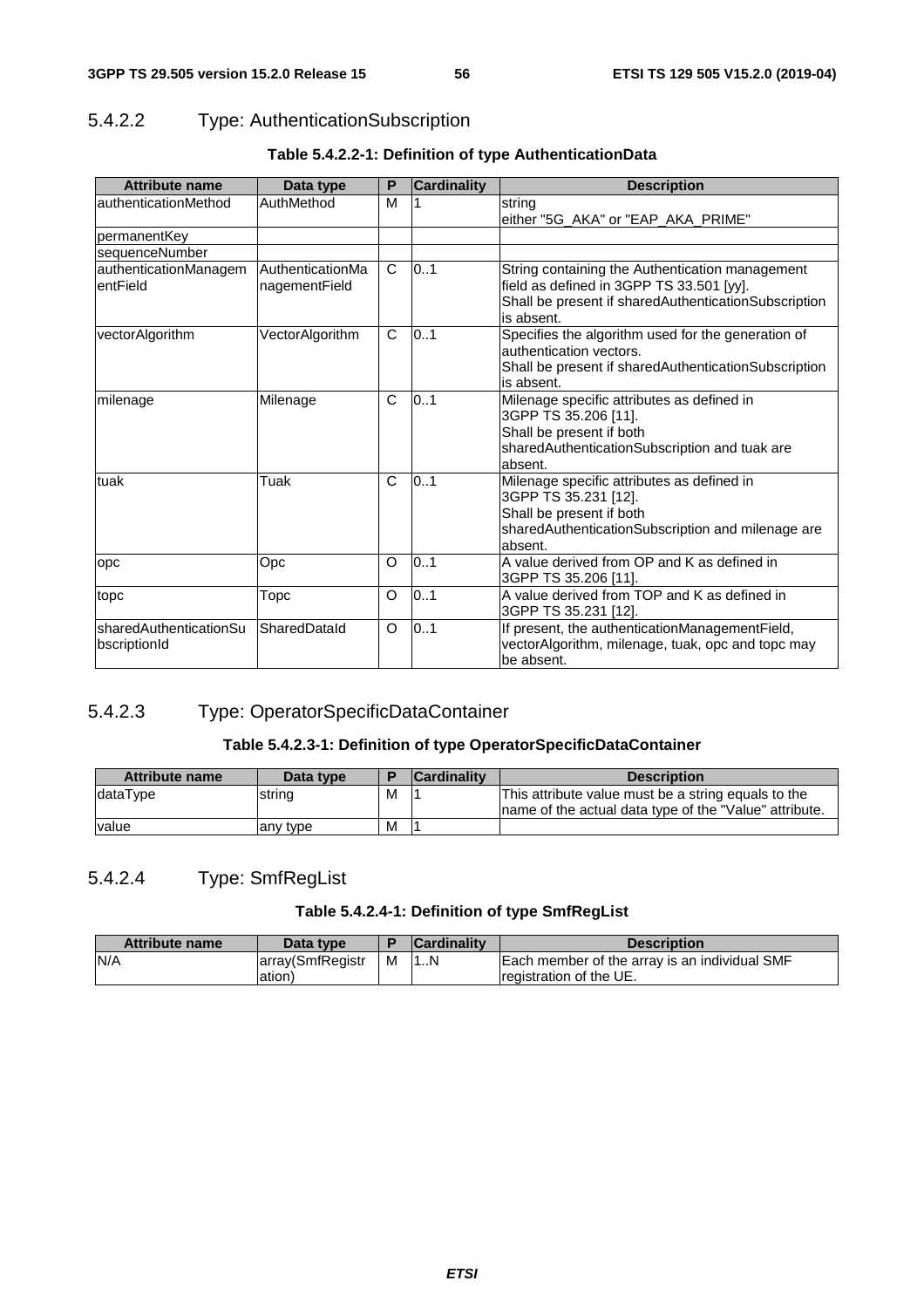### 5.4.2.2 Type: AuthenticationSubscription

**Table 5.4.2.2-1: Definition of type AuthenticationData**

| Attribute name | Data type | P | Cardinality | Description |
|---|---|---|---|---|
| authenticationMethod | AuthMethod | M | 1 | string<br>either "5G_AKA" or "EAP_AKA_PRIME" |
| permanentKey | | | | |
| sequenceNumber | | | | |
| authenticationManagementField | AuthenticationManagementField | C | 0..1 | String containing the Authentication management field as defined in 3GPP TS 33.501 [yy].<br>Shall be present if sharedAuthenticationSubscription is absent. |
| vectorAlgorithm | VectorAlgorithm | C | 0..1 | Specifies the algorithm used for the generation of authentication vectors.<br>Shall be present if sharedAuthenticationSubscription is absent. |
| milenage | Milenage | C | 0..1 | Milenage specific attributes as defined in 3GPP TS 35.206 [11].<br>Shall be present if both sharedAuthenticationSubscription and tuak are absent. |
| tuak | Tuak | C | 0..1 | Milenage specific attributes as defined in 3GPP TS 35.231 [12].<br>Shall be present if both sharedAuthenticationSubscription and milenage are absent. |
| opc | Opc | O | 0..1 | A value derived from OP and K as defined in 3GPP TS 35.206 [11]. |
| topc | Topc | O | 0..1 | A value derived from TOP and K as defined in 3GPP TS 35.231 [12]. |
| sharedAuthenticationSubscriptionId | SharedDataId | O | 0..1 | If present, the authenticationManagementField, vectorAlgorithm, milenage, tuak, opc and topc may be absent. |

### 5.4.2.3 Type: OperatorSpecificDataContainer

**Table 5.4.2.3-1: Definition of type OperatorSpecificDataContainer**

| Attribute name | Data type | P | Cardinality | Description |
|---|---|---|---|---|
| dataType | string | M | 1 | This attribute value must be a string equals to the name of the actual data type of the "Value" attribute. |
| value | any type | M | 1 | |

### 5.4.2.4 Type: SmfRegList

**Table 5.4.2.4-1: Definition of type SmfRegList**

| Attribute name | Data type | P | Cardinality | Description |
|---|---|---|---|---|
| N/A | array(SmfRegistration) | M | 1..N | Each member of the array is an individual SMF registration of the UE. |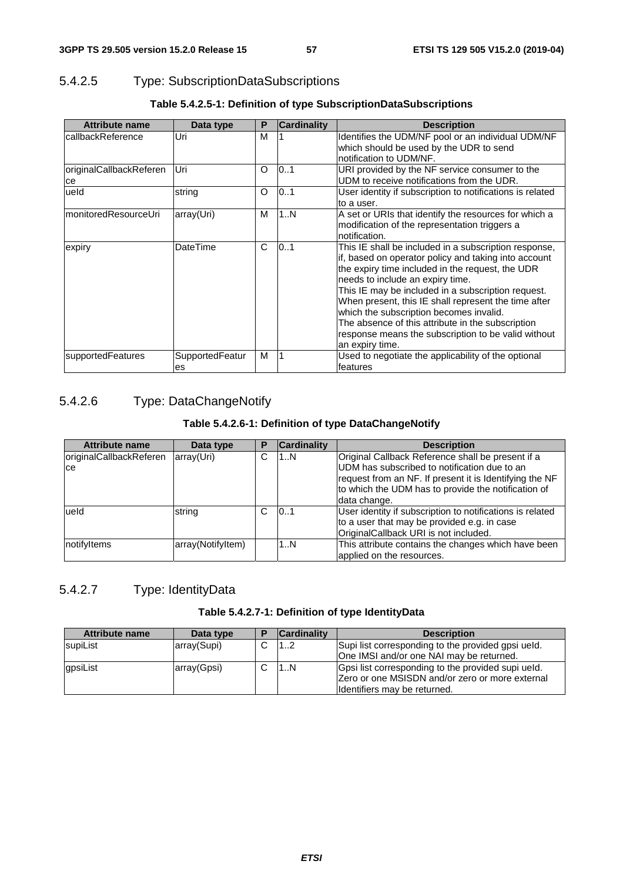### 5.4.2.5 Type: SubscriptionDataSubscriptions

**Table 5.4.2.5-1: Definition of type SubscriptionDataSubscriptions**

| Attribute name | Data type | P | Cardinality | Description |
|---|---|---|---|---|
| callbackReference | Uri | M | 1 | Identifies the UDM/NF pool or an individual UDM/NF which should be used by the UDR to send notification to UDM/NF. |
| originalCallbackReference | Uri | O | 0..1 | URI provided by the NF service consumer to the UDM to receive notifications from the UDR. |
| ueId | string | O | 0..1 | User identity if subscription to notifications is related to a user. |
| monitoredResourceUri | array(Uri) | M | 1..N | A set or URIs that identify the resources for which a modification of the representation triggers a notification. |
| expiry | DateTime | C | 0..1 | This IE shall be included in a subscription response, if, based on operator policy and taking into account the expiry time included in the request, the UDR needs to include an expiry time.<br>This IE may be included in a subscription request. When present, this IE shall represent the time after which the subscription becomes invalid.<br>The absence of this attribute in the subscription response means the subscription to be valid without an expiry time. |
| supportedFeatures | SupportedFeatures | M | 1 | Used to negotiate the applicability of the optional features |

### 5.4.2.6 Type: DataChangeNotify

**Table 5.4.2.6-1: Definition of type DataChangeNotify**

| Attribute name | Data type | P | Cardinality | Description |
|---|---|---|---|---|
| originalCallbackReference | array(Uri) | C | 1..N | Original Callback Reference shall be present if a UDM has subscribed to notification due to an request from an NF. If present it is Identifying the NF to which the UDM has to provide the notification of data change. |
| ueId | string | C | 0..1 | User identity if subscription to notifications is related to a user that may be provided e.g. in case OriginalCallback URI is not included. |
| notifyItems | array(NotifyItem) | | 1..N | This attribute contains the changes which have been applied on the resources. |

### 5.4.2.7 Type: IdentityData

**Table 5.4.2.7-1: Definition of type IdentityData**

| Attribute name | Data type | P | Cardinality | Description |
|---|---|---|---|---|
| supiList | array(Supi) | C | 1..2 | Supi list corresponding to the provided gpsi ueId. One IMSI and/or one NAI may be returned. |
| gpsiList | array(Gpsi) | C | 1..N | Gpsi list corresponding to the provided supi ueId. Zero or one MSISDN and/or zero or more external Identifiers may be returned. |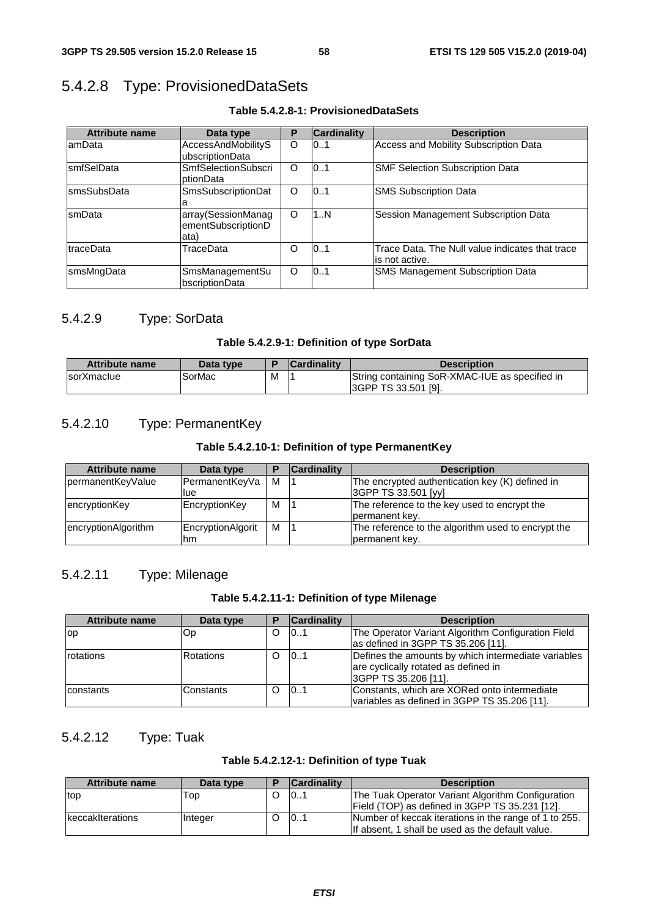### 5.4.2.8 Type: ProvisionedDataSets

**Table 5.4.2.8-1: ProvisionedDataSets**

| Attribute name | Data type | P | Cardinality | Description |
|---|---|---|---|---|
| amData | AccessAndMobilitySubscriptionData | O | 0..1 | Access and Mobility Subscription Data |
| smfSelData | SmfSelectionSubscriptionData | O | 0..1 | SMF Selection Subscription Data |
| smsSubsData | SmsSubscriptionData | O | 0..1 | SMS Subscription Data |
| smData | array(SessionManagementSubscriptionData) | O | 1..N | Session Management Subscription Data |
| traceData | TraceData | O | 0..1 | Trace Data. The Null value indicates that trace is not active. |
| smsMngData | SmsManagementSubscriptionData | O | 0..1 | SMS Management Subscription Data |

### 5.4.2.9 Type: SorData

**Table 5.4.2.9-1: Definition of type SorData**

| Attribute name | Data type | P | Cardinality | Description |
|---|---|---|---|---|
| sorXmacIue | SorMac | M | 1 | String containing SoR-XMAC-IUE as specified in 3GPP TS 33.501 [9]. |

### 5.4.2.10 Type: PermanentKey

**Table 5.4.2.10-1: Definition of type PermanentKey**

| Attribute name | Data type | P | Cardinality | Description |
|---|---|---|---|---|
| permanentKeyValue | PermanentKeyValue | M | 1 | The encrypted authentication key (K) defined in 3GPP TS 33.501 [yy] |
| encryptionKey | EncryptionKey | M | 1 | The reference to the key used to encrypt the permanent key. |
| encryptionAlgorithm | EncryptionAlgorithm | M | 1 | The reference to the algorithm used to encrypt the permanent key. |

### 5.4.2.11 Type: Milenage

**Table 5.4.2.11-1: Definition of type Milenage**

| Attribute name | Data type | P | Cardinality | Description |
|---|---|---|---|---|
| op | Op | O | 0..1 | The Operator Variant Algorithm Configuration Field as defined in 3GPP TS 35.206 [11]. |
| rotations | Rotations | O | 0..1 | Defines the amounts by which intermediate variables are cyclically rotated as defined in 3GPP TS 35.206 [11]. |
| constants | Constants | O | 0..1 | Constants, which are XORed onto intermediate variables as defined in 3GPP TS 35.206 [11]. |

### 5.4.2.12 Type: Tuak

**Table 5.4.2.12-1: Definition of type Tuak**

| Attribute name | Data type | P | Cardinality | Description |
|---|---|---|---|---|
| top | Top | O | 0..1 | The Tuak Operator Variant Algorithm Configuration Field (TOP) as defined in 3GPP TS 35.231 [12]. |
| keccakIterations | Integer | O | 0..1 | Number of keccak iterations in the range of 1 to 255. If absent, 1 shall be used as the default value. |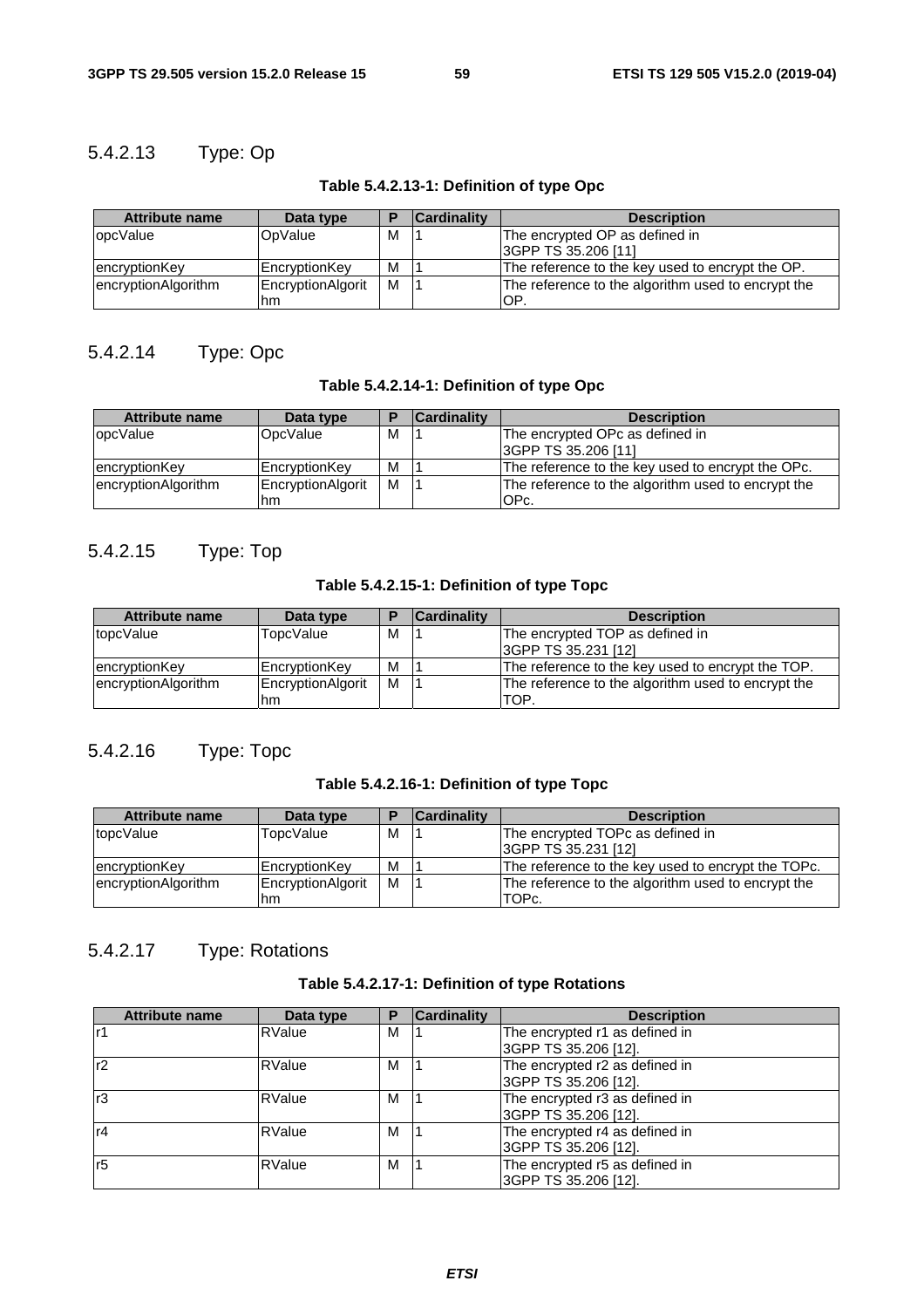#### 5.4.2.13 Type: Op

**Table 5.4.2.13-1: Definition of type Opc**

| Attribute name | Data type | P | Cardinality | Description |
|---|---|---|---|---|
| opcValue | OpValue | M | 1 | The encrypted OP as defined in 3GPP TS 35.206 [11] |
| encryptionKey | EncryptionKey | M | 1 | The reference to the key used to encrypt the OP. |
| encryptionAlgorithm | EncryptionAlgorithm | M | 1 | The reference to the algorithm used to encrypt the OP. |

#### 5.4.2.14 Type: Opc

**Table 5.4.2.14-1: Definition of type Opc**

| Attribute name | Data type | P | Cardinality | Description |
|---|---|---|---|---|
| opcValue | OpcValue | M | 1 | The encrypted OPc as defined in 3GPP TS 35.206 [11] |
| encryptionKey | EncryptionKey | M | 1 | The reference to the key used to encrypt the OPc. |
| encryptionAlgorithm | EncryptionAlgorithm | M | 1 | The reference to the algorithm used to encrypt the OPc. |

#### 5.4.2.15 Type: Top

**Table 5.4.2.15-1: Definition of type Topc**

| Attribute name | Data type | P | Cardinality | Description |
|---|---|---|---|---|
| topcValue | TopcValue | M | 1 | The encrypted TOP as defined in 3GPP TS 35.231 [12] |
| encryptionKey | EncryptionKey | M | 1 | The reference to the key used to encrypt the TOP. |
| encryptionAlgorithm | EncryptionAlgorithm | M | 1 | The reference to the algorithm used to encrypt the TOP. |

#### 5.4.2.16 Type: Topc

**Table 5.4.2.16-1: Definition of type Topc**

| Attribute name | Data type | P | Cardinality | Description |
|---|---|---|---|---|
| topcValue | TopcValue | M | 1 | The encrypted TOPc as defined in 3GPP TS 35.231 [12] |
| encryptionKey | EncryptionKey | M | 1 | The reference to the key used to encrypt the TOPc. |
| encryptionAlgorithm | EncryptionAlgorithm | M | 1 | The reference to the algorithm used to encrypt the TOPc. |

#### 5.4.2.17 Type: Rotations

**Table 5.4.2.17-1: Definition of type Rotations**

| Attribute name | Data type | P | Cardinality | Description |
|---|---|---|---|---|
| r1 | RValue | M | 1 | The encrypted r1 as defined in 3GPP TS 35.206 [12]. |
| r2 | RValue | M | 1 | The encrypted r2 as defined in 3GPP TS 35.206 [12]. |
| r3 | RValue | M | 1 | The encrypted r3 as defined in 3GPP TS 35.206 [12]. |
| r4 | RValue | M | 1 | The encrypted r4 as defined in 3GPP TS 35.206 [12]. |
| r5 | RValue | M | 1 | The encrypted r5 as defined in 3GPP TS 35.206 [12]. |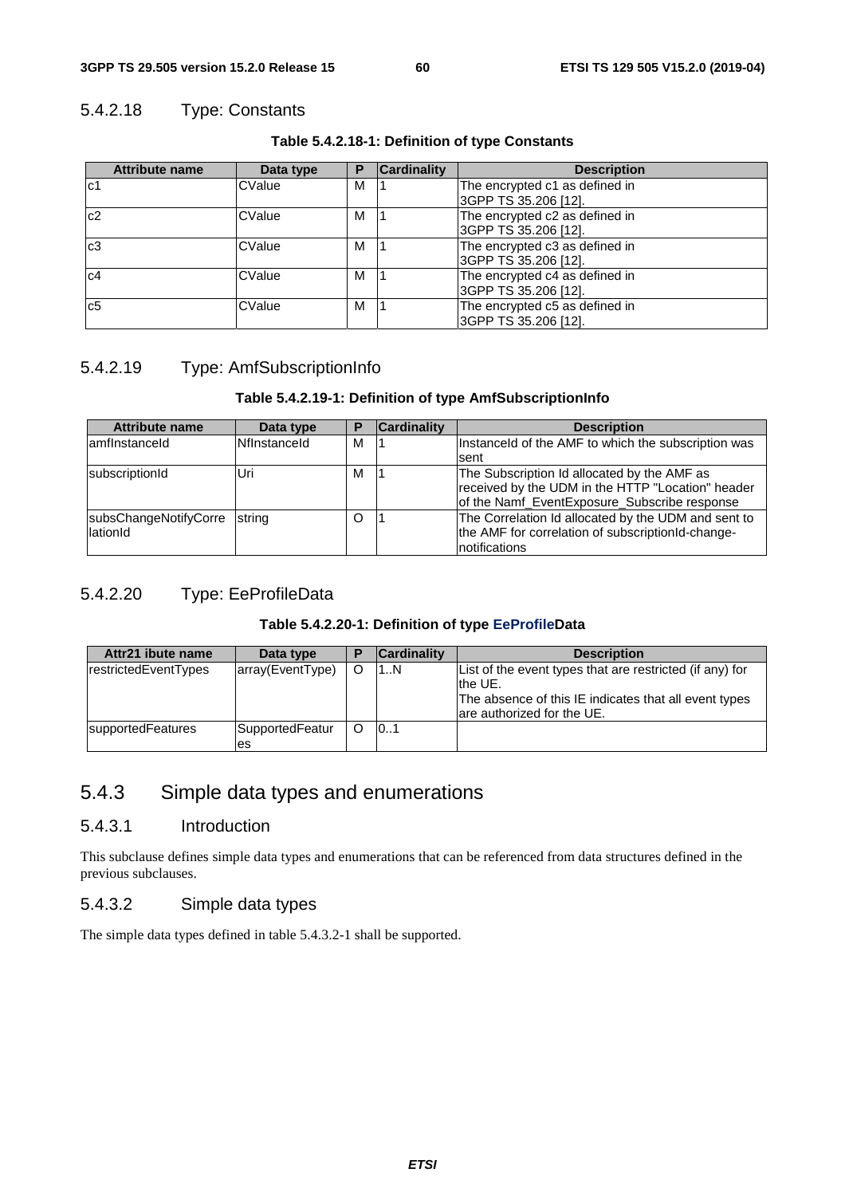#### 5.4.2.18 Type: Constants

**Table 5.4.2.18-1: Definition of type Constants**

| Attribute name | Data type | P | Cardinality | Description |
|---|---|---|---|---|
| c1 | CValue | M | 1 | The encrypted c1 as defined in 3GPP TS 35.206 [12]. |
| c2 | CValue | M | 1 | The encrypted c2 as defined in 3GPP TS 35.206 [12]. |
| c3 | CValue | M | 1 | The encrypted c3 as defined in 3GPP TS 35.206 [12]. |
| c4 | CValue | M | 1 | The encrypted c4 as defined in 3GPP TS 35.206 [12]. |
| c5 | CValue | M | 1 | The encrypted c5 as defined in 3GPP TS 35.206 [12]. |

#### 5.4.2.19 Type: AmfSubscriptionInfo

**Table 5.4.2.19-1: Definition of type AmfSubscriptionInfo**

| Attribute name | Data type | P | Cardinality | Description |
|---|---|---|---|---|
| amfInstanceId | NfInstanceId | M | 1 | InstanceId of the AMF to which the subscription was sent |
| subscriptionId | Uri | M | 1 | The Subscription Id allocated by the AMF as received by the UDM in the HTTP "Location" header of the Namf_EventExposure_Subscribe response |
| subsChangeNotifyCorrelationId | string | O | 1 | The Correlation Id allocated by the UDM and sent to the AMF for correlation of subscriptionId-change-notifications |

#### 5.4.2.20 Type: EeProfileData

**Table 5.4.2.20-1: Definition of type EeProfileData**

| Attr21 ibute name | Data type | P | Cardinality | Description |
|---|---|---|---|---|
| restrictedEventTypes | array(EventType) | O | 1..N | List of the event types that are restricted (if any) for the UE.<br>The absence of this IE indicates that all event types are authorized for the UE. |
| supportedFeatures | SupportedFeatures | O | 0..1 | |

### 5.4.3 Simple data types and enumerations

#### 5.4.3.1 Introduction

This subclause defines simple data types and enumerations that can be referenced from data structures defined in the previous subclauses.

#### 5.4.3.2 Simple data types

The simple data types defined in table 5.4.3.2-1 shall be supported.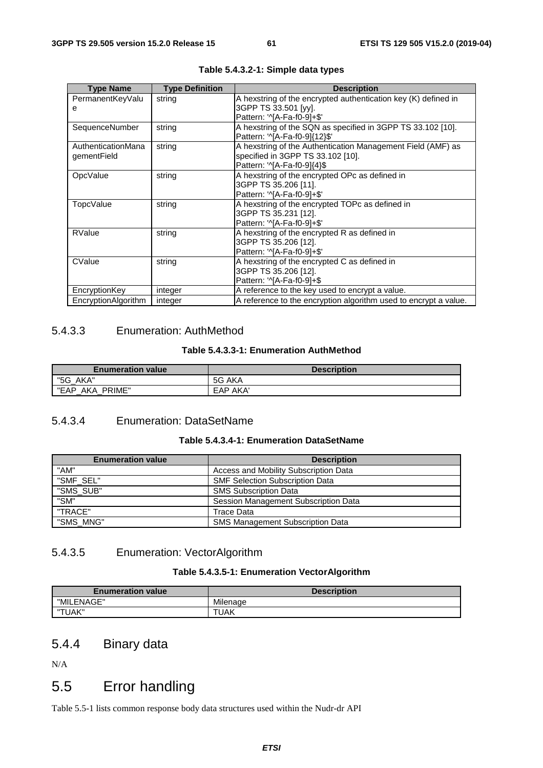**Table 5.4.3.2-1: Simple data types**

| Type Name | Type Definition | Description |
| --- | --- | --- |
| PermanentKeyValue | string | A hexstring of the encrypted authentication key (K) defined in 3GPP TS 33.501 [yy].<br>Pattern: '^[A-Fa-f0-9]+$' |
| SequenceNumber | string | A hexstring of the SQN as specified in 3GPP TS 33.102 [10].<br>Pattern: '^[A-Fa-f0-9]{12}$' |
| AuthenticationManagementField | string | A hexstring of the Authentication Management Field (AMF) as specified in 3GPP TS 33.102 [10].<br>Pattern: '^[A-Fa-f0-9]{4}$ |
| OpcValue | string | A hexstring of the encrypted OPc as defined in 3GPP TS 35.206 [11].<br>Pattern: '^[A-Fa-f0-9]+$' |
| TopcValue | string | A hexstring of the encrypted TOPc as defined in 3GPP TS 35.231 [12].<br>Pattern: '^[A-Fa-f0-9]+$' |
| RValue | string | A hexstring of the encrypted R as defined in 3GPP TS 35.206 [12].<br>Pattern: '^[A-Fa-f0-9]+$' |
| CValue | string | A hexstring of the encrypted C as defined in 3GPP TS 35.206 [12].<br>Pattern: '^[A-Fa-f0-9]+$ |
| EncryptionKey | integer | A reference to the key used to encrypt a value. |
| EncryptionAlgorithm | integer | A reference to the encryption algorithm used to encrypt a value. |

### 5.4.3.3 Enumeration: AuthMethod

**Table 5.4.3.3-1: Enumeration AuthMethod**

| Enumeration value | Description |
| --- | --- |
| "5G_AKA" | 5G AKA |
| "EAP_AKA_PRIME" | EAP AKA' |

### 5.4.3.4 Enumeration: DataSetName

**Table 5.4.3.4-1: Enumeration DataSetName**

| Enumeration value | Description |
| --- | --- |
| "AM" | Access and Mobility Subscription Data |
| "SMF_SEL" | SMF Selection Subscription Data |
| "SMS_SUB" | SMS Subscription Data |
| "SM" | Session Management Subscription Data |
| "TRACE" | Trace Data |
| "SMS_MNG" | SMS Management Subscription Data |

### 5.4.3.5 Enumeration: VectorAlgorithm

**Table 5.4.3.5-1: Enumeration VectorAlgorithm**

| Enumeration value | Description |
| --- | --- |
| "MILENAGE" | Milenage |
| "TUAK" | TUAK |

## 5.4.4 Binary data

N/A

# 5.5 Error handling

Table 5.5-1 lists common response body data structures used within the Nudr-dr API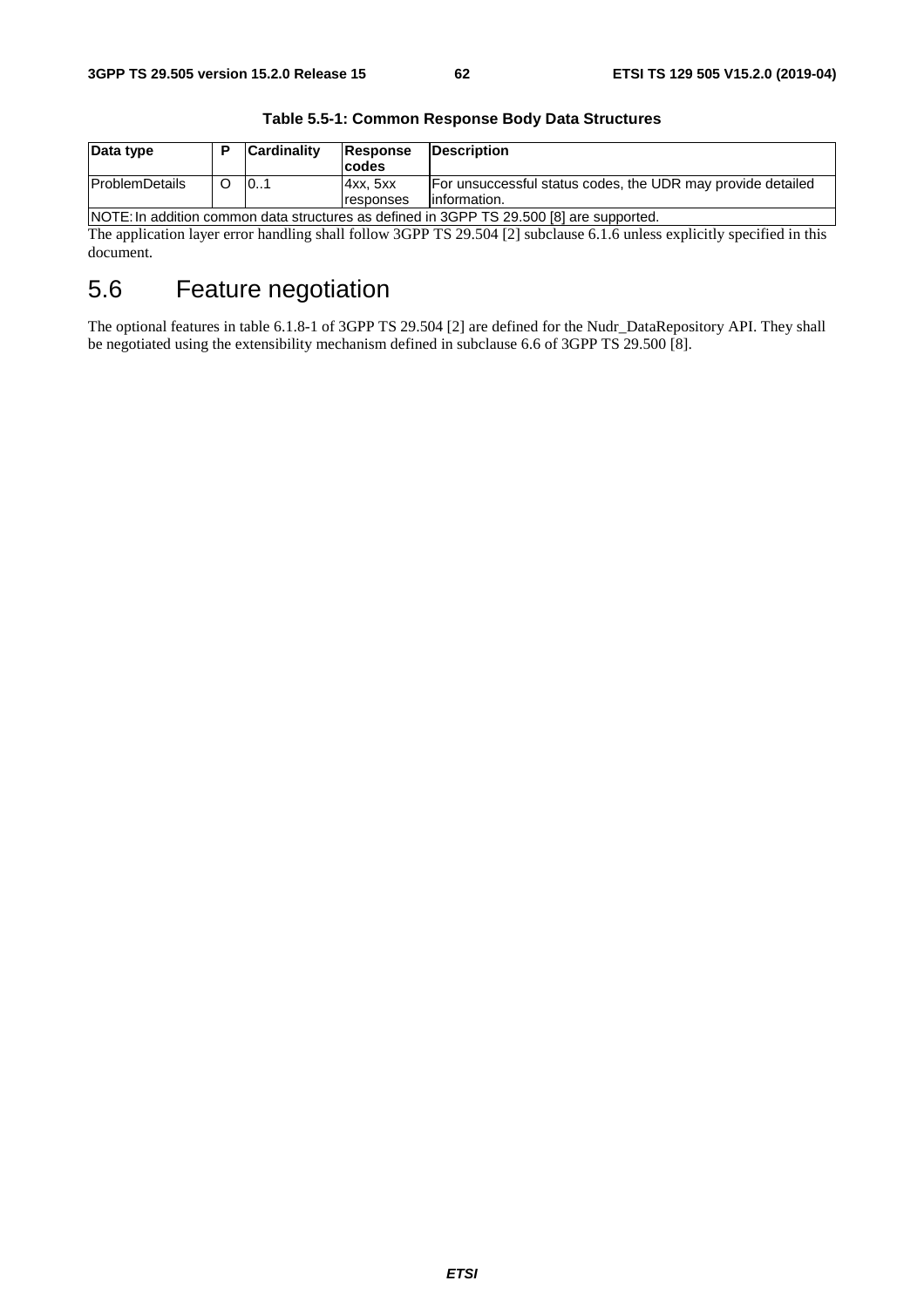**Table 5.5-1: Common Response Body Data Structures**

| Data type | P | Cardinality | Response codes | Description |
|---|---|---|---|---|
| ProblemDetails | O | 0..1 | 4xx, 5xx responses | For unsuccessful status codes, the UDR may provide detailed information. |
| NOTE: In addition common data structures as defined in 3GPP TS 29.500 [8] are supported. | | | | |

The application layer error handling shall follow 3GPP TS 29.504 [2] subclause 6.1.6 unless explicitly specified in this document.

## 5.6 Feature negotiation

The optional features in table 6.1.8-1 of 3GPP TS 29.504 [2] are defined for the Nudr_DataRepository API. They shall be negotiated using the extensibility mechanism defined in subclause 6.6 of 3GPP TS 29.500 [8].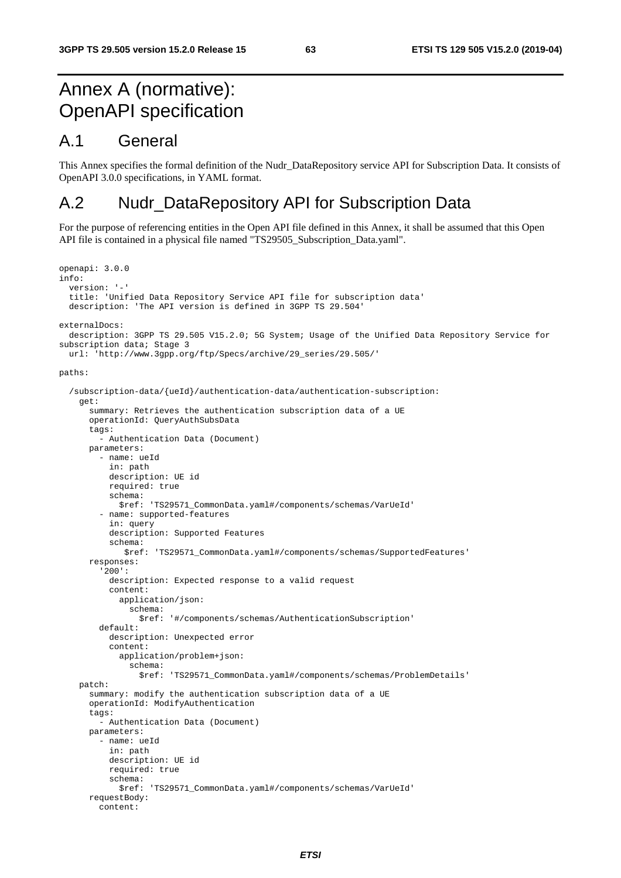# Annex A (normative): OpenAPI specification

## A.1 General

This Annex specifies the formal definition of the Nudr_DataRepository service API for Subscription Data. It consists of OpenAPI 3.0.0 specifications, in YAML format.

## A.2 Nudr_DataRepository API for Subscription Data

For the purpose of referencing entities in the Open API file defined in this Annex, it shall be assumed that this Open API file is contained in a physical file named "TS29505_Subscription_Data.yaml".

```
openapi: 3.0.0
info:
  version: '-'
  title: 'Unified Data Repository Service API file for subscription data'
  description: 'The API version is defined in 3GPP TS 29.504'

externalDocs:
  description: 3GPP TS 29.505 V15.2.0; 5G System; Usage of the Unified Data Repository Service for
subscription data; Stage 3
  url: 'http://www.3gpp.org/ftp/Specs/archive/29_series/29.505/'

paths:

  /subscription-data/{ueId}/authentication-data/authentication-subscription:
    get:
      summary: Retrieves the authentication subscription data of a UE
      operationId: QueryAuthSubsData
      tags:
        - Authentication Data (Document)
      parameters:
        - name: ueId
          in: path
          description: UE id
          required: true
          schema:
            $ref: 'TS29571_CommonData.yaml#/components/schemas/VarUeId'
        - name: supported-features
          in: query
          description: Supported Features
          schema:
             $ref: 'TS29571_CommonData.yaml#/components/schemas/SupportedFeatures'
      responses:
        '200':
          description: Expected response to a valid request
          content:
            application/json:
              schema:
                $ref: '#/components/schemas/AuthenticationSubscription'
        default:
          description: Unexpected error
          content:
            application/problem+json:
              schema:
                $ref: 'TS29571_CommonData.yaml#/components/schemas/ProblemDetails'
    patch:
      summary: modify the authentication subscription data of a UE
      operationId: ModifyAuthentication
      tags:
        - Authentication Data (Document)
      parameters:
        - name: ueId
          in: path
          description: UE id
          required: true
          schema:
            $ref: 'TS29571_CommonData.yaml#/components/schemas/VarUeId'
      requestBody:
        content:
```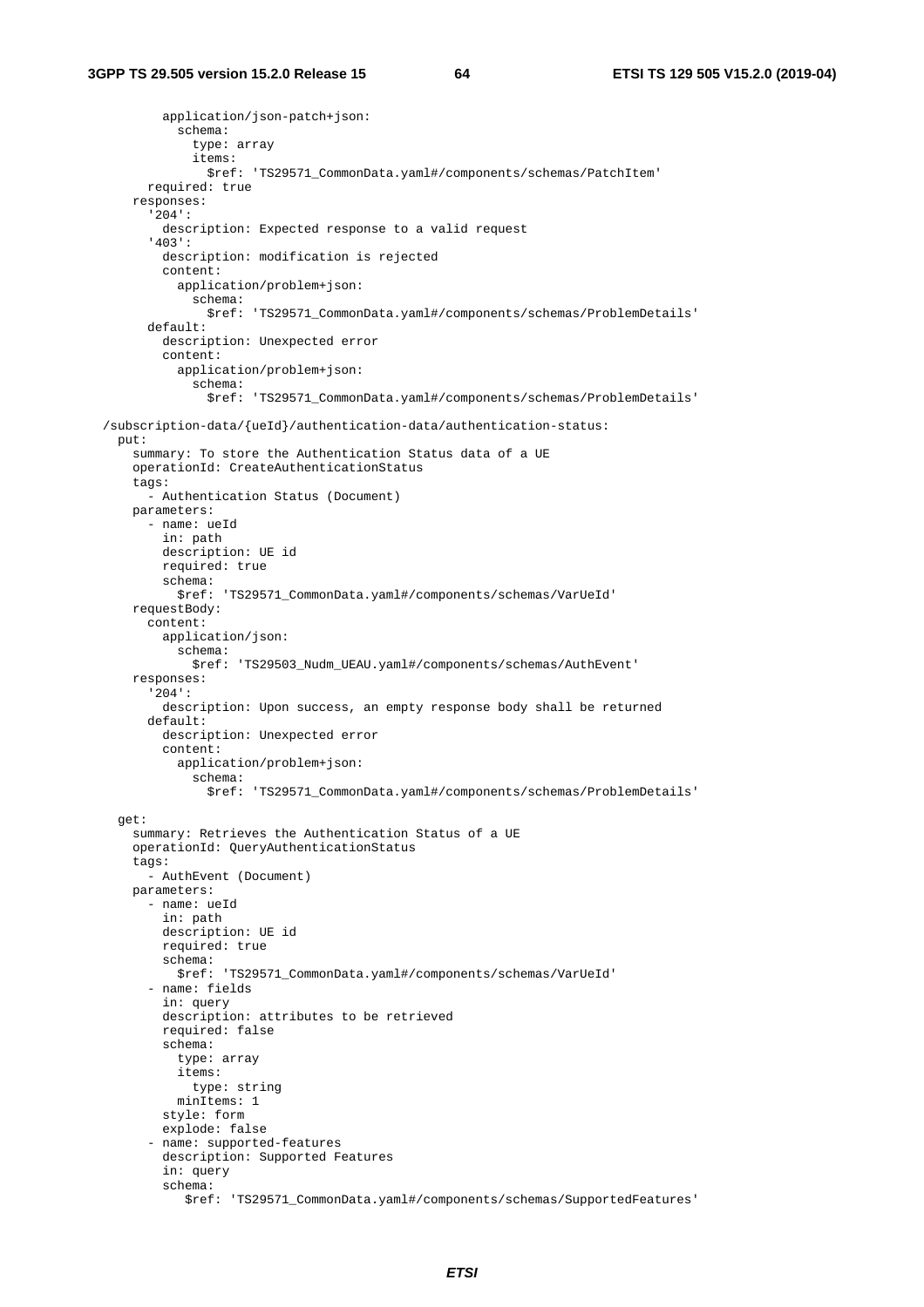```
          application/json-patch+json:
            schema:
              type: array
              items:
                $ref: 'TS29571_CommonData.yaml#/components/schemas/PatchItem'
        required: true
      responses:
        '204':
          description: Expected response to a valid request
        '403':
          description: modification is rejected
          content:
            application/problem+json:
              schema:
                $ref: 'TS29571_CommonData.yaml#/components/schemas/ProblemDetails'
        default:
          description: Unexpected error
          content:
            application/problem+json:
              schema:
                $ref: 'TS29571_CommonData.yaml#/components/schemas/ProblemDetails'

  /subscription-data/{ueId}/authentication-data/authentication-status:
    put:
      summary: To store the Authentication Status data of a UE
      operationId: CreateAuthenticationStatus
      tags:
        - Authentication Status (Document)
      parameters:
        - name: ueId
          in: path
          description: UE id
          required: true
          schema:
            $ref: 'TS29571_CommonData.yaml#/components/schemas/VarUeId'
      requestBody:
        content:
          application/json:
            schema:
              $ref: 'TS29503_Nudm_UEAU.yaml#/components/schemas/AuthEvent'
      responses:
        '204':
          description: Upon success, an empty response body shall be returned
        default:
          description: Unexpected error
          content:
            application/problem+json:
              schema:
                $ref: 'TS29571_CommonData.yaml#/components/schemas/ProblemDetails'

    get:
      summary: Retrieves the Authentication Status of a UE
      operationId: QueryAuthenticationStatus
      tags:
        - AuthEvent (Document)
      parameters:
        - name: ueId
          in: path
          description: UE id
          required: true
          schema:
            $ref: 'TS29571_CommonData.yaml#/components/schemas/VarUeId'
        - name: fields
          in: query
          description: attributes to be retrieved
          required: false
          schema:
            type: array
            items:
              type: string
            minItems: 1
          style: form
          explode: false
        - name: supported-features
          description: Supported Features
          in: query
          schema:
             $ref: 'TS29571_CommonData.yaml#/components/schemas/SupportedFeatures'
```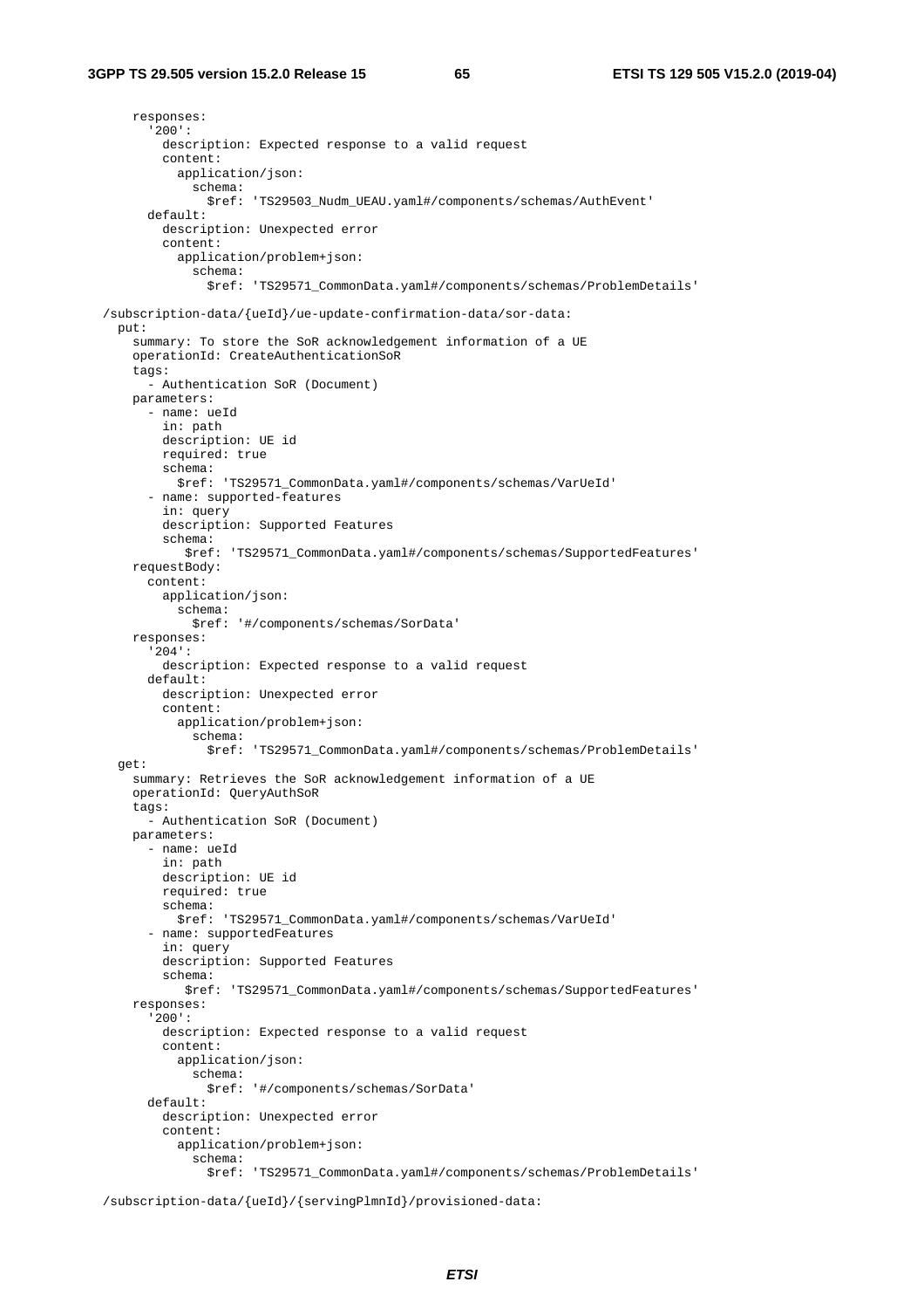```
      responses:
        '200':
          description: Expected response to a valid request
          content:
            application/json:
              schema:
                $ref: 'TS29503_Nudm_UEAU.yaml#/components/schemas/AuthEvent'
        default:
          description: Unexpected error
          content:
            application/problem+json:
              schema:
                $ref: 'TS29571_CommonData.yaml#/components/schemas/ProblemDetails'
  /subscription-data/{ueId}/ue-update-confirmation-data/sor-data:
    put:
      summary: To store the SoR acknowledgement information of a UE
      operationId: CreateAuthenticationSoR
      tags:
        - Authentication SoR (Document)
      parameters:
        - name: ueId
          in: path
          description: UE id
          required: true
          schema:
            $ref: 'TS29571_CommonData.yaml#/components/schemas/VarUeId'
        - name: supported-features
          in: query
          description: Supported Features
          schema:
             $ref: 'TS29571_CommonData.yaml#/components/schemas/SupportedFeatures'
      requestBody:
        content:
          application/json:
            schema:
              $ref: '#/components/schemas/SorData'
      responses:
        '204':
          description: Expected response to a valid request
        default:
          description: Unexpected error
          content:
            application/problem+json:
              schema:
                $ref: 'TS29571_CommonData.yaml#/components/schemas/ProblemDetails'
    get:
      summary: Retrieves the SoR acknowledgement information of a UE
      operationId: QueryAuthSoR
      tags:
        - Authentication SoR (Document)
      parameters:
        - name: ueId
          in: path
          description: UE id
          required: true
          schema:
            $ref: 'TS29571_CommonData.yaml#/components/schemas/VarUeId'
        - name: supportedFeatures
          in: query
          description: Supported Features
          schema:
             $ref: 'TS29571_CommonData.yaml#/components/schemas/SupportedFeatures'
      responses:
        '200':
          description: Expected response to a valid request
          content:
            application/json:
              schema:
                $ref: '#/components/schemas/SorData'
        default:
          description: Unexpected error
          content:
            application/problem+json:
              schema:
                $ref: 'TS29571_CommonData.yaml#/components/schemas/ProblemDetails'

  /subscription-data/{ueId}/{servingPlmnId}/provisioned-data:
```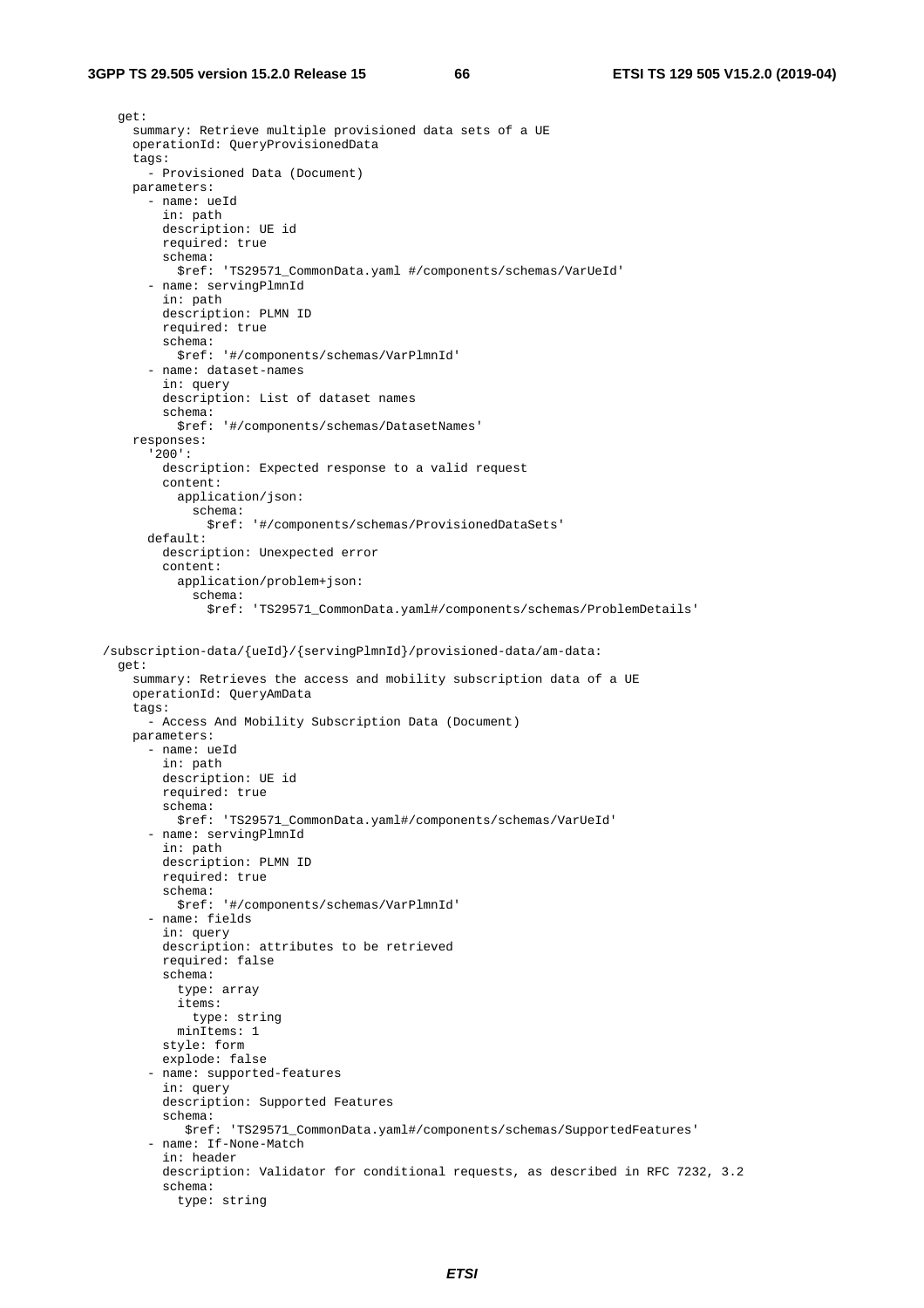```
    get:
      summary: Retrieve multiple provisioned data sets of a UE
      operationId: QueryProvisionedData
      tags:
        - Provisioned Data (Document)
      parameters:
        - name: ueId
          in: path
          description: UE id
          required: true
          schema:
            $ref: 'TS29571_CommonData.yaml #/components/schemas/VarUeId'
        - name: servingPlmnId
          in: path
          description: PLMN ID
          required: true
          schema:
            $ref: '#/components/schemas/VarPlmnId'
        - name: dataset-names
          in: query
          description: List of dataset names
          schema:
            $ref: '#/components/schemas/DatasetNames'
      responses:
        '200':
          description: Expected response to a valid request
          content:
            application/json:
              schema:
                $ref: '#/components/schemas/ProvisionedDataSets'
        default:
          description: Unexpected error
          content:
            application/problem+json:
              schema:
                $ref: 'TS29571_CommonData.yaml#/components/schemas/ProblemDetails'


  /subscription-data/{ueId}/{servingPlmnId}/provisioned-data/am-data:
    get:
      summary: Retrieves the access and mobility subscription data of a UE
      operationId: QueryAmData
      tags:
        - Access And Mobility Subscription Data (Document)
      parameters:
        - name: ueId
          in: path
          description: UE id
          required: true
          schema:
            $ref: 'TS29571_CommonData.yaml#/components/schemas/VarUeId'
        - name: servingPlmnId
          in: path
          description: PLMN ID
          required: true
          schema:
            $ref: '#/components/schemas/VarPlmnId'
        - name: fields
          in: query
          description: attributes to be retrieved
          required: false
          schema:
            type: array
            items:
              type: string
            minItems: 1
          style: form
          explode: false
        - name: supported-features
          in: query
          description: Supported Features
          schema:
             $ref: 'TS29571_CommonData.yaml#/components/schemas/SupportedFeatures'
        - name: If-None-Match
          in: header
          description: Validator for conditional requests, as described in RFC 7232, 3.2
          schema:
            type: string
```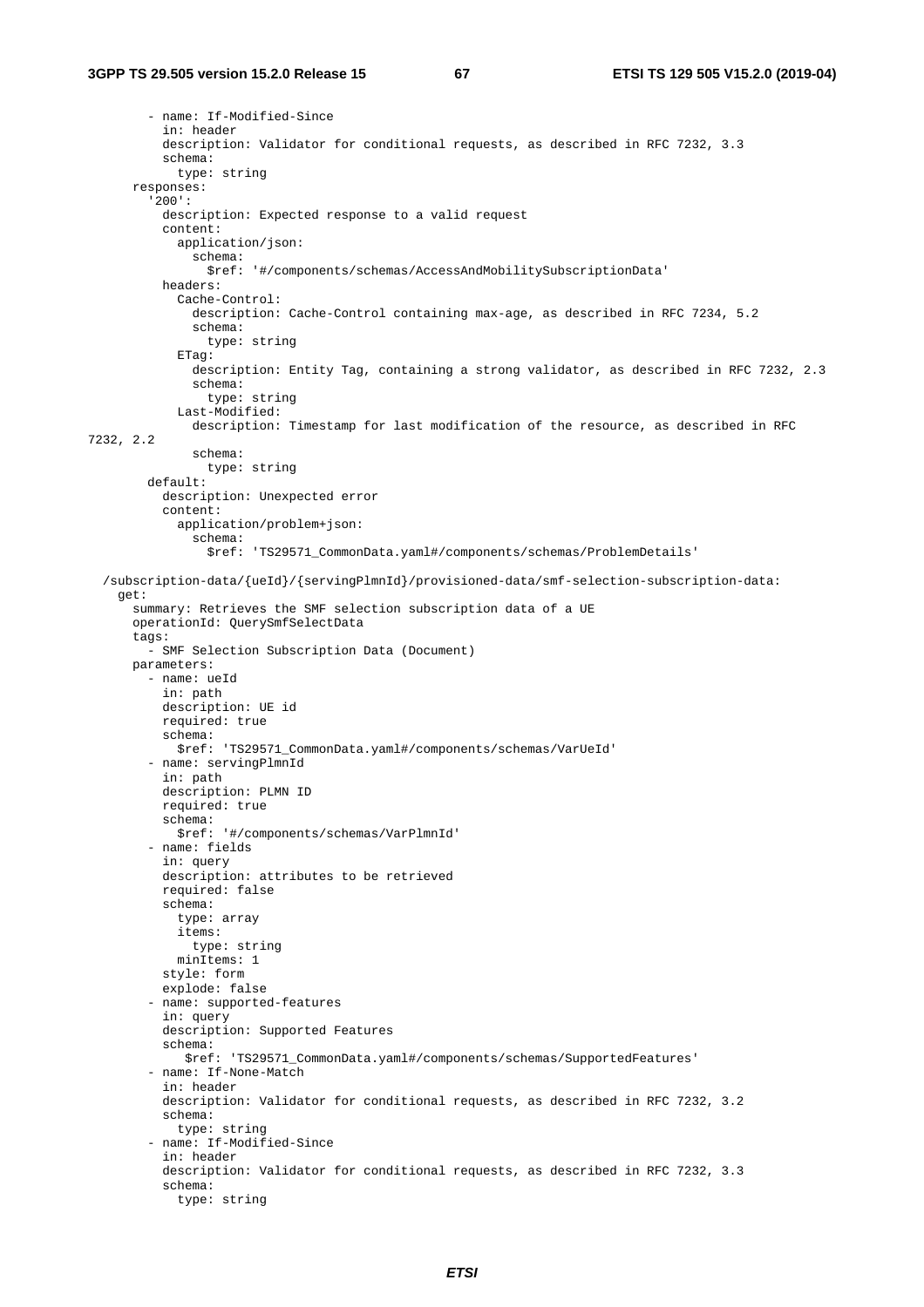```
        - name: If-Modified-Since
          in: header
          description: Validator for conditional requests, as described in RFC 7232, 3.3
          schema:
            type: string
      responses:
        '200':
          description: Expected response to a valid request
          content:
            application/json:
              schema:
                $ref: '#/components/schemas/AccessAndMobilitySubscriptionData'
          headers:
            Cache-Control:
              description: Cache-Control containing max-age, as described in RFC 7234, 5.2
              schema:
                type: string
            ETag:
              description: Entity Tag, containing a strong validator, as described in RFC 7232, 2.3
              schema:
                type: string
            Last-Modified:
              description: Timestamp for last modification of the resource, as described in RFC 
7232, 2.2
              schema:
                type: string
        default:
          description: Unexpected error
          content:
            application/problem+json:
              schema:
                $ref: 'TS29571_CommonData.yaml#/components/schemas/ProblemDetails'

  /subscription-data/{ueId}/{servingPlmnId}/provisioned-data/smf-selection-subscription-data:
    get:
      summary: Retrieves the SMF selection subscription data of a UE
      operationId: QuerySmfSelectData
      tags:
        - SMF Selection Subscription Data (Document)
      parameters:
        - name: ueId
          in: path
          description: UE id
          required: true
          schema:
            $ref: 'TS29571_CommonData.yaml#/components/schemas/VarUeId'
        - name: servingPlmnId
          in: path
          description: PLMN ID
          required: true
          schema:
            $ref: '#/components/schemas/VarPlmnId'
        - name: fields
          in: query
          description: attributes to be retrieved
          required: false
          schema:
            type: array
            items:
              type: string
            minItems: 1
          style: form
          explode: false
        - name: supported-features
          in: query
          description: Supported Features
          schema:
             $ref: 'TS29571_CommonData.yaml#/components/schemas/SupportedFeatures'
        - name: If-None-Match
          in: header
          description: Validator for conditional requests, as described in RFC 7232, 3.2
          schema:
            type: string
        - name: If-Modified-Since
          in: header
          description: Validator for conditional requests, as described in RFC 7232, 3.3
          schema:
            type: string
```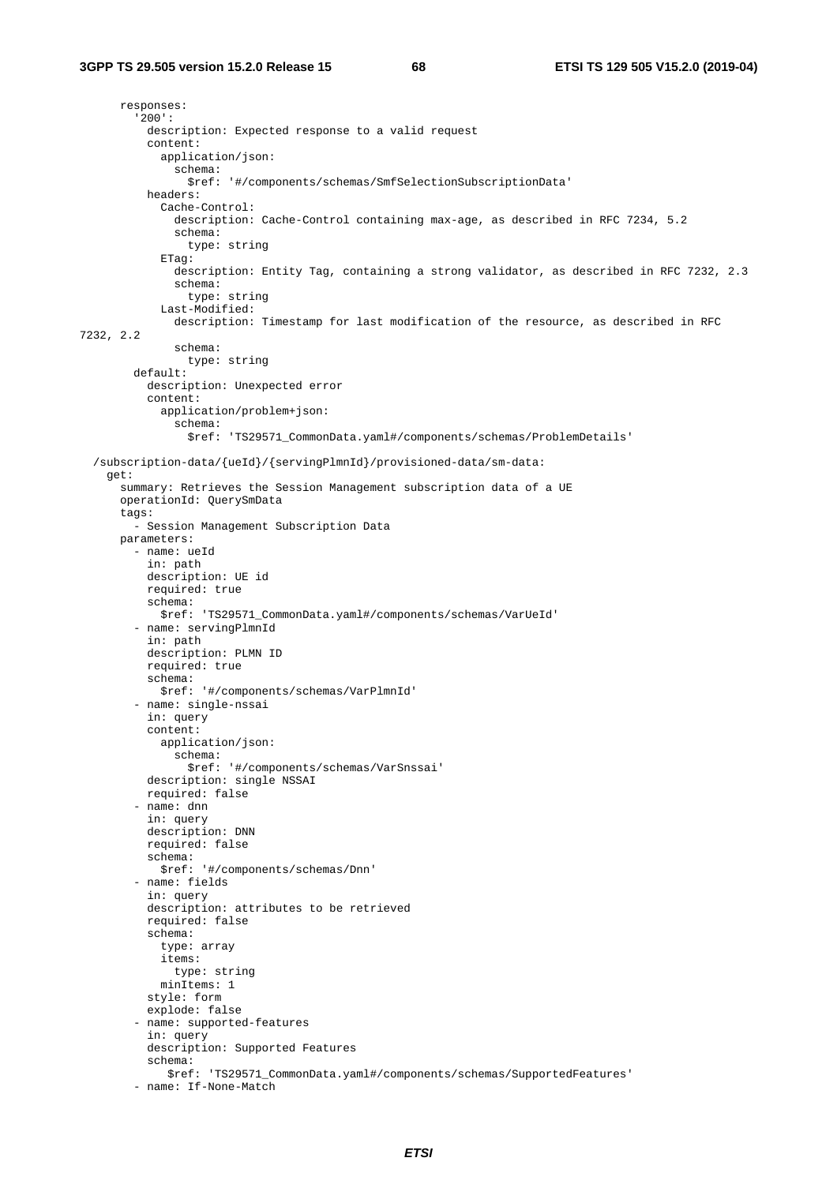```
      responses:
        '200':
          description: Expected response to a valid request
          content:
            application/json:
              schema:
                $ref: '#/components/schemas/SmfSelectionSubscriptionData'
          headers:
            Cache-Control:
              description: Cache-Control containing max-age, as described in RFC 7234, 5.2
              schema:
                type: string
            ETag:
              description: Entity Tag, containing a strong validator, as described in RFC 7232, 2.3
              schema:
                type: string
            Last-Modified:
              description: Timestamp for last modification of the resource, as described in RFC 
7232, 2.2
              schema:
                type: string
        default:
          description: Unexpected error
          content:
            application/problem+json:
              schema:
                $ref: 'TS29571_CommonData.yaml#/components/schemas/ProblemDetails'

  /subscription-data/{ueId}/{servingPlmnId}/provisioned-data/sm-data:
    get:
      summary: Retrieves the Session Management subscription data of a UE
      operationId: QuerySmData
      tags:
        - Session Management Subscription Data
      parameters:
        - name: ueId
          in: path
          description: UE id
          required: true
          schema:
            $ref: 'TS29571_CommonData.yaml#/components/schemas/VarUeId'
        - name: servingPlmnId
          in: path
          description: PLMN ID
          required: true
          schema:
            $ref: '#/components/schemas/VarPlmnId'
        - name: single-nssai
          in: query
          content:
            application/json:
              schema:
                $ref: '#/components/schemas/VarSnssai'
          description: single NSSAI
          required: false
        - name: dnn
          in: query
          description: DNN
          required: false
          schema:
            $ref: '#/components/schemas/Dnn'
        - name: fields
          in: query
          description: attributes to be retrieved
          required: false
          schema:
            type: array
            items:
              type: string
            minItems: 1
          style: form
          explode: false
        - name: supported-features
          in: query
          description: Supported Features
          schema:
             $ref: 'TS29571_CommonData.yaml#/components/schemas/SupportedFeatures'
        - name: If-None-Match
```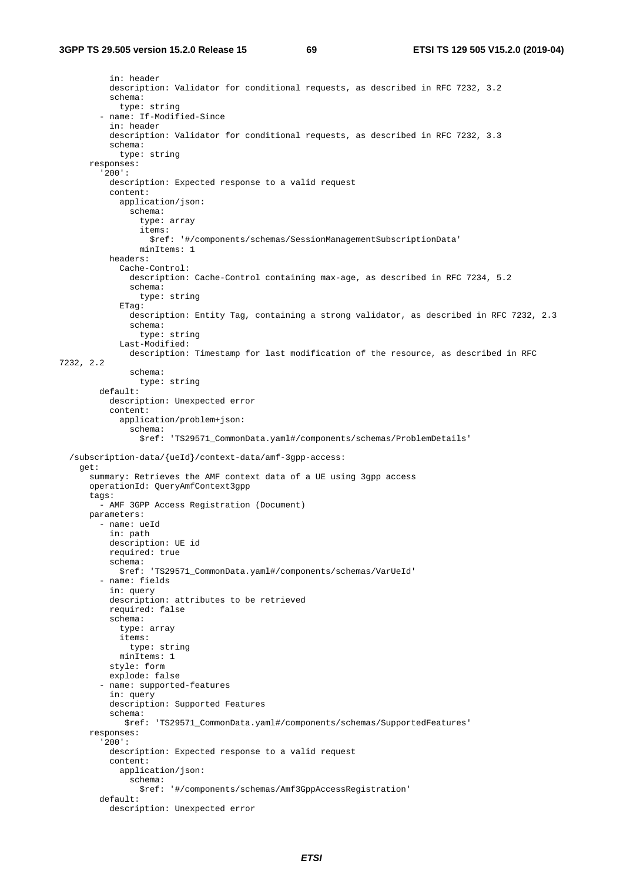```
          in: header
          description: Validator for conditional requests, as described in RFC 7232, 3.2
          schema:
            type: string
        - name: If-Modified-Since
          in: header
          description: Validator for conditional requests, as described in RFC 7232, 3.3
          schema:
            type: string
      responses:
        '200':
          description: Expected response to a valid request
          content:
            application/json:
              schema:
                type: array
                items:
                  $ref: '#/components/schemas/SessionManagementSubscriptionData'
                minItems: 1
          headers:
            Cache-Control:
              description: Cache-Control containing max-age, as described in RFC 7234, 5.2
              schema:
                type: string
            ETag:
              description: Entity Tag, containing a strong validator, as described in RFC 7232, 2.3
              schema:
                type: string
            Last-Modified:
              description: Timestamp for last modification of the resource, as described in RFC 
7232, 2.2
              schema:
                type: string
        default:
          description: Unexpected error
          content:
            application/problem+json:
              schema:
                $ref: 'TS29571_CommonData.yaml#/components/schemas/ProblemDetails'

  /subscription-data/{ueId}/context-data/amf-3gpp-access:
    get:
      summary: Retrieves the AMF context data of a UE using 3gpp access
      operationId: QueryAmfContext3gpp
      tags:
        - AMF 3GPP Access Registration (Document)
      parameters:
        - name: ueId
          in: path
          description: UE id
          required: true
          schema:
            $ref: 'TS29571_CommonData.yaml#/components/schemas/VarUeId'
        - name: fields
          in: query
          description: attributes to be retrieved
          required: false
          schema:
            type: array
            items:
              type: string
            minItems: 1
          style: form
          explode: false
        - name: supported-features
          in: query
          description: Supported Features
          schema:
             $ref: 'TS29571_CommonData.yaml#/components/schemas/SupportedFeatures'
      responses:
        '200':
          description: Expected response to a valid request
          content:
            application/json:
              schema:
                $ref: '#/components/schemas/Amf3GppAccessRegistration'
        default:
          description: Unexpected error
```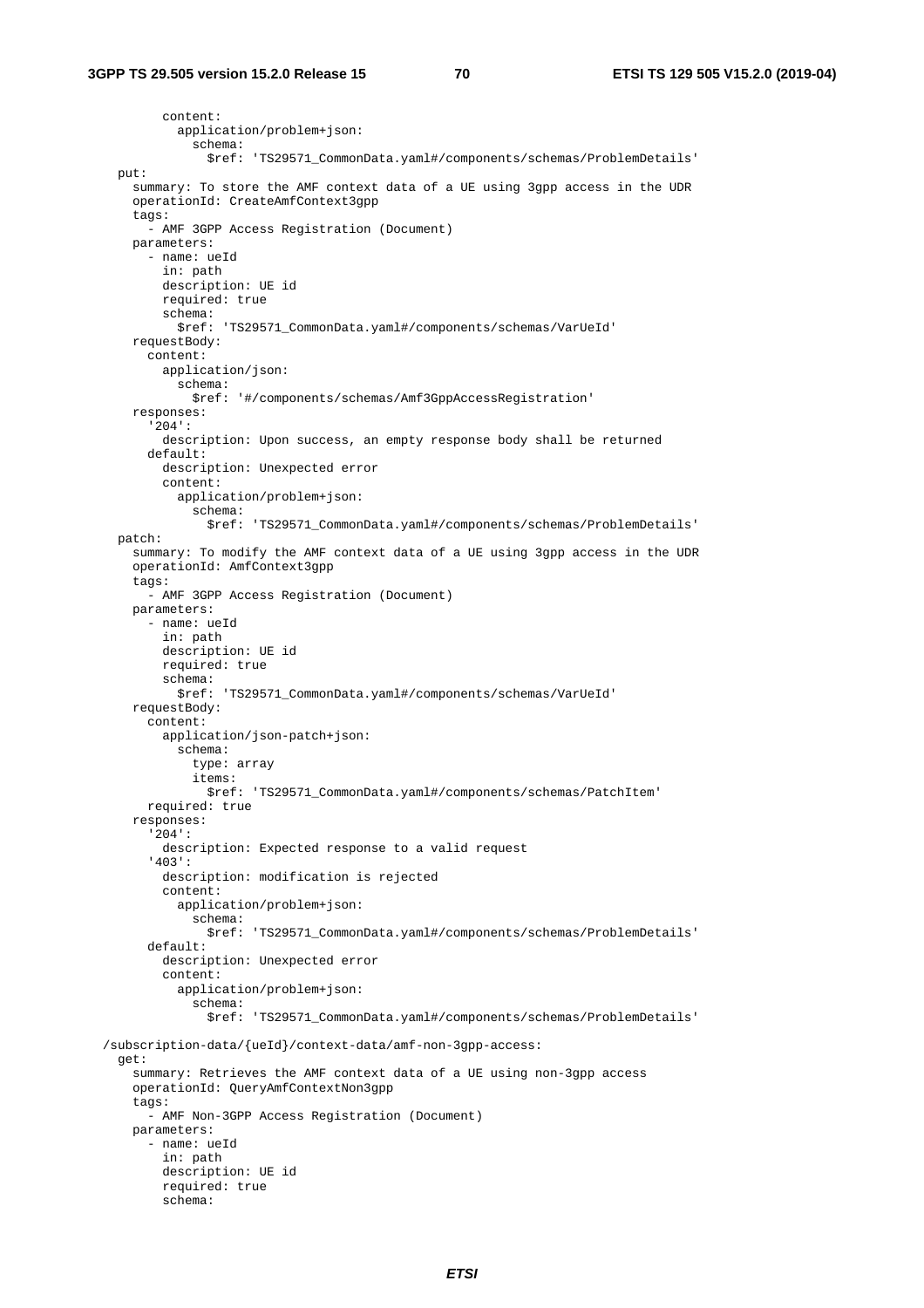```
        content:
          application/problem+json:
            schema:
              $ref: 'TS29571_CommonData.yaml#/components/schemas/ProblemDetails'
  put:
    summary: To store the AMF context data of a UE using 3gpp access in the UDR
    operationId: CreateAmfContext3gpp
    tags:
      - AMF 3GPP Access Registration (Document)
    parameters:
      - name: ueId
        in: path
        description: UE id
        required: true
        schema:
          $ref: 'TS29571_CommonData.yaml#/components/schemas/VarUeId'
    requestBody:
      content:
        application/json:
          schema:
            $ref: '#/components/schemas/Amf3GppAccessRegistration'
    responses:
      '204':
        description: Upon success, an empty response body shall be returned
      default:
        description: Unexpected error
        content:
          application/problem+json:
            schema:
              $ref: 'TS29571_CommonData.yaml#/components/schemas/ProblemDetails'
  patch:
    summary: To modify the AMF context data of a UE using 3gpp access in the UDR
    operationId: AmfContext3gpp
    tags:
      - AMF 3GPP Access Registration (Document)
    parameters:
      - name: ueId
        in: path
        description: UE id
        required: true
        schema:
          $ref: 'TS29571_CommonData.yaml#/components/schemas/VarUeId'
    requestBody:
      content:
        application/json-patch+json:
          schema:
            type: array
            items:
              $ref: 'TS29571_CommonData.yaml#/components/schemas/PatchItem'
      required: true
    responses:
      '204':
        description: Expected response to a valid request
      '403':
        description: modification is rejected
        content:
          application/problem+json:
            schema:
              $ref: 'TS29571_CommonData.yaml#/components/schemas/ProblemDetails'
      default:
        description: Unexpected error
        content:
          application/problem+json:
            schema:
              $ref: 'TS29571_CommonData.yaml#/components/schemas/ProblemDetails'

/subscription-data/{ueId}/context-data/amf-non-3gpp-access:
  get:
    summary: Retrieves the AMF context data of a UE using non-3gpp access
    operationId: QueryAmfContextNon3gpp
    tags:
      - AMF Non-3GPP Access Registration (Document)
    parameters:
      - name: ueId
        in: path
        description: UE id
        required: true
        schema:
```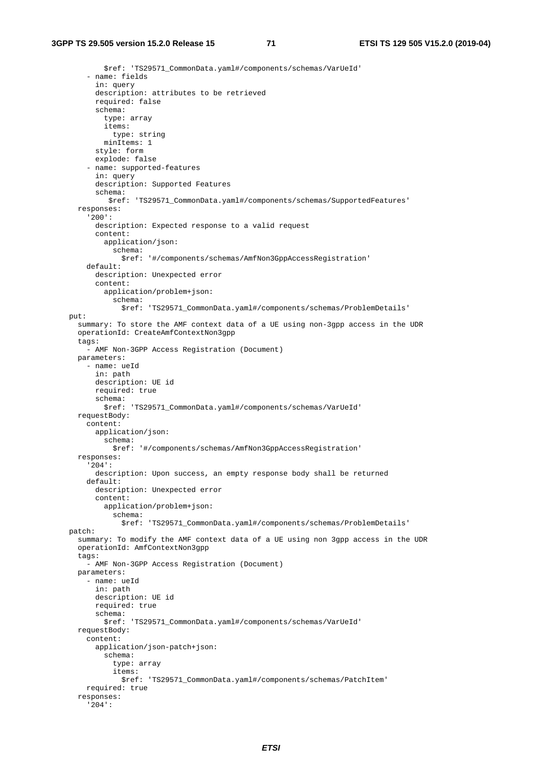```
            $ref: 'TS29571_CommonData.yaml#/components/schemas/VarUeId'
        - name: fields
          in: query
          description: attributes to be retrieved
          required: false
          schema:
            type: array
            items:
              type: string
            minItems: 1
          style: form
          explode: false
        - name: supported-features
          in: query
          description: Supported Features
          schema:
             $ref: 'TS29571_CommonData.yaml#/components/schemas/SupportedFeatures'
      responses:
        '200':
          description: Expected response to a valid request
          content:
            application/json:
              schema:
                $ref: '#/components/schemas/AmfNon3GppAccessRegistration'
        default:
          description: Unexpected error
          content:
            application/problem+json:
              schema:
                $ref: 'TS29571_CommonData.yaml#/components/schemas/ProblemDetails'
    put:
      summary: To store the AMF context data of a UE using non-3gpp access in the UDR
      operationId: CreateAmfContextNon3gpp
      tags:
        - AMF Non-3GPP Access Registration (Document)
      parameters:
        - name: ueId
          in: path
          description: UE id
          required: true
          schema:
            $ref: 'TS29571_CommonData.yaml#/components/schemas/VarUeId'
      requestBody:
        content:
          application/json:
            schema:
              $ref: '#/components/schemas/AmfNon3GppAccessRegistration'
      responses:
        '204':
          description: Upon success, an empty response body shall be returned
        default:
          description: Unexpected error
          content:
            application/problem+json:
              schema:
                $ref: 'TS29571_CommonData.yaml#/components/schemas/ProblemDetails'
    patch:
      summary: To modify the AMF context data of a UE using non 3gpp access in the UDR
      operationId: AmfContextNon3gpp
      tags:
        - AMF Non-3GPP Access Registration (Document)
      parameters:
        - name: ueId
          in: path
          description: UE id
          required: true
          schema:
            $ref: 'TS29571_CommonData.yaml#/components/schemas/VarUeId'
      requestBody:
        content:
          application/json-patch+json:
            schema:
              type: array
              items:
                $ref: 'TS29571_CommonData.yaml#/components/schemas/PatchItem'
        required: true
      responses:
        '204':
```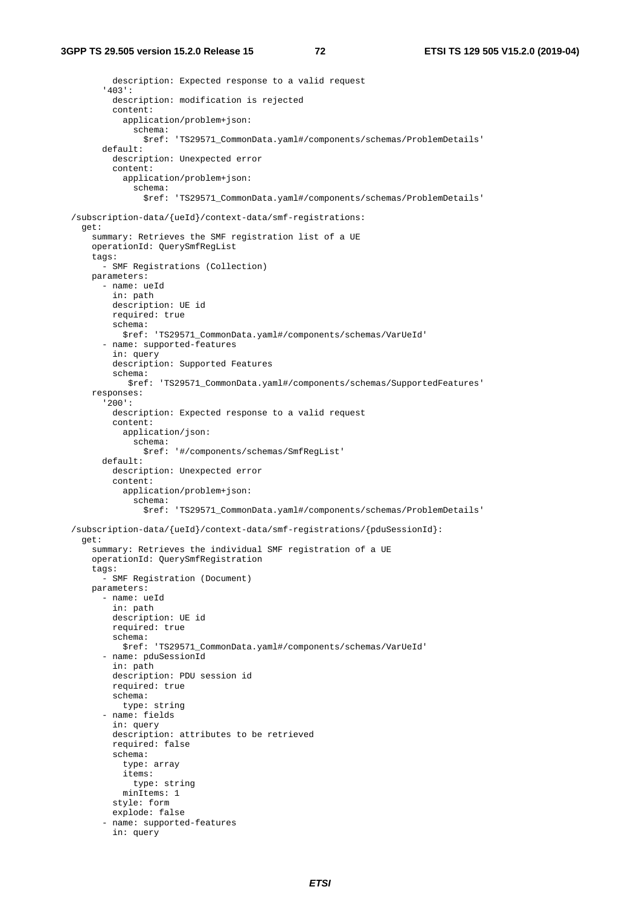```yaml
          description: Expected response to a valid request
        '403':
          description: modification is rejected
          content:
            application/problem+json:
              schema:
                $ref: 'TS29571_CommonData.yaml#/components/schemas/ProblemDetails'
        default:
          description: Unexpected error
          content:
            application/problem+json:
              schema:
                $ref: 'TS29571_CommonData.yaml#/components/schemas/ProblemDetails'

  /subscription-data/{ueId}/context-data/smf-registrations:
    get:
      summary: Retrieves the SMF registration list of a UE
      operationId: QuerySmfRegList
      tags:
        - SMF Registrations (Collection)
      parameters:
        - name: ueId
          in: path
          description: UE id
          required: true
          schema:
            $ref: 'TS29571_CommonData.yaml#/components/schemas/VarUeId'
        - name: supported-features
          in: query
          description: Supported Features
          schema:
             $ref: 'TS29571_CommonData.yaml#/components/schemas/SupportedFeatures'
      responses:
        '200':
          description: Expected response to a valid request
          content:
            application/json:
              schema:
                $ref: '#/components/schemas/SmfRegList'
        default:
          description: Unexpected error
          content:
            application/problem+json:
              schema:
                $ref: 'TS29571_CommonData.yaml#/components/schemas/ProblemDetails'

  /subscription-data/{ueId}/context-data/smf-registrations/{pduSessionId}:
    get:
      summary: Retrieves the individual SMF registration of a UE
      operationId: QuerySmfRegistration
      tags:
        - SMF Registration (Document)
      parameters:
        - name: ueId
          in: path
          description: UE id
          required: true
          schema:
            $ref: 'TS29571_CommonData.yaml#/components/schemas/VarUeId'
        - name: pduSessionId
          in: path
          description: PDU session id
          required: true
          schema:
            type: string
        - name: fields
          in: query
          description: attributes to be retrieved
          required: false
          schema:
            type: array
            items:
              type: string
            minItems: 1
          style: form
          explode: false
        - name: supported-features
          in: query
```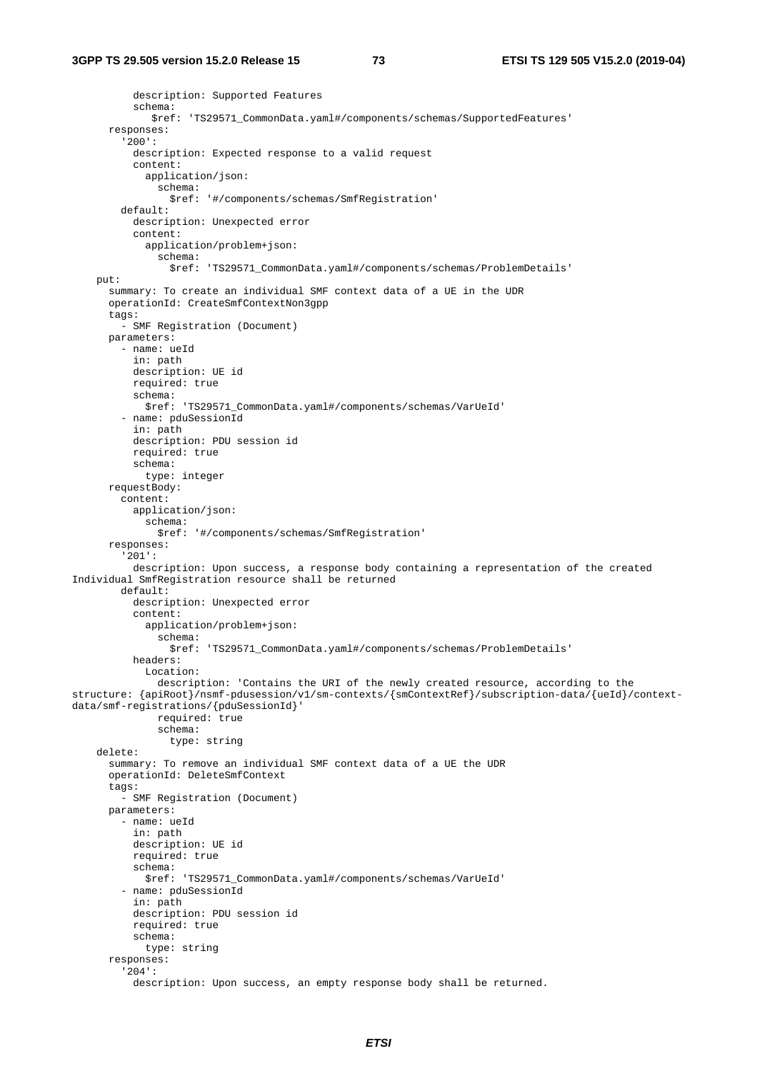```
          description: Supported Features
          schema:
            $ref: 'TS29571_CommonData.yaml#/components/schemas/SupportedFeatures'
      responses:
        '200':
          description: Expected response to a valid request
          content:
            application/json:
              schema:
                $ref: '#/components/schemas/SmfRegistration'
        default:
          description: Unexpected error
          content:
            application/problem+json:
              schema:
                $ref: 'TS29571_CommonData.yaml#/components/schemas/ProblemDetails'
    put:
      summary: To create an individual SMF context data of a UE in the UDR
      operationId: CreateSmfContextNon3gpp
      tags:
        - SMF Registration (Document)
      parameters:
        - name: ueId
          in: path
          description: UE id
          required: true
          schema:
            $ref: 'TS29571_CommonData.yaml#/components/schemas/VarUeId'
        - name: pduSessionId
          in: path
          description: PDU session id
          required: true
          schema:
            type: integer
      requestBody:
        content:
          application/json:
            schema:
              $ref: '#/components/schemas/SmfRegistration'
      responses:
        '201':
          description: Upon success, a response body containing a representation of the created
Individual SmfRegistration resource shall be returned
        default:
          description: Unexpected error
          content:
            application/problem+json:
              schema:
                $ref: 'TS29571_CommonData.yaml#/components/schemas/ProblemDetails'
          headers:
            Location:
              description: 'Contains the URI of the newly created resource, according to the
structure: {apiRoot}/nsmf-pdusession/v1/sm-contexts/{smContextRef}/subscription-data/{ueId}/context-
data/smf-registrations/{pduSessionId}'
              required: true
              schema:
                type: string
    delete:
      summary: To remove an individual SMF context data of a UE the UDR
      operationId: DeleteSmfContext
      tags:
        - SMF Registration (Document)
      parameters:
        - name: ueId
          in: path
          description: UE id
          required: true
          schema:
            $ref: 'TS29571_CommonData.yaml#/components/schemas/VarUeId'
        - name: pduSessionId
          in: path
          description: PDU session id
          required: true
          schema:
            type: string
      responses:
        '204':
          description: Upon success, an empty response body shall be returned.
```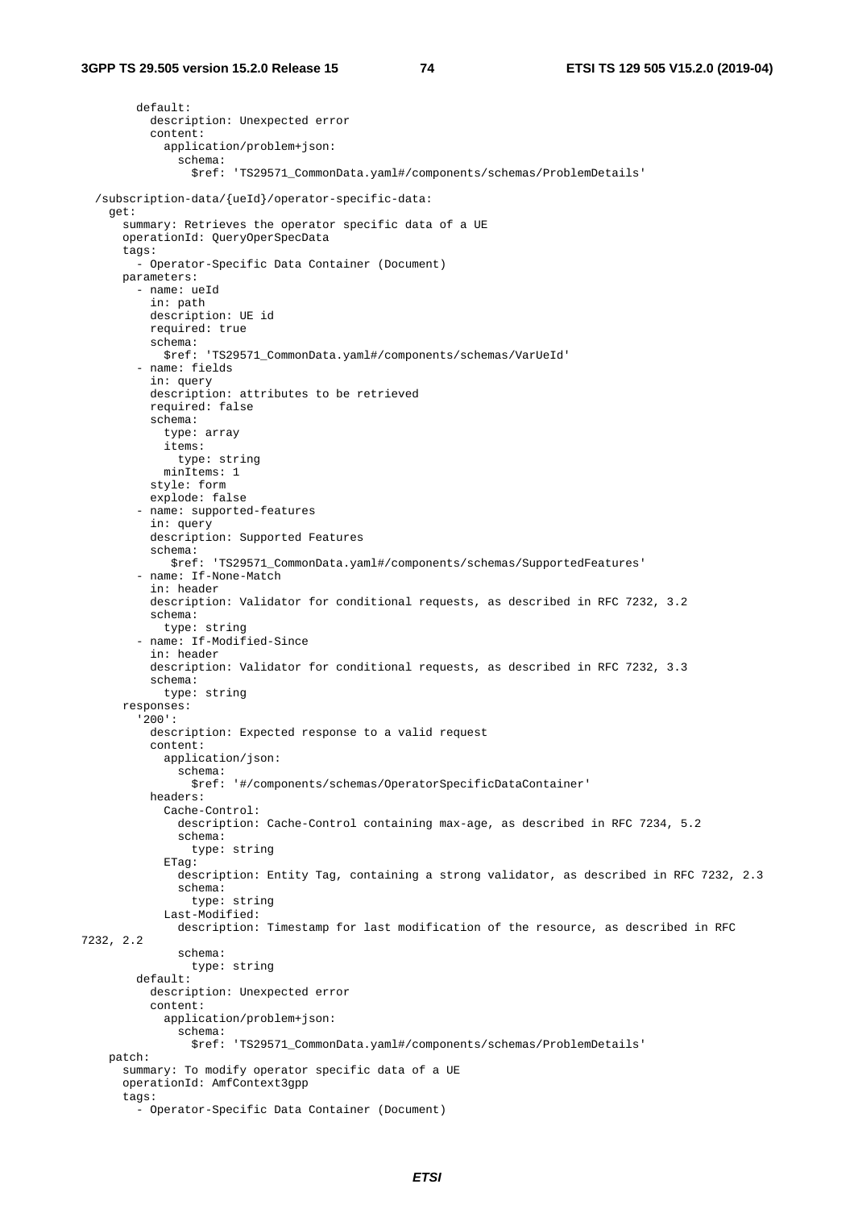```
        default:
          description: Unexpected error
          content:
            application/problem+json:
              schema:
                $ref: 'TS29571_CommonData.yaml#/components/schemas/ProblemDetails'

  /subscription-data/{ueId}/operator-specific-data:
    get:
      summary: Retrieves the operator specific data of a UE
      operationId: QueryOperSpecData
      tags:
        - Operator-Specific Data Container (Document)
      parameters:
        - name: ueId
          in: path
          description: UE id
          required: true
          schema:
            $ref: 'TS29571_CommonData.yaml#/components/schemas/VarUeId'
        - name: fields
          in: query
          description: attributes to be retrieved
          required: false
          schema:
            type: array
            items:
              type: string
            minItems: 1
          style: form
          explode: false
        - name: supported-features
          in: query
          description: Supported Features
          schema:
             $ref: 'TS29571_CommonData.yaml#/components/schemas/SupportedFeatures'
        - name: If-None-Match
          in: header
          description: Validator for conditional requests, as described in RFC 7232, 3.2
          schema:
            type: string
        - name: If-Modified-Since
          in: header
          description: Validator for conditional requests, as described in RFC 7232, 3.3
          schema:
            type: string
      responses:
        '200':
          description: Expected response to a valid request
          content:
            application/json:
              schema:
                $ref: '#/components/schemas/OperatorSpecificDataContainer'
          headers:
            Cache-Control:
              description: Cache-Control containing max-age, as described in RFC 7234, 5.2
              schema:
                type: string
            ETag:
              description: Entity Tag, containing a strong validator, as described in RFC 7232, 2.3
              schema:
                type: string
            Last-Modified:
              description: Timestamp for last modification of the resource, as described in RFC 
7232, 2.2
              schema:
                type: string
        default:
          description: Unexpected error
          content:
            application/problem+json:
              schema:
                $ref: 'TS29571_CommonData.yaml#/components/schemas/ProblemDetails'
    patch:
      summary: To modify operator specific data of a UE
      operationId: AmfContext3gpp
      tags:
        - Operator-Specific Data Container (Document)
```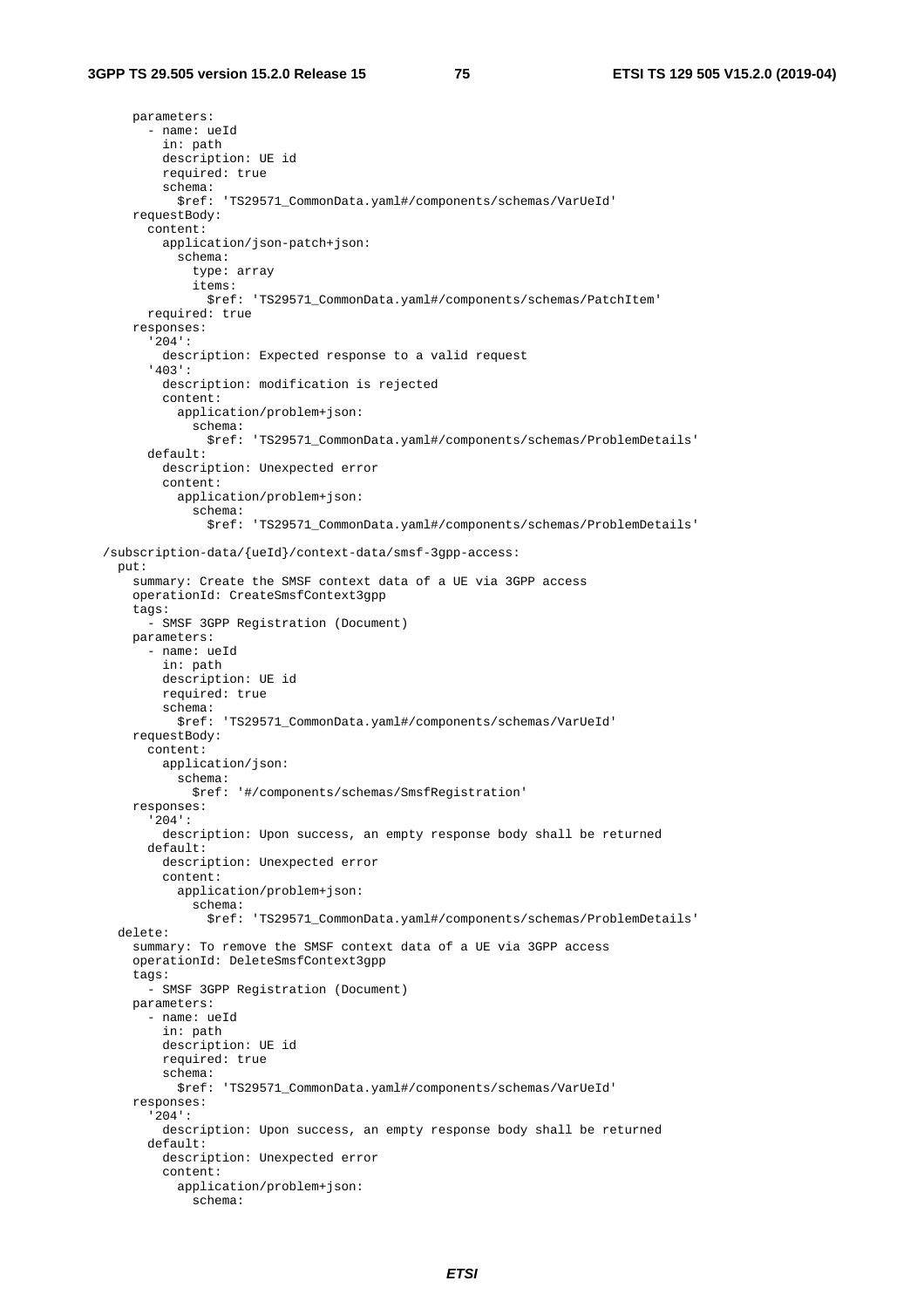```
      parameters:
        - name: ueId
          in: path
          description: UE id
          required: true
          schema:
            $ref: 'TS29571_CommonData.yaml#/components/schemas/VarUeId'
      requestBody:
        content:
          application/json-patch+json:
            schema:
              type: array
              items:
                $ref: 'TS29571_CommonData.yaml#/components/schemas/PatchItem'
        required: true
      responses:
        '204':
          description: Expected response to a valid request
        '403':
          description: modification is rejected
          content:
            application/problem+json:
              schema:
                $ref: 'TS29571_CommonData.yaml#/components/schemas/ProblemDetails'
        default:
          description: Unexpected error
          content:
            application/problem+json:
              schema:
                $ref: 'TS29571_CommonData.yaml#/components/schemas/ProblemDetails'

  /subscription-data/{ueId}/context-data/smsf-3gpp-access:
    put:
      summary: Create the SMSF context data of a UE via 3GPP access
      operationId: CreateSmsfContext3gpp
      tags:
        - SMSF 3GPP Registration (Document)
      parameters:
        - name: ueId
          in: path
          description: UE id
          required: true
          schema:
            $ref: 'TS29571_CommonData.yaml#/components/schemas/VarUeId'
      requestBody:
        content:
          application/json:
            schema:
              $ref: '#/components/schemas/SmsfRegistration'
      responses:
        '204':
          description: Upon success, an empty response body shall be returned
        default:
          description: Unexpected error
          content:
            application/problem+json:
              schema:
                $ref: 'TS29571_CommonData.yaml#/components/schemas/ProblemDetails'
    delete:
      summary: To remove the SMSF context data of a UE via 3GPP access
      operationId: DeleteSmsfContext3gpp
      tags:
        - SMSF 3GPP Registration (Document)
      parameters:
        - name: ueId
          in: path
          description: UE id
          required: true
          schema:
            $ref: 'TS29571_CommonData.yaml#/components/schemas/VarUeId'
      responses:
        '204':
          description: Upon success, an empty response body shall be returned
        default:
          description: Unexpected error
          content:
            application/problem+json:
              schema:
```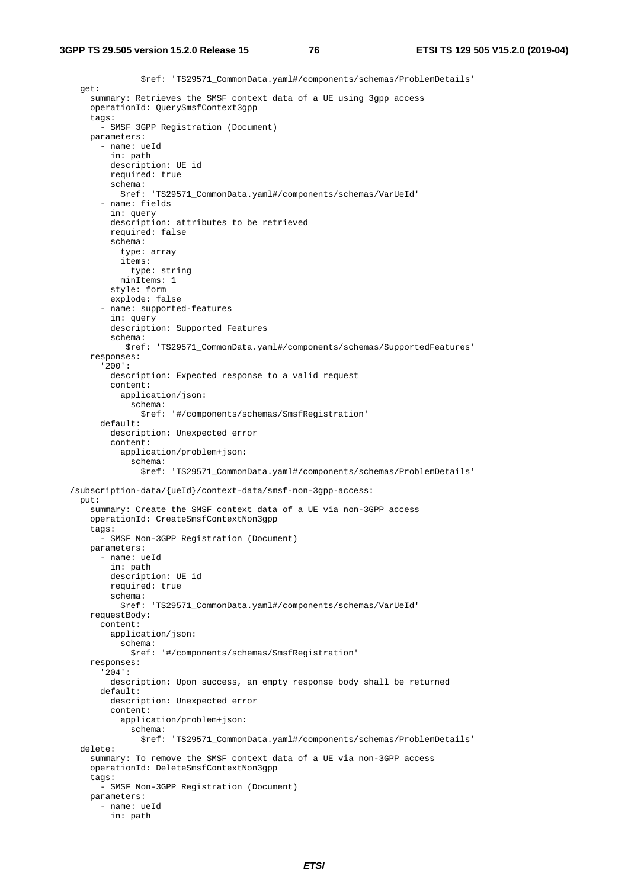```
                $ref: 'TS29571_CommonData.yaml#/components/schemas/ProblemDetails'
    get:
      summary: Retrieves the SMSF context data of a UE using 3gpp access
      operationId: QuerySmsfContext3gpp
      tags:
        - SMSF 3GPP Registration (Document)
      parameters:
        - name: ueId
          in: path
          description: UE id
          required: true
          schema:
            $ref: 'TS29571_CommonData.yaml#/components/schemas/VarUeId'
        - name: fields
          in: query
          description: attributes to be retrieved
          required: false
          schema:
            type: array
            items:
              type: string
            minItems: 1
          style: form
          explode: false
        - name: supported-features
          in: query
          description: Supported Features
          schema:
             $ref: 'TS29571_CommonData.yaml#/components/schemas/SupportedFeatures'
      responses:
        '200':
          description: Expected response to a valid request
          content:
            application/json:
              schema:
                $ref: '#/components/schemas/SmsfRegistration'
        default:
          description: Unexpected error
          content:
            application/problem+json:
              schema:
                $ref: 'TS29571_CommonData.yaml#/components/schemas/ProblemDetails'

  /subscription-data/{ueId}/context-data/smsf-non-3gpp-access:
    put:
      summary: Create the SMSF context data of a UE via non-3GPP access
      operationId: CreateSmsfContextNon3gpp
      tags:
        - SMSF Non-3GPP Registration (Document)
      parameters:
        - name: ueId
          in: path
          description: UE id
          required: true
          schema:
            $ref: 'TS29571_CommonData.yaml#/components/schemas/VarUeId'
      requestBody:
        content:
          application/json:
            schema:
              $ref: '#/components/schemas/SmsfRegistration'
      responses:
        '204':
          description: Upon success, an empty response body shall be returned
        default:
          description: Unexpected error
          content:
            application/problem+json:
              schema:
                $ref: 'TS29571_CommonData.yaml#/components/schemas/ProblemDetails'
    delete:
      summary: To remove the SMSF context data of a UE via non-3GPP access
      operationId: DeleteSmsfContextNon3gpp
      tags:
        - SMSF Non-3GPP Registration (Document)
      parameters:
        - name: ueId
          in: path
```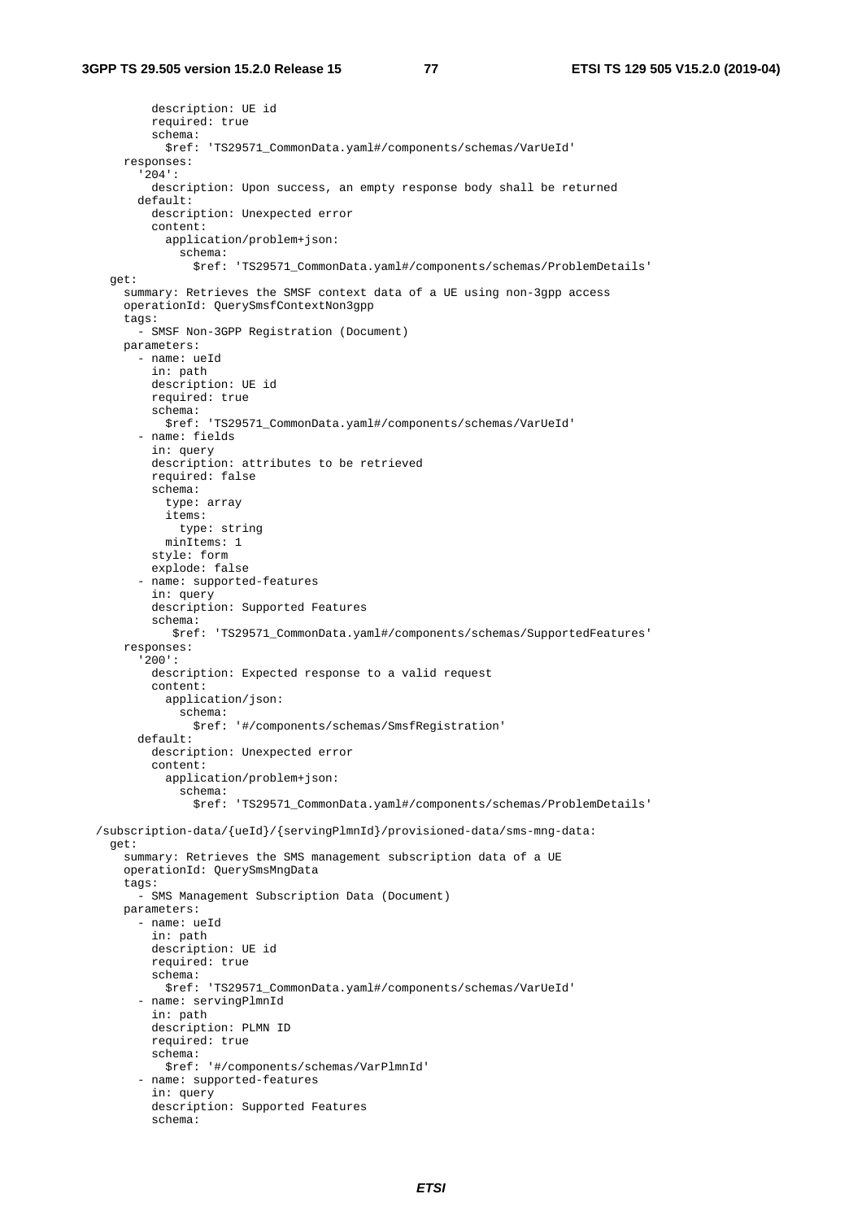```
        description: UE id
        required: true
        schema:
          $ref: 'TS29571_CommonData.yaml#/components/schemas/VarUeId'
    responses:
      '204':
        description: Upon success, an empty response body shall be returned
      default:
        description: Unexpected error
        content:
          application/problem+json:
            schema:
              $ref: 'TS29571_CommonData.yaml#/components/schemas/ProblemDetails'
  get:
    summary: Retrieves the SMSF context data of a UE using non-3gpp access
    operationId: QuerySmsfContextNon3gpp
    tags:
      - SMSF Non-3GPP Registration (Document)
    parameters:
      - name: ueId
        in: path
        description: UE id
        required: true
        schema:
          $ref: 'TS29571_CommonData.yaml#/components/schemas/VarUeId'
      - name: fields
        in: query
        description: attributes to be retrieved
        required: false
        schema:
          type: array
          items:
            type: string
          minItems: 1
        style: form
        explode: false
      - name: supported-features
        in: query
        description: Supported Features
        schema:
           $ref: 'TS29571_CommonData.yaml#/components/schemas/SupportedFeatures'
    responses:
      '200':
        description: Expected response to a valid request
        content:
          application/json:
            schema:
              $ref: '#/components/schemas/SmsfRegistration'
      default:
        description: Unexpected error
        content:
          application/problem+json:
            schema:
              $ref: 'TS29571_CommonData.yaml#/components/schemas/ProblemDetails'

/subscription-data/{ueId}/{servingPlmnId}/provisioned-data/sms-mng-data:
  get:
    summary: Retrieves the SMS management subscription data of a UE
    operationId: QuerySmsMngData
    tags:
      - SMS Management Subscription Data (Document)
    parameters:
      - name: ueId
        in: path
        description: UE id
        required: true
        schema:
          $ref: 'TS29571_CommonData.yaml#/components/schemas/VarUeId'
      - name: servingPlmnId
        in: path
        description: PLMN ID
        required: true
        schema:
          $ref: '#/components/schemas/VarPlmnId'
      - name: supported-features
        in: query
        description: Supported Features
        schema:
```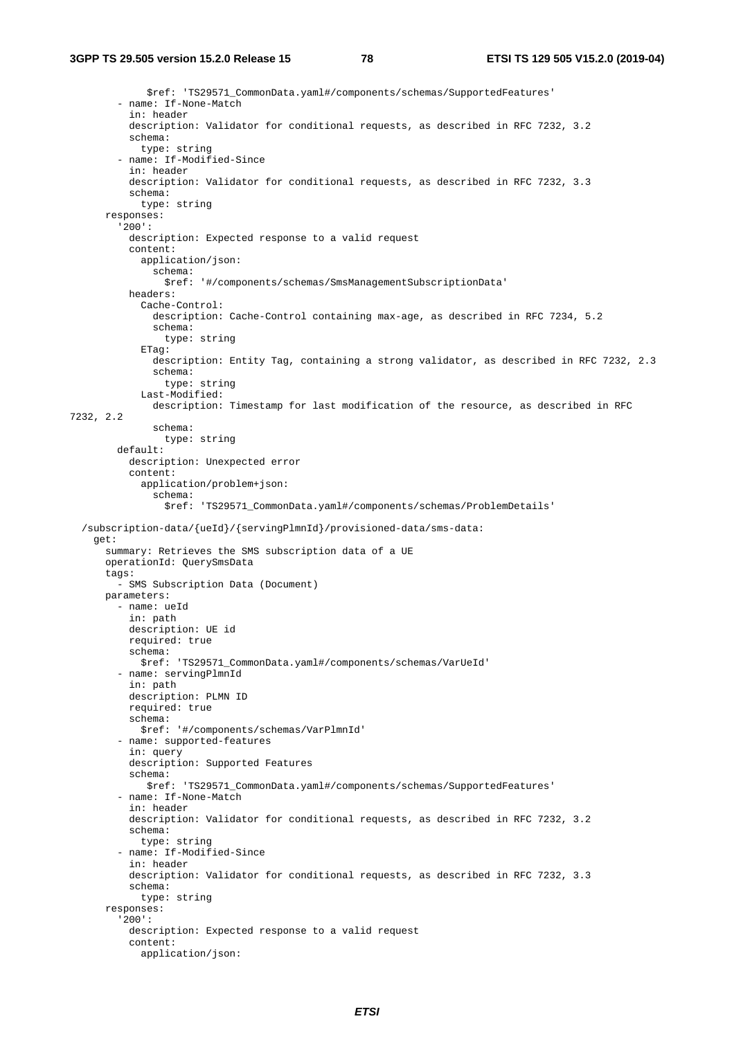```
            $ref: 'TS29571_CommonData.yaml#/components/schemas/SupportedFeatures'
        - name: If-None-Match
          in: header
          description: Validator for conditional requests, as described in RFC 7232, 3.2
          schema:
            type: string
        - name: If-Modified-Since
          in: header
          description: Validator for conditional requests, as described in RFC 7232, 3.3
          schema:
            type: string
      responses:
        '200':
          description: Expected response to a valid request
          content:
            application/json:
              schema:
                $ref: '#/components/schemas/SmsManagementSubscriptionData'
          headers:
            Cache-Control:
              description: Cache-Control containing max-age, as described in RFC 7234, 5.2
              schema:
                type: string
            ETag:
              description: Entity Tag, containing a strong validator, as described in RFC 7232, 2.3
              schema:
                type: string
            Last-Modified:
              description: Timestamp for last modification of the resource, as described in RFC 
7232, 2.2
              schema:
                type: string
        default:
          description: Unexpected error
          content:
            application/problem+json:
              schema:
                $ref: 'TS29571_CommonData.yaml#/components/schemas/ProblemDetails'

  /subscription-data/{ueId}/{servingPlmnId}/provisioned-data/sms-data:
    get:
      summary: Retrieves the SMS subscription data of a UE
      operationId: QuerySmsData
      tags:
        - SMS Subscription Data (Document)
      parameters:
        - name: ueId
          in: path
          description: UE id
          required: true
          schema:
            $ref: 'TS29571_CommonData.yaml#/components/schemas/VarUeId'
        - name: servingPlmnId
          in: path
          description: PLMN ID
          required: true
          schema:
            $ref: '#/components/schemas/VarPlmnId'
        - name: supported-features
          in: query
          description: Supported Features
          schema:
             $ref: 'TS29571_CommonData.yaml#/components/schemas/SupportedFeatures'
        - name: If-None-Match
          in: header
          description: Validator for conditional requests, as described in RFC 7232, 3.2
          schema:
            type: string
        - name: If-Modified-Since
          in: header
          description: Validator for conditional requests, as described in RFC 7232, 3.3
          schema:
            type: string
      responses:
        '200':
          description: Expected response to a valid request
          content:
            application/json:
```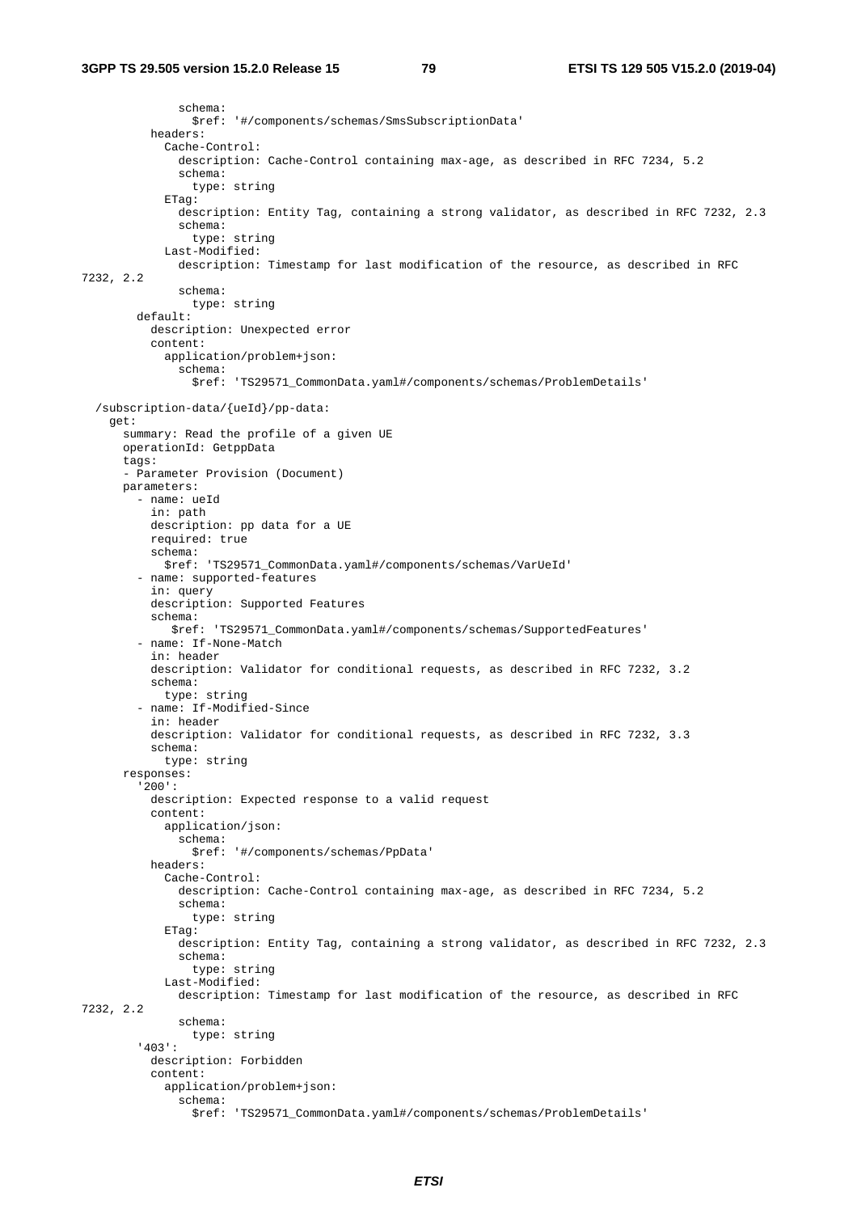```
              schema:
                $ref: '#/components/schemas/SmsSubscriptionData'
          headers:
            Cache-Control:
              description: Cache-Control containing max-age, as described in RFC 7234, 5.2
              schema:
                type: string
            ETag:
              description: Entity Tag, containing a strong validator, as described in RFC 7232, 2.3
              schema:
                type: string
            Last-Modified:
              description: Timestamp for last modification of the resource, as described in RFC 
7232, 2.2
              schema:
                type: string
        default:
          description: Unexpected error
          content:
            application/problem+json:
              schema:
                $ref: 'TS29571_CommonData.yaml#/components/schemas/ProblemDetails'

  /subscription-data/{ueId}/pp-data:
    get:
      summary: Read the profile of a given UE
      operationId: GetppData
      tags:
      - Parameter Provision (Document)
      parameters:
        - name: ueId
          in: path
          description: pp data for a UE
          required: true
          schema:
            $ref: 'TS29571_CommonData.yaml#/components/schemas/VarUeId'
        - name: supported-features
          in: query
          description: Supported Features
          schema:
             $ref: 'TS29571_CommonData.yaml#/components/schemas/SupportedFeatures'
        - name: If-None-Match
          in: header
          description: Validator for conditional requests, as described in RFC 7232, 3.2
          schema:
            type: string
        - name: If-Modified-Since
          in: header
          description: Validator for conditional requests, as described in RFC 7232, 3.3
          schema:
            type: string
      responses:
        '200':
          description: Expected response to a valid request
          content:
            application/json:
              schema:
                $ref: '#/components/schemas/PpData'
          headers:
            Cache-Control:
              description: Cache-Control containing max-age, as described in RFC 7234, 5.2
              schema:
                type: string
            ETag:
              description: Entity Tag, containing a strong validator, as described in RFC 7232, 2.3
              schema:
                type: string
            Last-Modified:
              description: Timestamp for last modification of the resource, as described in RFC 
7232, 2.2
              schema:
                type: string
        '403':
          description: Forbidden
          content:
            application/problem+json:
              schema:
                $ref: 'TS29571_CommonData.yaml#/components/schemas/ProblemDetails'
```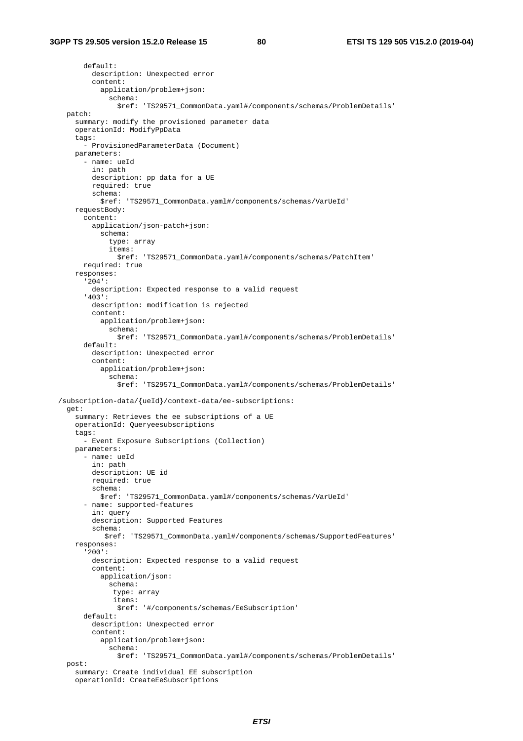```
        default:
          description: Unexpected error
          content:
            application/problem+json:
              schema:
                $ref: 'TS29571_CommonData.yaml#/components/schemas/ProblemDetails'
    patch:
      summary: modify the provisioned parameter data
      operationId: ModifyPpData
      tags:
        - ProvisionedParameterData (Document)
      parameters:
        - name: ueId
          in: path
          description: pp data for a UE
          required: true
          schema:
            $ref: 'TS29571_CommonData.yaml#/components/schemas/VarUeId'
      requestBody:
        content:
          application/json-patch+json:
            schema:
              type: array
              items:
                $ref: 'TS29571_CommonData.yaml#/components/schemas/PatchItem'
        required: true
      responses:
        '204':
          description: Expected response to a valid request
        '403':
          description: modification is rejected
          content:
            application/problem+json:
              schema:
                $ref: 'TS29571_CommonData.yaml#/components/schemas/ProblemDetails'
        default:
          description: Unexpected error
          content:
            application/problem+json:
              schema:
                $ref: 'TS29571_CommonData.yaml#/components/schemas/ProblemDetails'

  /subscription-data/{ueId}/context-data/ee-subscriptions:
    get:
      summary: Retrieves the ee subscriptions of a UE
      operationId: Queryeesubscriptions
      tags:
        - Event Exposure Subscriptions (Collection)
      parameters:
        - name: ueId
          in: path
          description: UE id
          required: true
          schema:
            $ref: 'TS29571_CommonData.yaml#/components/schemas/VarUeId'
        - name: supported-features
          in: query
          description: Supported Features
          schema:
             $ref: 'TS29571_CommonData.yaml#/components/schemas/SupportedFeatures'
      responses:
        '200':
          description: Expected response to a valid request
          content:
            application/json:
              schema:
               type: array
               items:
                $ref: '#/components/schemas/EeSubscription'
        default:
          description: Unexpected error
          content:
            application/problem+json:
              schema:
                $ref: 'TS29571_CommonData.yaml#/components/schemas/ProblemDetails'
    post:
      summary: Create individual EE subscription
      operationId: CreateEeSubscriptions
```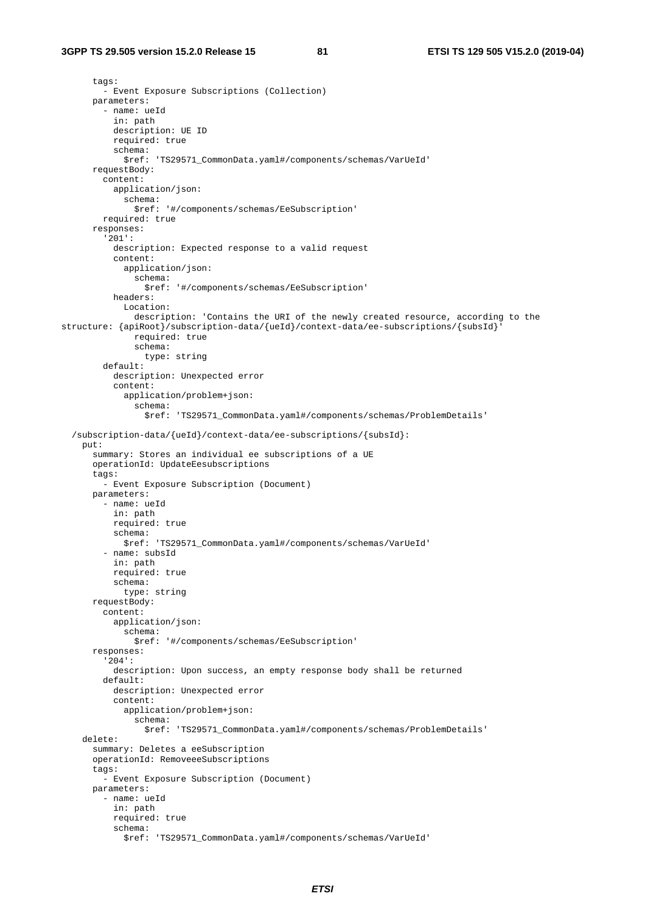```
      tags:
        - Event Exposure Subscriptions (Collection)
      parameters:
        - name: ueId
          in: path
          description: UE ID
          required: true
          schema:
            $ref: 'TS29571_CommonData.yaml#/components/schemas/VarUeId'
      requestBody:
        content:
          application/json:
            schema:
              $ref: '#/components/schemas/EeSubscription'
        required: true
      responses:
        '201':
          description: Expected response to a valid request
          content:
            application/json:
              schema:
                $ref: '#/components/schemas/EeSubscription'
          headers:
            Location:
              description: 'Contains the URI of the newly created resource, according to the
structure: {apiRoot}/subscription-data/{ueId}/context-data/ee-subscriptions/{subsId}'
              required: true
              schema:
                type: string
        default:
          description: Unexpected error
          content:
            application/problem+json:
              schema:
                $ref: 'TS29571_CommonData.yaml#/components/schemas/ProblemDetails'

  /subscription-data/{ueId}/context-data/ee-subscriptions/{subsId}:
    put:
      summary: Stores an individual ee subscriptions of a UE
      operationId: UpdateEesubscriptions
      tags:
        - Event Exposure Subscription (Document)
      parameters:
        - name: ueId
          in: path
          required: true
          schema:
            $ref: 'TS29571_CommonData.yaml#/components/schemas/VarUeId'
        - name: subsId
          in: path
          required: true
          schema:
            type: string
      requestBody:
        content:
          application/json:
            schema:
              $ref: '#/components/schemas/EeSubscription'
      responses:
        '204':
          description: Upon success, an empty response body shall be returned
        default:
          description: Unexpected error
          content:
            application/problem+json:
              schema:
                $ref: 'TS29571_CommonData.yaml#/components/schemas/ProblemDetails'
    delete:
      summary: Deletes a eeSubscription
      operationId: RemoveeeSubscriptions
      tags:
        - Event Exposure Subscription (Document)
      parameters:
        - name: ueId
          in: path
          required: true
          schema:
            $ref: 'TS29571_CommonData.yaml#/components/schemas/VarUeId'
```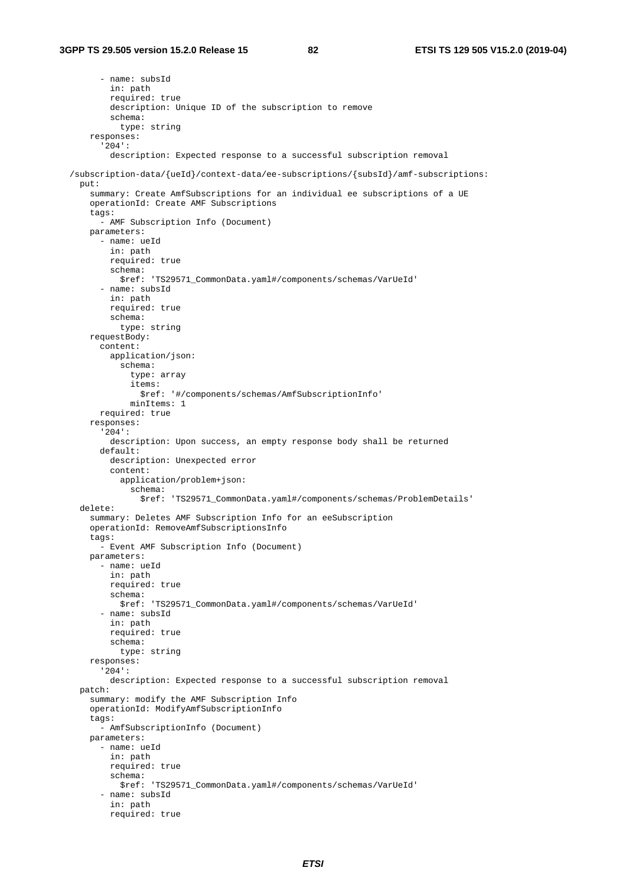```
        - name: subsId
          in: path
          required: true
          description: Unique ID of the subscription to remove
          schema:
            type: string
      responses:
        '204':
          description: Expected response to a successful subscription removal

  /subscription-data/{ueId}/context-data/ee-subscriptions/{subsId}/amf-subscriptions:
    put:
      summary: Create AmfSubscriptions for an individual ee subscriptions of a UE
      operationId: Create AMF Subscriptions
      tags:
        - AMF Subscription Info (Document)
      parameters:
        - name: ueId
          in: path
          required: true
          schema:
            $ref: 'TS29571_CommonData.yaml#/components/schemas/VarUeId'
        - name: subsId
          in: path
          required: true
          schema:
            type: string
      requestBody:
        content:
          application/json:
            schema:
              type: array
              items:
                $ref: '#/components/schemas/AmfSubscriptionInfo'
              minItems: 1
        required: true
      responses:
        '204':
          description: Upon success, an empty response body shall be returned
        default:
          description: Unexpected error
          content:
            application/problem+json:
              schema:
                $ref: 'TS29571_CommonData.yaml#/components/schemas/ProblemDetails'
    delete:
      summary: Deletes AMF Subscription Info for an eeSubscription
      operationId: RemoveAmfSubscriptionsInfo
      tags:
        - Event AMF Subscription Info (Document)
      parameters:
        - name: ueId
          in: path
          required: true
          schema:
            $ref: 'TS29571_CommonData.yaml#/components/schemas/VarUeId'
        - name: subsId
          in: path
          required: true
          schema:
            type: string
      responses:
        '204':
          description: Expected response to a successful subscription removal
    patch:
      summary: modify the AMF Subscription Info
      operationId: ModifyAmfSubscriptionInfo
      tags:
        - AmfSubscriptionInfo (Document)
      parameters:
        - name: ueId
          in: path
          required: true
          schema:
            $ref: 'TS29571_CommonData.yaml#/components/schemas/VarUeId'
        - name: subsId
          in: path
          required: true
```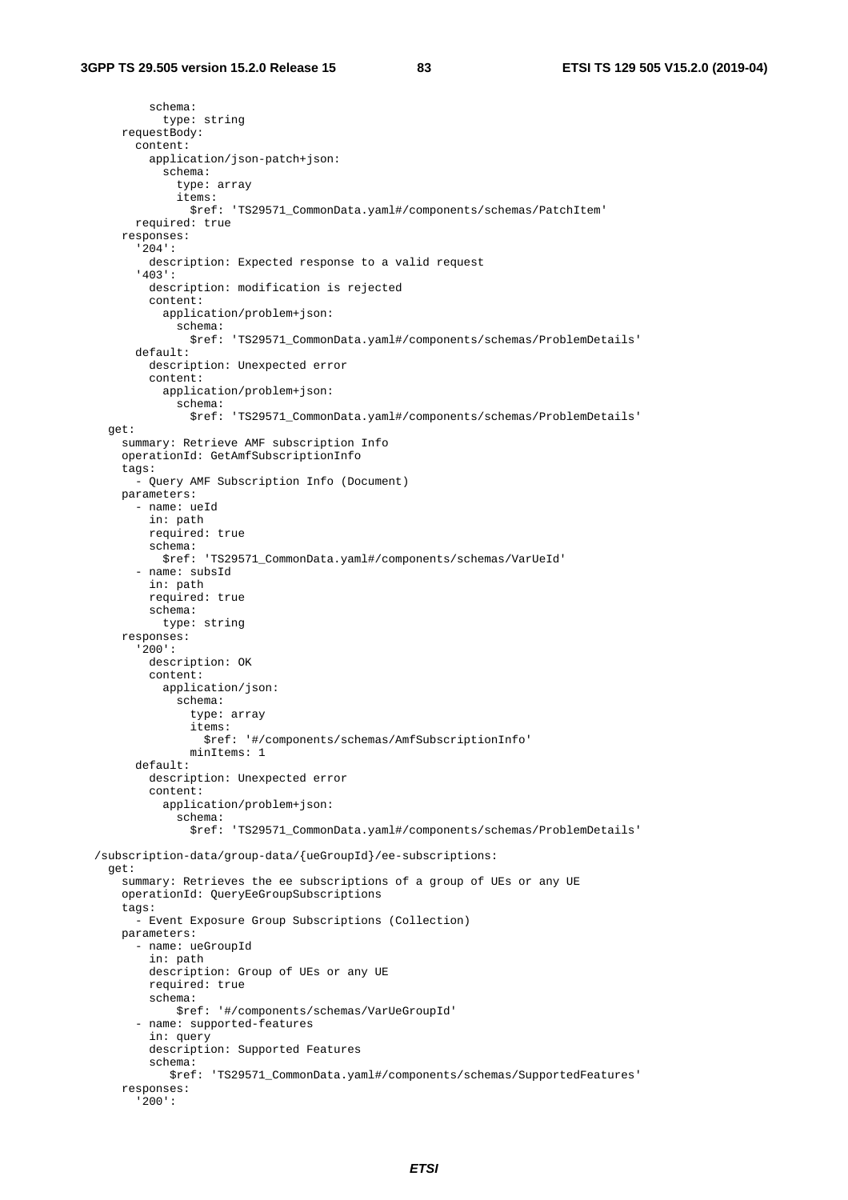```
          schema:
            type: string
      requestBody:
        content:
          application/json-patch+json:
            schema:
              type: array
              items:
                $ref: 'TS29571_CommonData.yaml#/components/schemas/PatchItem'
        required: true
      responses:
        '204':
          description: Expected response to a valid request
        '403':
          description: modification is rejected
          content:
            application/problem+json:
              schema:
                $ref: 'TS29571_CommonData.yaml#/components/schemas/ProblemDetails'
        default:
          description: Unexpected error
          content:
            application/problem+json:
              schema:
                $ref: 'TS29571_CommonData.yaml#/components/schemas/ProblemDetails'
    get:
      summary: Retrieve AMF subscription Info
      operationId: GetAmfSubscriptionInfo
      tags:
        - Query AMF Subscription Info (Document)
      parameters:
        - name: ueId
          in: path
          required: true
          schema:
            $ref: 'TS29571_CommonData.yaml#/components/schemas/VarUeId'
        - name: subsId
          in: path
          required: true
          schema:
            type: string
      responses:
        '200':
          description: OK
          content:
            application/json:
              schema:
                type: array
                items:
                  $ref: '#/components/schemas/AmfSubscriptionInfo'
                minItems: 1
        default:
          description: Unexpected error
          content:
            application/problem+json:
              schema:
                $ref: 'TS29571_CommonData.yaml#/components/schemas/ProblemDetails'
  /subscription-data/group-data/{ueGroupId}/ee-subscriptions:
    get:
      summary: Retrieves the ee subscriptions of a group of UEs or any UE
      operationId: QueryEeGroupSubscriptions
      tags:
        - Event Exposure Group Subscriptions (Collection)
      parameters:
        - name: ueGroupId
          in: path
          description: Group of UEs or any UE
          required: true
          schema:
              $ref: '#/components/schemas/VarUeGroupId'
        - name: supported-features
          in: query
          description: Supported Features
          schema:
             $ref: 'TS29571_CommonData.yaml#/components/schemas/SupportedFeatures'
      responses:
        '200':
```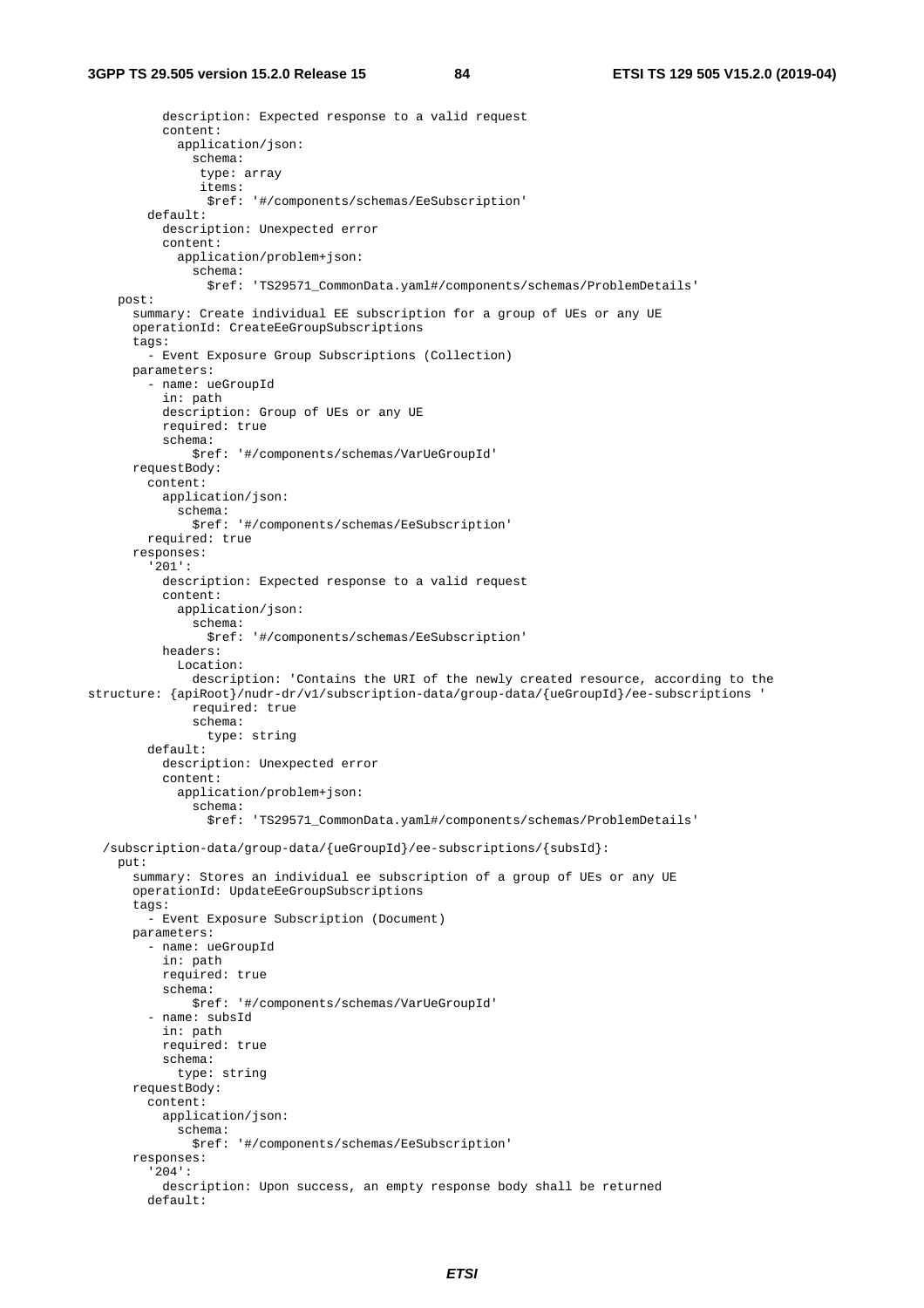```
          description: Expected response to a valid request
          content:
            application/json:
              schema:
               type: array
               items:
                $ref: '#/components/schemas/EeSubscription'
        default:
          description: Unexpected error
          content:
            application/problem+json:
              schema:
                $ref: 'TS29571_CommonData.yaml#/components/schemas/ProblemDetails'
    post:
      summary: Create individual EE subscription for a group of UEs or any UE
      operationId: CreateEeGroupSubscriptions
      tags:
        - Event Exposure Group Subscriptions (Collection)
      parameters:
        - name: ueGroupId
          in: path
          description: Group of UEs or any UE
          required: true
          schema:
              $ref: '#/components/schemas/VarUeGroupId'
      requestBody:
        content:
          application/json:
            schema:
              $ref: '#/components/schemas/EeSubscription'
        required: true
      responses:
        '201':
          description: Expected response to a valid request
          content:
            application/json:
              schema:
                $ref: '#/components/schemas/EeSubscription'
          headers:
            Location:
              description: 'Contains the URI of the newly created resource, according to the
structure: {apiRoot}/nudr-dr/v1/subscription-data/group-data/{ueGroupId}/ee-subscriptions '
              required: true
              schema:
                type: string
        default:
          description: Unexpected error
          content:
            application/problem+json:
              schema:
                $ref: 'TS29571_CommonData.yaml#/components/schemas/ProblemDetails'

  /subscription-data/group-data/{ueGroupId}/ee-subscriptions/{subsId}:
    put:
      summary: Stores an individual ee subscription of a group of UEs or any UE
      operationId: UpdateEeGroupSubscriptions
      tags:
        - Event Exposure Subscription (Document)
      parameters:
        - name: ueGroupId
          in: path
          required: true
          schema:
              $ref: '#/components/schemas/VarUeGroupId'
        - name: subsId
          in: path
          required: true
          schema:
            type: string
      requestBody:
        content:
          application/json:
            schema:
              $ref: '#/components/schemas/EeSubscription'
      responses:
        '204':
          description: Upon success, an empty response body shall be returned
        default:
```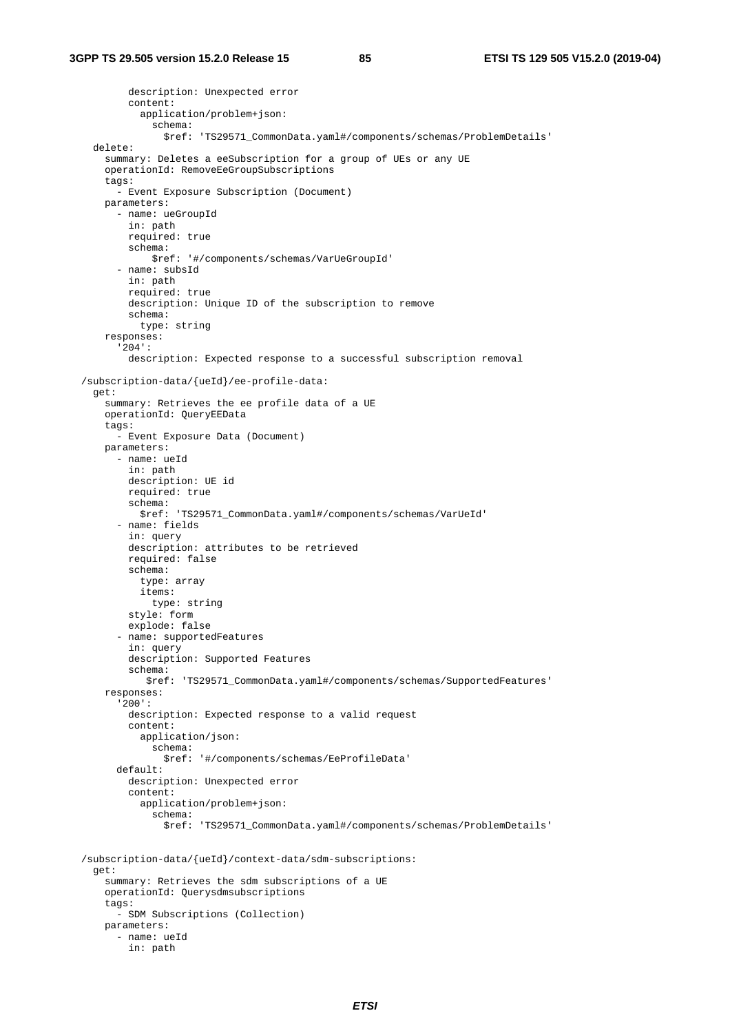```
        description: Unexpected error
        content:
          application/problem+json:
            schema:
              $ref: 'TS29571_CommonData.yaml#/components/schemas/ProblemDetails'
    delete:
      summary: Deletes a eeSubscription for a group of UEs or any UE
      operationId: RemoveEeGroupSubscriptions
      tags:
        - Event Exposure Subscription (Document)
      parameters:
        - name: ueGroupId
          in: path
          required: true
          schema:
              $ref: '#/components/schemas/VarUeGroupId'
        - name: subsId
          in: path
          required: true
          description: Unique ID of the subscription to remove
          schema:
            type: string
      responses:
        '204':
          description: Expected response to a successful subscription removal

  /subscription-data/{ueId}/ee-profile-data:
    get:
      summary: Retrieves the ee profile data of a UE
      operationId: QueryEEData
      tags:
        - Event Exposure Data (Document)
      parameters:
        - name: ueId
          in: path
          description: UE id
          required: true
          schema:
            $ref: 'TS29571_CommonData.yaml#/components/schemas/VarUeId'
        - name: fields
          in: query
          description: attributes to be retrieved
          required: false
          schema:
            type: array
            items:
              type: string
          style: form
          explode: false
        - name: supportedFeatures
          in: query
          description: Supported Features
          schema:
             $ref: 'TS29571_CommonData.yaml#/components/schemas/SupportedFeatures'
      responses:
        '200':
          description: Expected response to a valid request
          content:
            application/json:
              schema:
                $ref: '#/components/schemas/EeProfileData'
        default:
          description: Unexpected error
          content:
            application/problem+json:
              schema:
                $ref: 'TS29571_CommonData.yaml#/components/schemas/ProblemDetails'


  /subscription-data/{ueId}/context-data/sdm-subscriptions:
    get:
      summary: Retrieves the sdm subscriptions of a UE
      operationId: Querysdmsubscriptions
      tags:
        - SDM Subscriptions (Collection)
      parameters:
        - name: ueId
          in: path
```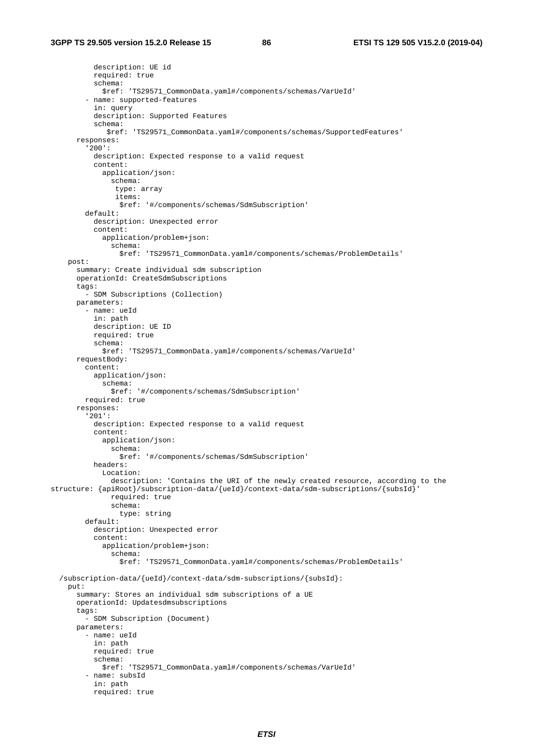```
          description: UE id
          required: true
          schema:
            $ref: 'TS29571_CommonData.yaml#/components/schemas/VarUeId'
        - name: supported-features
          in: query
          description: Supported Features
          schema:
             $ref: 'TS29571_CommonData.yaml#/components/schemas/SupportedFeatures'
      responses:
        '200':
          description: Expected response to a valid request
          content:
            application/json:
              schema:
               type: array
               items:
                $ref: '#/components/schemas/SdmSubscription'
        default:
          description: Unexpected error
          content:
            application/problem+json:
              schema:
                $ref: 'TS29571_CommonData.yaml#/components/schemas/ProblemDetails'
    post:
      summary: Create individual sdm subscription
      operationId: CreateSdmSubscriptions
      tags:
        - SDM Subscriptions (Collection)
      parameters:
        - name: ueId
          in: path
          description: UE ID
          required: true
          schema:
            $ref: 'TS29571_CommonData.yaml#/components/schemas/VarUeId'
      requestBody:
        content:
          application/json:
            schema:
              $ref: '#/components/schemas/SdmSubscription'
        required: true
      responses:
        '201':
          description: Expected response to a valid request
          content:
            application/json:
              schema:
                $ref: '#/components/schemas/SdmSubscription'
          headers:
            Location:
              description: 'Contains the URI of the newly created resource, according to the 
structure: {apiRoot}/subscription-data/{ueId}/context-data/sdm-subscriptions/{subsId}'
              required: true
              schema:
                type: string
        default:
          description: Unexpected error
          content:
            application/problem+json:
              schema:
                $ref: 'TS29571_CommonData.yaml#/components/schemas/ProblemDetails'

  /subscription-data/{ueId}/context-data/sdm-subscriptions/{subsId}:
    put:
      summary: Stores an individual sdm subscriptions of a UE
      operationId: Updatesdmsubscriptions
      tags:
        - SDM Subscription (Document)
      parameters:
        - name: ueId
          in: path
          required: true
          schema:
            $ref: 'TS29571_CommonData.yaml#/components/schemas/VarUeId'
        - name: subsId
          in: path
          required: true
```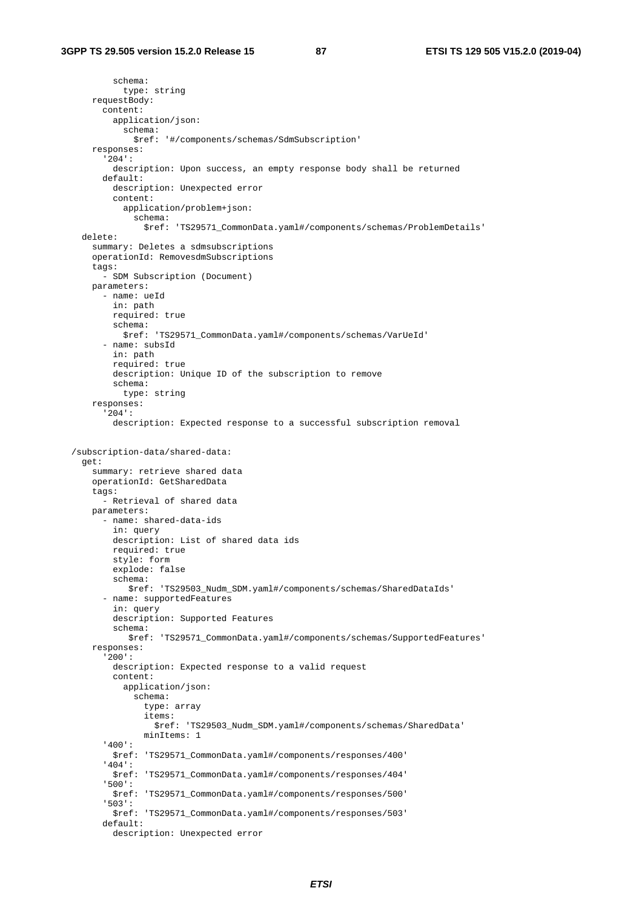```
          schema:
            type: string
      requestBody:
        content:
          application/json:
            schema:
              $ref: '#/components/schemas/SdmSubscription'
      responses:
        '204':
          description: Upon success, an empty response body shall be returned
        default:
          description: Unexpected error
          content:
            application/problem+json:
              schema:
                $ref: 'TS29571_CommonData.yaml#/components/schemas/ProblemDetails'
    delete:
      summary: Deletes a sdmsubscriptions
      operationId: RemovesdmSubscriptions
      tags:
        - SDM Subscription (Document)
      parameters:
        - name: ueId
          in: path
          required: true
          schema:
            $ref: 'TS29571_CommonData.yaml#/components/schemas/VarUeId'
        - name: subsId
          in: path
          required: true
          description: Unique ID of the subscription to remove
          schema:
            type: string
      responses:
        '204':
          description: Expected response to a successful subscription removal


  /subscription-data/shared-data:
    get:
      summary: retrieve shared data
      operationId: GetSharedData
      tags:
        - Retrieval of shared data
      parameters:
        - name: shared-data-ids
          in: query
          description: List of shared data ids
          required: true
          style: form
          explode: false
          schema:
             $ref: 'TS29503_Nudm_SDM.yaml#/components/schemas/SharedDataIds'
        - name: supportedFeatures
          in: query
          description: Supported Features
          schema:
             $ref: 'TS29571_CommonData.yaml#/components/schemas/SupportedFeatures'
      responses:
        '200':
          description: Expected response to a valid request
          content:
            application/json:
              schema:
                type: array
                items:
                  $ref: 'TS29503_Nudm_SDM.yaml#/components/schemas/SharedData'
                minItems: 1
        '400':
          $ref: 'TS29571_CommonData.yaml#/components/responses/400'
        '404':
          $ref: 'TS29571_CommonData.yaml#/components/responses/404'
        '500':
          $ref: 'TS29571_CommonData.yaml#/components/responses/500'
        '503':
          $ref: 'TS29571_CommonData.yaml#/components/responses/503'
        default:
          description: Unexpected error
```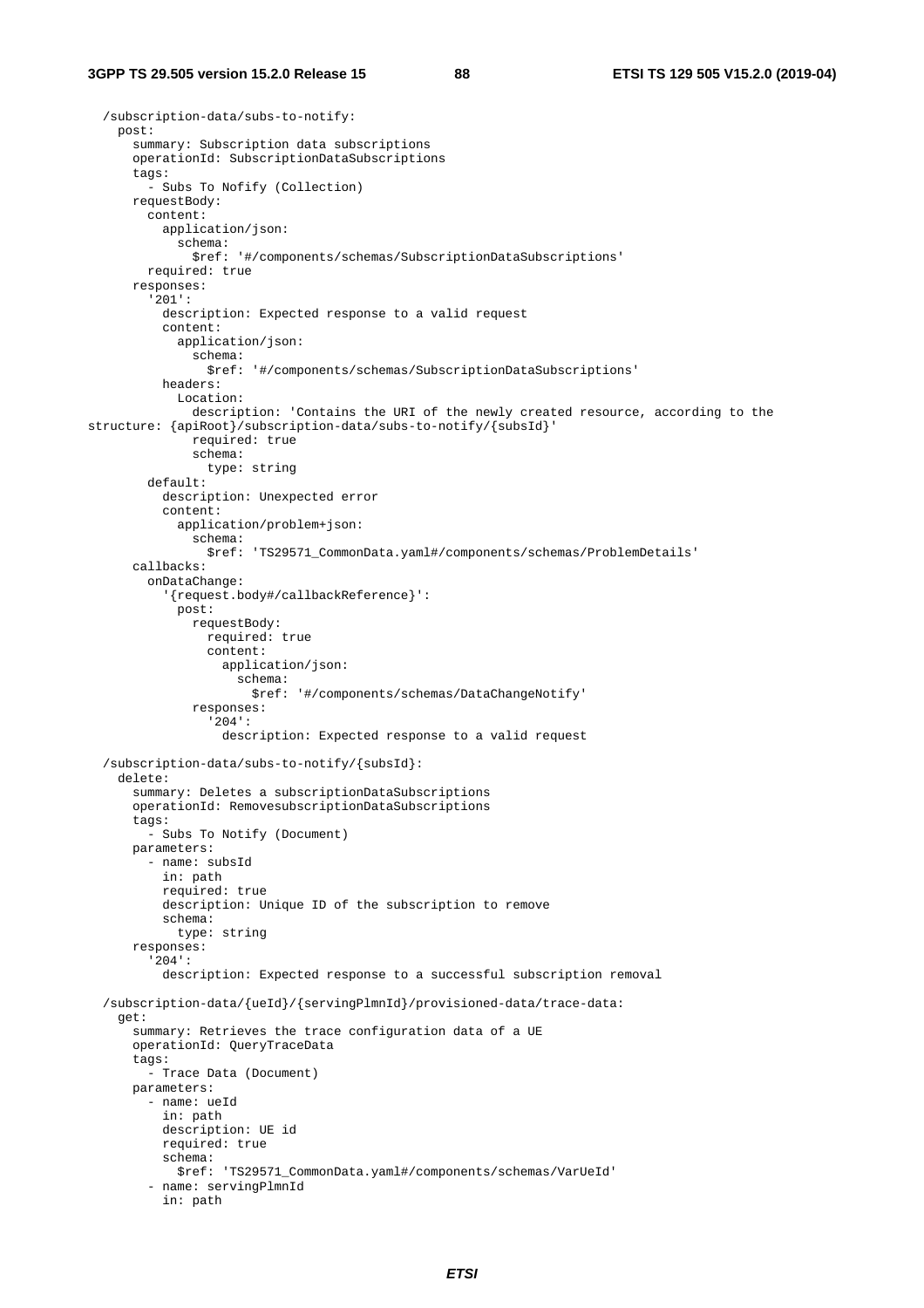```
  /subscription-data/subs-to-notify:
    post:
      summary: Subscription data subscriptions
      operationId: SubscriptionDataSubscriptions
      tags:
        - Subs To Nofify (Collection)
      requestBody:
        content:
          application/json:
            schema:
              $ref: '#/components/schemas/SubscriptionDataSubscriptions'
        required: true
      responses:
        '201':
          description: Expected response to a valid request
          content:
            application/json:
              schema:
                $ref: '#/components/schemas/SubscriptionDataSubscriptions'
          headers:
            Location:
              description: 'Contains the URI of the newly created resource, according to the
structure: {apiRoot}/subscription-data/subs-to-notify/{subsId}'
              required: true
              schema:
                type: string
        default:
          description: Unexpected error
          content:
            application/problem+json:
              schema:
                $ref: 'TS29571_CommonData.yaml#/components/schemas/ProblemDetails'
      callbacks:
        onDataChange:
          '{request.body#/callbackReference}':
            post:
              requestBody:
                required: true
                content:
                  application/json:
                    schema:
                      $ref: '#/components/schemas/DataChangeNotify'
              responses:
                '204':
                  description: Expected response to a valid request

  /subscription-data/subs-to-notify/{subsId}:
    delete:
      summary: Deletes a subscriptionDataSubscriptions
      operationId: RemovesubscriptionDataSubscriptions
      tags:
        - Subs To Notify (Document)
      parameters:
        - name: subsId
          in: path
          required: true
          description: Unique ID of the subscription to remove
          schema:
            type: string
      responses:
        '204':
          description: Expected response to a successful subscription removal

  /subscription-data/{ueId}/{servingPlmnId}/provisioned-data/trace-data:
    get:
      summary: Retrieves the trace configuration data of a UE
      operationId: QueryTraceData
      tags:
        - Trace Data (Document)
      parameters:
        - name: ueId
          in: path
          description: UE id
          required: true
          schema:
            $ref: 'TS29571_CommonData.yaml#/components/schemas/VarUeId'
        - name: servingPlmnId
          in: path
```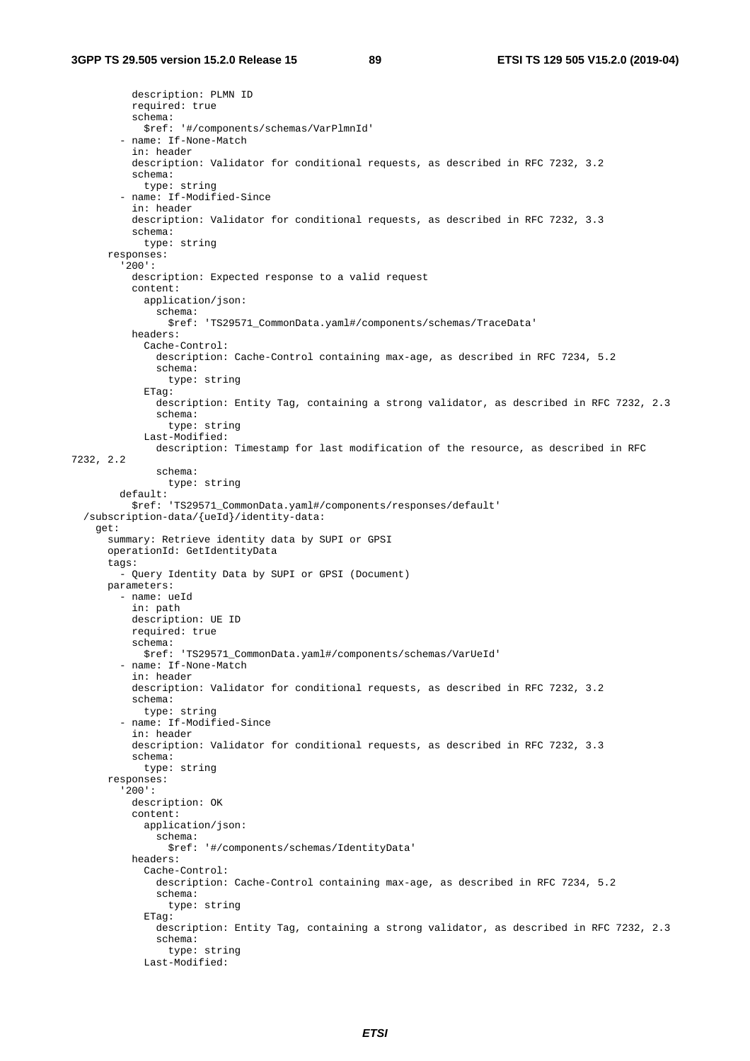```
          description: PLMN ID
          required: true
          schema:
            $ref: '#/components/schemas/VarPlmnId'
        - name: If-None-Match
          in: header
          description: Validator for conditional requests, as described in RFC 7232, 3.2
          schema:
            type: string
        - name: If-Modified-Since
          in: header
          description: Validator for conditional requests, as described in RFC 7232, 3.3
          schema:
            type: string
      responses:
        '200':
          description: Expected response to a valid request
          content:
            application/json:
              schema:
                $ref: 'TS29571_CommonData.yaml#/components/schemas/TraceData'
          headers:
            Cache-Control:
              description: Cache-Control containing max-age, as described in RFC 7234, 5.2
              schema:
                type: string
            ETag:
              description: Entity Tag, containing a strong validator, as described in RFC 7232, 2.3
              schema:
                type: string
            Last-Modified:
              description: Timestamp for last modification of the resource, as described in RFC 
7232, 2.2
              schema:
                type: string
        default:
          $ref: 'TS29571_CommonData.yaml#/components/responses/default'
  /subscription-data/{ueId}/identity-data:
    get:
      summary: Retrieve identity data by SUPI or GPSI
      operationId: GetIdentityData
      tags:
        - Query Identity Data by SUPI or GPSI (Document)
      parameters:
        - name: ueId
          in: path
          description: UE ID
          required: true
          schema:
            $ref: 'TS29571_CommonData.yaml#/components/schemas/VarUeId'
        - name: If-None-Match
          in: header
          description: Validator for conditional requests, as described in RFC 7232, 3.2
          schema:
            type: string
        - name: If-Modified-Since
          in: header
          description: Validator for conditional requests, as described in RFC 7232, 3.3
          schema:
            type: string
      responses:
        '200':
          description: OK
          content:
            application/json:
              schema:
                $ref: '#/components/schemas/IdentityData'
          headers:
            Cache-Control:
              description: Cache-Control containing max-age, as described in RFC 7234, 5.2
              schema:
                type: string
            ETag:
              description: Entity Tag, containing a strong validator, as described in RFC 7232, 2.3
              schema:
                type: string
            Last-Modified:
```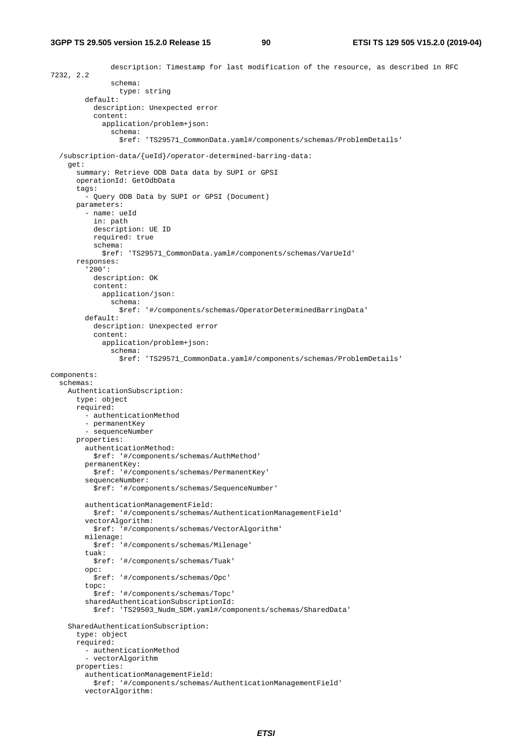```
              description: Timestamp for last modification of the resource, as described in RFC 
7232, 2.2
              schema:
                type: string
        default:
          description: Unexpected error
          content:
            application/problem+json:
              schema:
                $ref: 'TS29571_CommonData.yaml#/components/schemas/ProblemDetails'

  /subscription-data/{ueId}/operator-determined-barring-data:
    get:
      summary: Retrieve ODB Data data by SUPI or GPSI
      operationId: GetOdbData
      tags:
        - Query ODB Data by SUPI or GPSI (Document)
      parameters:
        - name: ueId
          in: path
          description: UE ID
          required: true
          schema:
            $ref: 'TS29571_CommonData.yaml#/components/schemas/VarUeId'
      responses:
        '200':
          description: OK
          content:
            application/json:
              schema:
                $ref: '#/components/schemas/OperatorDeterminedBarringData'
        default:
          description: Unexpected error
          content:
            application/problem+json:
              schema:
                $ref: 'TS29571_CommonData.yaml#/components/schemas/ProblemDetails'

components:
  schemas:
    AuthenticationSubscription:
      type: object
      required:
        - authenticationMethod
        - permanentKey
        - sequenceNumber
      properties:
        authenticationMethod:
          $ref: '#/components/schemas/AuthMethod'
        permanentKey:
          $ref: '#/components/schemas/PermanentKey'
        sequenceNumber:
          $ref: '#/components/schemas/SequenceNumber'

        authenticationManagementField:
          $ref: '#/components/schemas/AuthenticationManagementField'
        vectorAlgorithm:
          $ref: '#/components/schemas/VectorAlgorithm'
        milenage:
          $ref: '#/components/schemas/Milenage'
        tuak:
          $ref: '#/components/schemas/Tuak'
        opc:
          $ref: '#/components/schemas/Opc'
        topc:
          $ref: '#/components/schemas/Topc'
        sharedAuthenticationSubscriptionId:
          $ref: 'TS29503_Nudm_SDM.yaml#/components/schemas/SharedData'

    SharedAuthenticationSubscription:
      type: object
      required:
        - authenticationMethod
        - vectorAlgorithm
      properties:
        authenticationManagementField:
          $ref: '#/components/schemas/AuthenticationManagementField'
        vectorAlgorithm:
```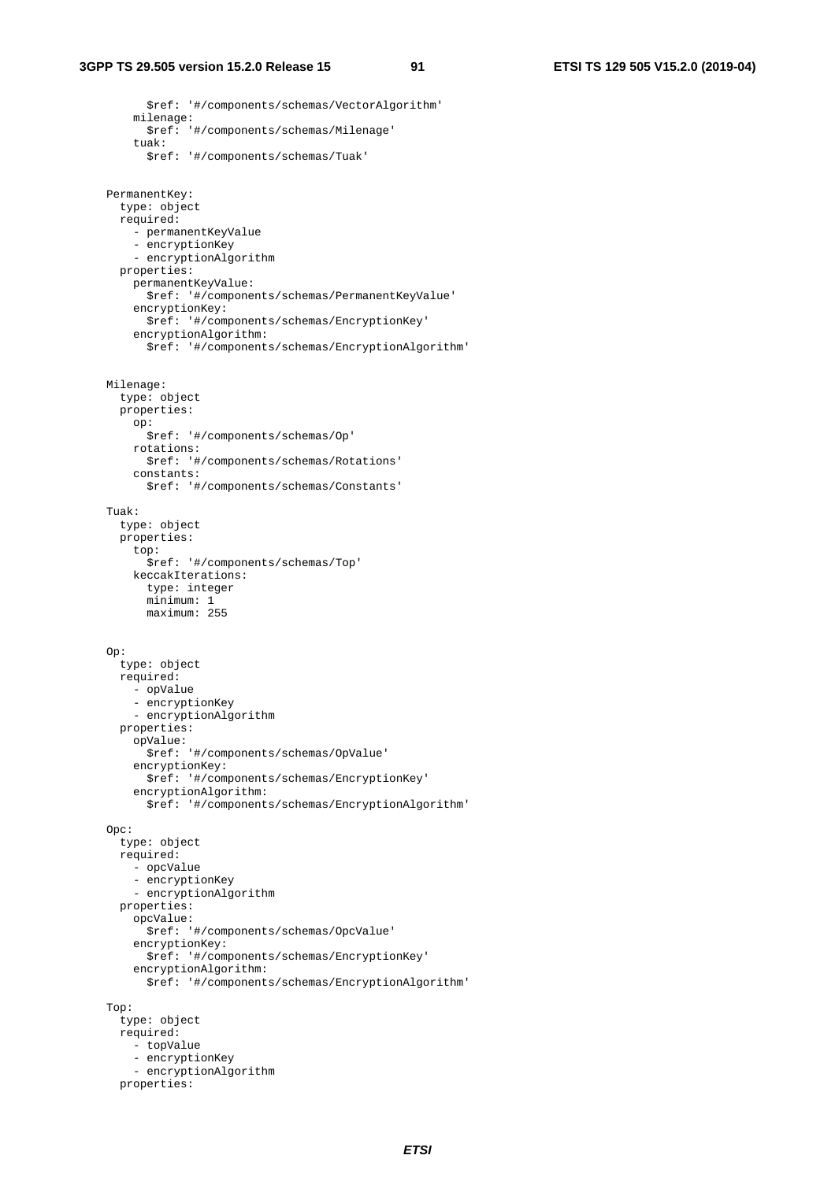```
          $ref: '#/components/schemas/VectorAlgorithm'
        milenage:
          $ref: '#/components/schemas/Milenage'
        tuak:
          $ref: '#/components/schemas/Tuak'

    PermanentKey:
      type: object
      required:
        - permanentKeyValue
        - encryptionKey
        - encryptionAlgorithm
      properties:
        permanentKeyValue:
          $ref: '#/components/schemas/PermanentKeyValue'
        encryptionKey:
          $ref: '#/components/schemas/EncryptionKey'
        encryptionAlgorithm:
          $ref: '#/components/schemas/EncryptionAlgorithm'


    Milenage:
      type: object
      properties:
        op:
          $ref: '#/components/schemas/Op'
        rotations:
          $ref: '#/components/schemas/Rotations'
        constants:
          $ref: '#/components/schemas/Constants'

    Tuak:
      type: object
      properties:
        top:
          $ref: '#/components/schemas/Top'
        keccakIterations:
          type: integer
          minimum: 1
          maximum: 255


    Op:
      type: object
      required:
        - opValue
        - encryptionKey
        - encryptionAlgorithm
      properties:
        opValue:
          $ref: '#/components/schemas/OpValue'
        encryptionKey:
          $ref: '#/components/schemas/EncryptionKey'
        encryptionAlgorithm:
          $ref: '#/components/schemas/EncryptionAlgorithm'

    Opc:
      type: object
      required:
        - opcValue
        - encryptionKey
        - encryptionAlgorithm
      properties:
        opcValue:
          $ref: '#/components/schemas/OpcValue'
        encryptionKey:
          $ref: '#/components/schemas/EncryptionKey'
        encryptionAlgorithm:
          $ref: '#/components/schemas/EncryptionAlgorithm'

    Top:
      type: object
      required:
        - topValue
        - encryptionKey
        - encryptionAlgorithm
      properties:
```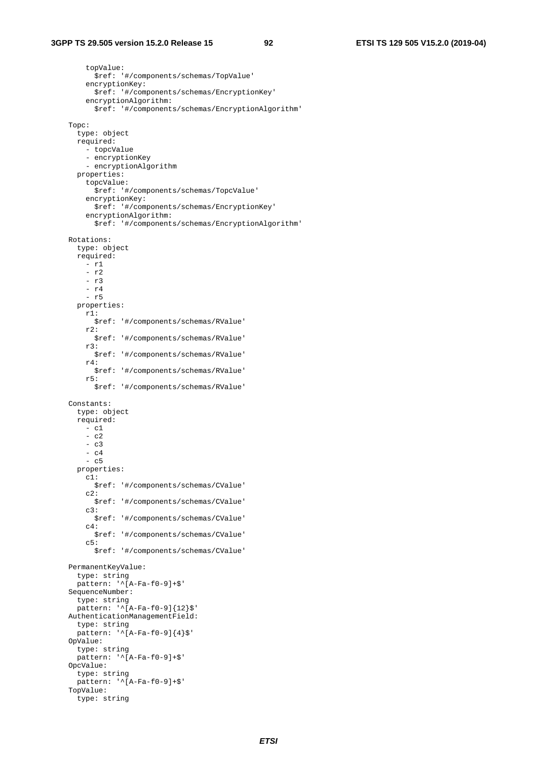```
        topValue:
          $ref: '#/components/schemas/TopValue'
        encryptionKey:
          $ref: '#/components/schemas/EncryptionKey'
        encryptionAlgorithm:
          $ref: '#/components/schemas/EncryptionAlgorithm'

    Topc:
      type: object
      required:
        - topcValue
        - encryptionKey
        - encryptionAlgorithm
      properties:
        topcValue:
          $ref: '#/components/schemas/TopcValue'
        encryptionKey:
          $ref: '#/components/schemas/EncryptionKey'
        encryptionAlgorithm:
          $ref: '#/components/schemas/EncryptionAlgorithm'

    Rotations:
      type: object
      required:
        - r1
        - r2
        - r3
        - r4
        - r5
      properties:
        r1:
          $ref: '#/components/schemas/RValue'
        r2:
          $ref: '#/components/schemas/RValue'
        r3:
          $ref: '#/components/schemas/RValue'
        r4:
          $ref: '#/components/schemas/RValue'
        r5:
          $ref: '#/components/schemas/RValue'

    Constants:
      type: object
      required:
        - c1
        - c2
        - c3
        - c4
        - c5
      properties:
        c1:
          $ref: '#/components/schemas/CValue'
        c2:
          $ref: '#/components/schemas/CValue'
        c3:
          $ref: '#/components/schemas/CValue'
        c4:
          $ref: '#/components/schemas/CValue'
        c5:
          $ref: '#/components/schemas/CValue'

    PermanentKeyValue:
      type: string
      pattern: '^[A-Fa-f0-9]+$'
    SequenceNumber:
      type: string
      pattern: '^[A-Fa-f0-9]{12}$'
    AuthenticationManagementField:
      type: string
      pattern: '^[A-Fa-f0-9]{4}$'
    OpValue:
      type: string
      pattern: '^[A-Fa-f0-9]+$'
    OpcValue:
      type: string
      pattern: '^[A-Fa-f0-9]+$'
    TopValue:
      type: string
```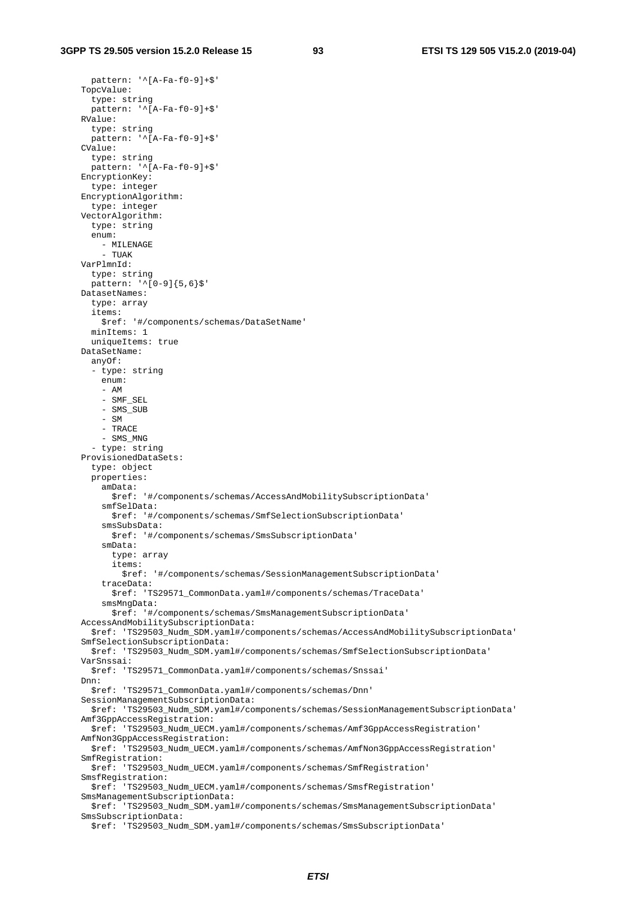```
          pattern: '^[A-Fa-f0-9]+$'
        TopcValue:
          type: string
          pattern: '^[A-Fa-f0-9]+$'
        RValue:
          type: string
          pattern: '^[A-Fa-f0-9]+$'
        CValue:
          type: string
          pattern: '^[A-Fa-f0-9]+$'
        EncryptionKey:
          type: integer
        EncryptionAlgorithm:
          type: integer
        VectorAlgorithm:
          type: string
          enum:
            - MILENAGE
            - TUAK
        VarPlmnId:
          type: string
          pattern: '^[0-9]{5,6}$'
        DatasetNames:
          type: array
          items:
            $ref: '#/components/schemas/DataSetName'
          minItems: 1
          uniqueItems: true
        DataSetName:
          anyOf:
          - type: string
            enum:
            - AM
            - SMF_SEL
            - SMS_SUB
            - SM
            - TRACE
            - SMS_MNG
          - type: string
        ProvisionedDataSets:
          type: object
          properties:
            amData:
              $ref: '#/components/schemas/AccessAndMobilitySubscriptionData'
            smfSelData:
              $ref: '#/components/schemas/SmfSelectionSubscriptionData'
            smsSubsData:
              $ref: '#/components/schemas/SmsSubscriptionData'
            smData:
              type: array
              items:
                $ref: '#/components/schemas/SessionManagementSubscriptionData'
            traceData:
              $ref: 'TS29571_CommonData.yaml#/components/schemas/TraceData'
            smsMngData:
              $ref: '#/components/schemas/SmsManagementSubscriptionData'
        AccessAndMobilitySubscriptionData:
          $ref: 'TS29503_Nudm_SDM.yaml#/components/schemas/AccessAndMobilitySubscriptionData'
        SmfSelectionSubscriptionData:
          $ref: 'TS29503_Nudm_SDM.yaml#/components/schemas/SmfSelectionSubscriptionData'
        VarSnssai:
          $ref: 'TS29571_CommonData.yaml#/components/schemas/Snssai'
        Dnn:
          $ref: 'TS29571_CommonData.yaml#/components/schemas/Dnn'
        SessionManagementSubscriptionData:
          $ref: 'TS29503_Nudm_SDM.yaml#/components/schemas/SessionManagementSubscriptionData'
        Amf3GppAccessRegistration:
          $ref: 'TS29503_Nudm_UECM.yaml#/components/schemas/Amf3GppAccessRegistration'
        AmfNon3GppAccessRegistration:
          $ref: 'TS29503_Nudm_UECM.yaml#/components/schemas/AmfNon3GppAccessRegistration'
        SmfRegistration:
          $ref: 'TS29503_Nudm_UECM.yaml#/components/schemas/SmfRegistration'
        SmsfRegistration:
          $ref: 'TS29503_Nudm_UECM.yaml#/components/schemas/SmsfRegistration'
        SmsManagementSubscriptionData:
          $ref: 'TS29503_Nudm_SDM.yaml#/components/schemas/SmsManagementSubscriptionData'
        SmsSubscriptionData:
          $ref: 'TS29503_Nudm_SDM.yaml#/components/schemas/SmsSubscriptionData'
```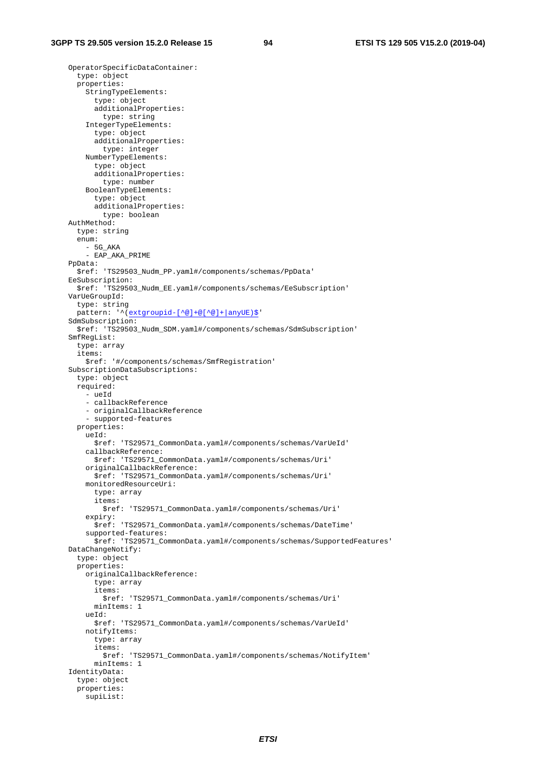```
    OperatorSpecificDataContainer:
      type: object
      properties:
        StringTypeElements:
          type: object
          additionalProperties:
            type: string
        IntegerTypeElements:
          type: object
          additionalProperties:
            type: integer
        NumberTypeElements:
          type: object
          additionalProperties:
            type: number
        BooleanTypeElements:
          type: object
          additionalProperties:
            type: boolean
    AuthMethod:
      type: string
      enum:
        - 5G_AKA
        - EAP_AKA_PRIME
    PpData:
      $ref: 'TS29503_Nudm_PP.yaml#/components/schemas/PpData'
    EeSubscription:
      $ref: 'TS29503_Nudm_EE.yaml#/components/schemas/EeSubscription'
    VarUeGroupId:
      type: string
      pattern: '^(extgroupid-[^@]+@[^@]+|anyUE)$'
    SdmSubscription:
      $ref: 'TS29503_Nudm_SDM.yaml#/components/schemas/SdmSubscription'
    SmfRegList:
      type: array
      items:
        $ref: '#/components/schemas/SmfRegistration'
    SubscriptionDataSubscriptions:
      type: object
      required:
        - ueId
        - callbackReference
        - originalCallbackReference
        - supported-features
      properties:
        ueId:
          $ref: 'TS29571_CommonData.yaml#/components/schemas/VarUeId'
        callbackReference:
          $ref: 'TS29571_CommonData.yaml#/components/schemas/Uri'
        originalCallbackReference:
          $ref: 'TS29571_CommonData.yaml#/components/schemas/Uri'
        monitoredResourceUri:
          type: array
          items:
            $ref: 'TS29571_CommonData.yaml#/components/schemas/Uri'
        expiry:
          $ref: 'TS29571_CommonData.yaml#/components/schemas/DateTime'
        supported-features:
          $ref: 'TS29571_CommonData.yaml#/components/schemas/SupportedFeatures'
    DataChangeNotify:
      type: object
      properties:
        originalCallbackReference:
          type: array
          items:
            $ref: 'TS29571_CommonData.yaml#/components/schemas/Uri'
          minItems: 1
        ueId:
          $ref: 'TS29571_CommonData.yaml#/components/schemas/VarUeId'
        notifyItems:
          type: array
          items:
            $ref: 'TS29571_CommonData.yaml#/components/schemas/NotifyItem'
          minItems: 1
    IdentityData:
      type: object
      properties:
        supiList:
```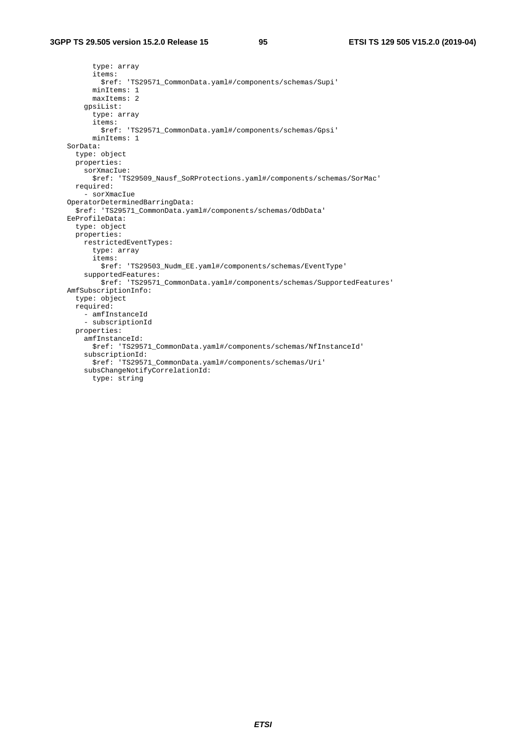```
          type: array
          items:
            $ref: 'TS29571_CommonData.yaml#/components/schemas/Supi'
          minItems: 1
          maxItems: 2
        gpsiList:
          type: array
          items:
            $ref: 'TS29571_CommonData.yaml#/components/schemas/Gpsi'
          minItems: 1
    SorData:
      type: object
      properties:
        sorXmacIue:
          $ref: 'TS29509_Nausf_SoRProtections.yaml#/components/schemas/SorMac'
      required:
        - sorXmacIue
    OperatorDeterminedBarringData:
      $ref: 'TS29571_CommonData.yaml#/components/schemas/OdbData'
    EeProfileData:
      type: object
      properties:
        restrictedEventTypes:
          type: array
          items:
            $ref: 'TS29503_Nudm_EE.yaml#/components/schemas/EventType'
        supportedFeatures:
            $ref: 'TS29571_CommonData.yaml#/components/schemas/SupportedFeatures'
    AmfSubscriptionInfo:
      type: object
      required:
        - amfInstanceId
        - subscriptionId
      properties:
        amfInstanceId:
          $ref: 'TS29571_CommonData.yaml#/components/schemas/NfInstanceId'
        subscriptionId:
          $ref: 'TS29571_CommonData.yaml#/components/schemas/Uri'
        subsChangeNotifyCorrelationId:
          type: string
```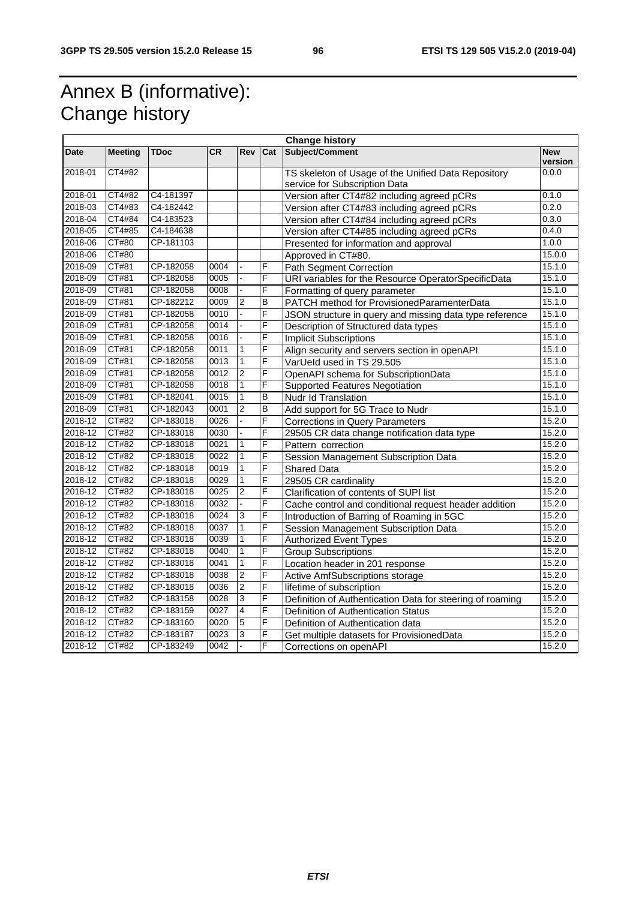# Annex B (informative): Change history

| Change history | | | | | | | |
|---|---|---|---|---|---|---|---|
| **Date** | **Meeting** | **TDoc** | **CR** | **Rev** | **Cat** | **Subject/Comment** | **New version** |
| 2018-01 | CT4#82 | | | | | TS skeleton of Usage of the Unified Data Repository service for Subscription Data | 0.0.0 |
| 2018-01 | CT4#82 | C4-181397 | | | | Version after CT4#82 including agreed pCRs | 0.1.0 |
| 2018-03 | CT4#83 | C4-182442 | | | | Version after CT4#83 including agreed pCRs | 0.2.0 |
| 2018-04 | CT4#84 | C4-183523 | | | | Version after CT4#84 including agreed pCRs | 0.3.0 |
| 2018-05 | CT4#85 | C4-184638 | | | | Version after CT4#85 including agreed pCRs | 0.4.0 |
| 2018-06 | CT#80 | CP-181103 | | | | Presented for information and approval | 1.0.0 |
| 2018-06 | CT#80 | | | | | Approved in CT#80. | 15.0.0 |
| 2018-09 | CT#81 | CP-182058 | 0004 | - | F | Path Segment Correction | 15.1.0 |
| 2018-09 | CT#81 | CP-182058 | 0005 | - | F | URI variables for the Resource OperatorSpecificData | 15.1.0 |
| 2018-09 | CT#81 | CP-182058 | 0008 | - | F | Formatting of query parameter | 15.1.0 |
| 2018-09 | CT#81 | CP-182212 | 0009 | 2 | B | PATCH method for ProvisionedParamenterData | 15.1.0 |
| 2018-09 | CT#81 | CP-182058 | 0010 | - | F | JSON structure in query and missing data type reference | 15.1.0 |
| 2018-09 | CT#81 | CP-182058 | 0014 | - | F | Description of Structured data types | 15.1.0 |
| 2018-09 | CT#81 | CP-182058 | 0016 | - | F | Implicit Subscriptions | 15.1.0 |
| 2018-09 | CT#81 | CP-182058 | 0011 | 1 | F | Align security and servers section in openAPI | 15.1.0 |
| 2018-09 | CT#81 | CP-182058 | 0013 | 1 | F | VarUeId used in TS 29.505 | 15.1.0 |
| 2018-09 | CT#81 | CP-182058 | 0012 | 2 | F | OpenAPI schema for SubscriptionData | 15.1.0 |
| 2018-09 | CT#81 | CP-182058 | 0018 | 1 | F | Supported Features Negotiation | 15.1.0 |
| 2018-09 | CT#81 | CP-182041 | 0015 | 1 | B | Nudr Id Translation | 15.1.0 |
| 2018-09 | CT#81 | CP-182043 | 0001 | 2 | B | Add support for 5G Trace to Nudr | 15.1.0 |
| 2018-12 | CT#82 | CP-183018 | 0026 | - | F | Corrections in Query Parameters | 15.2.0 |
| 2018-12 | CT#82 | CP-183018 | 0030 | - | F | 29505 CR data change notification data type | 15.2.0 |
| 2018-12 | CT#82 | CP-183018 | 0021 | 1 | F | Pattern correction | 15.2.0 |
| 2018-12 | CT#82 | CP-183018 | 0022 | 1 | F | Session Management Subscription Data | 15.2.0 |
| 2018-12 | CT#82 | CP-183018 | 0019 | 1 | F | Shared Data | 15.2.0 |
| 2018-12 | CT#82 | CP-183018 | 0029 | 1 | F | 29505 CR cardinality | 15.2.0 |
| 2018-12 | CT#82 | CP-183018 | 0025 | 2 | F | Clarification of contents of SUPI list | 15.2.0 |
| 2018-12 | CT#82 | CP-183018 | 0032 | - | F | Cache control and conditional request header addition | 15.2.0 |
| 2018-12 | CT#82 | CP-183018 | 0024 | 3 | F | Introduction of Barring of Roaming in 5GC | 15.2.0 |
| 2018-12 | CT#82 | CP-183018 | 0037 | 1 | F | Session Management Subscription Data | 15.2.0 |
| 2018-12 | CT#82 | CP-183018 | 0039 | 1 | F | Authorized Event Types | 15.2.0 |
| 2018-12 | CT#82 | CP-183018 | 0040 | 1 | F | Group Subscriptions | 15.2.0 |
| 2018-12 | CT#82 | CP-183018 | 0041 | 1 | F | Location header in 201 response | 15.2.0 |
| 2018-12 | CT#82 | CP-183018 | 0038 | 2 | F | Active AmfSubscriptions storage | 15.2.0 |
| 2018-12 | CT#82 | CP-183018 | 0036 | 2 | F | lifetime of subscription | 15.2.0 |
| 2018-12 | CT#82 | CP-183158 | 0028 | 3 | F | Definition of Authentication Data for steering of roaming | 15.2.0 |
| 2018-12 | CT#82 | CP-183159 | 0027 | 4 | F | Definition of Authentication Status | 15.2.0 |
| 2018-12 | CT#82 | CP-183160 | 0020 | 5 | F | Definition of Authentication data | 15.2.0 |
| 2018-12 | CT#82 | CP-183187 | 0023 | 3 | F | Get multiple datasets for ProvisionedData | 15.2.0 |
| 2018-12 | CT#82 | CP-183249 | 0042 | - | F | Corrections on openAPI | 15.2.0 |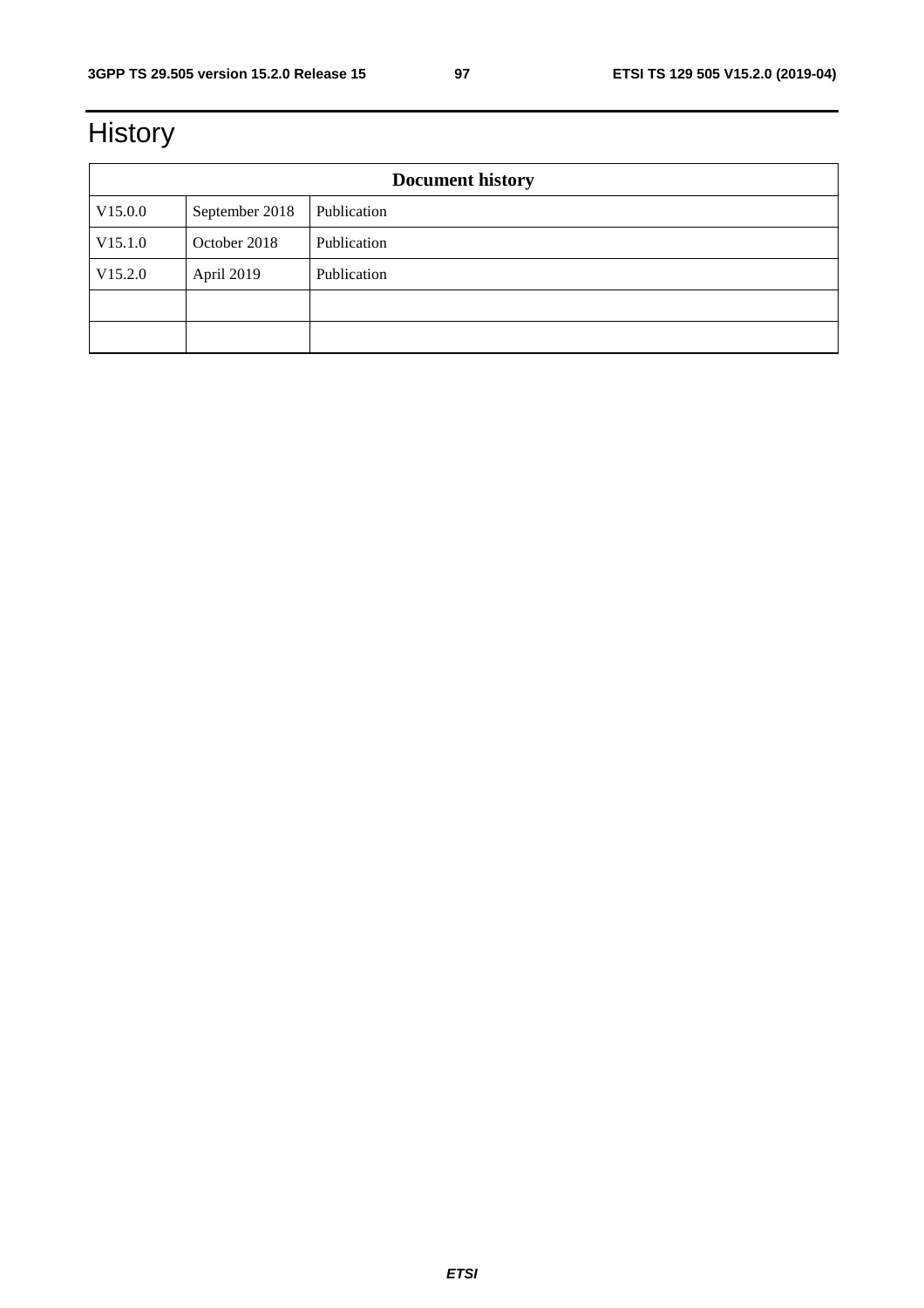# History

| Document history | | |
|---|---|---|
| V15.0.0 | September 2018 | Publication |
| V15.1.0 | October 2018 | Publication |
| V15.2.0 | April 2019 | Publication |
| | | |
| | | |